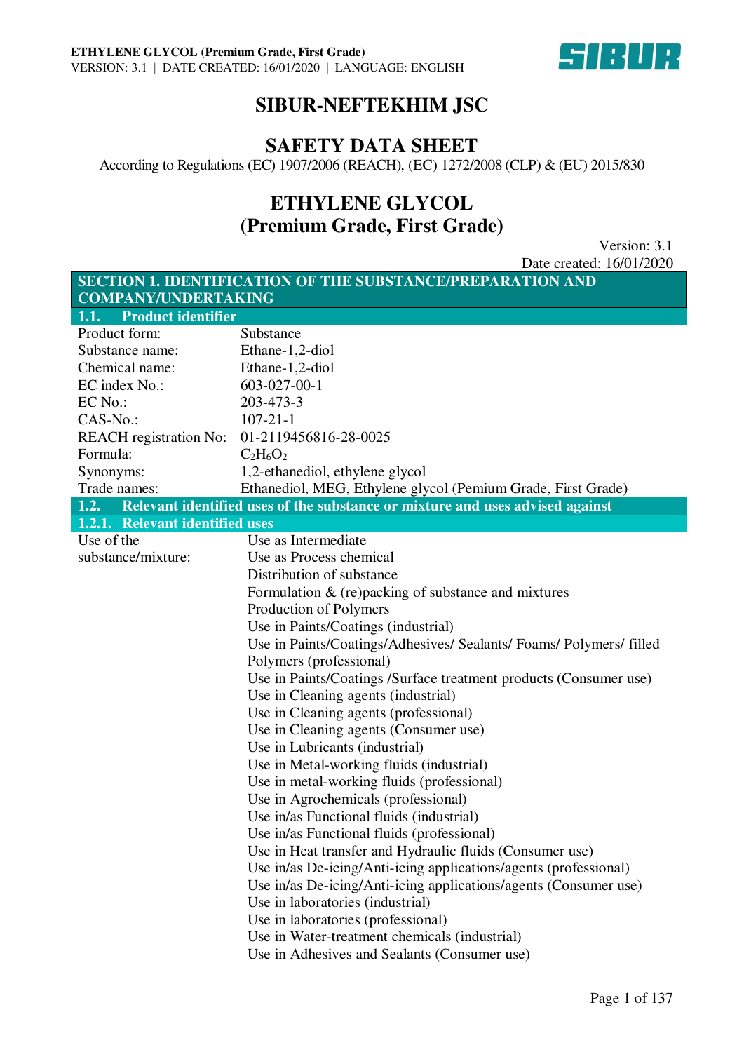# SIBUR-NEFTEKHIM JSC

# SAFETY DATA SHEET

According to Regulations (EC) 1907/2006 (REACH), (EC) 1272/2008 (CLP) & (EU) 2015/830

# ETHYLENE GLYCOL (Premium Grade, First Grade)

Version: 3.1
Date created: 16/01/2020

## SECTION 1. IDENTIFICATION OF THE SUBSTANCE/PREPARATION AND COMPANY/UNDERTAKING

### 1.1. Product identifier

| | |
|---|---|
| Product form: | Substance |
| Substance name: | Ethane-1,2-diol |
| Chemical name: | Ethane-1,2-diol |
| EC index No.: | 603-027-00-1 |
| EC No.: | 203-473-3 |
| CAS-No.: | 107-21-1 |
| REACH registration No: | 01-2119456816-28-0025 |
| Formula: | $C_2H_6O_2$ |
| Synonyms: | 1,2-ethanediol, ethylene glycol |
| Trade names: | Ethanediol, MEG, Ethylene glycol (Pemium Grade, First Grade) |

### 1.2. Relevant identified uses of the substance or mixture and uses advised against

#### 1.2.1. Relevant identified uses

Use of the substance/mixture:

- Use as Intermediate
- Use as Process chemical
- Distribution of substance
- Formulation & (re)packing of substance and mixtures
- Production of Polymers
- Use in Paints/Coatings (industrial)
- Use in Paints/Coatings/Adhesives/ Sealants/ Foams/ Polymers/ filled Polymers (professional)
- Use in Paints/Coatings /Surface treatment products (Consumer use)
- Use in Cleaning agents (industrial)
- Use in Cleaning agents (professional)
- Use in Cleaning agents (Consumer use)
- Use in Lubricants (industrial)
- Use in Metal-working fluids (industrial)
- Use in metal-working fluids (professional)
- Use in Agrochemicals (professional)
- Use in/as Functional fluids (industrial)
- Use in/as Functional fluids (professional)
- Use in Heat transfer and Hydraulic fluids (Consumer use)
- Use in/as De-icing/Anti-icing applications/agents (professional)
- Use in/as De-icing/Anti-icing applications/agents (Consumer use)
- Use in laboratories (industrial)
- Use in laboratories (professional)
- Use in Water-treatment chemicals (industrial)
- Use in Adhesives and Sealants (Consumer use)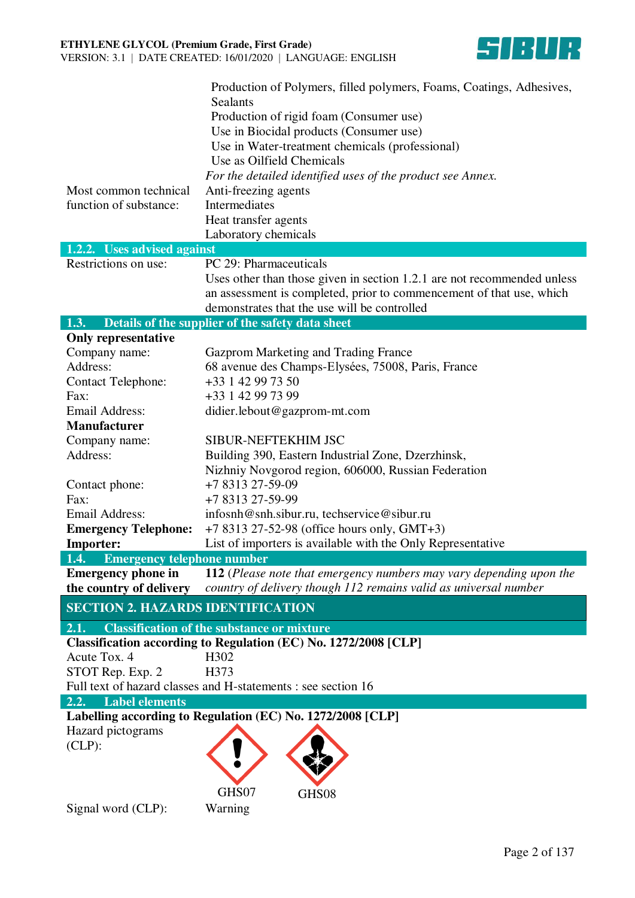| | |
|---|---|
| | Production of Polymers, filled polymers, Foams, Coatings, Adhesives, Sealants<br>Production of rigid foam (Consumer use)<br>Use in Biocidal products (Consumer use)<br>Use in Water-treatment chemicals (professional)<br>Use as Oilfield Chemicals |
| | *For the detailed identified uses of the product see Annex.* |
| Most common technical function of substance: | Anti-freezing agents<br>Intermediates<br>Heat transfer agents<br>Laboratory chemicals |

### 1.2.2. Uses advised against

| | |
|---|---|
| Restrictions on use: | PC 29: Pharmaceuticals<br>Uses other than those given in section 1.2.1 are not recommended unless an assessment is completed, prior to commencement of that use, which demonstrates that the use will be controlled |

### 1.3. Details of the supplier of the safety data sheet

**Only representative**

| | |
|---|---|
| Company name: | Gazprom Marketing and Trading France |
| Address: | 68 avenue des Champs-Elysées, 75008, Paris, France |
| Contact Telephone: | +33 1 42 99 73 50 |
| Fax: | +33 1 42 99 73 99 |
| Email Address: | didier.lebout@gazprom-mt.com |

**Manufacturer**

| | |
|---|---|
| Company name: | SIBUR-NEFTEKHIM JSC |
| Address: | Building 390, Eastern Industrial Zone, Dzerzhinsk, Nizhniy Novgorod region, 606000, Russian Federation |
| Contact phone: | +7 8313 27-59-09 |
| Fax: | +7 8313 27-59-99 |
| Email Address: | infosnh@snh.sibur.ru, techservice@sibur.ru |
| **Emergency Telephone:** | +7 8313 27-52-98 (office hours only, GMT+3) |
| **Importer:** | List of importers is available with the Only Representative |

### 1.4. Emergency telephone number

| | |
|---|---|
| **Emergency phone in the country of delivery** | **112** (*Please note that emergency numbers may vary depending upon the country of delivery though 112 remains valid as universal number* |

## SECTION 2. HAZARDS IDENTIFICATION

### 2.1. Classification of the substance or mixture

**Classification according to Regulation (EC) No. 1272/2008 [CLP]**

| | |
|---|---|
| Acute Tox. 4 | H302 |
| STOT Rep. Exp. 2 | H373 |

Full text of hazard classes and H-statements : see section 16

### 2.2. Label elements

**Labelling according to Regulation (EC) No. 1272/2008 [CLP]**

| | |
|---|---|
| Hazard pictograms (CLP): | GHS07 GHS08 |
| Signal word (CLP): | Warning |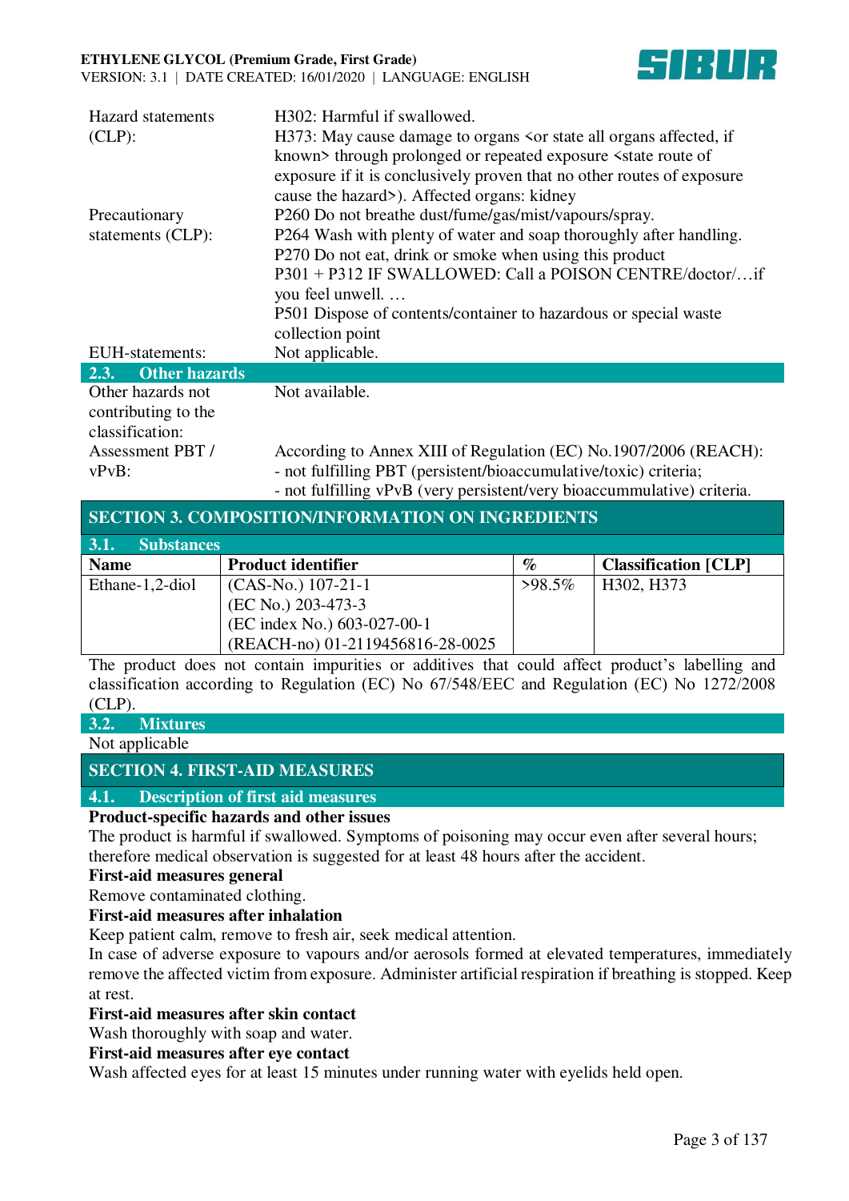| | |
|---|---|
| Hazard statements (CLP): | H302: Harmful if swallowed.<br>H373: May cause damage to organs <or state all organs affected, if known> through prolonged or repeated exposure <state route of exposure if it is conclusively proven that no other routes of exposure cause the hazard>). Affected organs: kidney |
| Precautionary statements (CLP): | P260 Do not breathe dust/fume/gas/mist/vapours/spray.<br>P264 Wash with plenty of water and soap thoroughly after handling.<br>P270 Do not eat, drink or smoke when using this product<br>P301 + P312 IF SWALLOWED: Call a POISON CENTRE/doctor/…if you feel unwell. …<br>P501 Dispose of contents/container to hazardous or special waste collection point |
| EUH-statements: | Not applicable. |

### 2.3. Other hazards

| | |
|---|---|
| Other hazards not contributing to the classification: | Not available. |
| Assessment PBT / vPvB: | According to Annex XIII of Regulation (EC) No.1907/2006 (REACH):<br>- not fulfilling PBT (persistent/bioaccumulative/toxic) criteria;<br>- not fulfilling vPvB (very persistent/very bioaccummulative) criteria. |

## SECTION 3. COMPOSITION/INFORMATION ON INGREDIENTS

### 3.1. Substances

| Name | Product identifier | % | Classification [CLP] |
|---|---|---|---|
| Ethane-1,2-diol | (CAS-No.) 107-21-1<br>(EC No.) 203-473-3<br>(EC index No.) 603-027-00-1<br>(REACH-no) 01-2119456816-28-0025 | >98.5% | H302, H373 |

The product does not contain impurities or additives that could affect product's labelling and classification according to Regulation (EC) No 67/548/EEC and Regulation (EC) No 1272/2008 (CLP).

### 3.2. Mixtures

Not applicable

## SECTION 4. FIRST-AID MEASURES

### 4.1. Description of first aid measures

**Product-specific hazards and other issues**

The product is harmful if swallowed. Symptoms of poisoning may occur even after several hours; therefore medical observation is suggested for at least 48 hours after the accident.

**First-aid measures general**

Remove contaminated clothing.

**First-aid measures after inhalation**

Keep patient calm, remove to fresh air, seek medical attention.

In case of adverse exposure to vapours and/or aerosols formed at elevated temperatures, immediately remove the affected victim from exposure. Administer artificial respiration if breathing is stopped. Keep at rest.

**First-aid measures after skin contact**

Wash thoroughly with soap and water.

**First-aid measures after eye contact**

Wash affected eyes for at least 15 minutes under running water with eyelids held open.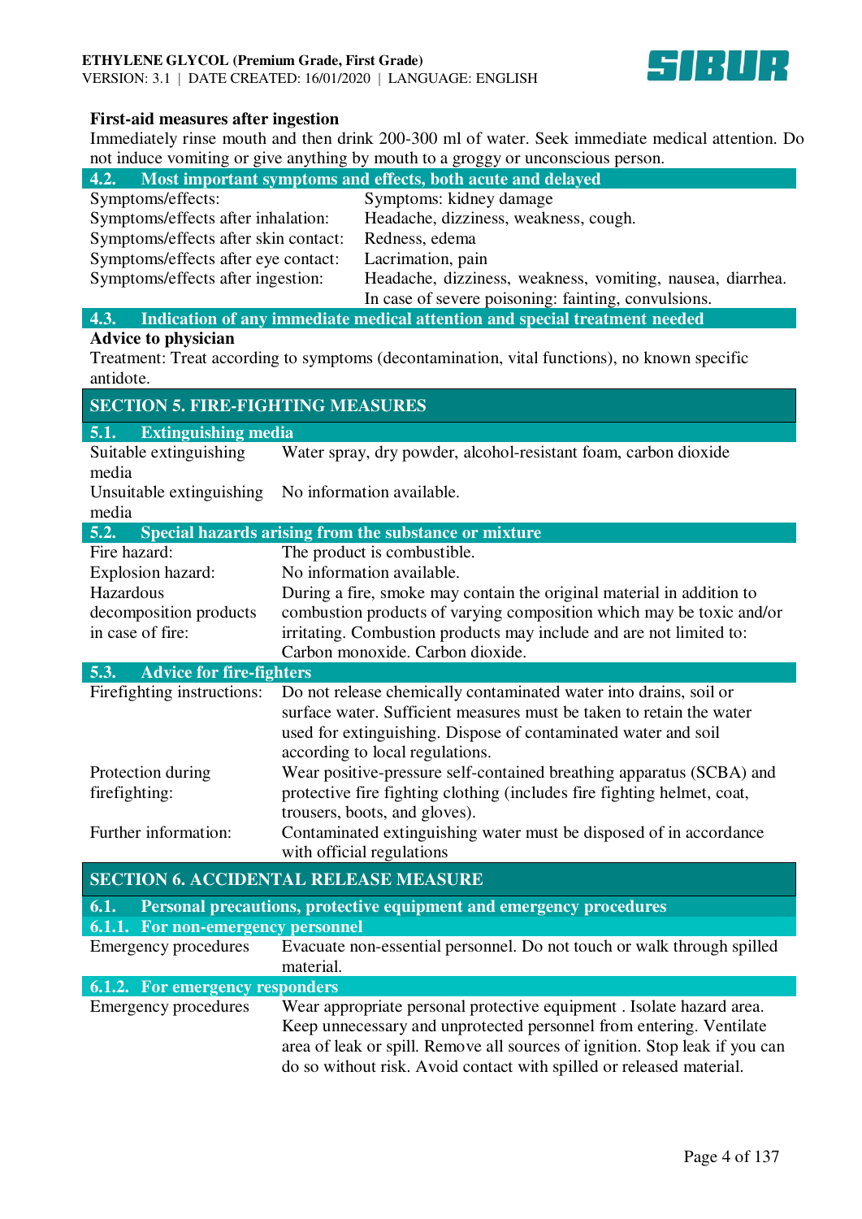**First-aid measures after ingestion**

Immediately rinse mouth and then drink 200-300 ml of water. Seek immediate medical attention. Do not induce vomiting or give anything by mouth to a groggy or unconscious person.

### 4.2. Most important symptoms and effects, both acute and delayed

| | |
|---|---|
| Symptoms/effects: | Symptoms: kidney damage |
| Symptoms/effects after inhalation: | Headache, dizziness, weakness, cough. |
| Symptoms/effects after skin contact: | Redness, edema |
| Symptoms/effects after eye contact: | Lacrimation, pain |
| Symptoms/effects after ingestion: | Headache, dizziness, weakness, vomiting, nausea, diarrhea. In case of severe poisoning: fainting, convulsions. |

### 4.3. Indication of any immediate medical attention and special treatment needed

**Advice to physician**

Treatment: Treat according to symptoms (decontamination, vital functions), no known specific antidote.

## SECTION 5. FIRE-FIGHTING MEASURES

### 5.1. Extinguishing media

| | |
|---|---|
| Suitable extinguishing media | Water spray, dry powder, alcohol-resistant foam, carbon dioxide |
| Unsuitable extinguishing media | No information available. |

### 5.2. Special hazards arising from the substance or mixture

| | |
|---|---|
| Fire hazard: | The product is combustible. |
| Explosion hazard: | No information available. |
| Hazardous decomposition products in case of fire: | During a fire, smoke may contain the original material in addition to combustion products of varying composition which may be toxic and/or irritating. Combustion products may include and are not limited to: Carbon monoxide. Carbon dioxide. |

### 5.3. Advice for fire-fighters

| | |
|---|---|
| Firefighting instructions: | Do not release chemically contaminated water into drains, soil or surface water. Sufficient measures must be taken to retain the water used for extinguishing. Dispose of contaminated water and soil according to local regulations. |
| Protection during firefighting: | Wear positive-pressure self-contained breathing apparatus (SCBA) and protective fire fighting clothing (includes fire fighting helmet, coat, trousers, boots, and gloves). |
| Further information: | Contaminated extinguishing water must be disposed of in accordance with official regulations |

## SECTION 6. ACCIDENTAL RELEASE MEASURE

### 6.1. Personal precautions, protective equipment and emergency procedures

#### 6.1.1. For non-emergency personnel

| | |
|---|---|
| Emergency procedures | Evacuate non-essential personnel. Do not touch or walk through spilled material. |

#### 6.1.2. For emergency responders

| | |
|---|---|
| Emergency procedures | Wear appropriate personal protective equipment . Isolate hazard area. Keep unnecessary and unprotected personnel from entering. Ventilate area of leak or spill. Remove all sources of ignition. Stop leak if you can do so without risk. Avoid contact with spilled or released material. |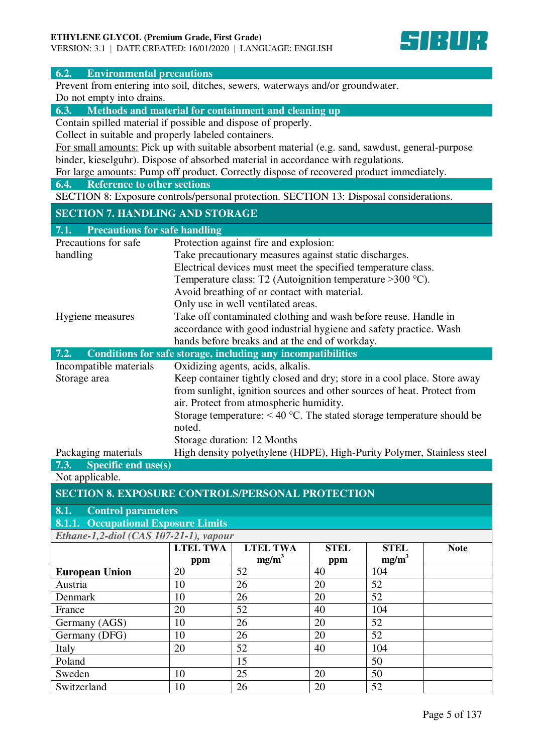### 6.2. Environmental precautions

Prevent from entering into soil, ditches, sewers, waterways and/or groundwater.
Do not empty into drains.

### 6.3. Methods and material for containment and cleaning up

Contain spilled material if possible and dispose of properly.
Collect in suitable and properly labeled containers.
For small amounts: Pick up with suitable absorbent material (e.g. sand, sawdust, general-purpose binder, kieselguhr). Dispose of absorbed material in accordance with regulations.
For large amounts: Pump off product. Correctly dispose of recovered product immediately.

### 6.4. Reference to other sections

SECTION 8: Exposure controls/personal protection. SECTION 13: Disposal considerations.

## SECTION 7. HANDLING AND STORAGE

### 7.1. Precautions for safe handling

| | |
|---|---|
| Precautions for safe handling | Protection against fire and explosion: Take precautionary measures against static discharges. Electrical devices must meet the specified temperature class. Temperature class: T2 (Autoignition temperature >300 °C). Avoid breathing of or contact with material. Only use in well ventilated areas. |
| Hygiene measures | Take off contaminated clothing and wash before reuse. Handle in accordance with good industrial hygiene and safety practice. Wash hands before breaks and at the end of workday. |

### 7.2. Conditions for safe storage, including any incompatibilities

| | |
|---|---|
| Incompatible materials | Oxidizing agents, acids, alkalis. |
| Storage area | Keep container tightly closed and dry; store in a cool place. Store away from sunlight, ignition sources and other sources of heat. Protect from air. Protect from atmospheric humidity. Storage temperature: < 40 °C. The stated storage temperature should be noted. Storage duration: 12 Months |
| Packaging materials | High density polyethylene (HDPE), High-Purity Polymer, Stainless steel |

### 7.3. Specific end use(s)

Not applicable.

## SECTION 8. EXPOSURE CONTROLS/PERSONAL PROTECTION

### 8.1. Control parameters

#### 8.1.1. Occupational Exposure Limits

*Ethane-1,2-diol (CAS 107-21-1), vapour*

| | LTEL TWA ppm | LTEL TWA $mg/m^3$ | STEL ppm | STEL $mg/m^3$ | Note |
|---|---|---|---|---|---|
| **European Union** | 20 | 52 | 40 | 104 | |
| Austria | 10 | 26 | 20 | 52 | |
| Denmark | 10 | 26 | 20 | 52 | |
| France | 20 | 52 | 40 | 104 | |
| Germany (AGS) | 10 | 26 | 20 | 52 | |
| Germany (DFG) | 10 | 26 | 20 | 52 | |
| Italy | 20 | 52 | 40 | 104 | |
| Poland | | 15 | | 50 | |
| Sweden | 10 | 25 | 20 | 50 | |
| Switzerland | 10 | 26 | 20 | 52 | |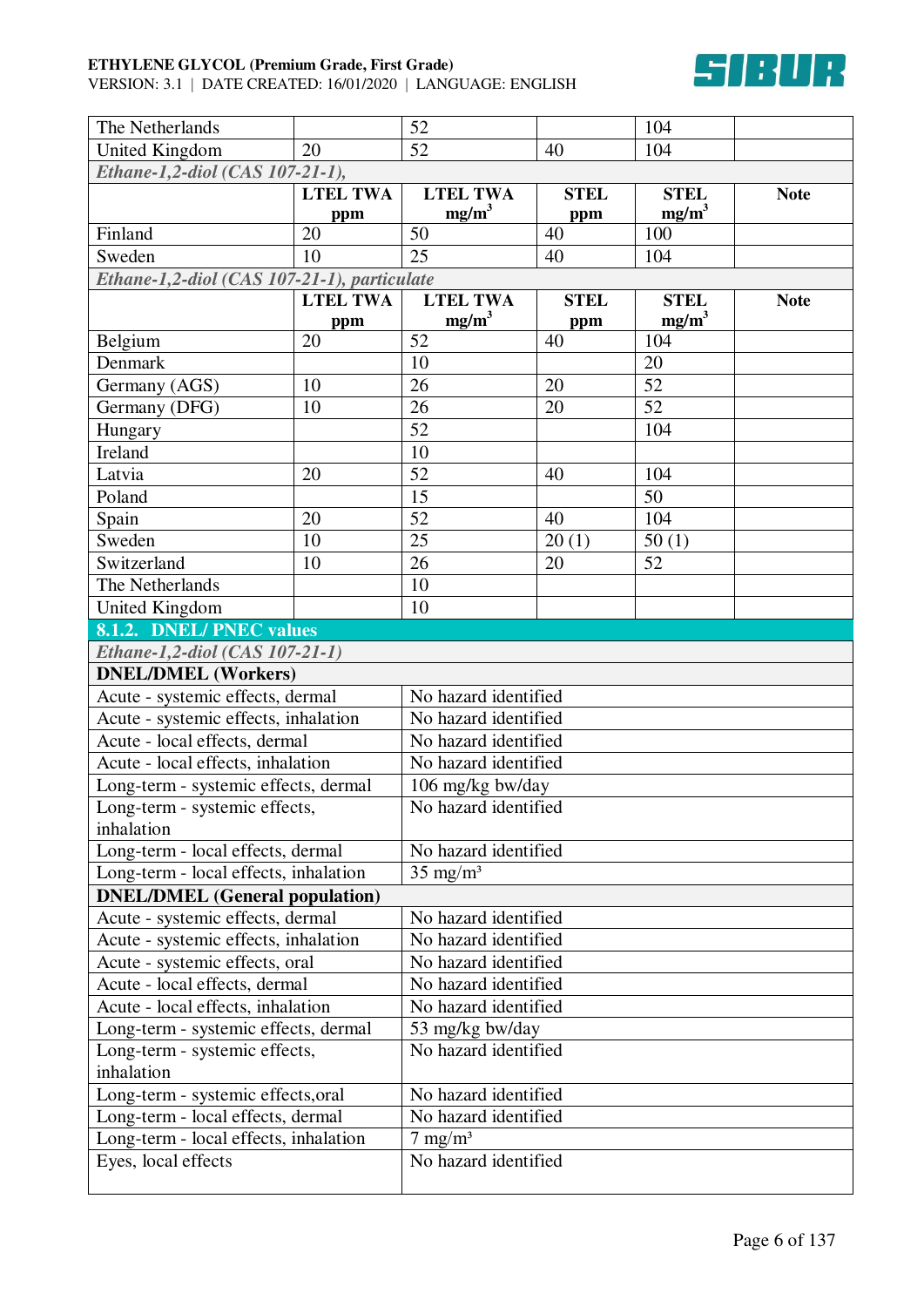| | LTEL TWA ppm | LTEL TWA mg/m³ | STEL ppm | STEL mg/m³ | Note |
|---|---|---|---|---|---|
| The Netherlands | | 52 | | 104 | |
| United Kingdom | 20 | 52 | 40 | 104 | |
| *Ethane-1,2-diol (CAS 107-21-1),* | | | | | |
| | **LTEL TWA ppm** | **LTEL TWA mg/m³** | **STEL ppm** | **STEL mg/m³** | **Note** |
| Finland | 20 | 50 | 40 | 100 | |
| Sweden | 10 | 25 | 40 | 104 | |
| *Ethane-1,2-diol (CAS 107-21-1), particulate* | | | | | |
| | **LTEL TWA ppm** | **LTEL TWA mg/m³** | **STEL ppm** | **STEL mg/m³** | **Note** |
| Belgium | 20 | 52 | 40 | 104 | |
| Denmark | | 10 | | 20 | |
| Germany (AGS) | 10 | 26 | 20 | 52 | |
| Germany (DFG) | 10 | 26 | 20 | 52 | |
| Hungary | | 52 | | 104 | |
| Ireland | | 10 | | | |
| Latvia | 20 | 52 | 40 | 104 | |
| Poland | | 15 | | 50 | |
| Spain | 20 | 52 | 40 | 104 | |
| Sweden | 10 | 25 | 20 (1) | 50 (1) | |
| Switzerland | 10 | 26 | 20 | 52 | |
| The Netherlands | | 10 | | | |
| United Kingdom | | 10 | | | |

### 8.1.2. DNEL/ PNEC values

*Ethane-1,2-diol (CAS 107-21-1)*

| **DNEL/DMEL (Workers)** | |
|---|---|
| Acute - systemic effects, dermal | No hazard identified |
| Acute - systemic effects, inhalation | No hazard identified |
| Acute - local effects, dermal | No hazard identified |
| Acute - local effects, inhalation | No hazard identified |
| Long-term - systemic effects, dermal | 106 mg/kg bw/day |
| Long-term - systemic effects, inhalation | No hazard identified |
| Long-term - local effects, dermal | No hazard identified |
| Long-term - local effects, inhalation | 35 mg/m³ |
| **DNEL/DMEL (General population)** | |
| Acute - systemic effects, dermal | No hazard identified |
| Acute - systemic effects, inhalation | No hazard identified |
| Acute - systemic effects, oral | No hazard identified |
| Acute - local effects, dermal | No hazard identified |
| Acute - local effects, inhalation | No hazard identified |
| Long-term - systemic effects, dermal | 53 mg/kg bw/day |
| Long-term - systemic effects, inhalation | No hazard identified |
| Long-term - systemic effects,oral | No hazard identified |
| Long-term - local effects, dermal | No hazard identified |
| Long-term - local effects, inhalation | 7 mg/m³ |
| Eyes, local effects | No hazard identified |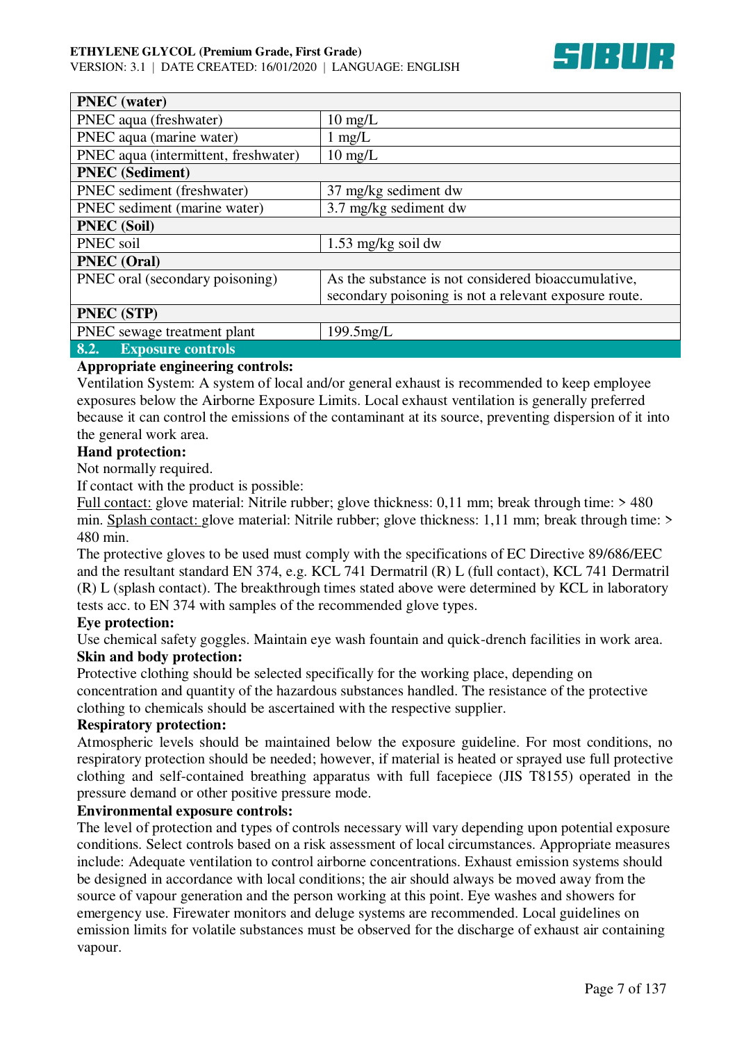| PNEC (water) | |
|---|---|
| PNEC aqua (freshwater) | 10 mg/L |
| PNEC aqua (marine water) | 1 mg/L |
| PNEC aqua (intermittent, freshwater) | 10 mg/L |
| **PNEC (Sediment)** | |
| PNEC sediment (freshwater) | 37 mg/kg sediment dw |
| PNEC sediment (marine water) | 3.7 mg/kg sediment dw |
| **PNEC (Soil)** | |
| PNEC soil | 1.53 mg/kg soil dw |
| **PNEC (Oral)** | |
| PNEC oral (secondary poisoning) | As the substance is not considered bioaccumulative, secondary poisoning is not a relevant exposure route. |
| **PNEC (STP)** | |
| PNEC sewage treatment plant | 199.5mg/L |

## 8.2. Exposure controls

**Appropriate engineering controls:**

Ventilation System: A system of local and/or general exhaust is recommended to keep employee exposures below the Airborne Exposure Limits. Local exhaust ventilation is generally preferred because it can control the emissions of the contaminant at its source, preventing dispersion of it into the general work area.

**Hand protection:**

Not normally required.

If contact with the product is possible:

Full contact: glove material: Nitrile rubber; glove thickness: 0,11 mm; break through time: > 480 min. Splash contact: glove material: Nitrile rubber; glove thickness: 1,11 mm; break through time: > 480 min.

The protective gloves to be used must comply with the specifications of EC Directive 89/686/EEC and the resultant standard EN 374, e.g. KCL 741 Dermatril (R) L (full contact), KCL 741 Dermatril (R) L (splash contact). The breakthrough times stated above were determined by KCL in laboratory tests acc. to EN 374 with samples of the recommended glove types.

**Eye protection:**

Use chemical safety goggles. Maintain eye wash fountain and quick-drench facilities in work area.

**Skin and body protection:**

Protective clothing should be selected specifically for the working place, depending on concentration and quantity of the hazardous substances handled. The resistance of the protective clothing to chemicals should be ascertained with the respective supplier.

**Respiratory protection:**

Atmospheric levels should be maintained below the exposure guideline. For most conditions, no respiratory protection should be needed; however, if material is heated or sprayed use full protective clothing and self-contained breathing apparatus with full facepiece (JIS T8155) operated in the pressure demand or other positive pressure mode.

**Environmental exposure controls:**

The level of protection and types of controls necessary will vary depending upon potential exposure conditions. Select controls based on a risk assessment of local circumstances. Appropriate measures include: Adequate ventilation to control airborne concentrations. Exhaust emission systems should be designed in accordance with local conditions; the air should always be moved away from the source of vapour generation and the person working at this point. Eye washes and showers for emergency use. Firewater monitors and deluge systems are recommended. Local guidelines on emission limits for volatile substances must be observed for the discharge of exhaust air containing vapour.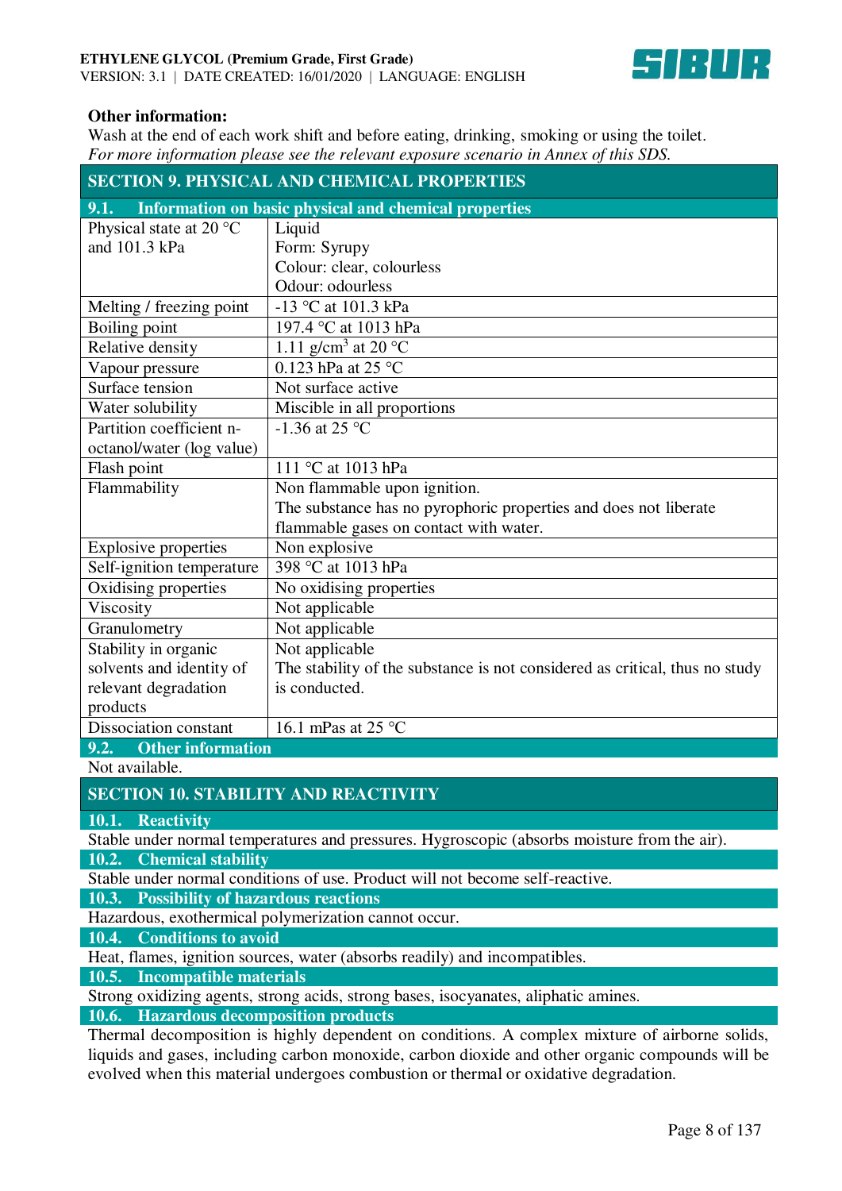**Other information:**

Wash at the end of each work shift and before eating, drinking, smoking or using the toilet.

*For more information please see the relevant exposure scenario in Annex of this SDS.*

## SECTION 9. PHYSICAL AND CHEMICAL PROPERTIES

### 9.1. Information on basic physical and chemical properties

| Property | Value |
|---|---|
| Physical state at 20 °C and 101.3 kPa | Liquid<br>Form: Syrupy<br>Colour: clear, colourless<br>Odour: odourless |
| Melting / freezing point | -13 °C at 101.3 kPa |
| Boiling point | 197.4 °C at 1013 hPa |
| Relative density | 1.11 g/cm$^3$ at 20 °C |
| Vapour pressure | 0.123 hPa at 25 °C |
| Surface tension | Not surface active |
| Water solubility | Miscible in all proportions |
| Partition coefficient n-octanol/water (log value) | -1.36 at 25 °C |
| Flash point | 111 °C at 1013 hPa |
| Flammability | Non flammable upon ignition.<br>The substance has no pyrophoric properties and does not liberate flammable gases on contact with water. |
| Explosive properties | Non explosive |
| Self-ignition temperature | 398 °C at 1013 hPa |
| Oxidising properties | No oxidising properties |
| Viscosity | Not applicable |
| Granulometry | Not applicable |
| Stability in organic solvents and identity of relevant degradation products | Not applicable<br>The stability of the substance is not considered as critical, thus no study is conducted. |
| Dissociation constant | 16.1 mPas at 25 °C |

### 9.2. Other information

Not available.

## SECTION 10. STABILITY AND REACTIVITY

### 10.1. Reactivity

Stable under normal temperatures and pressures. Hygroscopic (absorbs moisture from the air).

### 10.2. Chemical stability

Stable under normal conditions of use. Product will not become self-reactive.

### 10.3. Possibility of hazardous reactions

Hazardous, exothermical polymerization cannot occur.

### 10.4. Conditions to avoid

Heat, flames, ignition sources, water (absorbs readily) and incompatibles.

### 10.5. Incompatible materials

Strong oxidizing agents, strong acids, strong bases, isocyanates, aliphatic amines.

### 10.6. Hazardous decomposition products

Thermal decomposition is highly dependent on conditions. A complex mixture of airborne solids, liquids and gases, including carbon monoxide, carbon dioxide and other organic compounds will be evolved when this material undergoes combustion or thermal or oxidative degradation.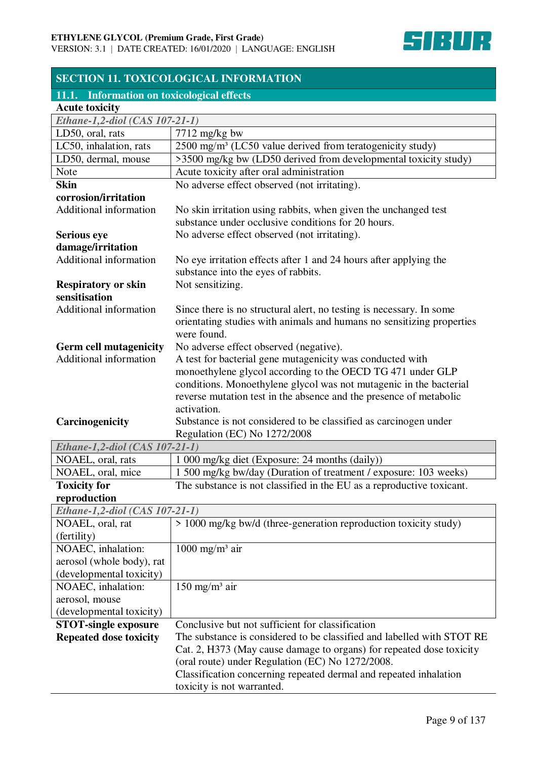## SECTION 11. TOXICOLOGICAL INFORMATION

### 11.1. Information on toxicological effects

**Acute toxicity**

| *Ethane-1,2-diol (CAS 107-21-1)* | |
|---|---|
| LD50, oral, rats | 7712 mg/kg bw |
| LC50, inhalation, rats | 2500 mg/m³ (LC50 value derived from teratogenicity study) |
| LD50, dermal, mouse | >3500 mg/kg bw (LD50 derived from developmental toxicity study) |
| Note | Acute toxicity after oral administration |

**Skin corrosion/irritation**
No adverse effect observed (not irritating).

Additional information
No skin irritation using rabbits, when given the unchanged test substance under occlusive conditions for 20 hours.

**Serious eye damage/irritation**
No adverse effect observed (not irritating).

Additional information
No eye irritation effects after 1 and 24 hours after applying the substance into the eyes of rabbits.

**Respiratory or skin sensitisation**
Not sensitizing.

Additional information
Since there is no structural alert, no testing is necessary. In some orientating studies with animals and humans no sensitizing properties were found.

**Germ cell mutagenicity**
No adverse effect observed (negative).

Additional information
A test for bacterial gene mutagenicity was conducted with monoethylene glycol according to the OECD TG 471 under GLP conditions. Monoethylene glycol was not mutagenic in the bacterial reverse mutation test in the absence and the presence of metabolic activation.

**Carcinogenicity**
Substance is not considered to be classified as carcinogen under Regulation (EC) No 1272/2008

| *Ethane-1,2-diol (CAS 107-21-1)* | |
|---|---|
| NOAEL, oral, rats | 1 000 mg/kg diet (Exposure: 24 months (daily)) |
| NOAEL, oral, mice | 1 500 mg/kg bw/day (Duration of treatment / exposure: 103 weeks) |

**Toxicity for reproduction**
The substance is not classified in the EU as a reproductive toxicant.

| *Ethane-1,2-diol (CAS 107-21-1)* | |
|---|---|
| NOAEL, oral, rat (fertility) | > 1000 mg/kg bw/d (three-generation reproduction toxicity study) |
| NOAEC, inhalation: aerosol (whole body), rat (developmental toxicity) | 1000 mg/m³ air |
| NOAEC, inhalation: aerosol, mouse (developmental toxicity) | 150 mg/m³ air |

**STOT-single exposure**
Conclusive but not sufficient for classification

**Repeated dose toxicity**
The substance is considered to be classified and labelled with STOT RE Cat. 2, H373 (May cause damage to organs) for repeated dose toxicity (oral route) under Regulation (EC) No 1272/2008.
Classification concerning repeated dermal and repeated inhalation toxicity is not warranted.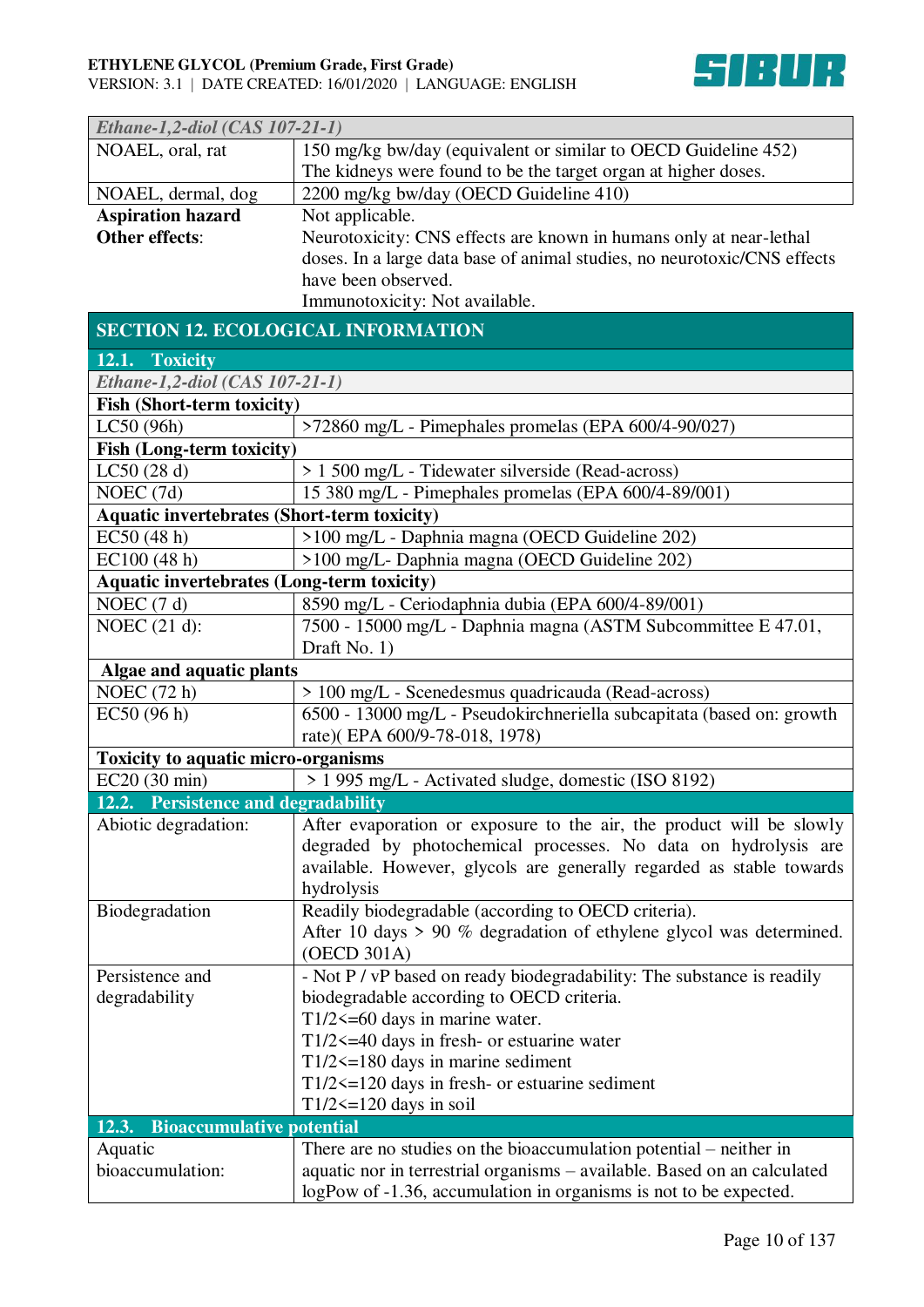| *Ethane-1,2-diol (CAS 107-21-1)* | |
|---|---|
| NOAEL, oral, rat | 150 mg/kg bw/day (equivalent or similar to OECD Guideline 452) The kidneys were found to be the target organ at higher doses. |
| NOAEL, dermal, dog | 2200 mg/kg bw/day (OECD Guideline 410) |

**Aspiration hazard** Not applicable.

**Other effects**: Neurotoxicity: CNS effects are known in humans only at near-lethal doses. In a large data base of animal studies, no neurotoxic/CNS effects have been observed.
Immunotoxicity: Not available.

## SECTION 12. ECOLOGICAL INFORMATION

### 12.1. Toxicity

| *Ethane-1,2-diol (CAS 107-21-1)* | |
|---|---|
| **Fish (Short-term toxicity)** | |
| LC50 (96h) | >72860 mg/L - Pimephales promelas (EPA 600/4-90/027) |
| **Fish (Long-term toxicity)** | |
| LC50 (28 d) | > 1 500 mg/L - Tidewater silverside (Read-across) |
| NOEC (7d) | 15 380 mg/L - Pimephales promelas (EPA 600/4-89/001) |
| **Aquatic invertebrates (Short-term toxicity)** | |
| EC50 (48 h) | >100 mg/L - Daphnia magna (OECD Guideline 202) |
| EC100 (48 h) | >100 mg/L- Daphnia magna (OECD Guideline 202) |
| **Aquatic invertebrates (Long-term toxicity)** | |
| NOEC (7 d) | 8590 mg/L - Ceriodaphnia dubia (EPA 600/4-89/001) |
| NOEC (21 d): | 7500 - 15000 mg/L - Daphnia magna (ASTM Subcommittee E 47.01, Draft No. 1) |
| **Algae and aquatic plants** | |
| NOEC (72 h) | > 100 mg/L - Scenedesmus quadricauda (Read-across) |
| EC50 (96 h) | 6500 - 13000 mg/L - Pseudokirchneriella subcapitata (based on: growth rate)( EPA 600/9-78-018, 1978) |
| **Toxicity to aquatic micro-organisms** | |
| EC20 (30 min) | > 1 995 mg/L - Activated sludge, domestic (ISO 8192) |

### 12.2. Persistence and degradability

| | |
|---|---|
| Abiotic degradation: | After evaporation or exposure to the air, the product will be slowly degraded by photochemical processes. No data on hydrolysis are available. However, glycols are generally regarded as stable towards hydrolysis |
| Biodegradation | Readily biodegradable (according to OECD criteria). After 10 days > 90 % degradation of ethylene glycol was determined. (OECD 301A) |
| Persistence and degradability | - Not P / vP based on ready biodegradability: The substance is readily biodegradable according to OECD criteria. T1/2<=60 days in marine water. T1/2<=40 days in fresh- or estuarine water T1/2<=180 days in marine sediment T1/2<=120 days in fresh- or estuarine sediment T1/2<=120 days in soil |

### 12.3. Bioaccumulative potential

| | |
|---|---|
| Aquatic bioaccumulation: | There are no studies on the bioaccumulation potential – neither in aquatic nor in terrestrial organisms – available. Based on an calculated logPow of -1.36, accumulation in organisms is not to be expected. |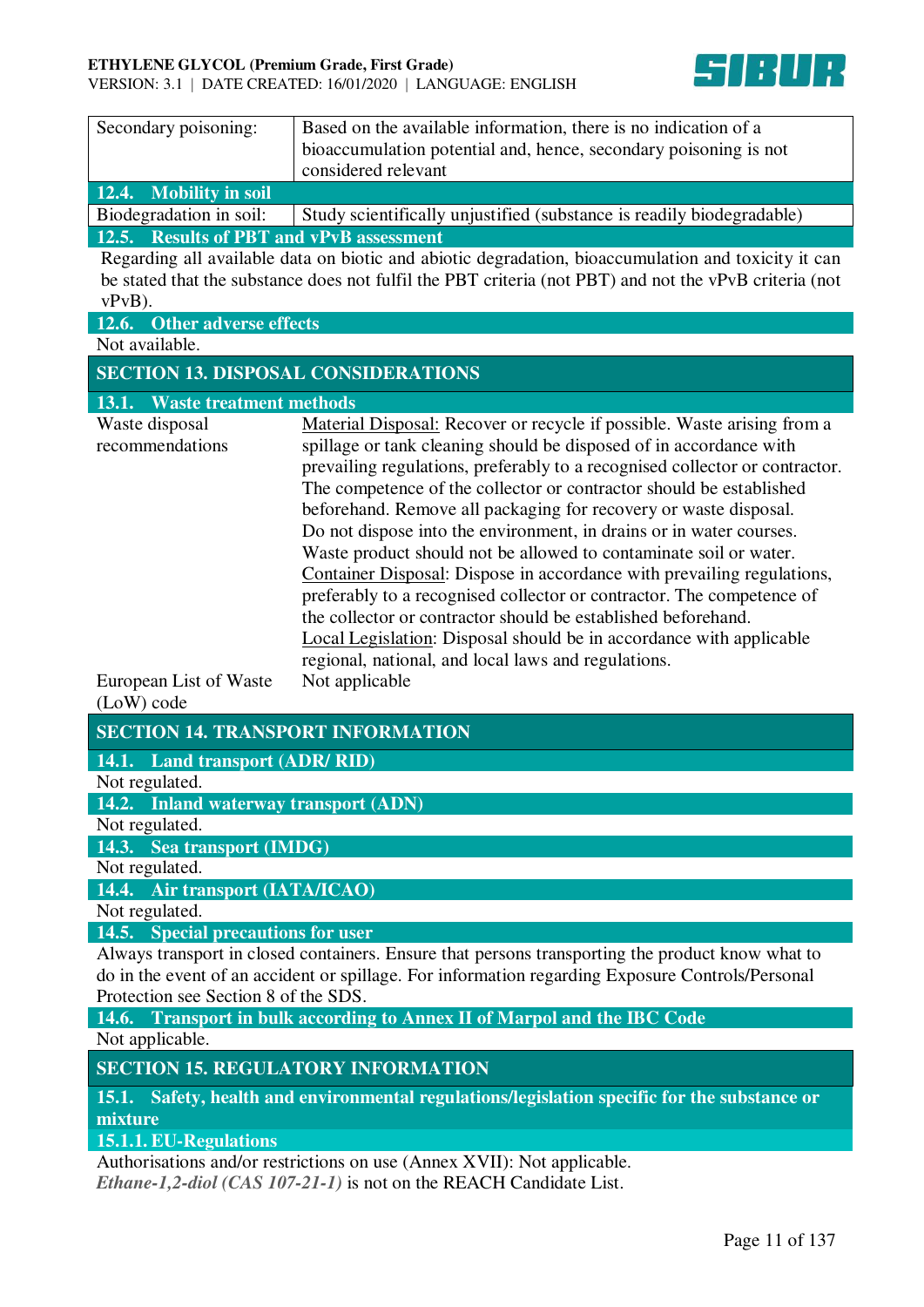| | |
|---|---|
| Secondary poisoning: | Based on the available information, there is no indication of a bioaccumulation potential and, hence, secondary poisoning is not considered relevant |

### 12.4. Mobility in soil

| | |
|---|---|
| Biodegradation in soil: | Study scientifically unjustified (substance is readily biodegradable) |

### 12.5. Results of PBT and vPvB assessment

Regarding all available data on biotic and abiotic degradation, bioaccumulation and toxicity it can be stated that the substance does not fulfil the PBT criteria (not PBT) and not the vPvB criteria (not vPvB).

### 12.6. Other adverse effects

Not available.

## SECTION 13. DISPOSAL CONSIDERATIONS

### 13.1. Waste treatment methods

| | |
|---|---|
| Waste disposal recommendations | Material Disposal: Recover or recycle if possible. Waste arising from a spillage or tank cleaning should be disposed of in accordance with prevailing regulations, preferably to a recognised collector or contractor. The competence of the collector or contractor should be established beforehand. Remove all packaging for recovery or waste disposal. Do not dispose into the environment, in drains or in water courses. Waste product should not be allowed to contaminate soil or water. Container Disposal: Dispose in accordance with prevailing regulations, preferably to a recognised collector or contractor. The competence of the collector or contractor should be established beforehand. Local Legislation: Disposal should be in accordance with applicable regional, national, and local laws and regulations. |
| European List of Waste (LoW) code | Not applicable |

## SECTION 14. TRANSPORT INFORMATION

### 14.1. Land transport (ADR/ RID)

Not regulated.

### 14.2. Inland waterway transport (ADN)

Not regulated.

### 14.3. Sea transport (IMDG)

Not regulated.

### 14.4. Air transport (IATA/ICAO)

Not regulated.

### 14.5. Special precautions for user

Always transport in closed containers. Ensure that persons transporting the product know what to do in the event of an accident or spillage. For information regarding Exposure Controls/Personal Protection see Section 8 of the SDS.

### 14.6. Transport in bulk according to Annex II of Marpol and the IBC Code

Not applicable.

## SECTION 15. REGULATORY INFORMATION

### 15.1. Safety, health and environmental regulations/legislation specific for the substance or mixture

#### 15.1.1. EU-Regulations

Authorisations and/or restrictions on use (Annex XVII): Not applicable.

*Ethane-1,2-diol (CAS 107-21-1)* is not on the REACH Candidate List.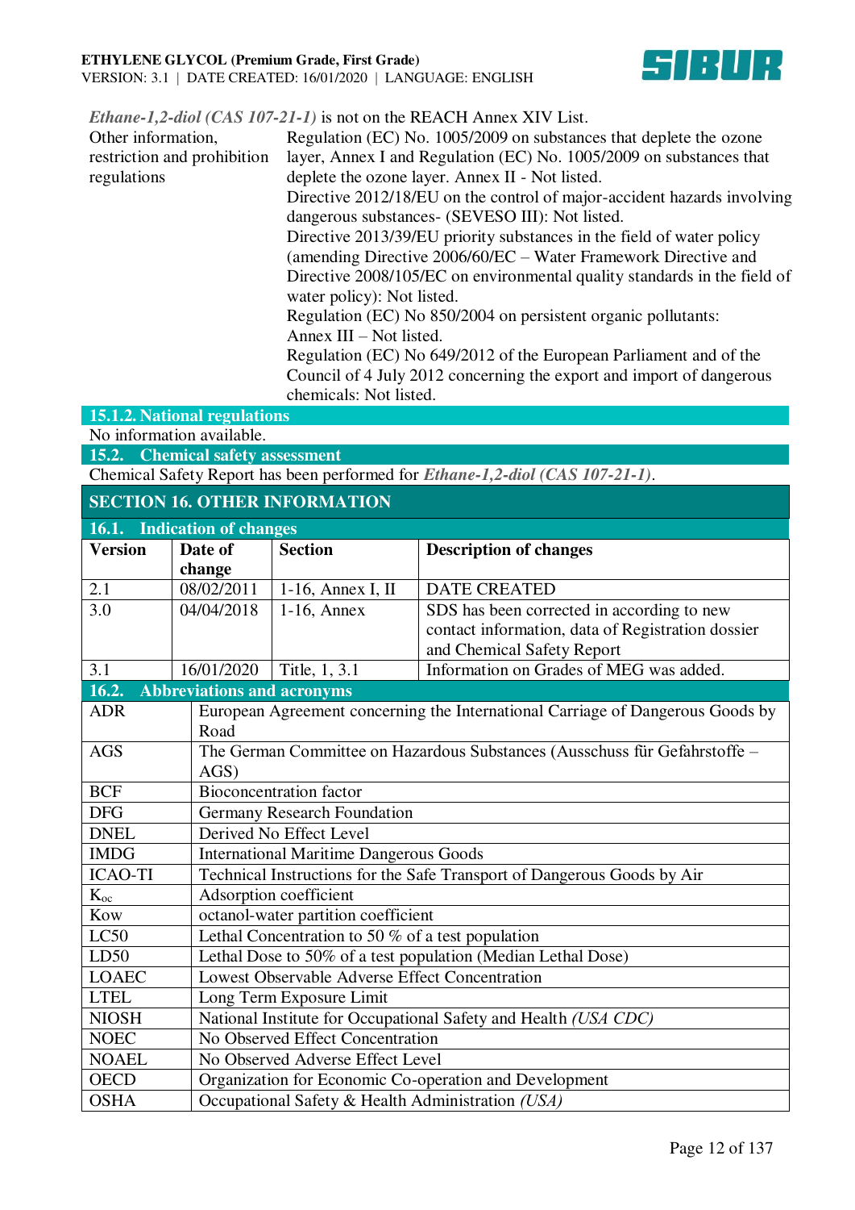*Ethane-1,2-diol (CAS 107-21-1)* is not on the REACH Annex XIV List.

| | |
|---|---|
| Other information, restriction and prohibition regulations | Regulation (EC) No. 1005/2009 on substances that deplete the ozone layer, Annex I and Regulation (EC) No. 1005/2009 on substances that deplete the ozone layer. Annex II - Not listed.<br>Directive 2012/18/EU on the control of major-accident hazards involving dangerous substances- (SEVESO III): Not listed.<br>Directive 2013/39/EU priority substances in the field of water policy (amending Directive 2006/60/EC – Water Framework Directive and Directive 2008/105/EC on environmental quality standards in the field of water policy): Not listed.<br>Regulation (EC) No 850/2004 on persistent organic pollutants: Annex III – Not listed.<br>Regulation (EC) No 649/2012 of the European Parliament and of the Council of 4 July 2012 concerning the export and import of dangerous chemicals: Not listed. |

### 15.1.2. National regulations

No information available.

### 15.2. Chemical safety assessment

Chemical Safety Report has been performed for ***Ethane-1,2-diol (CAS 107-21-1)***.

## SECTION 16. OTHER INFORMATION

### 16.1. Indication of changes

| Version | Date of change | Section | Description of changes |
|---|---|---|---|
| 2.1 | 08/02/2011 | 1-16, Annex I, II | DATE CREATED |
| 3.0 | 04/04/2018 | 1-16, Annex | SDS has been corrected in according to new contact information, data of Registration dossier and Chemical Safety Report |
| 3.1 | 16/01/2020 | Title, 1, 3.1 | Information on Grades of MEG was added. |

### 16.2. Abbreviations and acronyms

| | |
|---|---|
| ADR | European Agreement concerning the International Carriage of Dangerous Goods by Road |
| AGS | The German Committee on Hazardous Substances (Ausschuss für Gefahrstoffe – AGS) |
| BCF | Bioconcentration factor |
| DFG | Germany Research Foundation |
| DNEL | Derived No Effect Level |
| IMDG | International Maritime Dangerous Goods |
| ICAO-TI | Technical Instructions for the Safe Transport of Dangerous Goods by Air |
| $K_{oc}$ | Adsorption coefficient |
| Kow | octanol-water partition coefficient |
| LC50 | Lethal Concentration to 50 % of a test population |
| LD50 | Lethal Dose to 50% of a test population (Median Lethal Dose) |
| LOAEC | Lowest Observable Adverse Effect Concentration |
| LTEL | Long Term Exposure Limit |
| NIOSH | National Institute for Occupational Safety and Health *(USA CDC)* |
| NOEC | No Observed Effect Concentration |
| NOAEL | No Observed Adverse Effect Level |
| OECD | Organization for Economic Co-operation and Development |
| OSHA | Occupational Safety & Health Administration *(USA)* |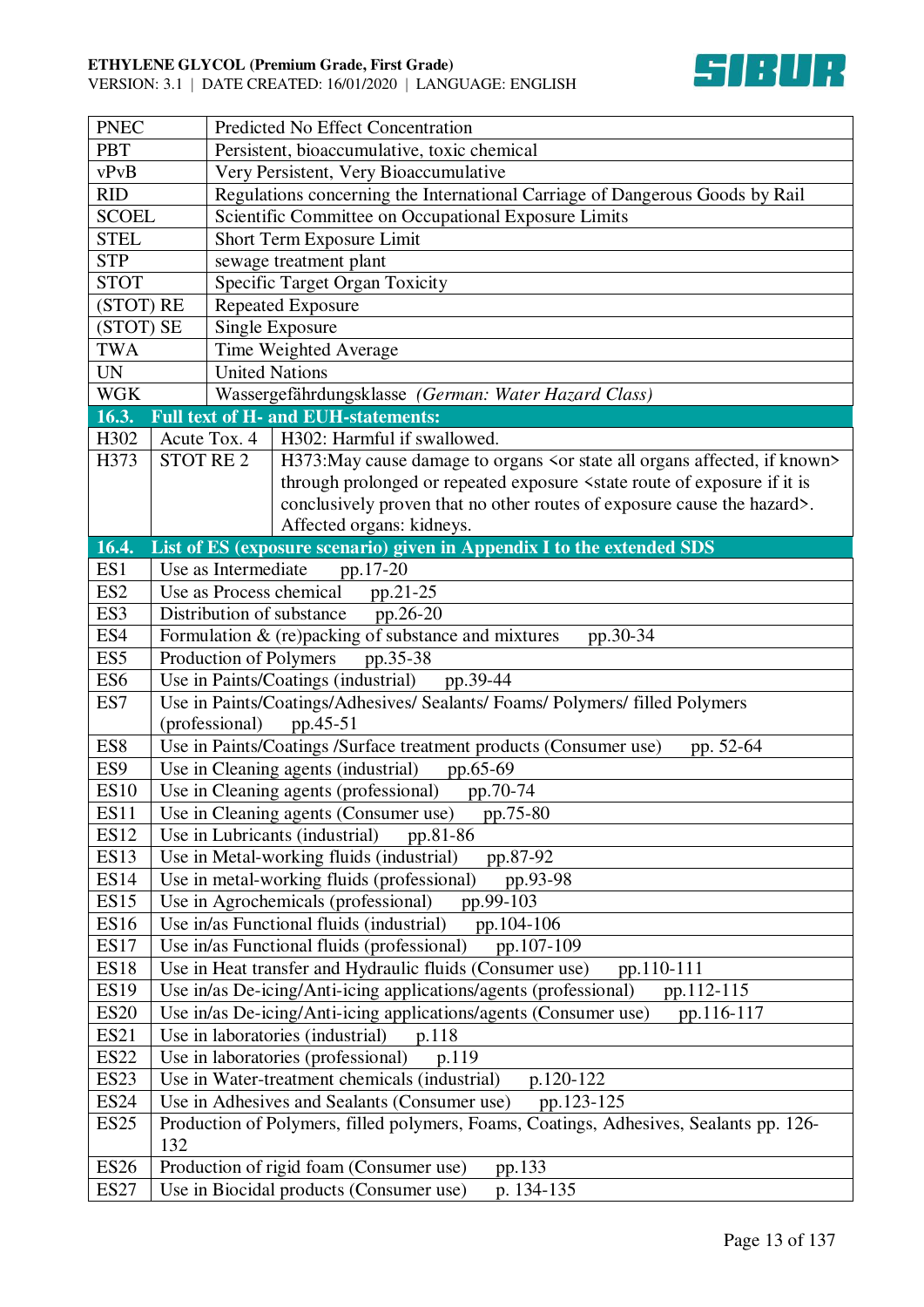| | |
|---|---|
| PNEC | Predicted No Effect Concentration |
| PBT | Persistent, bioaccumulative, toxic chemical |
| vPvB | Very Persistent, Very Bioaccumulative |
| RID | Regulations concerning the International Carriage of Dangerous Goods by Rail |
| SCOEL | Scientific Committee on Occupational Exposure Limits |
| STEL | Short Term Exposure Limit |
| STP | sewage treatment plant |
| STOT | Specific Target Organ Toxicity |
| (STOT) RE | Repeated Exposure |
| (STOT) SE | Single Exposure |
| TWA | Time Weighted Average |
| UN | United Nations |
| WGK | Wassergefährdungsklasse *(German: Water Hazard Class)* |

**16.3. Full text of H- and EUH-statements:**

| | | |
|---|---|---|
| H302 | Acute Tox. 4 | H302: Harmful if swallowed. |
| H373 | STOT RE 2 | H373:May cause damage to organs <or state all organs affected, if known> through prolonged or repeated exposure <state route of exposure if it is conclusively proven that no other routes of exposure cause the hazard>. Affected organs: kidneys. |

**16.4. List of ES (exposure scenario) given in Appendix I to the extended SDS**

| | |
|---|---|
| ES1 | Use as Intermediate pp.17-20 |
| ES2 | Use as Process chemical pp.21-25 |
| ES3 | Distribution of substance pp.26-20 |
| ES4 | Formulation & (re)packing of substance and mixtures pp.30-34 |
| ES5 | Production of Polymers pp.35-38 |
| ES6 | Use in Paints/Coatings (industrial) pp.39-44 |
| ES7 | Use in Paints/Coatings/Adhesives/ Sealants/ Foams/ Polymers/ filled Polymers (professional) pp.45-51 |
| ES8 | Use in Paints/Coatings /Surface treatment products (Consumer use) pp. 52-64 |
| ES9 | Use in Cleaning agents (industrial) pp.65-69 |
| ES10 | Use in Cleaning agents (professional) pp.70-74 |
| ES11 | Use in Cleaning agents (Consumer use) pp.75-80 |
| ES12 | Use in Lubricants (industrial) pp.81-86 |
| ES13 | Use in Metal-working fluids (industrial) pp.87-92 |
| ES14 | Use in metal-working fluids (professional) pp.93-98 |
| ES15 | Use in Agrochemicals (professional) pp.99-103 |
| ES16 | Use in/as Functional fluids (industrial) pp.104-106 |
| ES17 | Use in/as Functional fluids (professional) pp.107-109 |
| ES18 | Use in Heat transfer and Hydraulic fluids (Consumer use) pp.110-111 |
| ES19 | Use in/as De-icing/Anti-icing applications/agents (professional) pp.112-115 |
| ES20 | Use in/as De-icing/Anti-icing applications/agents (Consumer use) pp.116-117 |
| ES21 | Use in laboratories (industrial) p.118 |
| ES22 | Use in laboratories (professional) p.119 |
| ES23 | Use in Water-treatment chemicals (industrial) p.120-122 |
| ES24 | Use in Adhesives and Sealants (Consumer use) pp.123-125 |
| ES25 | Production of Polymers, filled polymers, Foams, Coatings, Adhesives, Sealants pp. 126-132 |
| ES26 | Production of rigid foam (Consumer use) pp.133 |
| ES27 | Use in Biocidal products (Consumer use) p. 134-135 |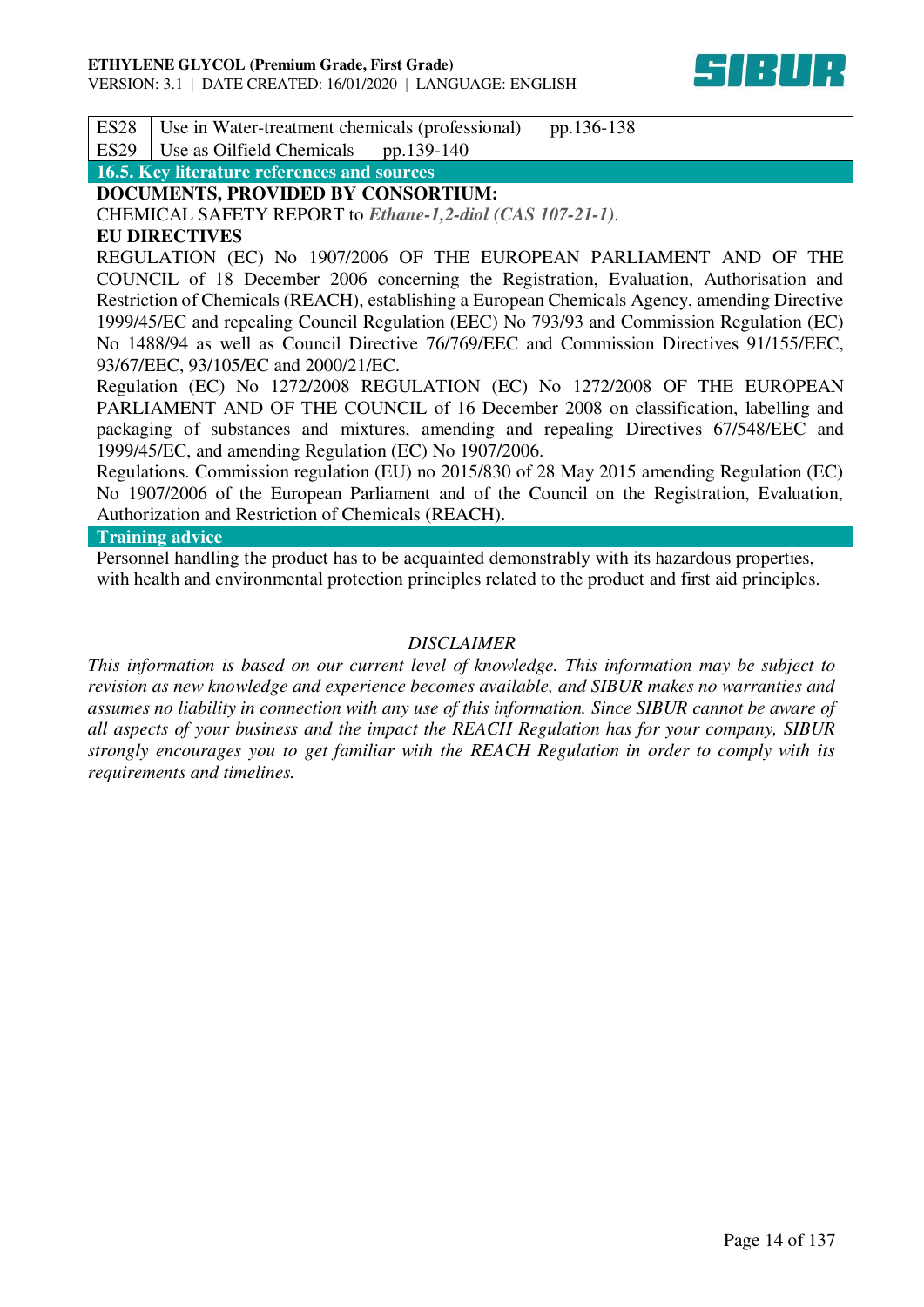| ES28 | Use in Water-treatment chemicals (professional) pp.136-138 |
|---|---|
| ES29 | Use as Oilfield Chemicals pp.139-140 |

## 16.5. Key literature references and sources

**DOCUMENTS, PROVIDED BY CONSORTIUM:**

CHEMICAL SAFETY REPORT to ***Ethane-1,2-diol (CAS 107-21-1)***.

**EU DIRECTIVES**

REGULATION (EC) No 1907/2006 OF THE EUROPEAN PARLIAMENT AND OF THE COUNCIL of 18 December 2006 concerning the Registration, Evaluation, Authorisation and Restriction of Chemicals (REACH), establishing a European Chemicals Agency, amending Directive 1999/45/EC and repealing Council Regulation (EEC) No 793/93 and Commission Regulation (EC) No 1488/94 as well as Council Directive 76/769/EEC and Commission Directives 91/155/EEC, 93/67/EEC, 93/105/EC and 2000/21/EC.

Regulation (EC) No 1272/2008 REGULATION (EC) No 1272/2008 OF THE EUROPEAN PARLIAMENT AND OF THE COUNCIL of 16 December 2008 on classification, labelling and packaging of substances and mixtures, amending and repealing Directives 67/548/EEC and 1999/45/EC, and amending Regulation (EC) No 1907/2006.

Regulations. Commission regulation (EU) no 2015/830 of 28 May 2015 amending Regulation (EC) No 1907/2006 of the European Parliament and of the Council on the Registration, Evaluation, Authorization and Restriction of Chemicals (REACH).

## Training advice

Personnel handling the product has to be acquainted demonstrably with its hazardous properties, with health and environmental protection principles related to the product and first aid principles.

*DISCLAIMER*

*This information is based on our current level of knowledge. This information may be subject to revision as new knowledge and experience becomes available, and SIBUR makes no warranties and assumes no liability in connection with any use of this information. Since SIBUR cannot be aware of all aspects of your business and the impact the REACH Regulation has for your company, SIBUR strongly encourages you to get familiar with the REACH Regulation in order to comply with its requirements and timelines.*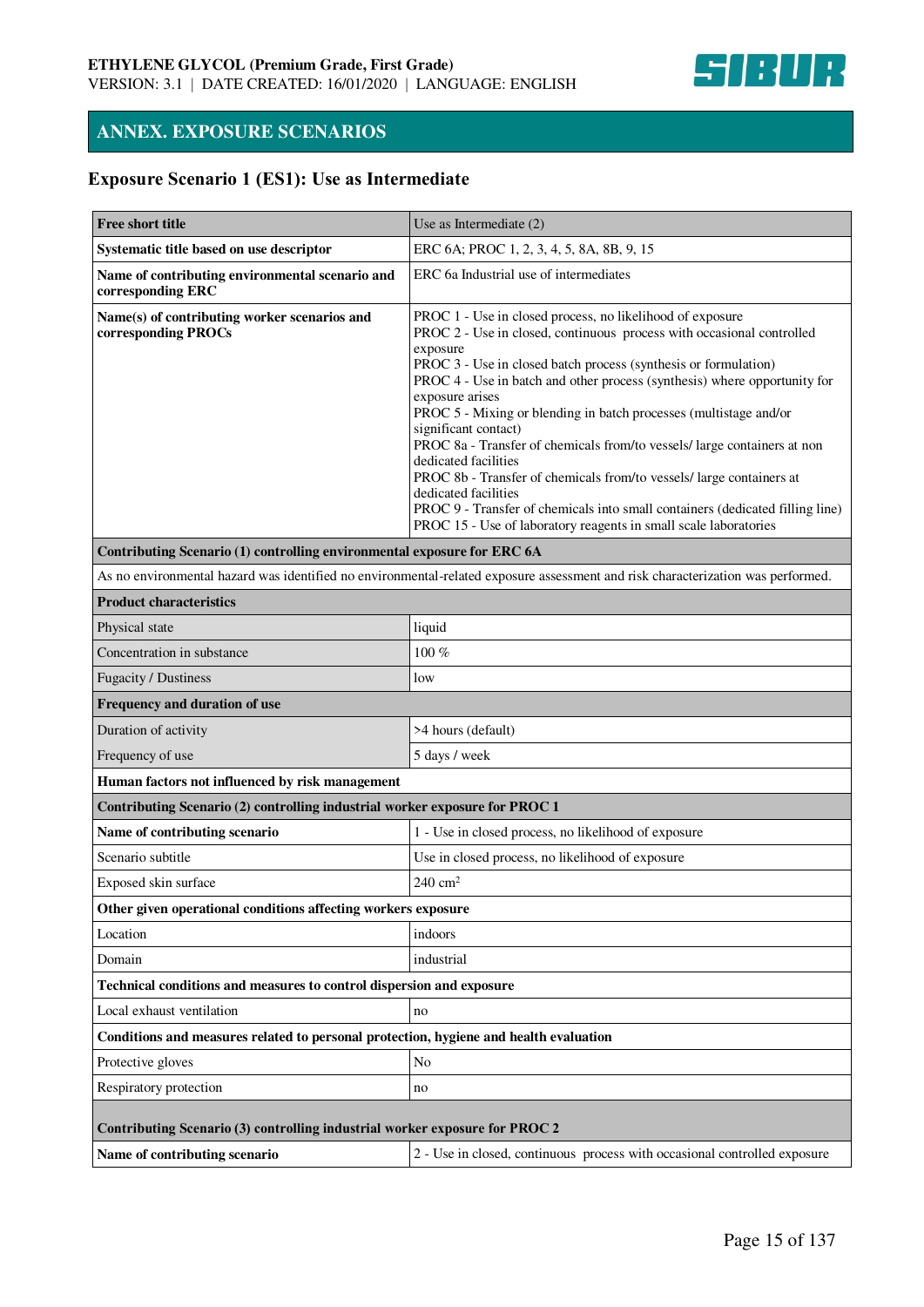## ANNEX. EXPOSURE SCENARIOS

### Exposure Scenario 1 (ES1): Use as Intermediate

| **Free short title** | Use as Intermediate (2) |
|---|---|
| **Systematic title based on use descriptor** | ERC 6A; PROC 1, 2, 3, 4, 5, 8A, 8B, 9, 15 |
| **Name of contributing environmental scenario and corresponding ERC** | ERC 6a Industrial use of intermediates |
| **Name(s) of contributing worker scenarios and corresponding PROCs** | PROC 1 - Use in closed process, no likelihood of exposure<br>PROC 2 - Use in closed, continuous process with occasional controlled exposure<br>PROC 3 - Use in closed batch process (synthesis or formulation)<br>PROC 4 - Use in batch and other process (synthesis) where opportunity for exposure arises<br>PROC 5 - Mixing or blending in batch processes (multistage and/or significant contact)<br>PROC 8a - Transfer of chemicals from/to vessels/ large containers at non dedicated facilities<br>PROC 8b - Transfer of chemicals from/to vessels/ large containers at dedicated facilities<br>PROC 9 - Transfer of chemicals into small containers (dedicated filling line)<br>PROC 15 - Use of laboratory reagents in small scale laboratories |
| **Contributing Scenario (1) controlling environmental exposure for ERC 6A** | |
| As no environmental hazard was identified no environmental-related exposure assessment and risk characterization was performed. | |
| **Product characteristics** | |
| Physical state | liquid |
| Concentration in substance | 100 % |
| Fugacity / Dustiness | low |
| **Frequency and duration of use** | |
| Duration of activity | >4 hours (default) |
| Frequency of use | 5 days / week |
| **Human factors not influenced by risk management** | |
| **Contributing Scenario (2) controlling industrial worker exposure for PROC 1** | |
| **Name of contributing scenario** | 1 - Use in closed process, no likelihood of exposure |
| Scenario subtitle | Use in closed process, no likelihood of exposure |
| Exposed skin surface | 240 $cm^2$ |
| **Other given operational conditions affecting workers exposure** | |
| Location | indoors |
| Domain | industrial |
| **Technical conditions and measures to control dispersion and exposure** | |
| Local exhaust ventilation | no |
| **Conditions and measures related to personal protection, hygiene and health evaluation** | |
| Protective gloves | No |
| Respiratory protection | no |
| **Contributing Scenario (3) controlling industrial worker exposure for PROC 2** | |
| **Name of contributing scenario** | 2 - Use in closed, continuous process with occasional controlled exposure |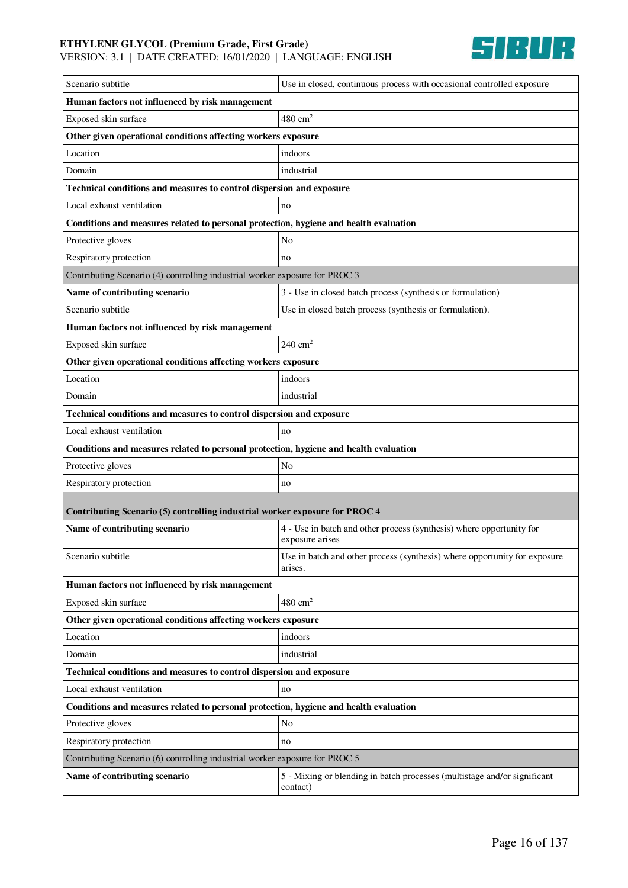| | |
|---|---|
| Scenario subtitle | Use in closed, continuous process with occasional controlled exposure |
| **Human factors not influenced by risk management** | |
| Exposed skin surface | 480 $cm^2$ |
| **Other given operational conditions affecting workers exposure** | |
| Location | indoors |
| Domain | industrial |
| **Technical conditions and measures to control dispersion and exposure** | |
| Local exhaust ventilation | no |
| **Conditions and measures related to personal protection, hygiene and health evaluation** | |
| Protective gloves | No |
| Respiratory protection | no |
| Contributing Scenario (4) controlling industrial worker exposure for PROC 3 | |
| **Name of contributing scenario** | 3 - Use in closed batch process (synthesis or formulation) |
| Scenario subtitle | Use in closed batch process (synthesis or formulation). |
| **Human factors not influenced by risk management** | |
| Exposed skin surface | 240 $cm^2$ |
| **Other given operational conditions affecting workers exposure** | |
| Location | indoors |
| Domain | industrial |
| **Technical conditions and measures to control dispersion and exposure** | |
| Local exhaust ventilation | no |
| **Conditions and measures related to personal protection, hygiene and health evaluation** | |
| Protective gloves | No |
| Respiratory protection | no |
| **Contributing Scenario (5) controlling industrial worker exposure for PROC 4** | |
| **Name of contributing scenario** | 4 - Use in batch and other process (synthesis) where opportunity for exposure arises |
| Scenario subtitle | Use in batch and other process (synthesis) where opportunity for exposure arises. |
| **Human factors not influenced by risk management** | |
| Exposed skin surface | 480 $cm^2$ |
| **Other given operational conditions affecting workers exposure** | |
| Location | indoors |
| Domain | industrial |
| **Technical conditions and measures to control dispersion and exposure** | |
| Local exhaust ventilation | no |
| **Conditions and measures related to personal protection, hygiene and health evaluation** | |
| Protective gloves | No |
| Respiratory protection | no |
| Contributing Scenario (6) controlling industrial worker exposure for PROC 5 | |
| **Name of contributing scenario** | 5 - Mixing or blending in batch processes (multistage and/or significant contact) |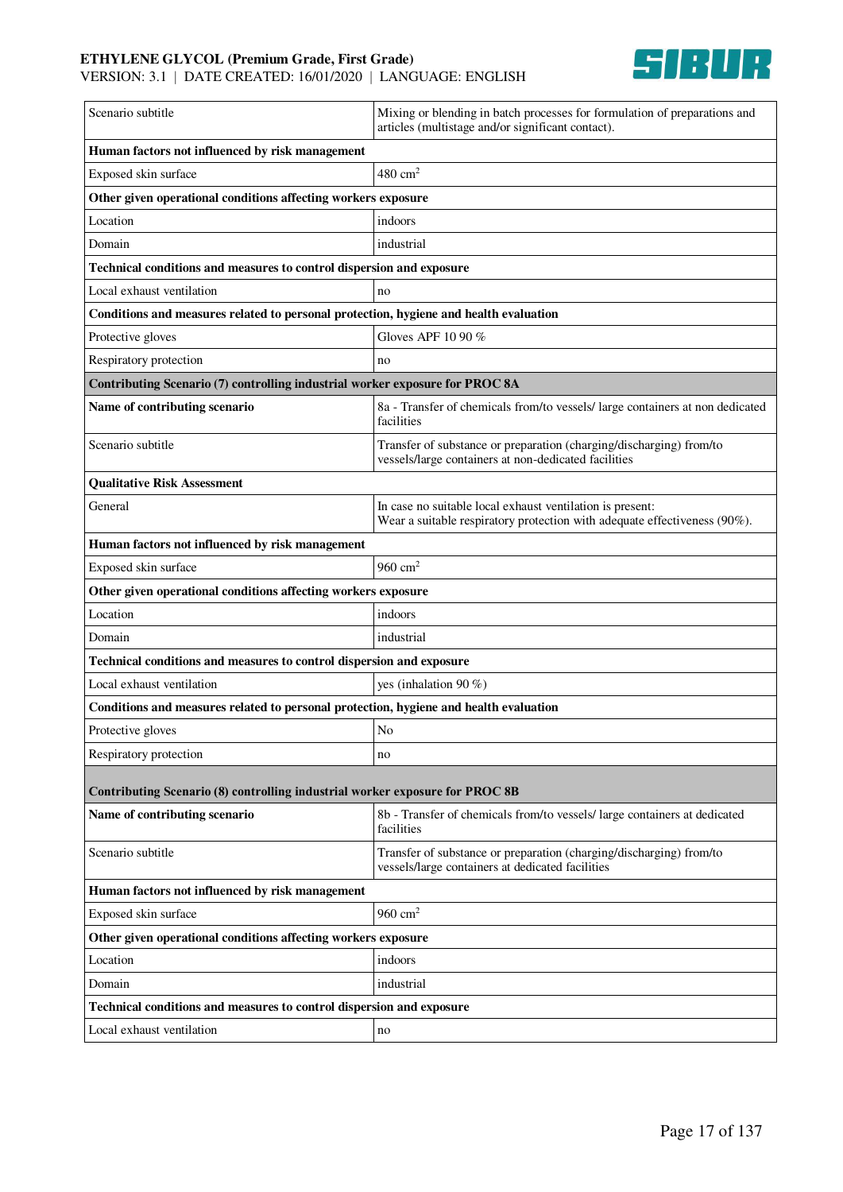| | |
|---|---|
| Scenario subtitle | Mixing or blending in batch processes for formulation of preparations and articles (multistage and/or significant contact). |
| **Human factors not influenced by risk management** | |
| Exposed skin surface | 480 $cm^2$ |
| **Other given operational conditions affecting workers exposure** | |
| Location | indoors |
| Domain | industrial |
| **Technical conditions and measures to control dispersion and exposure** | |
| Local exhaust ventilation | no |
| **Conditions and measures related to personal protection, hygiene and health evaluation** | |
| Protective gloves | Gloves APF 10 90 % |
| Respiratory protection | no |
| **Contributing Scenario (7) controlling industrial worker exposure for PROC 8A** | |
| **Name of contributing scenario** | 8a - Transfer of chemicals from/to vessels/ large containers at non dedicated facilities |
| Scenario subtitle | Transfer of substance or preparation (charging/discharging) from/to vessels/large containers at non-dedicated facilities |
| **Qualitative Risk Assessment** | |
| General | In case no suitable local exhaust ventilation is present:<br>Wear a suitable respiratory protection with adequate effectiveness (90%). |
| **Human factors not influenced by risk management** | |
| Exposed skin surface | 960 $cm^2$ |
| **Other given operational conditions affecting workers exposure** | |
| Location | indoors |
| Domain | industrial |
| **Technical conditions and measures to control dispersion and exposure** | |
| Local exhaust ventilation | yes (inhalation 90 %) |
| **Conditions and measures related to personal protection, hygiene and health evaluation** | |
| Protective gloves | No |
| Respiratory protection | no |
| **Contributing Scenario (8) controlling industrial worker exposure for PROC 8B** | |
| **Name of contributing scenario** | 8b - Transfer of chemicals from/to vessels/ large containers at dedicated facilities |
| Scenario subtitle | Transfer of substance or preparation (charging/discharging) from/to vessels/large containers at dedicated facilities |
| **Human factors not influenced by risk management** | |
| Exposed skin surface | 960 $cm^2$ |
| **Other given operational conditions affecting workers exposure** | |
| Location | indoors |
| Domain | industrial |
| **Technical conditions and measures to control dispersion and exposure** | |
| Local exhaust ventilation | no |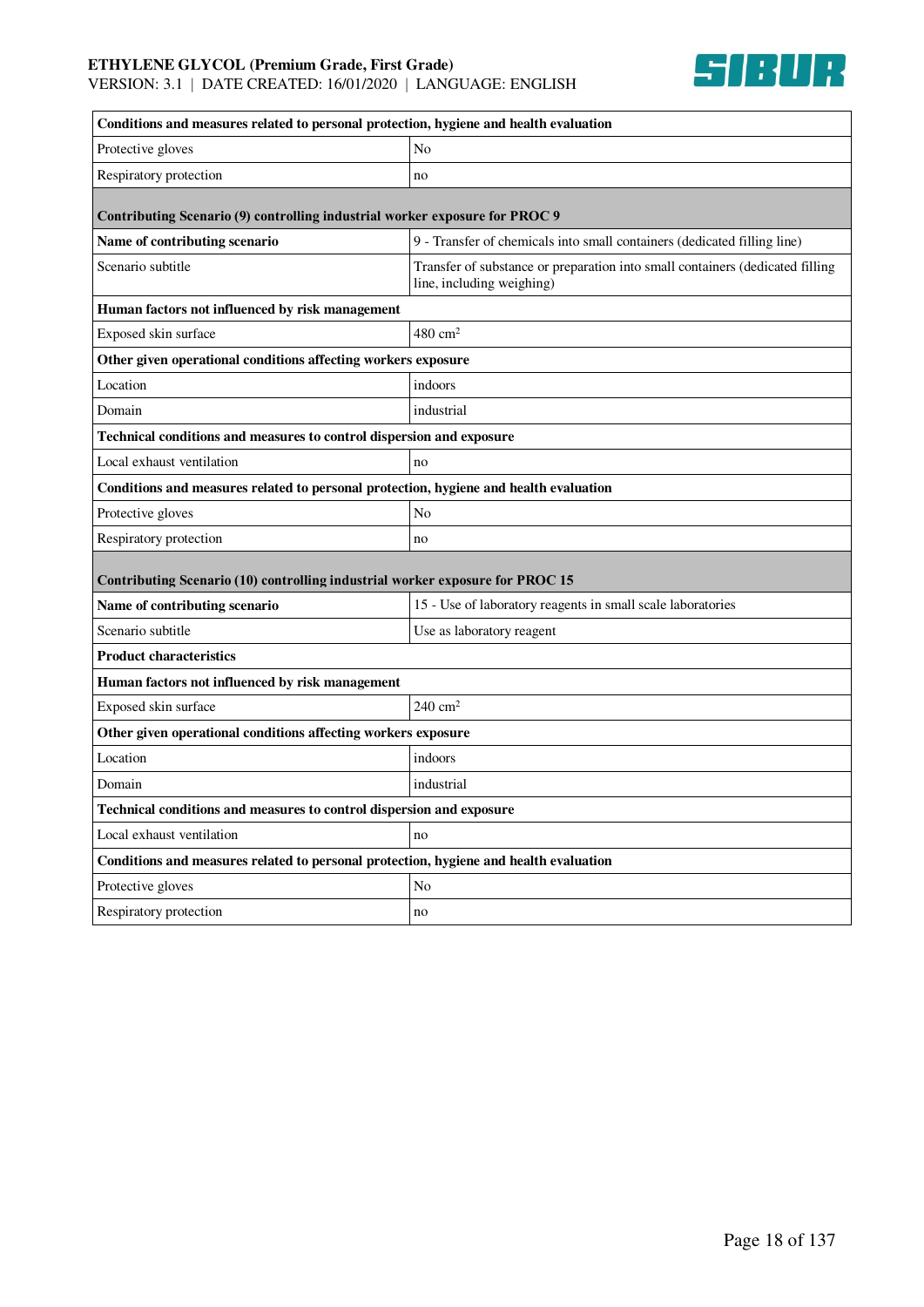| Conditions and measures related to personal protection, hygiene and health evaluation | |
|---|---|
| Protective gloves | No |
| Respiratory protection | no |
| **Contributing Scenario (9) controlling industrial worker exposure for PROC 9** | |
| **Name of contributing scenario** | 9 - Transfer of chemicals into small containers (dedicated filling line) |
| Scenario subtitle | Transfer of substance or preparation into small containers (dedicated filling line, including weighing) |
| **Human factors not influenced by risk management** | |
| Exposed skin surface | 480 $cm^2$ |
| **Other given operational conditions affecting workers exposure** | |
| Location | indoors |
| Domain | industrial |
| **Technical conditions and measures to control dispersion and exposure** | |
| Local exhaust ventilation | no |
| **Conditions and measures related to personal protection, hygiene and health evaluation** | |
| Protective gloves | No |
| Respiratory protection | no |
| **Contributing Scenario (10) controlling industrial worker exposure for PROC 15** | |
| **Name of contributing scenario** | 15 - Use of laboratory reagents in small scale laboratories |
| Scenario subtitle | Use as laboratory reagent |
| **Product characteristics** | |
| **Human factors not influenced by risk management** | |
| Exposed skin surface | 240 $cm^2$ |
| **Other given operational conditions affecting workers exposure** | |
| Location | indoors |
| Domain | industrial |
| **Technical conditions and measures to control dispersion and exposure** | |
| Local exhaust ventilation | no |
| **Conditions and measures related to personal protection, hygiene and health evaluation** | |
| Protective gloves | No |
| Respiratory protection | no |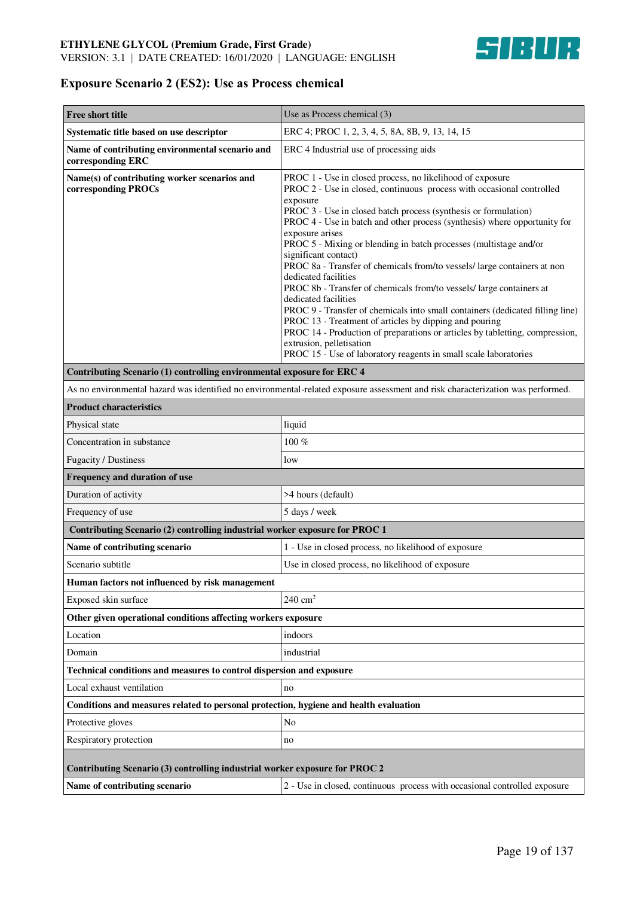## Exposure Scenario 2 (ES2): Use as Process chemical

| **Free short title** | Use as Process chemical (3) |
|---|---|
| **Systematic title based on use descriptor** | ERC 4; PROC 1, 2, 3, 4, 5, 8A, 8B, 9, 13, 14, 15 |
| **Name of contributing environmental scenario and corresponding ERC** | ERC 4 Industrial use of processing aids |
| **Name(s) of contributing worker scenarios and corresponding PROCs** | PROC 1 - Use in closed process, no likelihood of exposure<br>PROC 2 - Use in closed, continuous process with occasional controlled exposure<br>PROC 3 - Use in closed batch process (synthesis or formulation)<br>PROC 4 - Use in batch and other process (synthesis) where opportunity for exposure arises<br>PROC 5 - Mixing or blending in batch processes (multistage and/or significant contact)<br>PROC 8a - Transfer of chemicals from/to vessels/ large containers at non dedicated facilities<br>PROC 8b - Transfer of chemicals from/to vessels/ large containers at dedicated facilities<br>PROC 9 - Transfer of chemicals into small containers (dedicated filling line)<br>PROC 13 - Treatment of articles by dipping and pouring<br>PROC 14 - Production of preparations or articles by tabletting, compression, extrusion, pelletisation<br>PROC 15 - Use of laboratory reagents in small scale laboratories |
| **Contributing Scenario (1) controlling environmental exposure for ERC 4** | |
| As no environmental hazard was identified no environmental-related exposure assessment and risk characterization was performed. | |
| **Product characteristics** | |
| Physical state | liquid |
| Concentration in substance | 100 % |
| Fugacity / Dustiness | low |
| **Frequency and duration of use** | |
| Duration of activity | >4 hours (default) |
| Frequency of use | 5 days / week |
| **Contributing Scenario (2) controlling industrial worker exposure for PROC 1** | |
| **Name of contributing scenario** | 1 - Use in closed process, no likelihood of exposure |
| Scenario subtitle | Use in closed process, no likelihood of exposure |
| **Human factors not influenced by risk management** | |
| Exposed skin surface | 240 $cm^2$ |
| **Other given operational conditions affecting workers exposure** | |
| Location | indoors |
| Domain | industrial |
| **Technical conditions and measures to control dispersion and exposure** | |
| Local exhaust ventilation | no |
| **Conditions and measures related to personal protection, hygiene and health evaluation** | |
| Protective gloves | No |
| Respiratory protection | no |
| **Contributing Scenario (3) controlling industrial worker exposure for PROC 2** | |
| **Name of contributing scenario** | 2 - Use in closed, continuous process with occasional controlled exposure |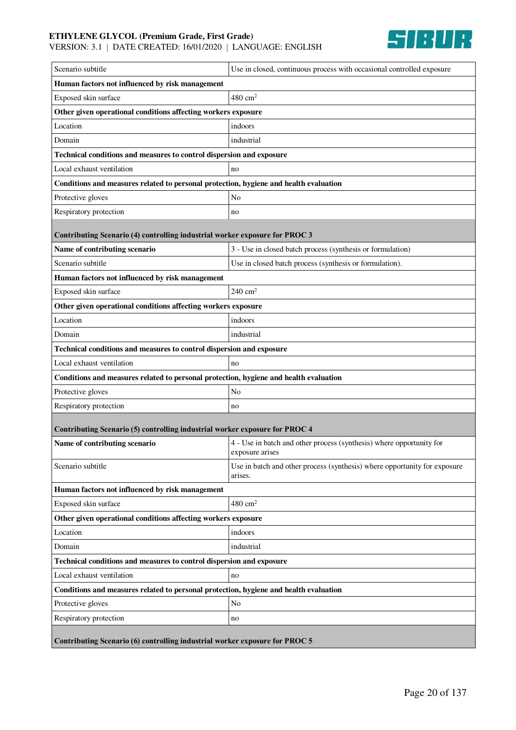| | |
|---|---|
| Scenario subtitle | Use in closed, continuous process with occasional controlled exposure |
| **Human factors not influenced by risk management** | |
| Exposed skin surface | 480 $cm^2$ |
| **Other given operational conditions affecting workers exposure** | |
| Location | indoors |
| Domain | industrial |
| **Technical conditions and measures to control dispersion and exposure** | |
| Local exhaust ventilation | no |
| **Conditions and measures related to personal protection, hygiene and health evaluation** | |
| Protective gloves | No |
| Respiratory protection | no |
| **Contributing Scenario (4) controlling industrial worker exposure for PROC 3** | |
| **Name of contributing scenario** | 3 - Use in closed batch process (synthesis or formulation) |
| Scenario subtitle | Use in closed batch process (synthesis or formulation). |
| **Human factors not influenced by risk management** | |
| Exposed skin surface | 240 $cm^2$ |
| **Other given operational conditions affecting workers exposure** | |
| Location | indoors |
| Domain | industrial |
| **Technical conditions and measures to control dispersion and exposure** | |
| Local exhaust ventilation | no |
| **Conditions and measures related to personal protection, hygiene and health evaluation** | |
| Protective gloves | No |
| Respiratory protection | no |
| **Contributing Scenario (5) controlling industrial worker exposure for PROC 4** | |
| **Name of contributing scenario** | 4 - Use in batch and other process (synthesis) where opportunity for exposure arises |
| Scenario subtitle | Use in batch and other process (synthesis) where opportunity for exposure arises. |
| **Human factors not influenced by risk management** | |
| Exposed skin surface | 480 $cm^2$ |
| **Other given operational conditions affecting workers exposure** | |
| Location | indoors |
| Domain | industrial |
| **Technical conditions and measures to control dispersion and exposure** | |
| Local exhaust ventilation | no |
| **Conditions and measures related to personal protection, hygiene and health evaluation** | |
| Protective gloves | No |
| Respiratory protection | no |
| **Contributing Scenario (6) controlling industrial worker exposure for PROC 5** | |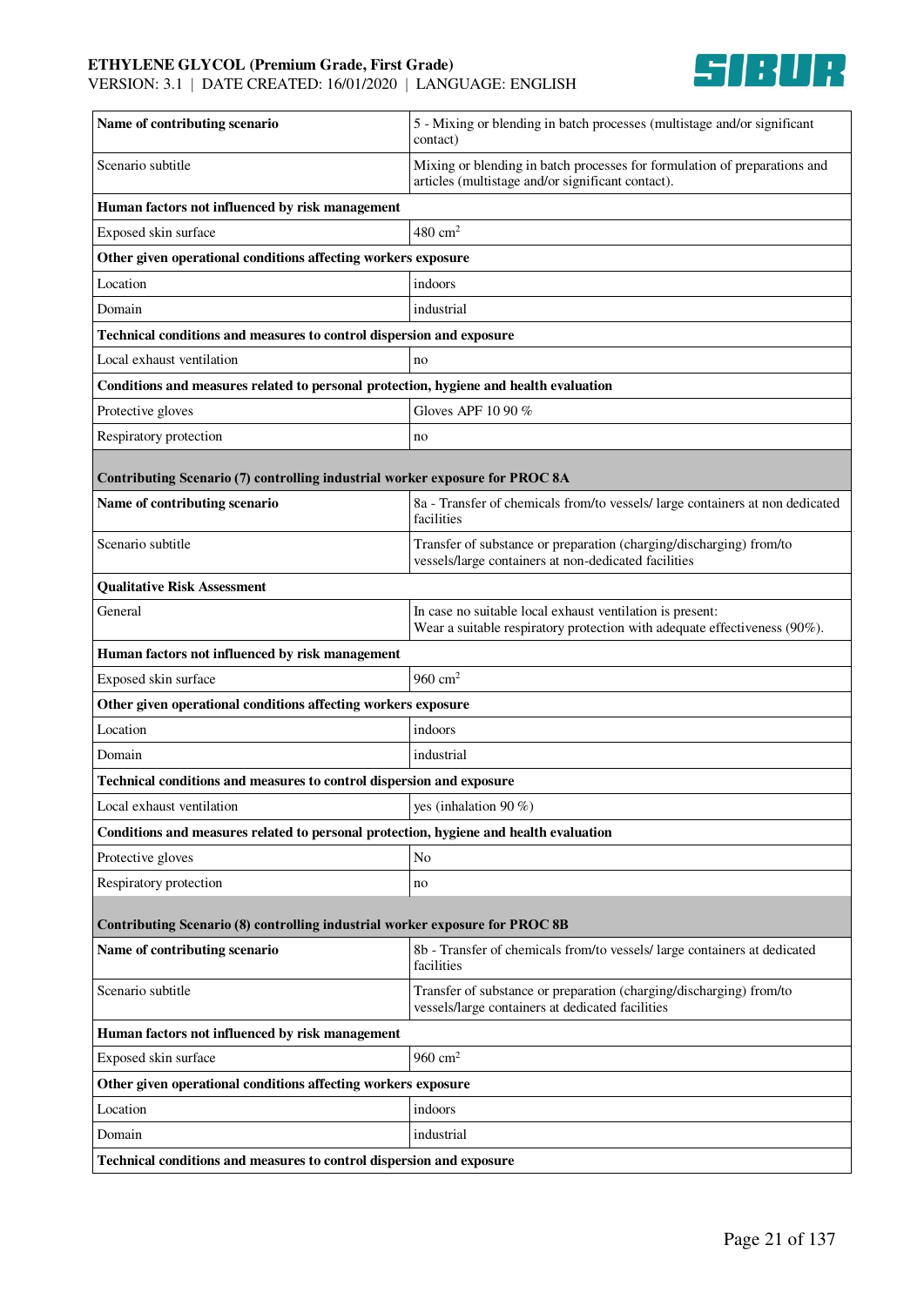| Name of contributing scenario | 5 - Mixing or blending in batch processes (multistage and/or significant contact) |
|---|---|
| Scenario subtitle | Mixing or blending in batch processes for formulation of preparations and articles (multistage and/or significant contact). |
| **Human factors not influenced by risk management** | |
| Exposed skin surface | 480 $cm^2$ |
| **Other given operational conditions affecting workers exposure** | |
| Location | indoors |
| Domain | industrial |
| **Technical conditions and measures to control dispersion and exposure** | |
| Local exhaust ventilation | no |
| **Conditions and measures related to personal protection, hygiene and health evaluation** | |
| Protective gloves | Gloves APF 10 90 % |
| Respiratory protection | no |

**Contributing Scenario (7) controlling industrial worker exposure for PROC 8A**

| Name of contributing scenario | 8a - Transfer of chemicals from/to vessels/ large containers at non dedicated facilities |
|---|---|
| Scenario subtitle | Transfer of substance or preparation (charging/discharging) from/to vessels/large containers at non-dedicated facilities |
| **Qualitative Risk Assessment** | |
| General | In case no suitable local exhaust ventilation is present:<br>Wear a suitable respiratory protection with adequate effectiveness (90%). |
| **Human factors not influenced by risk management** | |
| Exposed skin surface | 960 $cm^2$ |
| **Other given operational conditions affecting workers exposure** | |
| Location | indoors |
| Domain | industrial |
| **Technical conditions and measures to control dispersion and exposure** | |
| Local exhaust ventilation | yes (inhalation 90 %) |
| **Conditions and measures related to personal protection, hygiene and health evaluation** | |
| Protective gloves | No |
| Respiratory protection | no |

**Contributing Scenario (8) controlling industrial worker exposure for PROC 8B**

| Name of contributing scenario | 8b - Transfer of chemicals from/to vessels/ large containers at dedicated facilities |
|---|---|
| Scenario subtitle | Transfer of substance or preparation (charging/discharging) from/to vessels/large containers at dedicated facilities |
| **Human factors not influenced by risk management** | |
| Exposed skin surface | 960 $cm^2$ |
| **Other given operational conditions affecting workers exposure** | |
| Location | indoors |
| Domain | industrial |
| **Technical conditions and measures to control dispersion and exposure** | |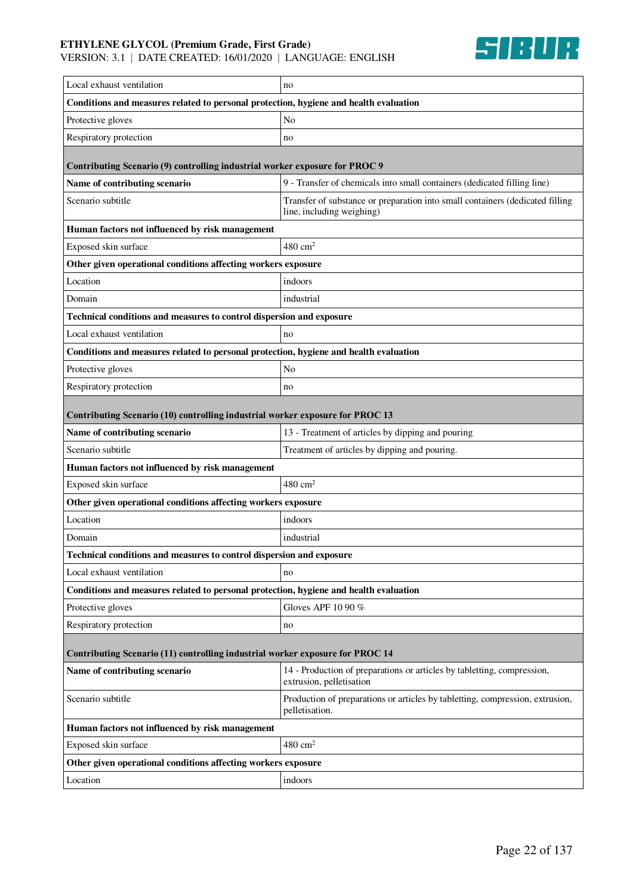| | |
|---|---|
| Local exhaust ventilation | no |
| **Conditions and measures related to personal protection, hygiene and health evaluation** | |
| Protective gloves | No |
| Respiratory protection | no |
| **Contributing Scenario (9) controlling industrial worker exposure for PROC 9** | |
| **Name of contributing scenario** | 9 - Transfer of chemicals into small containers (dedicated filling line) |
| Scenario subtitle | Transfer of substance or preparation into small containers (dedicated filling line, including weighing) |
| **Human factors not influenced by risk management** | |
| Exposed skin surface | 480 $cm^2$ |
| **Other given operational conditions affecting workers exposure** | |
| Location | indoors |
| Domain | industrial |
| **Technical conditions and measures to control dispersion and exposure** | |
| Local exhaust ventilation | no |
| **Conditions and measures related to personal protection, hygiene and health evaluation** | |
| Protective gloves | No |
| Respiratory protection | no |
| **Contributing Scenario (10) controlling industrial worker exposure for PROC 13** | |
| **Name of contributing scenario** | 13 - Treatment of articles by dipping and pouring |
| Scenario subtitle | Treatment of articles by dipping and pouring. |
| **Human factors not influenced by risk management** | |
| Exposed skin surface | 480 $cm^2$ |
| **Other given operational conditions affecting workers exposure** | |
| Location | indoors |
| Domain | industrial |
| **Technical conditions and measures to control dispersion and exposure** | |
| Local exhaust ventilation | no |
| **Conditions and measures related to personal protection, hygiene and health evaluation** | |
| Protective gloves | Gloves APF 10 90 % |
| Respiratory protection | no |
| **Contributing Scenario (11) controlling industrial worker exposure for PROC 14** | |
| **Name of contributing scenario** | 14 - Production of preparations or articles by tabletting, compression, extrusion, pelletisation |
| Scenario subtitle | Production of preparations or articles by tabletting, compression, extrusion, pelletisation. |
| **Human factors not influenced by risk management** | |
| Exposed skin surface | 480 $cm^2$ |
| **Other given operational conditions affecting workers exposure** | |
| Location | indoors |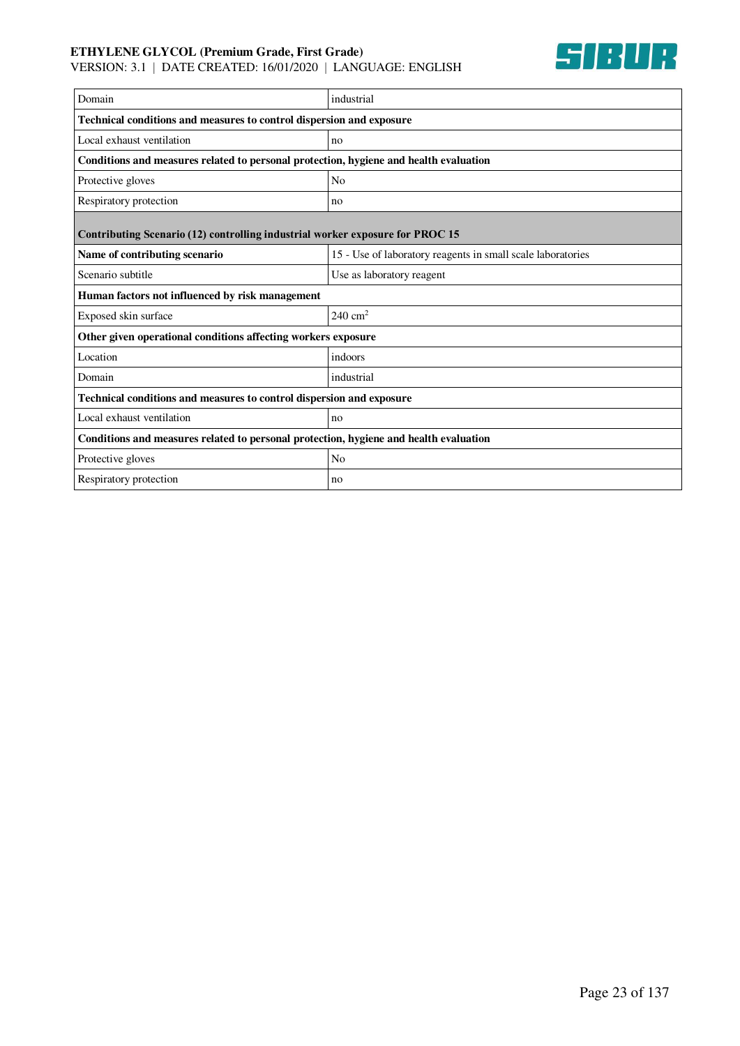| Domain | industrial |
|---|---|
| **Technical conditions and measures to control dispersion and exposure** | |
| Local exhaust ventilation | no |
| **Conditions and measures related to personal protection, hygiene and health evaluation** | |
| Protective gloves | No |
| Respiratory protection | no |

| **Contributing Scenario (12) controlling industrial worker exposure for PROC 15** | |
|---|---|
| **Name of contributing scenario** | 15 - Use of laboratory reagents in small scale laboratories |
| Scenario subtitle | Use as laboratory reagent |
| **Human factors not influenced by risk management** | |
| Exposed skin surface | 240 $cm^2$ |
| **Other given operational conditions affecting workers exposure** | |
| Location | indoors |
| Domain | industrial |
| **Technical conditions and measures to control dispersion and exposure** | |
| Local exhaust ventilation | no |
| **Conditions and measures related to personal protection, hygiene and health evaluation** | |
| Protective gloves | No |
| Respiratory protection | no |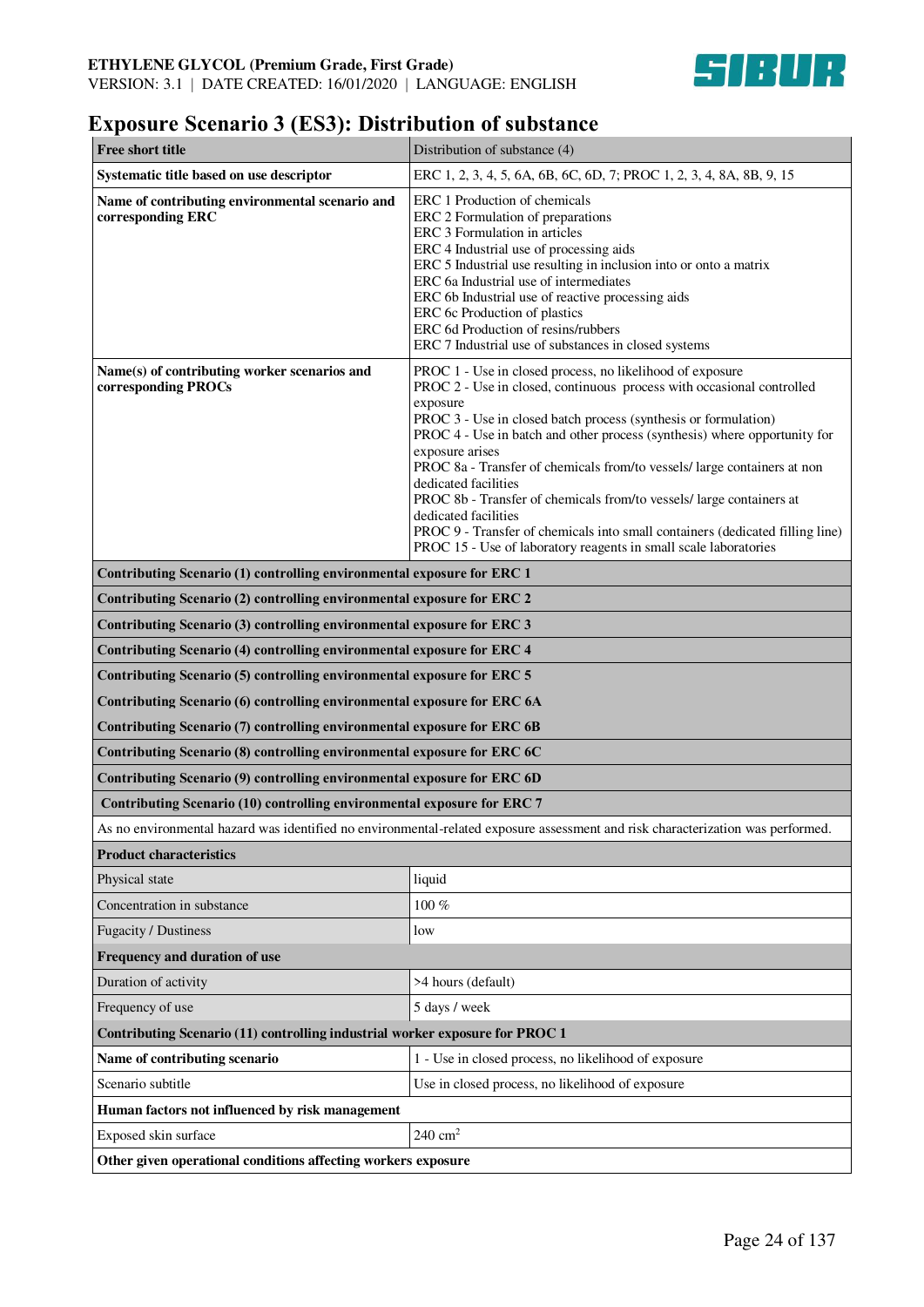## Exposure Scenario 3 (ES3): Distribution of substance

| Free short title | Distribution of substance (4) |
|---|---|
| **Systematic title based on use descriptor** | ERC 1, 2, 3, 4, 5, 6A, 6B, 6C, 6D, 7; PROC 1, 2, 3, 4, 8A, 8B, 9, 15 |
| **Name of contributing environmental scenario and corresponding ERC** | ERC 1 Production of chemicals<br>ERC 2 Formulation of preparations<br>ERC 3 Formulation in articles<br>ERC 4 Industrial use of processing aids<br>ERC 5 Industrial use resulting in inclusion into or onto a matrix<br>ERC 6a Industrial use of intermediates<br>ERC 6b Industrial use of reactive processing aids<br>ERC 6c Production of plastics<br>ERC 6d Production of resins/rubbers<br>ERC 7 Industrial use of substances in closed systems |
| **Name(s) of contributing worker scenarios and corresponding PROCs** | PROC 1 - Use in closed process, no likelihood of exposure<br>PROC 2 - Use in closed, continuous process with occasional controlled exposure<br>PROC 3 - Use in closed batch process (synthesis or formulation)<br>PROC 4 - Use in batch and other process (synthesis) where opportunity for exposure arises<br>PROC 8a - Transfer of chemicals from/to vessels/ large containers at non dedicated facilities<br>PROC 8b - Transfer of chemicals from/to vessels/ large containers at dedicated facilities<br>PROC 9 - Transfer of chemicals into small containers (dedicated filling line)<br>PROC 15 - Use of laboratory reagents in small scale laboratories |
| **Contributing Scenario (1) controlling environmental exposure for ERC 1** | |
| **Contributing Scenario (2) controlling environmental exposure for ERC 2** | |
| **Contributing Scenario (3) controlling environmental exposure for ERC 3** | |
| **Contributing Scenario (4) controlling environmental exposure for ERC 4** | |
| **Contributing Scenario (5) controlling environmental exposure for ERC 5** | |
| **Contributing Scenario (6) controlling environmental exposure for ERC 6A** | |
| **Contributing Scenario (7) controlling environmental exposure for ERC 6B** | |
| **Contributing Scenario (8) controlling environmental exposure for ERC 6C** | |
| **Contributing Scenario (9) controlling environmental exposure for ERC 6D** | |
| **Contributing Scenario (10) controlling environmental exposure for ERC 7** | |
| As no environmental hazard was identified no environmental-related exposure assessment and risk characterization was performed. | |
| **Product characteristics** | |
| Physical state | liquid |
| Concentration in substance | 100 % |
| Fugacity / Dustiness | low |
| **Frequency and duration of use** | |
| Duration of activity | >4 hours (default) |
| Frequency of use | 5 days / week |
| **Contributing Scenario (11) controlling industrial worker exposure for PROC 1** | |
| **Name of contributing scenario** | 1 - Use in closed process, no likelihood of exposure |
| Scenario subtitle | Use in closed process, no likelihood of exposure |
| **Human factors not influenced by risk management** | |
| Exposed skin surface | 240 $cm^2$ |
| **Other given operational conditions affecting workers exposure** | |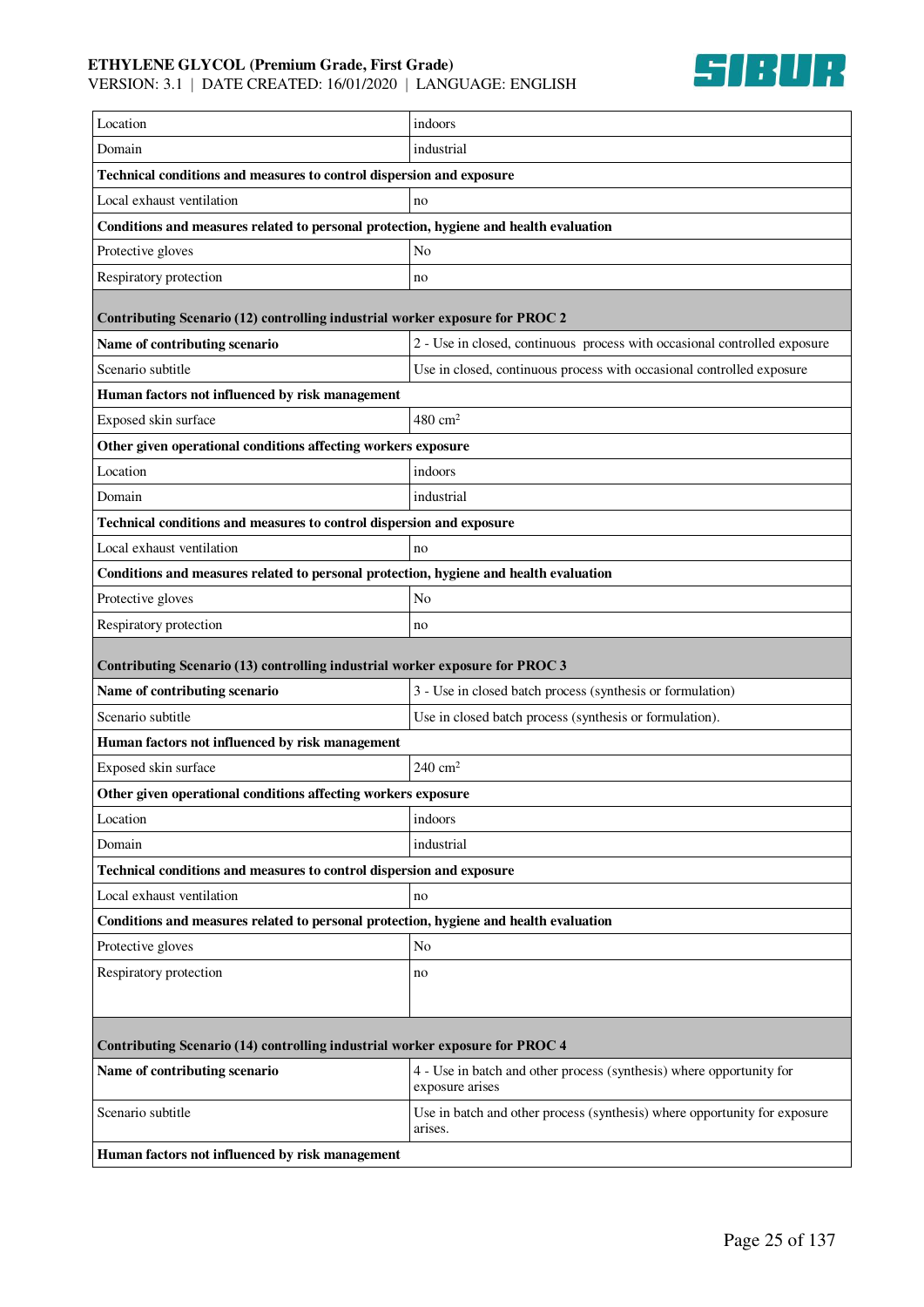| Location | indoors |
|---|---|
| Domain | industrial |
| **Technical conditions and measures to control dispersion and exposure** | |
| Local exhaust ventilation | no |
| **Conditions and measures related to personal protection, hygiene and health evaluation** | |
| Protective gloves | No |
| Respiratory protection | no |
| **Contributing Scenario (12) controlling industrial worker exposure for PROC 2** | |
| **Name of contributing scenario** | 2 - Use in closed, continuous process with occasional controlled exposure |
| Scenario subtitle | Use in closed, continuous process with occasional controlled exposure |
| **Human factors not influenced by risk management** | |
| Exposed skin surface | 480 $cm^2$ |
| **Other given operational conditions affecting workers exposure** | |
| Location | indoors |
| Domain | industrial |
| **Technical conditions and measures to control dispersion and exposure** | |
| Local exhaust ventilation | no |
| **Conditions and measures related to personal protection, hygiene and health evaluation** | |
| Protective gloves | No |
| Respiratory protection | no |
| **Contributing Scenario (13) controlling industrial worker exposure for PROC 3** | |
| **Name of contributing scenario** | 3 - Use in closed batch process (synthesis or formulation) |
| Scenario subtitle | Use in closed batch process (synthesis or formulation). |
| **Human factors not influenced by risk management** | |
| Exposed skin surface | 240 $cm^2$ |
| **Other given operational conditions affecting workers exposure** | |
| Location | indoors |
| Domain | industrial |
| **Technical conditions and measures to control dispersion and exposure** | |
| Local exhaust ventilation | no |
| **Conditions and measures related to personal protection, hygiene and health evaluation** | |
| Protective gloves | No |
| Respiratory protection | no |
| **Contributing Scenario (14) controlling industrial worker exposure for PROC 4** | |
| **Name of contributing scenario** | 4 - Use in batch and other process (synthesis) where opportunity for exposure arises |
| Scenario subtitle | Use in batch and other process (synthesis) where opportunity for exposure arises. |
| **Human factors not influenced by risk management** | |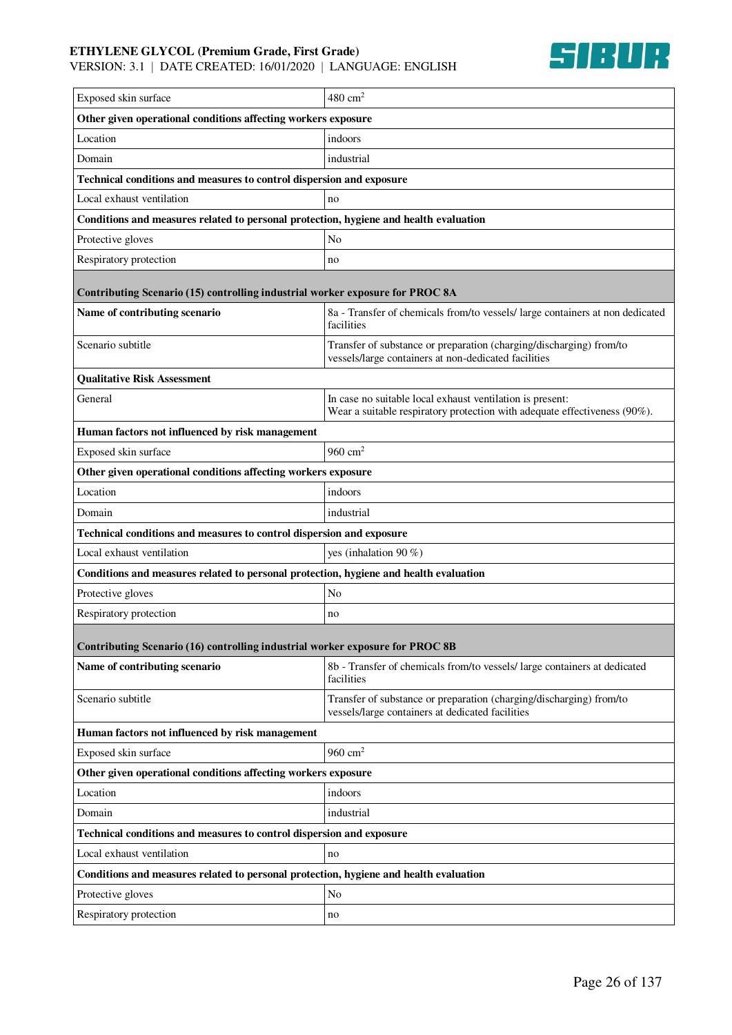| | |
|---|---|
| Exposed skin surface | 480 $cm^2$ |
| **Other given operational conditions affecting workers exposure** | |
| Location | indoors |
| Domain | industrial |
| **Technical conditions and measures to control dispersion and exposure** | |
| Local exhaust ventilation | no |
| **Conditions and measures related to personal protection, hygiene and health evaluation** | |
| Protective gloves | No |
| Respiratory protection | no |

**Contributing Scenario (15) controlling industrial worker exposure for PROC 8A**

| | |
|---|---|
| **Name of contributing scenario** | 8a - Transfer of chemicals from/to vessels/ large containers at non dedicated facilities |
| Scenario subtitle | Transfer of substance or preparation (charging/discharging) from/to vessels/large containers at non-dedicated facilities |
| **Qualitative Risk Assessment** | |
| General | In case no suitable local exhaust ventilation is present:<br>Wear a suitable respiratory protection with adequate effectiveness (90%). |
| **Human factors not influenced by risk management** | |
| Exposed skin surface | 960 $cm^2$ |
| **Other given operational conditions affecting workers exposure** | |
| Location | indoors |
| Domain | industrial |
| **Technical conditions and measures to control dispersion and exposure** | |
| Local exhaust ventilation | yes (inhalation 90 %) |
| **Conditions and measures related to personal protection, hygiene and health evaluation** | |
| Protective gloves | No |
| Respiratory protection | no |

**Contributing Scenario (16) controlling industrial worker exposure for PROC 8B**

| | |
|---|---|
| **Name of contributing scenario** | 8b - Transfer of chemicals from/to vessels/ large containers at dedicated facilities |
| Scenario subtitle | Transfer of substance or preparation (charging/discharging) from/to vessels/large containers at dedicated facilities |
| **Human factors not influenced by risk management** | |
| Exposed skin surface | 960 $cm^2$ |
| **Other given operational conditions affecting workers exposure** | |
| Location | indoors |
| Domain | industrial |
| **Technical conditions and measures to control dispersion and exposure** | |
| Local exhaust ventilation | no |
| **Conditions and measures related to personal protection, hygiene and health evaluation** | |
| Protective gloves | No |
| Respiratory protection | no |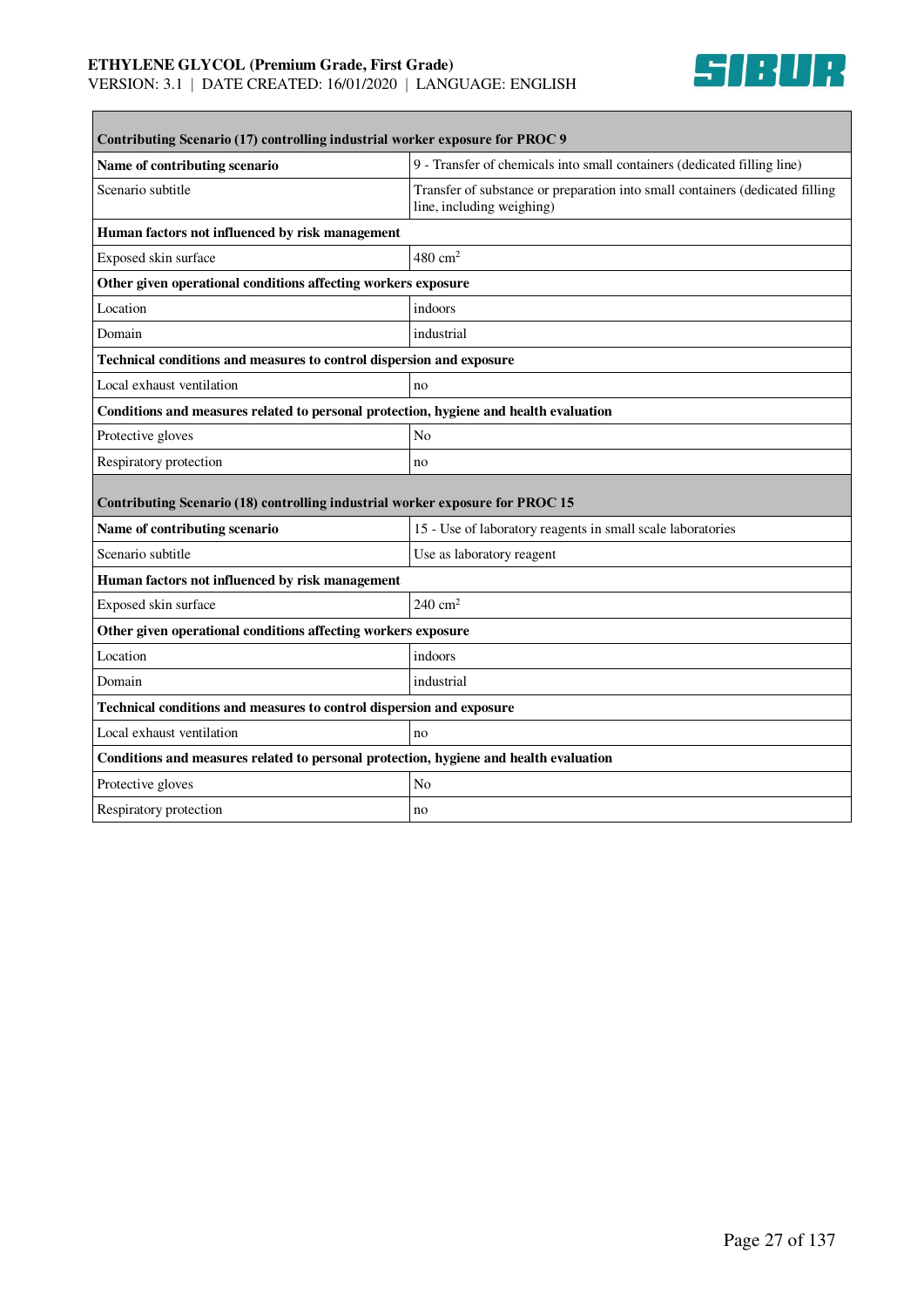| Contributing Scenario (17) controlling industrial worker exposure for PROC 9 | |
|---|---|
| **Name of contributing scenario** | 9 - Transfer of chemicals into small containers (dedicated filling line) |
| Scenario subtitle | Transfer of substance or preparation into small containers (dedicated filling line, including weighing) |
| **Human factors not influenced by risk management** | |
| Exposed skin surface | 480 $cm^2$ |
| **Other given operational conditions affecting workers exposure** | |
| Location | indoors |
| Domain | industrial |
| **Technical conditions and measures to control dispersion and exposure** | |
| Local exhaust ventilation | no |
| **Conditions and measures related to personal protection, hygiene and health evaluation** | |
| Protective gloves | No |
| Respiratory protection | no |

| Contributing Scenario (18) controlling industrial worker exposure for PROC 15 | |
|---|---|
| **Name of contributing scenario** | 15 - Use of laboratory reagents in small scale laboratories |
| Scenario subtitle | Use as laboratory reagent |
| **Human factors not influenced by risk management** | |
| Exposed skin surface | 240 $cm^2$ |
| **Other given operational conditions affecting workers exposure** | |
| Location | indoors |
| Domain | industrial |
| **Technical conditions and measures to control dispersion and exposure** | |
| Local exhaust ventilation | no |
| **Conditions and measures related to personal protection, hygiene and health evaluation** | |
| Protective gloves | No |
| Respiratory protection | no |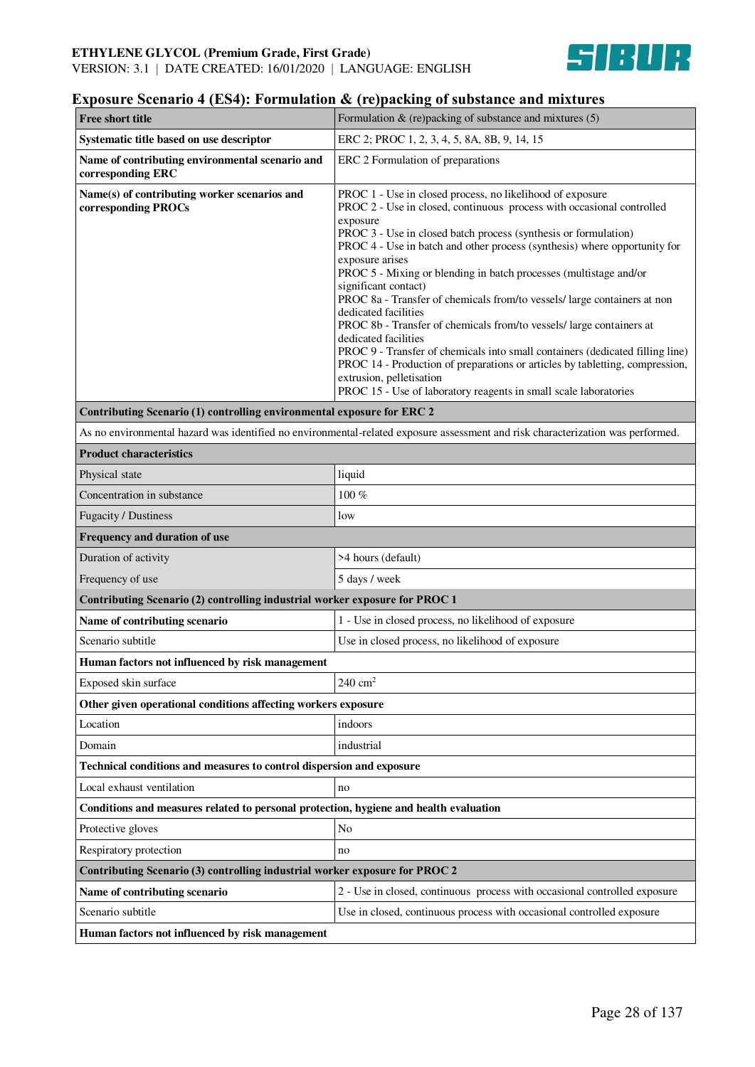## Exposure Scenario 4 (ES4): Formulation & (re)packing of substance and mixtures

| | |
|---|---|
| **Free short title** | Formulation & (re)packing of substance and mixtures (5) |
| **Systematic title based on use descriptor** | ERC 2; PROC 1, 2, 3, 4, 5, 8A, 8B, 9, 14, 15 |
| **Name of contributing environmental scenario and corresponding ERC** | ERC 2 Formulation of preparations |
| **Name(s) of contributing worker scenarios and corresponding PROCs** | PROC 1 - Use in closed process, no likelihood of exposure<br>PROC 2 - Use in closed, continuous process with occasional controlled exposure<br>PROC 3 - Use in closed batch process (synthesis or formulation)<br>PROC 4 - Use in batch and other process (synthesis) where opportunity for exposure arises<br>PROC 5 - Mixing or blending in batch processes (multistage and/or significant contact)<br>PROC 8a - Transfer of chemicals from/to vessels/ large containers at non dedicated facilities<br>PROC 8b - Transfer of chemicals from/to vessels/ large containers at dedicated facilities<br>PROC 9 - Transfer of chemicals into small containers (dedicated filling line)<br>PROC 14 - Production of preparations or articles by tabletting, compression, extrusion, pelletisation<br>PROC 15 - Use of laboratory reagents in small scale laboratories |
| **Contributing Scenario (1) controlling environmental exposure for ERC 2** | |
| As no environmental hazard was identified no environmental-related exposure assessment and risk characterization was performed. | |
| **Product characteristics** | |
| Physical state | liquid |
| Concentration in substance | 100 % |
| Fugacity / Dustiness | low |
| **Frequency and duration of use** | |
| Duration of activity | >4 hours (default) |
| Frequency of use | 5 days / week |
| **Contributing Scenario (2) controlling industrial worker exposure for PROC 1** | |
| **Name of contributing scenario** | 1 - Use in closed process, no likelihood of exposure |
| Scenario subtitle | Use in closed process, no likelihood of exposure |
| **Human factors not influenced by risk management** | |
| Exposed skin surface | 240 $cm^2$ |
| **Other given operational conditions affecting workers exposure** | |
| Location | indoors |
| Domain | industrial |
| **Technical conditions and measures to control dispersion and exposure** | |
| Local exhaust ventilation | no |
| **Conditions and measures related to personal protection, hygiene and health evaluation** | |
| Protective gloves | No |
| Respiratory protection | no |
| **Contributing Scenario (3) controlling industrial worker exposure for PROC 2** | |
| **Name of contributing scenario** | 2 - Use in closed, continuous process with occasional controlled exposure |
| Scenario subtitle | Use in closed, continuous process with occasional controlled exposure |
| **Human factors not influenced by risk management** | |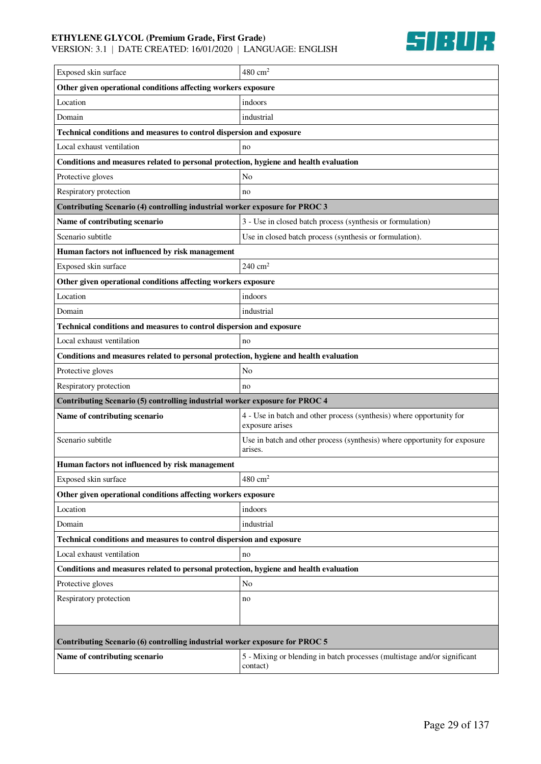| | |
|---|---|
| Exposed skin surface | 480 $cm^2$ |
| **Other given operational conditions affecting workers exposure** | |
| Location | indoors |
| Domain | industrial |
| **Technical conditions and measures to control dispersion and exposure** | |
| Local exhaust ventilation | no |
| **Conditions and measures related to personal protection, hygiene and health evaluation** | |
| Protective gloves | No |
| Respiratory protection | no |
| **Contributing Scenario (4) controlling industrial worker exposure for PROC 3** | |
| **Name of contributing scenario** | 3 - Use in closed batch process (synthesis or formulation) |
| Scenario subtitle | Use in closed batch process (synthesis or formulation). |
| **Human factors not influenced by risk management** | |
| Exposed skin surface | 240 $cm^2$ |
| **Other given operational conditions affecting workers exposure** | |
| Location | indoors |
| Domain | industrial |
| **Technical conditions and measures to control dispersion and exposure** | |
| Local exhaust ventilation | no |
| **Conditions and measures related to personal protection, hygiene and health evaluation** | |
| Protective gloves | No |
| Respiratory protection | no |
| **Contributing Scenario (5) controlling industrial worker exposure for PROC 4** | |
| **Name of contributing scenario** | 4 - Use in batch and other process (synthesis) where opportunity for exposure arises |
| Scenario subtitle | Use in batch and other process (synthesis) where opportunity for exposure arises. |
| **Human factors not influenced by risk management** | |
| Exposed skin surface | 480 $cm^2$ |
| **Other given operational conditions affecting workers exposure** | |
| Location | indoors |
| Domain | industrial |
| **Technical conditions and measures to control dispersion and exposure** | |
| Local exhaust ventilation | no |
| **Conditions and measures related to personal protection, hygiene and health evaluation** | |
| Protective gloves | No |
| Respiratory protection | no |
| **Contributing Scenario (6) controlling industrial worker exposure for PROC 5** | |
| **Name of contributing scenario** | 5 - Mixing or blending in batch processes (multistage and/or significant contact) |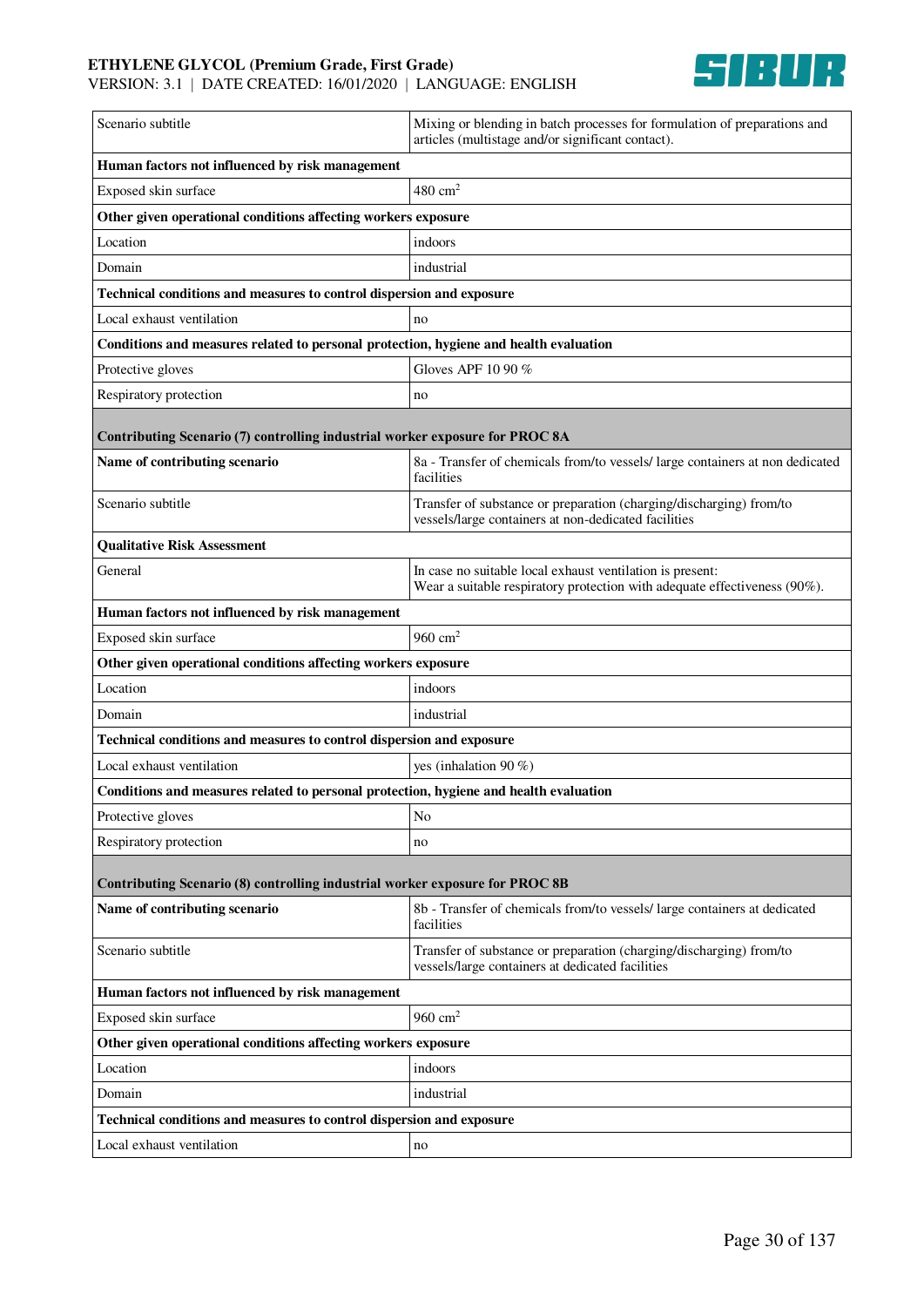| | |
|---|---|
| Scenario subtitle | Mixing or blending in batch processes for formulation of preparations and articles (multistage and/or significant contact). |
| **Human factors not influenced by risk management** | |
| Exposed skin surface | 480 $cm^2$ |
| **Other given operational conditions affecting workers exposure** | |
| Location | indoors |
| Domain | industrial |
| **Technical conditions and measures to control dispersion and exposure** | |
| Local exhaust ventilation | no |
| **Conditions and measures related to personal protection, hygiene and health evaluation** | |
| Protective gloves | Gloves APF 10 90 % |
| Respiratory protection | no |
| **Contributing Scenario (7) controlling industrial worker exposure for PROC 8A** | |
| **Name of contributing scenario** | 8a - Transfer of chemicals from/to vessels/ large containers at non dedicated facilities |
| Scenario subtitle | Transfer of substance or preparation (charging/discharging) from/to vessels/large containers at non-dedicated facilities |
| **Qualitative Risk Assessment** | |
| General | In case no suitable local exhaust ventilation is present: Wear a suitable respiratory protection with adequate effectiveness (90%). |
| **Human factors not influenced by risk management** | |
| Exposed skin surface | 960 $cm^2$ |
| **Other given operational conditions affecting workers exposure** | |
| Location | indoors |
| Domain | industrial |
| **Technical conditions and measures to control dispersion and exposure** | |
| Local exhaust ventilation | yes (inhalation 90 %) |
| **Conditions and measures related to personal protection, hygiene and health evaluation** | |
| Protective gloves | No |
| Respiratory protection | no |
| **Contributing Scenario (8) controlling industrial worker exposure for PROC 8B** | |
| **Name of contributing scenario** | 8b - Transfer of chemicals from/to vessels/ large containers at dedicated facilities |
| Scenario subtitle | Transfer of substance or preparation (charging/discharging) from/to vessels/large containers at dedicated facilities |
| **Human factors not influenced by risk management** | |
| Exposed skin surface | 960 $cm^2$ |
| **Other given operational conditions affecting workers exposure** | |
| Location | indoors |
| Domain | industrial |
| **Technical conditions and measures to control dispersion and exposure** | |
| Local exhaust ventilation | no |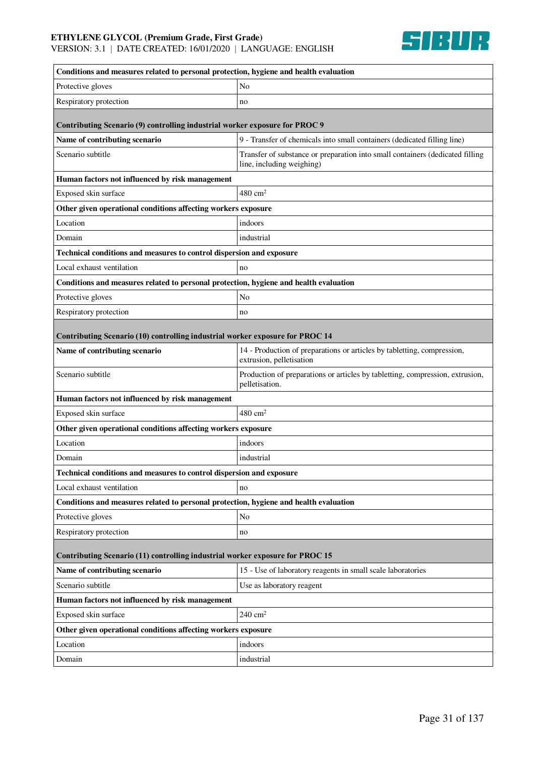| Conditions and measures related to personal protection, hygiene and health evaluation | |
|---|---|
| Protective gloves | No |
| Respiratory protection | no |
| **Contributing Scenario (9) controlling industrial worker exposure for PROC 9** | |
| **Name of contributing scenario** | 9 - Transfer of chemicals into small containers (dedicated filling line) |
| Scenario subtitle | Transfer of substance or preparation into small containers (dedicated filling line, including weighing) |
| **Human factors not influenced by risk management** | |
| Exposed skin surface | 480 $cm^2$ |
| **Other given operational conditions affecting workers exposure** | |
| Location | indoors |
| Domain | industrial |
| **Technical conditions and measures to control dispersion and exposure** | |
| Local exhaust ventilation | no |
| **Conditions and measures related to personal protection, hygiene and health evaluation** | |
| Protective gloves | No |
| Respiratory protection | no |
| **Contributing Scenario (10) controlling industrial worker exposure for PROC 14** | |
| **Name of contributing scenario** | 14 - Production of preparations or articles by tabletting, compression, extrusion, pelletisation |
| Scenario subtitle | Production of preparations or articles by tabletting, compression, extrusion, pelletisation. |
| **Human factors not influenced by risk management** | |
| Exposed skin surface | 480 $cm^2$ |
| **Other given operational conditions affecting workers exposure** | |
| Location | indoors |
| Domain | industrial |
| **Technical conditions and measures to control dispersion and exposure** | |
| Local exhaust ventilation | no |
| **Conditions and measures related to personal protection, hygiene and health evaluation** | |
| Protective gloves | No |
| Respiratory protection | no |
| **Contributing Scenario (11) controlling industrial worker exposure for PROC 15** | |
| **Name of contributing scenario** | 15 - Use of laboratory reagents in small scale laboratories |
| Scenario subtitle | Use as laboratory reagent |
| **Human factors not influenced by risk management** | |
| Exposed skin surface | 240 $cm^2$ |
| **Other given operational conditions affecting workers exposure** | |
| Location | indoors |
| Domain | industrial |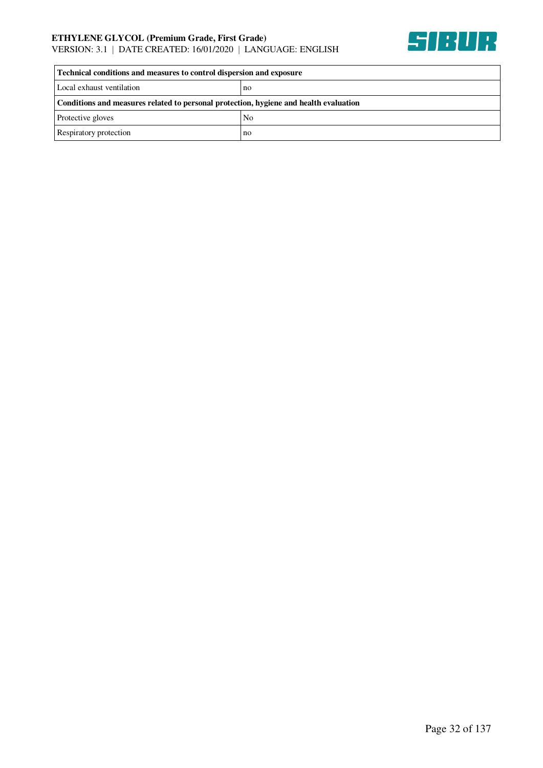| Technical conditions and measures to control dispersion and exposure | |
|---|---|
| Local exhaust ventilation | no |
| **Conditions and measures related to personal protection, hygiene and health evaluation** | |
| Protective gloves | No |
| Respiratory protection | no |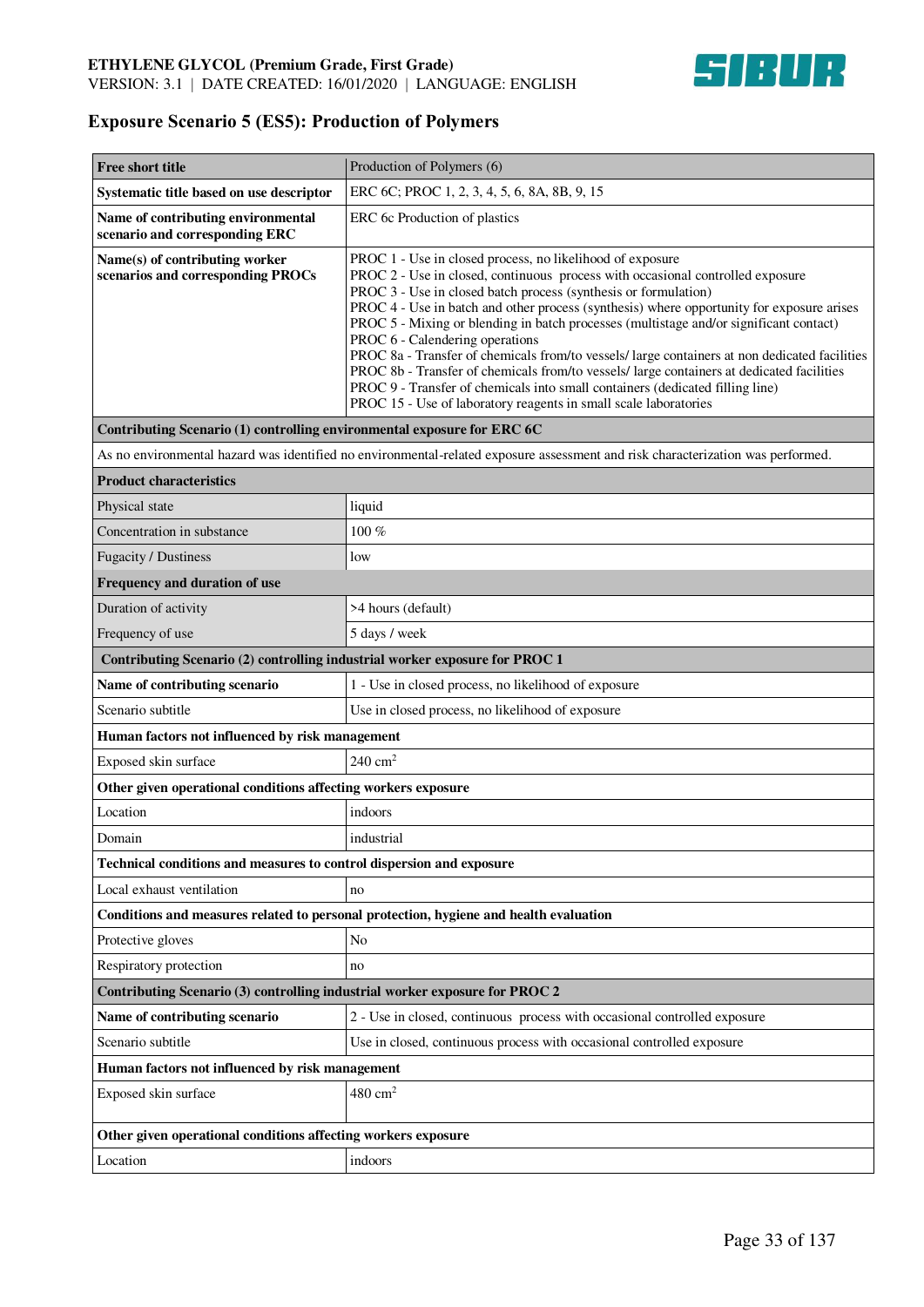## Exposure Scenario 5 (ES5): Production of Polymers

| Free short title | Production of Polymers (6) |
|---|---|
| **Systematic title based on use descriptor** | ERC 6C; PROC 1, 2, 3, 4, 5, 6, 8A, 8B, 9, 15 |
| **Name of contributing environmental scenario and corresponding ERC** | ERC 6c Production of plastics |
| **Name(s) of contributing worker scenarios and corresponding PROCs** | PROC 1 - Use in closed process, no likelihood of exposure<br>PROC 2 - Use in closed, continuous process with occasional controlled exposure<br>PROC 3 - Use in closed batch process (synthesis or formulation)<br>PROC 4 - Use in batch and other process (synthesis) where opportunity for exposure arises<br>PROC 5 - Mixing or blending in batch processes (multistage and/or significant contact)<br>PROC 6 - Calendering operations<br>PROC 8a - Transfer of chemicals from/to vessels/ large containers at non dedicated facilities<br>PROC 8b - Transfer of chemicals from/to vessels/ large containers at dedicated facilities<br>PROC 9 - Transfer of chemicals into small containers (dedicated filling line)<br>PROC 15 - Use of laboratory reagents in small scale laboratories |
| **Contributing Scenario (1) controlling environmental exposure for ERC 6C** | |
| As no environmental hazard was identified no environmental-related exposure assessment and risk characterization was performed. | |
| **Product characteristics** | |
| Physical state | liquid |
| Concentration in substance | 100 % |
| Fugacity / Dustiness | low |
| **Frequency and duration of use** | |
| Duration of activity | >4 hours (default) |
| Frequency of use | 5 days / week |
| **Contributing Scenario (2) controlling industrial worker exposure for PROC 1** | |
| **Name of contributing scenario** | 1 - Use in closed process, no likelihood of exposure |
| Scenario subtitle | Use in closed process, no likelihood of exposure |
| **Human factors not influenced by risk management** | |
| Exposed skin surface | 240 $cm^2$ |
| **Other given operational conditions affecting workers exposure** | |
| Location | indoors |
| Domain | industrial |
| **Technical conditions and measures to control dispersion and exposure** | |
| Local exhaust ventilation | no |
| **Conditions and measures related to personal protection, hygiene and health evaluation** | |
| Protective gloves | No |
| Respiratory protection | no |
| **Contributing Scenario (3) controlling industrial worker exposure for PROC 2** | |
| **Name of contributing scenario** | 2 - Use in closed, continuous process with occasional controlled exposure |
| Scenario subtitle | Use in closed, continuous process with occasional controlled exposure |
| **Human factors not influenced by risk management** | |
| Exposed skin surface | 480 $cm^2$ |
| **Other given operational conditions affecting workers exposure** | |
| Location | indoors |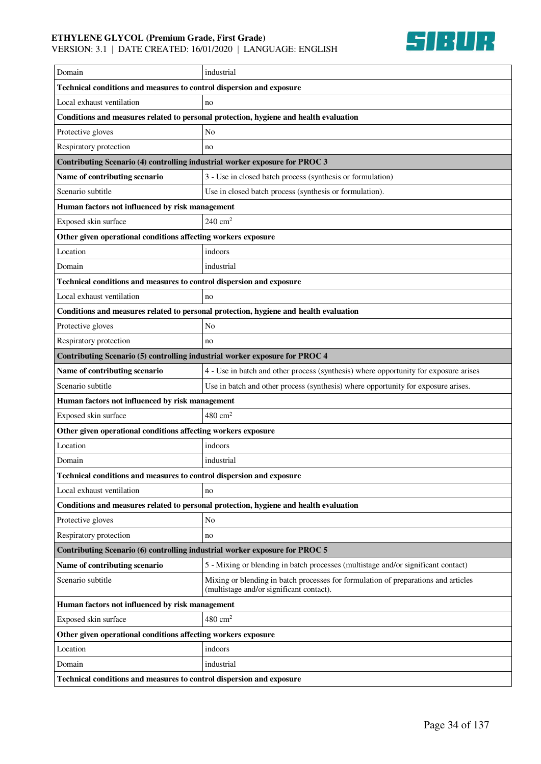| Domain | industrial |
|---|---|
| **Technical conditions and measures to control dispersion and exposure** | |
| Local exhaust ventilation | no |
| **Conditions and measures related to personal protection, hygiene and health evaluation** | |
| Protective gloves | No |
| Respiratory protection | no |
| **Contributing Scenario (4) controlling industrial worker exposure for PROC 3** | |
| **Name of contributing scenario** | 3 - Use in closed batch process (synthesis or formulation) |
| Scenario subtitle | Use in closed batch process (synthesis or formulation). |
| **Human factors not influenced by risk management** | |
| Exposed skin surface | 240 $cm^2$ |
| **Other given operational conditions affecting workers exposure** | |
| Location | indoors |
| Domain | industrial |
| **Technical conditions and measures to control dispersion and exposure** | |
| Local exhaust ventilation | no |
| **Conditions and measures related to personal protection, hygiene and health evaluation** | |
| Protective gloves | No |
| Respiratory protection | no |
| **Contributing Scenario (5) controlling industrial worker exposure for PROC 4** | |
| **Name of contributing scenario** | 4 - Use in batch and other process (synthesis) where opportunity for exposure arises |
| Scenario subtitle | Use in batch and other process (synthesis) where opportunity for exposure arises. |
| **Human factors not influenced by risk management** | |
| Exposed skin surface | 480 $cm^2$ |
| **Other given operational conditions affecting workers exposure** | |
| Location | indoors |
| Domain | industrial |
| **Technical conditions and measures to control dispersion and exposure** | |
| Local exhaust ventilation | no |
| **Conditions and measures related to personal protection, hygiene and health evaluation** | |
| Protective gloves | No |
| Respiratory protection | no |
| **Contributing Scenario (6) controlling industrial worker exposure for PROC 5** | |
| **Name of contributing scenario** | 5 - Mixing or blending in batch processes (multistage and/or significant contact) |
| Scenario subtitle | Mixing or blending in batch processes for formulation of preparations and articles (multistage and/or significant contact). |
| **Human factors not influenced by risk management** | |
| Exposed skin surface | 480 $cm^2$ |
| **Other given operational conditions affecting workers exposure** | |
| Location | indoors |
| Domain | industrial |
| **Technical conditions and measures to control dispersion and exposure** | |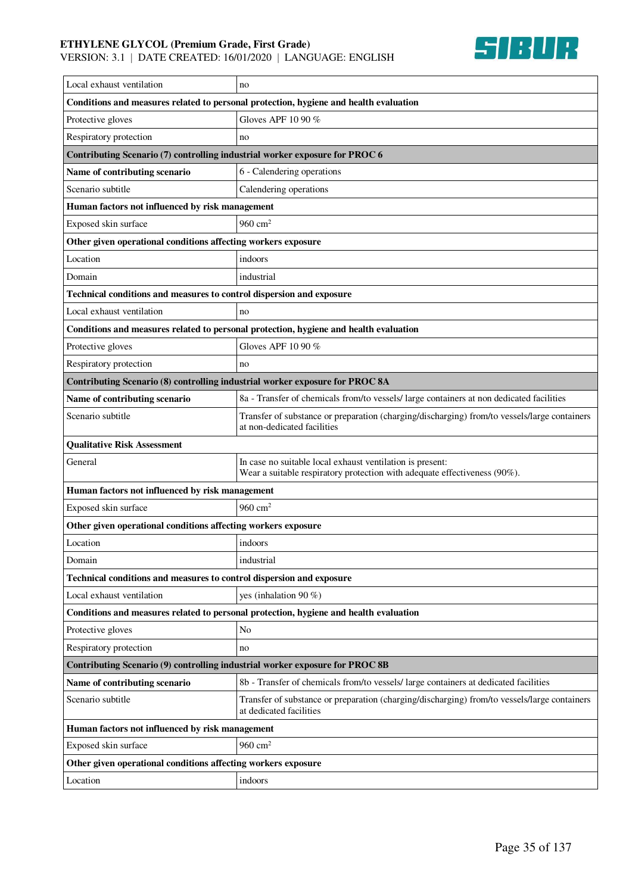| | |
|---|---|
| Local exhaust ventilation | no |
| **Conditions and measures related to personal protection, hygiene and health evaluation** | |
| Protective gloves | Gloves APF 10 90 % |
| Respiratory protection | no |
| **Contributing Scenario (7) controlling industrial worker exposure for PROC 6** | |
| **Name of contributing scenario** | 6 - Calendering operations |
| Scenario subtitle | Calendering operations |
| **Human factors not influenced by risk management** | |
| Exposed skin surface | 960 $cm^2$ |
| **Other given operational conditions affecting workers exposure** | |
| Location | indoors |
| Domain | industrial |
| **Technical conditions and measures to control dispersion and exposure** | |
| Local exhaust ventilation | no |
| **Conditions and measures related to personal protection, hygiene and health evaluation** | |
| Protective gloves | Gloves APF 10 90 % |
| Respiratory protection | no |
| **Contributing Scenario (8) controlling industrial worker exposure for PROC 8A** | |
| **Name of contributing scenario** | 8a - Transfer of chemicals from/to vessels/ large containers at non dedicated facilities |
| Scenario subtitle | Transfer of substance or preparation (charging/discharging) from/to vessels/large containers at non-dedicated facilities |
| **Qualitative Risk Assessment** | |
| General | In case no suitable local exhaust ventilation is present:<br>Wear a suitable respiratory protection with adequate effectiveness (90%). |
| **Human factors not influenced by risk management** | |
| Exposed skin surface | 960 $cm^2$ |
| **Other given operational conditions affecting workers exposure** | |
| Location | indoors |
| Domain | industrial |
| **Technical conditions and measures to control dispersion and exposure** | |
| Local exhaust ventilation | yes (inhalation 90 %) |
| **Conditions and measures related to personal protection, hygiene and health evaluation** | |
| Protective gloves | No |
| Respiratory protection | no |
| **Contributing Scenario (9) controlling industrial worker exposure for PROC 8B** | |
| **Name of contributing scenario** | 8b - Transfer of chemicals from/to vessels/ large containers at dedicated facilities |
| Scenario subtitle | Transfer of substance or preparation (charging/discharging) from/to vessels/large containers at dedicated facilities |
| **Human factors not influenced by risk management** | |
| Exposed skin surface | 960 $cm^2$ |
| **Other given operational conditions affecting workers exposure** | |
| Location | indoors |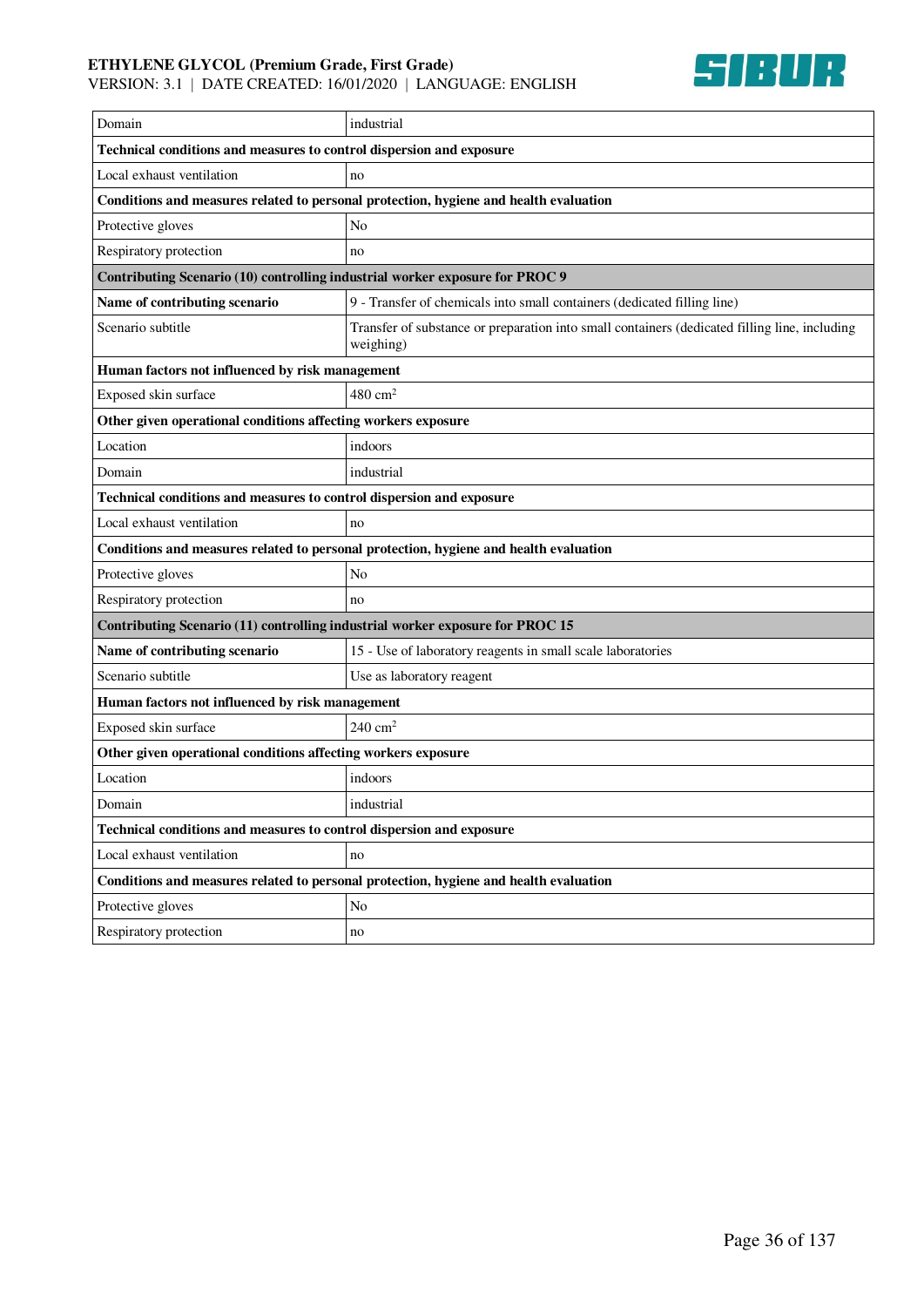| Domain | industrial |
|---|---|
| **Technical conditions and measures to control dispersion and exposure** | |
| Local exhaust ventilation | no |
| **Conditions and measures related to personal protection, hygiene and health evaluation** | |
| Protective gloves | No |
| Respiratory protection | no |
| **Contributing Scenario (10) controlling industrial worker exposure for PROC 9** | |
| **Name of contributing scenario** | 9 - Transfer of chemicals into small containers (dedicated filling line) |
| Scenario subtitle | Transfer of substance or preparation into small containers (dedicated filling line, including weighing) |
| **Human factors not influenced by risk management** | |
| Exposed skin surface | 480 $cm^2$ |
| **Other given operational conditions affecting workers exposure** | |
| Location | indoors |
| Domain | industrial |
| **Technical conditions and measures to control dispersion and exposure** | |
| Local exhaust ventilation | no |
| **Conditions and measures related to personal protection, hygiene and health evaluation** | |
| Protective gloves | No |
| Respiratory protection | no |
| **Contributing Scenario (11) controlling industrial worker exposure for PROC 15** | |
| **Name of contributing scenario** | 15 - Use of laboratory reagents in small scale laboratories |
| Scenario subtitle | Use as laboratory reagent |
| **Human factors not influenced by risk management** | |
| Exposed skin surface | 240 $cm^2$ |
| **Other given operational conditions affecting workers exposure** | |
| Location | indoors |
| Domain | industrial |
| **Technical conditions and measures to control dispersion and exposure** | |
| Local exhaust ventilation | no |
| **Conditions and measures related to personal protection, hygiene and health evaluation** | |
| Protective gloves | No |
| Respiratory protection | no |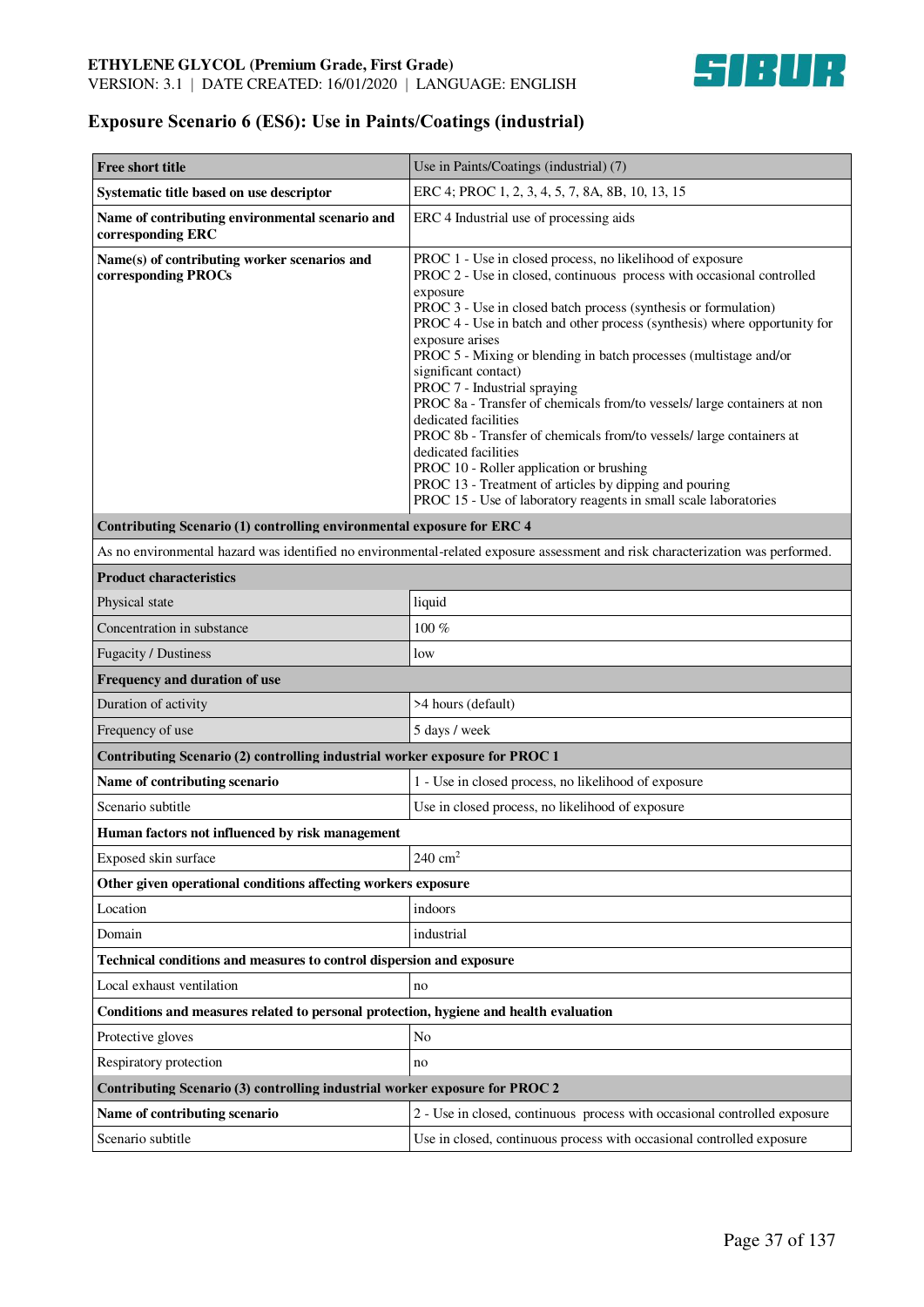## Exposure Scenario 6 (ES6): Use in Paints/Coatings (industrial)

| Free short title | Use in Paints/Coatings (industrial) (7) |
|---|---|
| **Systematic title based on use descriptor** | ERC 4; PROC 1, 2, 3, 4, 5, 7, 8A, 8B, 10, 13, 15 |
| **Name of contributing environmental scenario and corresponding ERC** | ERC 4 Industrial use of processing aids |
| **Name(s) of contributing worker scenarios and corresponding PROCs** | PROC 1 - Use in closed process, no likelihood of exposure<br>PROC 2 - Use in closed, continuous process with occasional controlled exposure<br>PROC 3 - Use in closed batch process (synthesis or formulation)<br>PROC 4 - Use in batch and other process (synthesis) where opportunity for exposure arises<br>PROC 5 - Mixing or blending in batch processes (multistage and/or significant contact)<br>PROC 7 - Industrial spraying<br>PROC 8a - Transfer of chemicals from/to vessels/ large containers at non dedicated facilities<br>PROC 8b - Transfer of chemicals from/to vessels/ large containers at dedicated facilities<br>PROC 10 - Roller application or brushing<br>PROC 13 - Treatment of articles by dipping and pouring<br>PROC 15 - Use of laboratory reagents in small scale laboratories |
| **Contributing Scenario (1) controlling environmental exposure for ERC 4** | |
| As no environmental hazard was identified no environmental-related exposure assessment and risk characterization was performed. | |
| **Product characteristics** | |
| Physical state | liquid |
| Concentration in substance | 100 % |
| Fugacity / Dustiness | low |
| **Frequency and duration of use** | |
| Duration of activity | >4 hours (default) |
| Frequency of use | 5 days / week |
| **Contributing Scenario (2) controlling industrial worker exposure for PROC 1** | |
| **Name of contributing scenario** | 1 - Use in closed process, no likelihood of exposure |
| Scenario subtitle | Use in closed process, no likelihood of exposure |
| **Human factors not influenced by risk management** | |
| Exposed skin surface | 240 $cm^2$ |
| **Other given operational conditions affecting workers exposure** | |
| Location | indoors |
| Domain | industrial |
| **Technical conditions and measures to control dispersion and exposure** | |
| Local exhaust ventilation | no |
| **Conditions and measures related to personal protection, hygiene and health evaluation** | |
| Protective gloves | No |
| Respiratory protection | no |
| **Contributing Scenario (3) controlling industrial worker exposure for PROC 2** | |
| **Name of contributing scenario** | 2 - Use in closed, continuous process with occasional controlled exposure |
| Scenario subtitle | Use in closed, continuous process with occasional controlled exposure |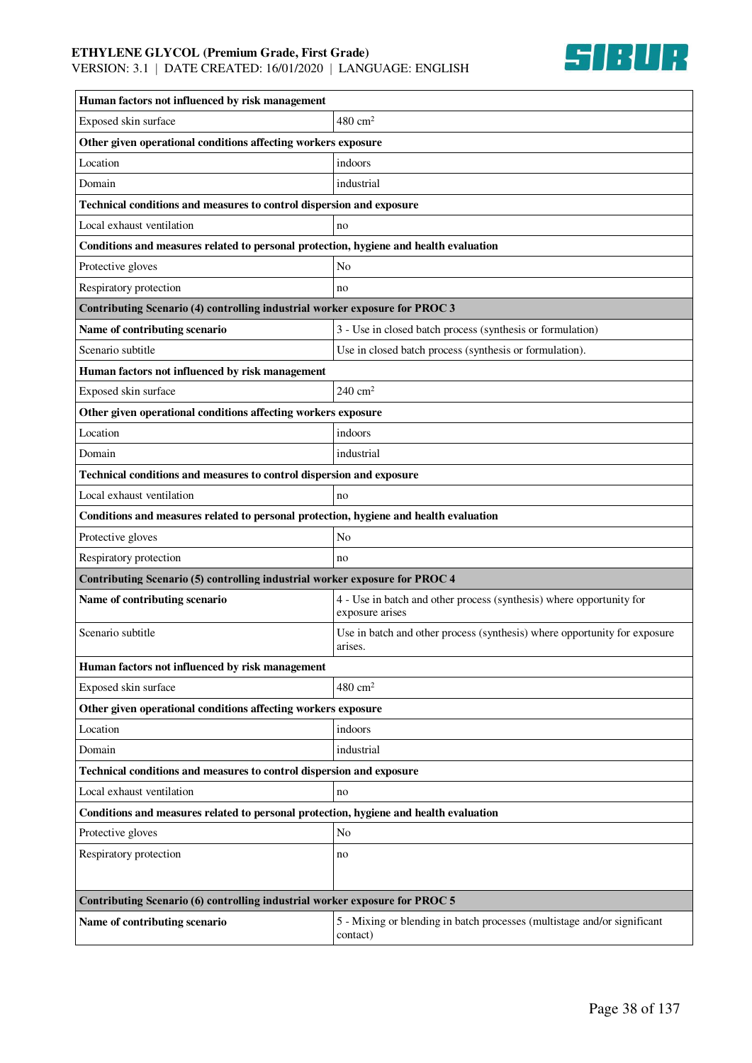| Human factors not influenced by risk management | |
|---|---|
| Exposed skin surface | 480 $cm^2$ |
| **Other given operational conditions affecting workers exposure** | |
| Location | indoors |
| Domain | industrial |
| **Technical conditions and measures to control dispersion and exposure** | |
| Local exhaust ventilation | no |
| **Conditions and measures related to personal protection, hygiene and health evaluation** | |
| Protective gloves | No |
| Respiratory protection | no |
| **Contributing Scenario (4) controlling industrial worker exposure for PROC 3** | |
| **Name of contributing scenario** | 3 - Use in closed batch process (synthesis or formulation) |
| Scenario subtitle | Use in closed batch process (synthesis or formulation). |
| **Human factors not influenced by risk management** | |
| Exposed skin surface | 240 $cm^2$ |
| **Other given operational conditions affecting workers exposure** | |
| Location | indoors |
| Domain | industrial |
| **Technical conditions and measures to control dispersion and exposure** | |
| Local exhaust ventilation | no |
| **Conditions and measures related to personal protection, hygiene and health evaluation** | |
| Protective gloves | No |
| Respiratory protection | no |
| **Contributing Scenario (5) controlling industrial worker exposure for PROC 4** | |
| **Name of contributing scenario** | 4 - Use in batch and other process (synthesis) where opportunity for exposure arises |
| Scenario subtitle | Use in batch and other process (synthesis) where opportunity for exposure arises. |
| **Human factors not influenced by risk management** | |
| Exposed skin surface | 480 $cm^2$ |
| **Other given operational conditions affecting workers exposure** | |
| Location | indoors |
| Domain | industrial |
| **Technical conditions and measures to control dispersion and exposure** | |
| Local exhaust ventilation | no |
| **Conditions and measures related to personal protection, hygiene and health evaluation** | |
| Protective gloves | No |
| Respiratory protection | no |
| **Contributing Scenario (6) controlling industrial worker exposure for PROC 5** | |
| **Name of contributing scenario** | 5 - Mixing or blending in batch processes (multistage and/or significant contact) |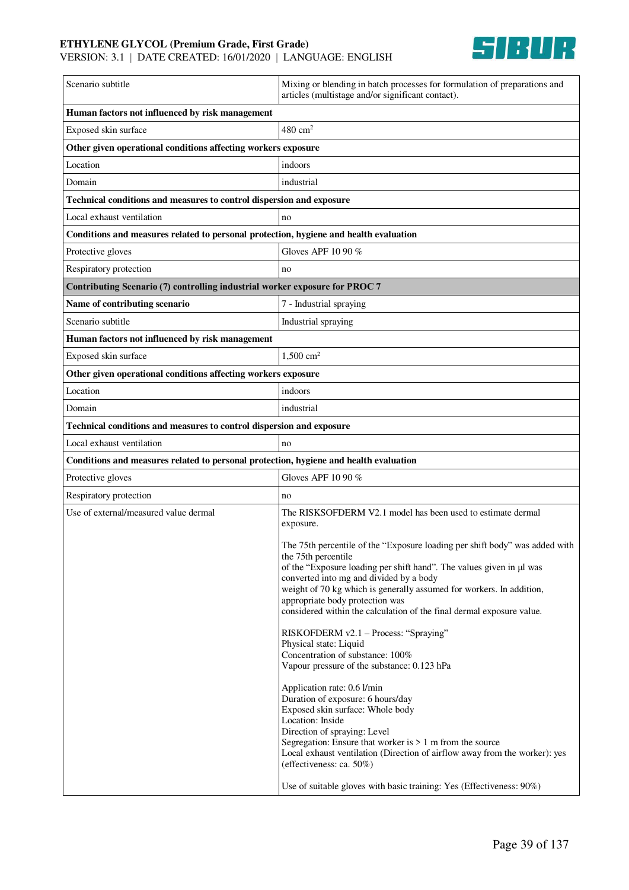| Scenario subtitle | Mixing or blending in batch processes for formulation of preparations and articles (multistage and/or significant contact). |
|---|---|
| **Human factors not influenced by risk management** | |
| Exposed skin surface | 480 $cm^2$ |
| **Other given operational conditions affecting workers exposure** | |
| Location | indoors |
| Domain | industrial |
| **Technical conditions and measures to control dispersion and exposure** | |
| Local exhaust ventilation | no |
| **Conditions and measures related to personal protection, hygiene and health evaluation** | |
| Protective gloves | Gloves APF 10 90 % |
| Respiratory protection | no |
| **Contributing Scenario (7) controlling industrial worker exposure for PROC 7** | |
| **Name of contributing scenario** | 7 - Industrial spraying |
| Scenario subtitle | Industrial spraying |
| **Human factors not influenced by risk management** | |
| Exposed skin surface | 1,500 $cm^2$ |
| **Other given operational conditions affecting workers exposure** | |
| Location | indoors |
| Domain | industrial |
| **Technical conditions and measures to control dispersion and exposure** | |
| Local exhaust ventilation | no |
| **Conditions and measures related to personal protection, hygiene and health evaluation** | |
| Protective gloves | Gloves APF 10 90 % |
| Respiratory protection | no |
| Use of external/measured value dermal | The RISKSOFDERM V2.1 model has been used to estimate dermal exposure.<br><br>The 75th percentile of the "Exposure loading per shift body" was added with the 75th percentile of the "Exposure loading per shift hand". The values given in µl was converted into mg and divided by a body weight of 70 kg which is generally assumed for workers. In addition, appropriate body protection was considered within the calculation of the final dermal exposure value.<br><br>RISKOFDERM v2.1 – Process: "Spraying"<br>Physical state: Liquid<br>Concentration of substance: 100%<br>Vapour pressure of the substance: 0.123 hPa<br><br>Application rate: 0.6 l/min<br>Duration of exposure: 6 hours/day<br>Exposed skin surface: Whole body<br>Location: Inside<br>Direction of spraying: Level<br>Segregation: Ensure that worker is > 1 m from the source<br>Local exhaust ventilation (Direction of airflow away from the worker): yes (effectiveness: ca. 50%)<br><br>Use of suitable gloves with basic training: Yes (Effectiveness: 90%) |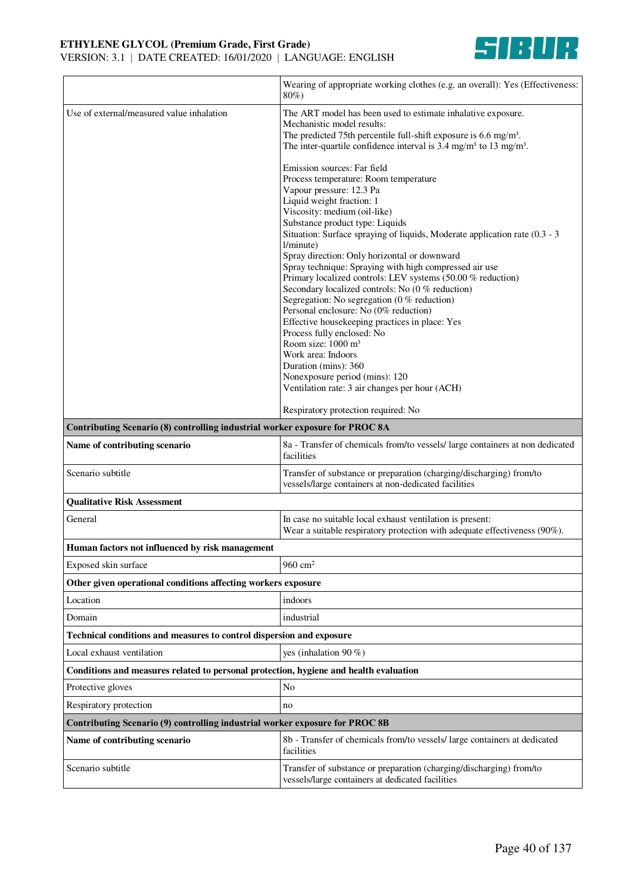| | |
|---|---|
| | Wearing of appropriate working clothes (e.g. an overall): Yes (Effectiveness: 80%) |
| Use of external/measured value inhalation | The ART model has been used to estimate inhalative exposure.<br>Mechanistic model results:<br>The predicted 75th percentile full-shift exposure is 6.6 mg/m³.<br>The inter-quartile confidence interval is 3.4 mg/m³ to 13 mg/m³.<br><br>Emission sources: Far field<br>Process temperature: Room temperature<br>Vapour pressure: 12.3 Pa<br>Liquid weight fraction: 1<br>Viscosity: medium (oil-like)<br>Substance product type: Liquids<br>Situation: Surface spraying of liquids, Moderate application rate (0.3 - 3 l/minute)<br>Spray direction: Only horizontal or downward<br>Spray technique: Spraying with high compressed air use<br>Primary localized controls: LEV systems (50.00 % reduction)<br>Secondary localized controls: No (0 % reduction)<br>Segregation: No segregation (0 % reduction)<br>Personal enclosure: No (0% reduction)<br>Effective housekeeping practices in place: Yes<br>Process fully enclosed: No<br>Room size: 1000 m³<br>Work area: Indoors<br>Duration (mins): 360<br>Nonexposure period (mins): 120<br>Ventilation rate: 3 air changes per hour (ACH)<br><br>Respiratory protection required: No |
| **Contributing Scenario (8) controlling industrial worker exposure for PROC 8A** | |
| **Name of contributing scenario** | 8a - Transfer of chemicals from/to vessels/ large containers at non dedicated facilities |
| Scenario subtitle | Transfer of substance or preparation (charging/discharging) from/to vessels/large containers at non-dedicated facilities |
| **Qualitative Risk Assessment** | |
| General | In case no suitable local exhaust ventilation is present:<br>Wear a suitable respiratory protection with adequate effectiveness (90%). |
| **Human factors not influenced by risk management** | |
| Exposed skin surface | 960 cm² |
| **Other given operational conditions affecting workers exposure** | |
| Location | indoors |
| Domain | industrial |
| **Technical conditions and measures to control dispersion and exposure** | |
| Local exhaust ventilation | yes (inhalation 90 %) |
| **Conditions and measures related to personal protection, hygiene and health evaluation** | |
| Protective gloves | No |
| Respiratory protection | no |
| **Contributing Scenario (9) controlling industrial worker exposure for PROC 8B** | |
| **Name of contributing scenario** | 8b - Transfer of chemicals from/to vessels/ large containers at dedicated facilities |
| Scenario subtitle | Transfer of substance or preparation (charging/discharging) from/to vessels/large containers at dedicated facilities |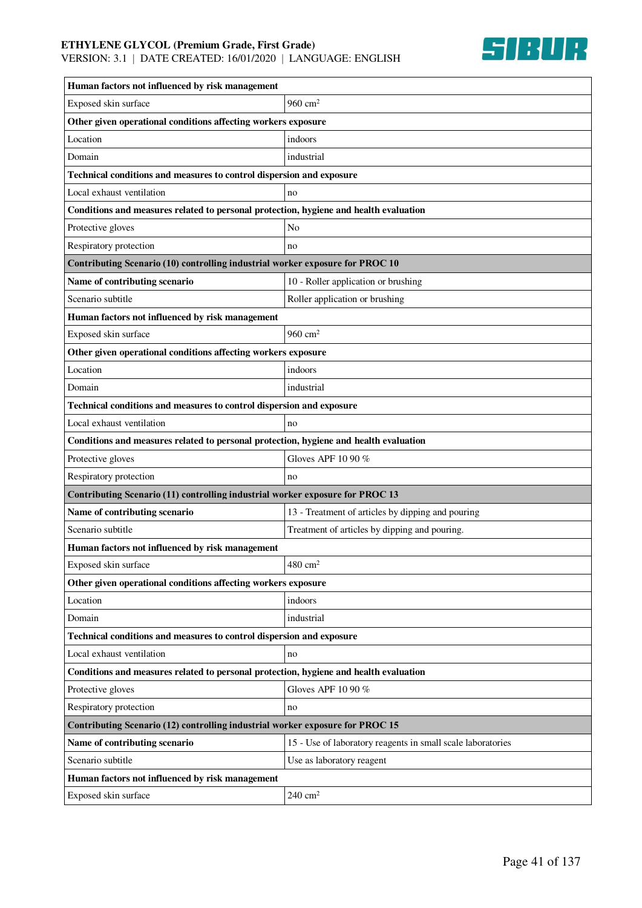| Human factors not influenced by risk management | |
|---|---|
| Exposed skin surface | 960 $cm^2$ |
| **Other given operational conditions affecting workers exposure** | |
| Location | indoors |
| Domain | industrial |
| **Technical conditions and measures to control dispersion and exposure** | |
| Local exhaust ventilation | no |
| **Conditions and measures related to personal protection, hygiene and health evaluation** | |
| Protective gloves | No |
| Respiratory protection | no |
| **Contributing Scenario (10) controlling industrial worker exposure for PROC 10** | |
| **Name of contributing scenario** | 10 - Roller application or brushing |
| Scenario subtitle | Roller application or brushing |
| **Human factors not influenced by risk management** | |
| Exposed skin surface | 960 $cm^2$ |
| **Other given operational conditions affecting workers exposure** | |
| Location | indoors |
| Domain | industrial |
| **Technical conditions and measures to control dispersion and exposure** | |
| Local exhaust ventilation | no |
| **Conditions and measures related to personal protection, hygiene and health evaluation** | |
| Protective gloves | Gloves APF 10 90 % |
| Respiratory protection | no |
| **Contributing Scenario (11) controlling industrial worker exposure for PROC 13** | |
| **Name of contributing scenario** | 13 - Treatment of articles by dipping and pouring |
| Scenario subtitle | Treatment of articles by dipping and pouring. |
| **Human factors not influenced by risk management** | |
| Exposed skin surface | 480 $cm^2$ |
| **Other given operational conditions affecting workers exposure** | |
| Location | indoors |
| Domain | industrial |
| **Technical conditions and measures to control dispersion and exposure** | |
| Local exhaust ventilation | no |
| **Conditions and measures related to personal protection, hygiene and health evaluation** | |
| Protective gloves | Gloves APF 10 90 % |
| Respiratory protection | no |
| **Contributing Scenario (12) controlling industrial worker exposure for PROC 15** | |
| **Name of contributing scenario** | 15 - Use of laboratory reagents in small scale laboratories |
| Scenario subtitle | Use as laboratory reagent |
| **Human factors not influenced by risk management** | |
| Exposed skin surface | 240 $cm^2$ |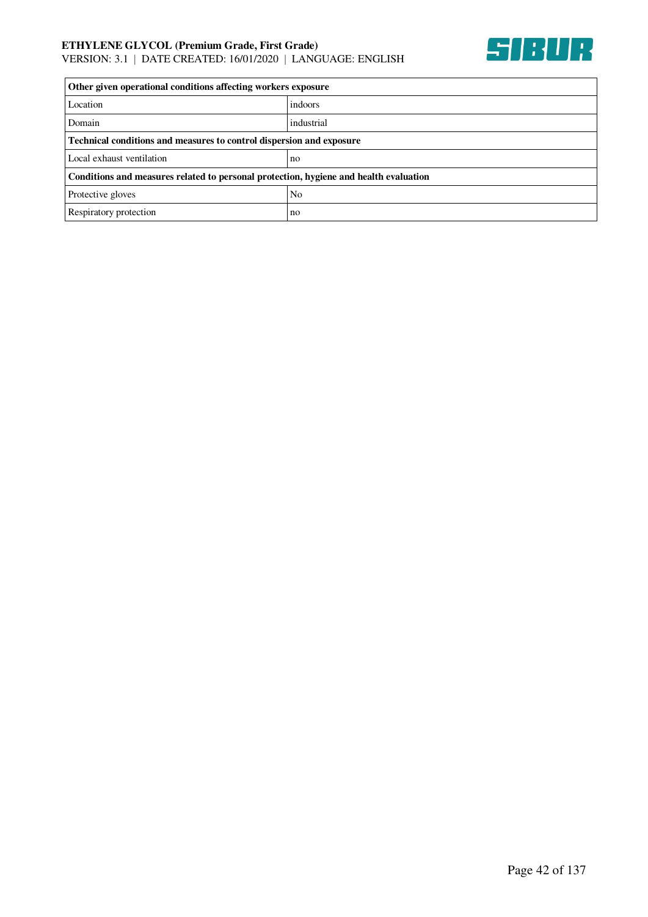| Other given operational conditions affecting workers exposure | |
|---|---|
| Location | indoors |
| Domain | industrial |
| **Technical conditions and measures to control dispersion and exposure** | |
| Local exhaust ventilation | no |
| **Conditions and measures related to personal protection, hygiene and health evaluation** | |
| Protective gloves | No |
| Respiratory protection | no |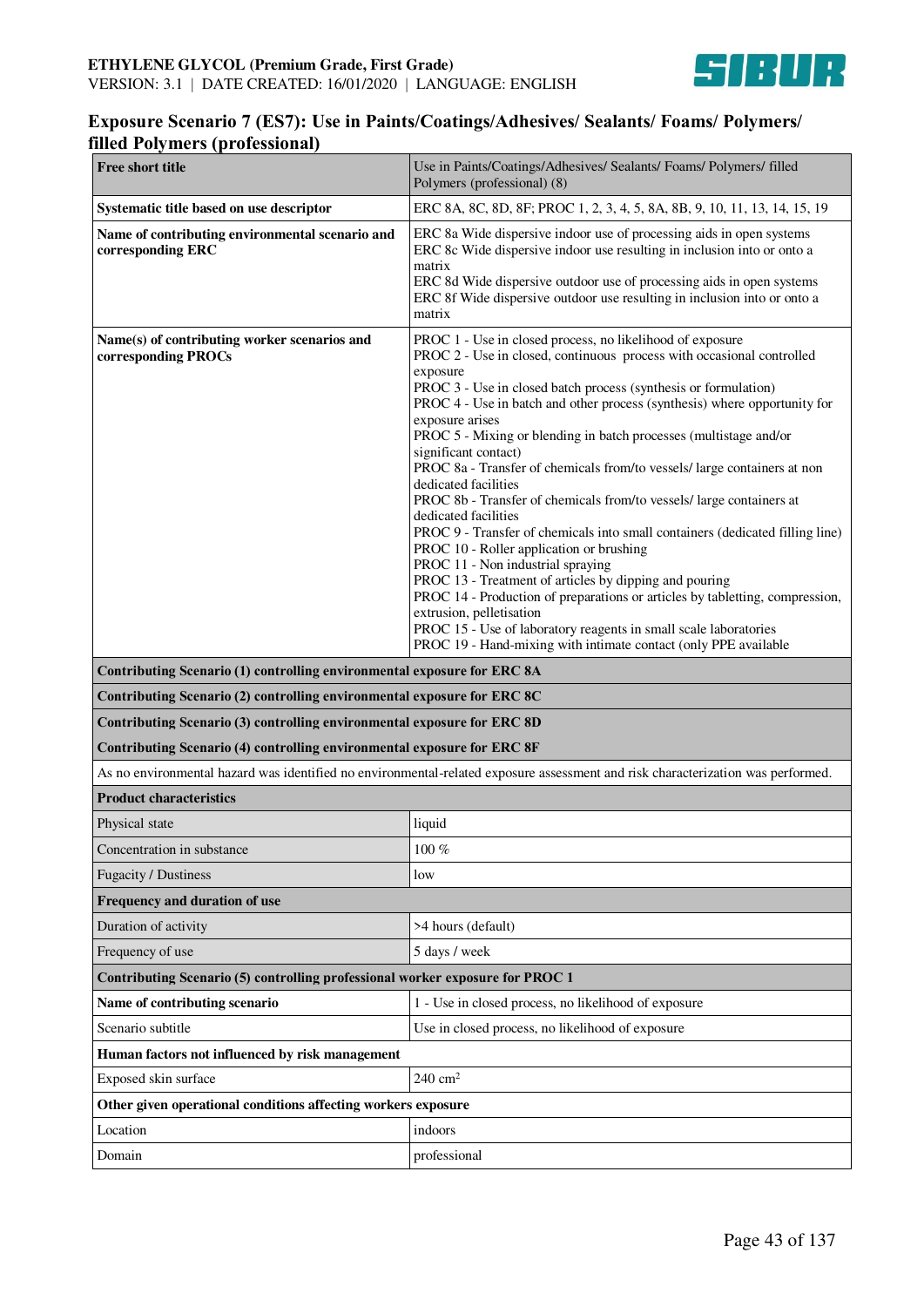## Exposure Scenario 7 (ES7): Use in Paints/Coatings/Adhesives/ Sealants/ Foams/ Polymers/ filled Polymers (professional)

| | |
|---|---|
| **Free short title** | Use in Paints/Coatings/Adhesives/ Sealants/ Foams/ Polymers/ filled Polymers (professional) (8) |
| **Systematic title based on use descriptor** | ERC 8A, 8C, 8D, 8F; PROC 1, 2, 3, 4, 5, 8A, 8B, 9, 10, 11, 13, 14, 15, 19 |
| **Name of contributing environmental scenario and corresponding ERC** | ERC 8a Wide dispersive indoor use of processing aids in open systems<br>ERC 8c Wide dispersive indoor use resulting in inclusion into or onto a matrix<br>ERC 8d Wide dispersive outdoor use of processing aids in open systems<br>ERC 8f Wide dispersive outdoor use resulting in inclusion into or onto a matrix |
| **Name(s) of contributing worker scenarios and corresponding PROCs** | PROC 1 - Use in closed process, no likelihood of exposure<br>PROC 2 - Use in closed, continuous process with occasional controlled exposure<br>PROC 3 - Use in closed batch process (synthesis or formulation)<br>PROC 4 - Use in batch and other process (synthesis) where opportunity for exposure arises<br>PROC 5 - Mixing or blending in batch processes (multistage and/or significant contact)<br>PROC 8a - Transfer of chemicals from/to vessels/ large containers at non dedicated facilities<br>PROC 8b - Transfer of chemicals from/to vessels/ large containers at dedicated facilities<br>PROC 9 - Transfer of chemicals into small containers (dedicated filling line)<br>PROC 10 - Roller application or brushing<br>PROC 11 - Non industrial spraying<br>PROC 13 - Treatment of articles by dipping and pouring<br>PROC 14 - Production of preparations or articles by tabletting, compression, extrusion, pelletisation<br>PROC 15 - Use of laboratory reagents in small scale laboratories<br>PROC 19 - Hand-mixing with intimate contact (only PPE available |
| **Contributing Scenario (1) controlling environmental exposure for ERC 8A** | |
| **Contributing Scenario (2) controlling environmental exposure for ERC 8C** | |
| **Contributing Scenario (3) controlling environmental exposure for ERC 8D** | |
| **Contributing Scenario (4) controlling environmental exposure for ERC 8F** | |
| As no environmental hazard was identified no environmental-related exposure assessment and risk characterization was performed. | |
| **Product characteristics** | |
| Physical state | liquid |
| Concentration in substance | 100 % |
| Fugacity / Dustiness | low |
| **Frequency and duration of use** | |
| Duration of activity | >4 hours (default) |
| Frequency of use | 5 days / week |
| **Contributing Scenario (5) controlling professional worker exposure for PROC 1** | |
| **Name of contributing scenario** | 1 - Use in closed process, no likelihood of exposure |
| Scenario subtitle | Use in closed process, no likelihood of exposure |
| **Human factors not influenced by risk management** | |
| Exposed skin surface | 240 $cm^2$ |
| **Other given operational conditions affecting workers exposure** | |
| Location | indoors |
| Domain | professional |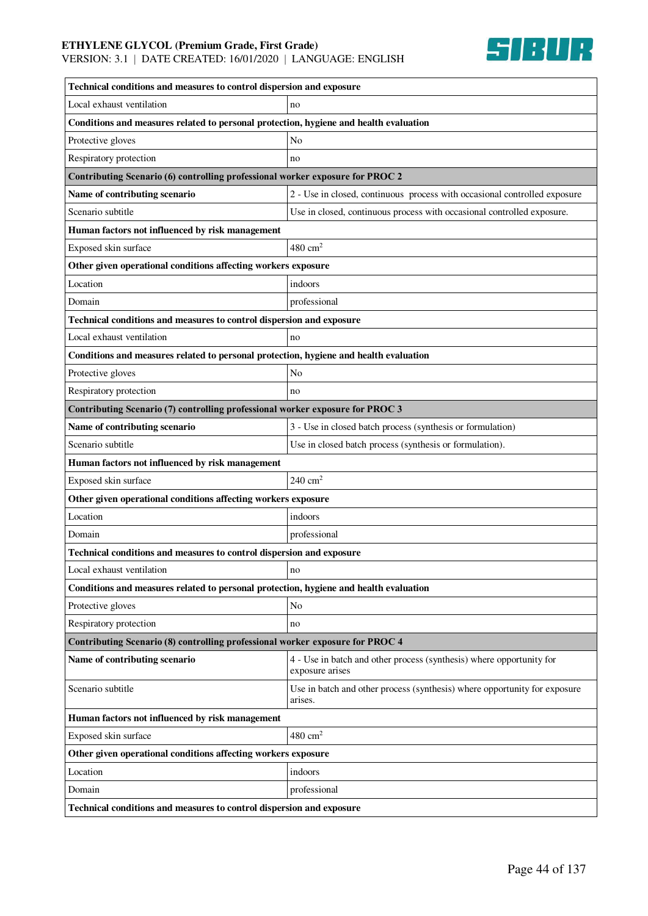| Technical conditions and measures to control dispersion and exposure | |
|---|---|
| Local exhaust ventilation | no |
| **Conditions and measures related to personal protection, hygiene and health evaluation** | |
| Protective gloves | No |
| Respiratory protection | no |
| **Contributing Scenario (6) controlling professional worker exposure for PROC 2** | |
| **Name of contributing scenario** | 2 - Use in closed, continuous process with occasional controlled exposure |
| Scenario subtitle | Use in closed, continuous process with occasional controlled exposure. |
| **Human factors not influenced by risk management** | |
| Exposed skin surface | 480 $cm^2$ |
| **Other given operational conditions affecting workers exposure** | |
| Location | indoors |
| Domain | professional |
| **Technical conditions and measures to control dispersion and exposure** | |
| Local exhaust ventilation | no |
| **Conditions and measures related to personal protection, hygiene and health evaluation** | |
| Protective gloves | No |
| Respiratory protection | no |
| **Contributing Scenario (7) controlling professional worker exposure for PROC 3** | |
| **Name of contributing scenario** | 3 - Use in closed batch process (synthesis or formulation) |
| Scenario subtitle | Use in closed batch process (synthesis or formulation). |
| **Human factors not influenced by risk management** | |
| Exposed skin surface | 240 $cm^2$ |
| **Other given operational conditions affecting workers exposure** | |
| Location | indoors |
| Domain | professional |
| **Technical conditions and measures to control dispersion and exposure** | |
| Local exhaust ventilation | no |
| **Conditions and measures related to personal protection, hygiene and health evaluation** | |
| Protective gloves | No |
| Respiratory protection | no |
| **Contributing Scenario (8) controlling professional worker exposure for PROC 4** | |
| **Name of contributing scenario** | 4 - Use in batch and other process (synthesis) where opportunity for exposure arises |
| Scenario subtitle | Use in batch and other process (synthesis) where opportunity for exposure arises. |
| **Human factors not influenced by risk management** | |
| Exposed skin surface | 480 $cm^2$ |
| **Other given operational conditions affecting workers exposure** | |
| Location | indoors |
| Domain | professional |
| **Technical conditions and measures to control dispersion and exposure** | |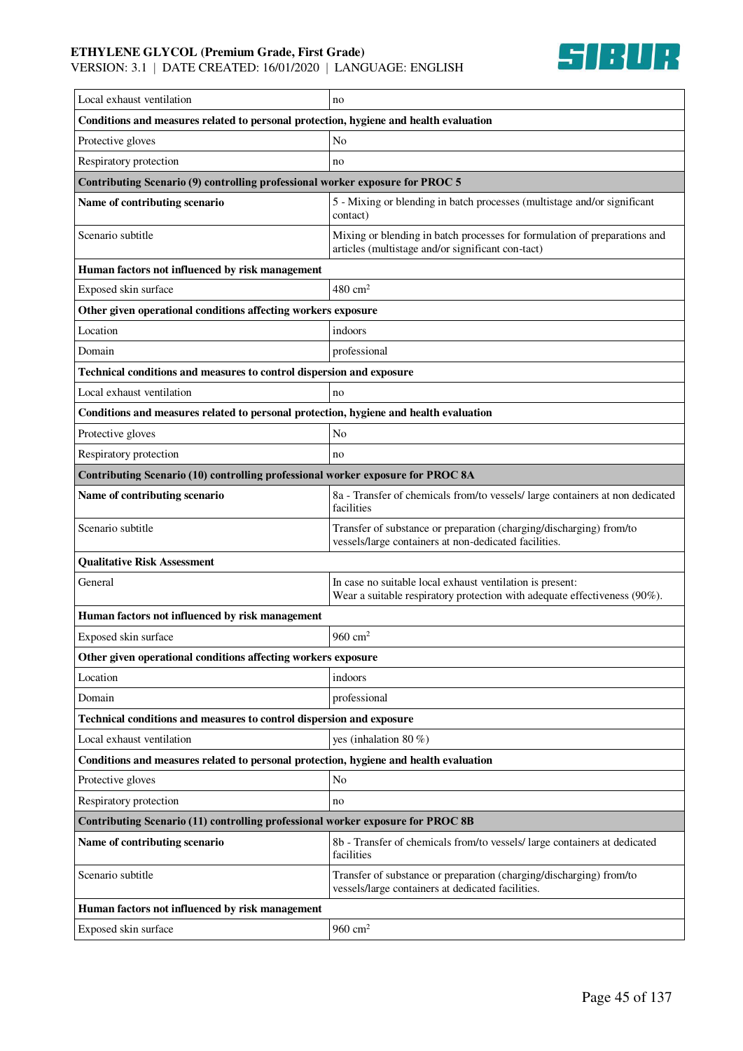| | |
|---|---|
| Local exhaust ventilation | no |
| **Conditions and measures related to personal protection, hygiene and health evaluation** | |
| Protective gloves | No |
| Respiratory protection | no |
| **Contributing Scenario (9) controlling professional worker exposure for PROC 5** | |
| **Name of contributing scenario** | 5 - Mixing or blending in batch processes (multistage and/or significant contact) |
| Scenario subtitle | Mixing or blending in batch processes for formulation of preparations and articles (multistage and/or significant con-tact) |
| **Human factors not influenced by risk management** | |
| Exposed skin surface | 480 $cm^2$ |
| **Other given operational conditions affecting workers exposure** | |
| Location | indoors |
| Domain | professional |
| **Technical conditions and measures to control dispersion and exposure** | |
| Local exhaust ventilation | no |
| **Conditions and measures related to personal protection, hygiene and health evaluation** | |
| Protective gloves | No |
| Respiratory protection | no |
| **Contributing Scenario (10) controlling professional worker exposure for PROC 8A** | |
| **Name of contributing scenario** | 8a - Transfer of chemicals from/to vessels/ large containers at non dedicated facilities |
| Scenario subtitle | Transfer of substance or preparation (charging/discharging) from/to vessels/large containers at non-dedicated facilities. |
| **Qualitative Risk Assessment** | |
| General | In case no suitable local exhaust ventilation is present:<br>Wear a suitable respiratory protection with adequate effectiveness (90%). |
| **Human factors not influenced by risk management** | |
| Exposed skin surface | 960 $cm^2$ |
| **Other given operational conditions affecting workers exposure** | |
| Location | indoors |
| Domain | professional |
| **Technical conditions and measures to control dispersion and exposure** | |
| Local exhaust ventilation | yes (inhalation 80 %) |
| **Conditions and measures related to personal protection, hygiene and health evaluation** | |
| Protective gloves | No |
| Respiratory protection | no |
| **Contributing Scenario (11) controlling professional worker exposure for PROC 8B** | |
| **Name of contributing scenario** | 8b - Transfer of chemicals from/to vessels/ large containers at dedicated facilities |
| Scenario subtitle | Transfer of substance or preparation (charging/discharging) from/to vessels/large containers at dedicated facilities. |
| **Human factors not influenced by risk management** | |
| Exposed skin surface | 960 $cm^2$ |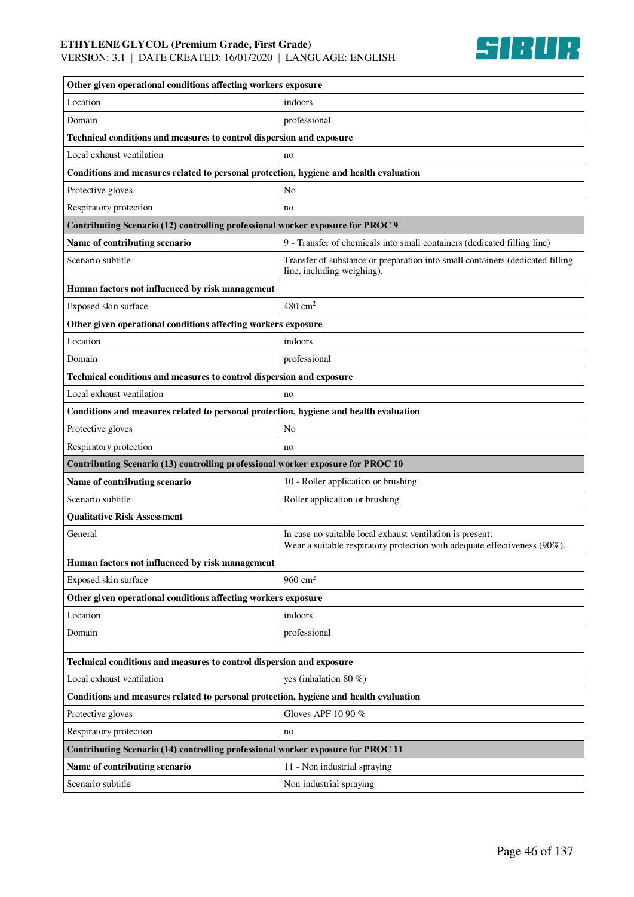| Other given operational conditions affecting workers exposure | |
|---|---|
| Location | indoors |
| Domain | professional |
| **Technical conditions and measures to control dispersion and exposure** | |
| Local exhaust ventilation | no |
| **Conditions and measures related to personal protection, hygiene and health evaluation** | |
| Protective gloves | No |
| Respiratory protection | no |
| **Contributing Scenario (12) controlling professional worker exposure for PROC 9** | |
| **Name of contributing scenario** | 9 - Transfer of chemicals into small containers (dedicated filling line) |
| Scenario subtitle | Transfer of substance or preparation into small containers (dedicated filling line, including weighing). |
| **Human factors not influenced by risk management** | |
| Exposed skin surface | 480 $cm^2$ |
| **Other given operational conditions affecting workers exposure** | |
| Location | indoors |
| Domain | professional |
| **Technical conditions and measures to control dispersion and exposure** | |
| Local exhaust ventilation | no |
| **Conditions and measures related to personal protection, hygiene and health evaluation** | |
| Protective gloves | No |
| Respiratory protection | no |
| **Contributing Scenario (13) controlling professional worker exposure for PROC 10** | |
| **Name of contributing scenario** | 10 - Roller application or brushing |
| Scenario subtitle | Roller application or brushing |
| **Qualitative Risk Assessment** | |
| General | In case no suitable local exhaust ventilation is present:<br>Wear a suitable respiratory protection with adequate effectiveness (90%). |
| **Human factors not influenced by risk management** | |
| Exposed skin surface | 960 $cm^2$ |
| **Other given operational conditions affecting workers exposure** | |
| Location | indoors |
| Domain | professional |
| **Technical conditions and measures to control dispersion and exposure** | |
| Local exhaust ventilation | yes (inhalation 80 %) |
| **Conditions and measures related to personal protection, hygiene and health evaluation** | |
| Protective gloves | Gloves APF 10 90 % |
| Respiratory protection | no |
| **Contributing Scenario (14) controlling professional worker exposure for PROC 11** | |
| **Name of contributing scenario** | 11 - Non industrial spraying |
| Scenario subtitle | Non industrial spraying |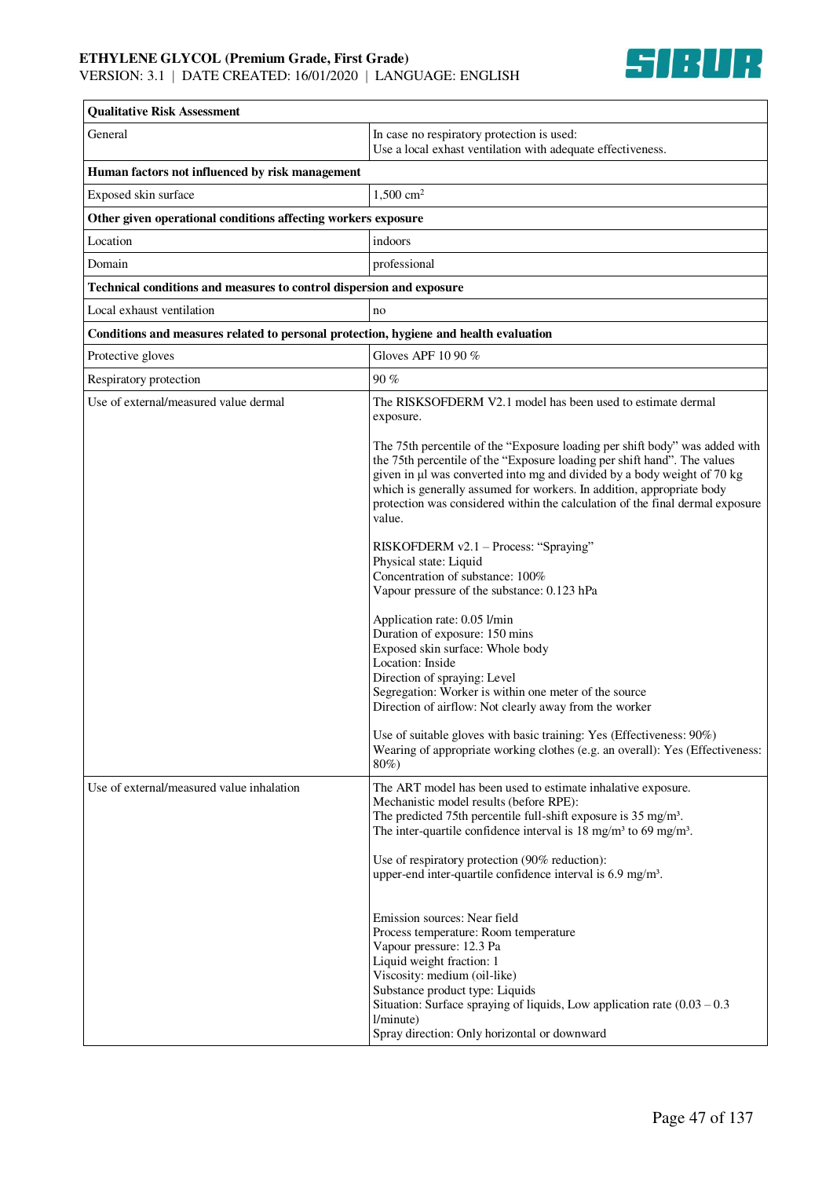| Qualitative Risk Assessment | |
|---|---|
| General | In case no respiratory protection is used:<br>Use a local exhast ventilation with adequate effectiveness. |
| **Human factors not influenced by risk management** | |
| Exposed skin surface | 1,500 $cm^2$ |
| **Other given operational conditions affecting workers exposure** | |
| Location | indoors |
| Domain | professional |
| **Technical conditions and measures to control dispersion and exposure** | |
| Local exhaust ventilation | no |
| **Conditions and measures related to personal protection, hygiene and health evaluation** | |
| Protective gloves | Gloves APF 10 90 % |
| Respiratory protection | 90 % |
| Use of external/measured value dermal | The RISKSOFDERM V2.1 model has been used to estimate dermal exposure.<br><br>The 75th percentile of the "Exposure loading per shift body" was added with the 75th percentile of the "Exposure loading per shift hand". The values given in µl was converted into mg and divided by a body weight of 70 kg which is generally assumed for workers. In addition, appropriate body protection was considered within the calculation of the final dermal exposure value.<br><br>RISKOFDERM v2.1 – Process: "Spraying"<br>Physical state: Liquid<br>Concentration of substance: 100%<br>Vapour pressure of the substance: 0.123 hPa<br><br>Application rate: 0.05 l/min<br>Duration of exposure: 150 mins<br>Exposed skin surface: Whole body<br>Location: Inside<br>Direction of spraying: Level<br>Segregation: Worker is within one meter of the source<br>Direction of airflow: Not clearly away from the worker<br><br>Use of suitable gloves with basic training: Yes (Effectiveness: 90%)<br>Wearing of appropriate working clothes (e.g. an overall): Yes (Effectiveness: 80%) |
| Use of external/measured value inhalation | The ART model has been used to estimate inhalative exposure.<br>Mechanistic model results (before RPE):<br>The predicted 75th percentile full-shift exposure is 35 mg/m³.<br>The inter-quartile confidence interval is 18 mg/m³ to 69 mg/m³.<br><br>Use of respiratory protection (90% reduction):<br>upper-end inter-quartile confidence interval is 6.9 mg/m³.<br><br>Emission sources: Near field<br>Process temperature: Room temperature<br>Vapour pressure: 12.3 Pa<br>Liquid weight fraction: 1<br>Viscosity: medium (oil-like)<br>Substance product type: Liquids<br>Situation: Surface spraying of liquids, Low application rate (0.03 – 0.3 l/minute)<br>Spray direction: Only horizontal or downward |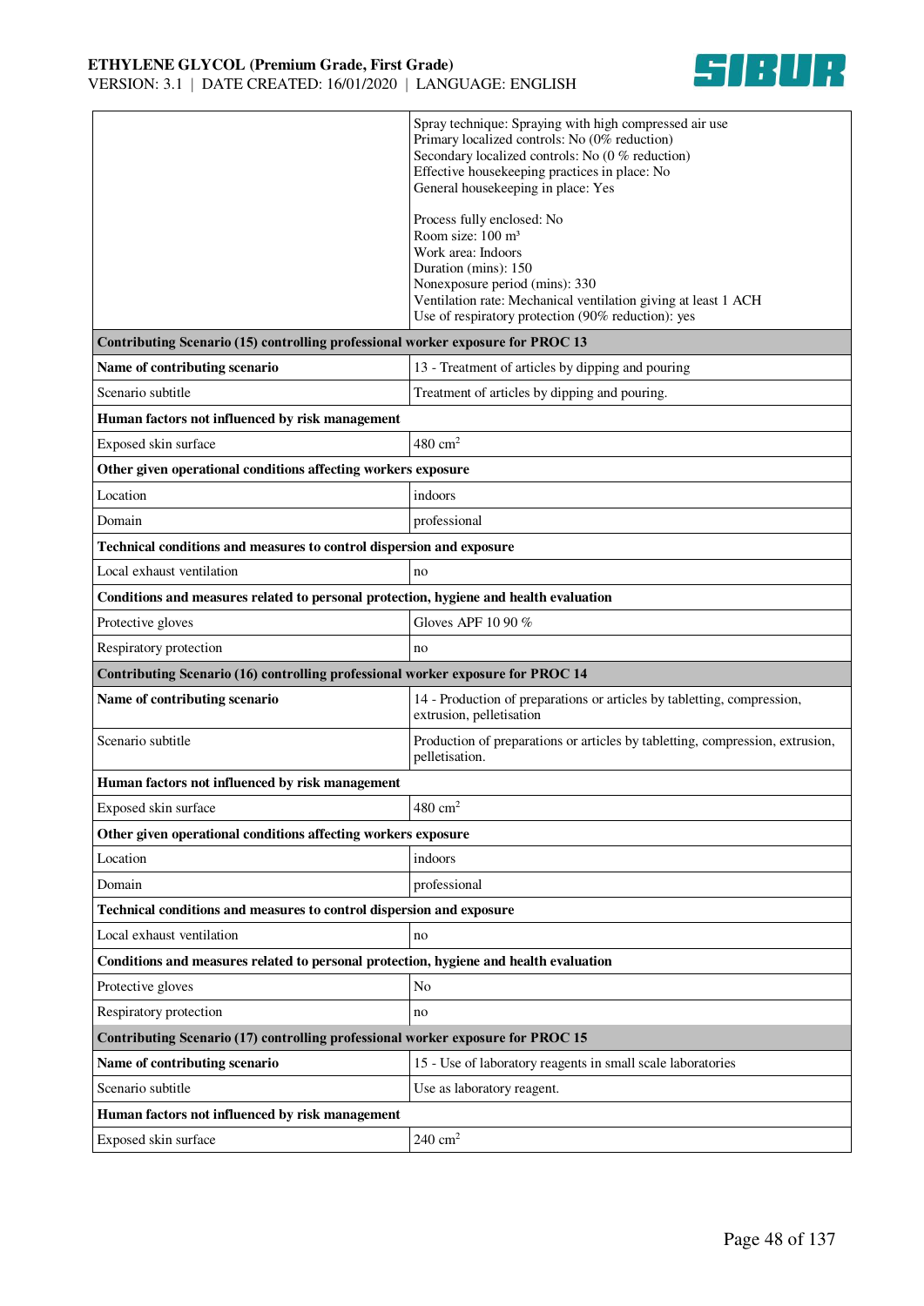| | |
|---|---|
| | Spray technique: Spraying with high compressed air use<br>Primary localized controls: No (0% reduction)<br>Secondary localized controls: No (0 % reduction)<br>Effective housekeeping practices in place: No<br>General housekeeping in place: Yes<br><br>Process fully enclosed: No<br>Room size: 100 m³<br>Work area: Indoors<br>Duration (mins): 150<br>Nonexposure period (mins): 330<br>Ventilation rate: Mechanical ventilation giving at least 1 ACH<br>Use of respiratory protection (90% reduction): yes |
| **Contributing Scenario (15) controlling professional worker exposure for PROC 13** | |
| **Name of contributing scenario** | 13 - Treatment of articles by dipping and pouring |
| Scenario subtitle | Treatment of articles by dipping and pouring. |
| **Human factors not influenced by risk management** | |
| Exposed skin surface | 480 $cm^2$ |
| **Other given operational conditions affecting workers exposure** | |
| Location | indoors |
| Domain | professional |
| **Technical conditions and measures to control dispersion and exposure** | |
| Local exhaust ventilation | no |
| **Conditions and measures related to personal protection, hygiene and health evaluation** | |
| Protective gloves | Gloves APF 10 90 % |
| Respiratory protection | no |
| **Contributing Scenario (16) controlling professional worker exposure for PROC 14** | |
| **Name of contributing scenario** | 14 - Production of preparations or articles by tabletting, compression, extrusion, pelletisation |
| Scenario subtitle | Production of preparations or articles by tabletting, compression, extrusion, pelletisation. |
| **Human factors not influenced by risk management** | |
| Exposed skin surface | 480 $cm^2$ |
| **Other given operational conditions affecting workers exposure** | |
| Location | indoors |
| Domain | professional |
| **Technical conditions and measures to control dispersion and exposure** | |
| Local exhaust ventilation | no |
| **Conditions and measures related to personal protection, hygiene and health evaluation** | |
| Protective gloves | No |
| Respiratory protection | no |
| **Contributing Scenario (17) controlling professional worker exposure for PROC 15** | |
| **Name of contributing scenario** | 15 - Use of laboratory reagents in small scale laboratories |
| Scenario subtitle | Use as laboratory reagent. |
| **Human factors not influenced by risk management** | |
| Exposed skin surface | 240 $cm^2$ |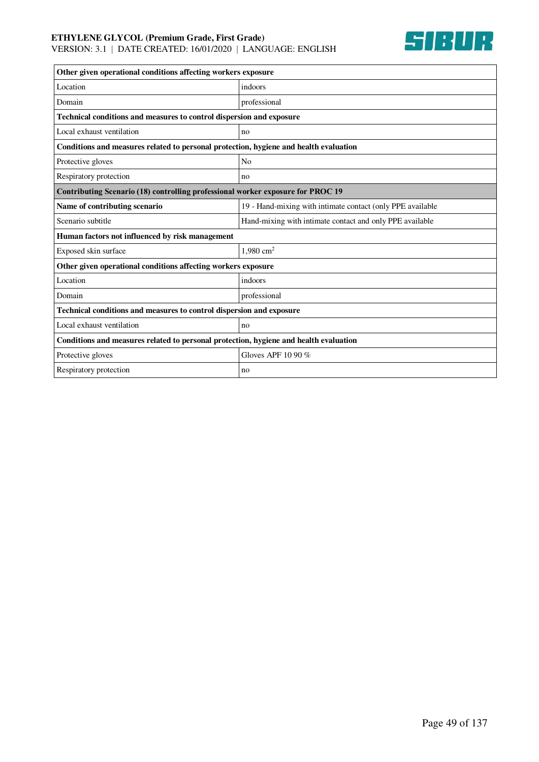| Other given operational conditions affecting workers exposure | |
|---|---|
| Location | indoors |
| Domain | professional |
| **Technical conditions and measures to control dispersion and exposure** | |
| Local exhaust ventilation | no |
| **Conditions and measures related to personal protection, hygiene and health evaluation** | |
| Protective gloves | No |
| Respiratory protection | no |
| **Contributing Scenario (18) controlling professional worker exposure for PROC 19** | |
| **Name of contributing scenario** | 19 - Hand-mixing with intimate contact (only PPE available |
| Scenario subtitle | Hand-mixing with intimate contact and only PPE available |
| **Human factors not influenced by risk management** | |
| Exposed skin surface | 1,980 $cm^2$ |
| **Other given operational conditions affecting workers exposure** | |
| Location | indoors |
| Domain | professional |
| **Technical conditions and measures to control dispersion and exposure** | |
| Local exhaust ventilation | no |
| **Conditions and measures related to personal protection, hygiene and health evaluation** | |
| Protective gloves | Gloves APF 10 90 % |
| Respiratory protection | no |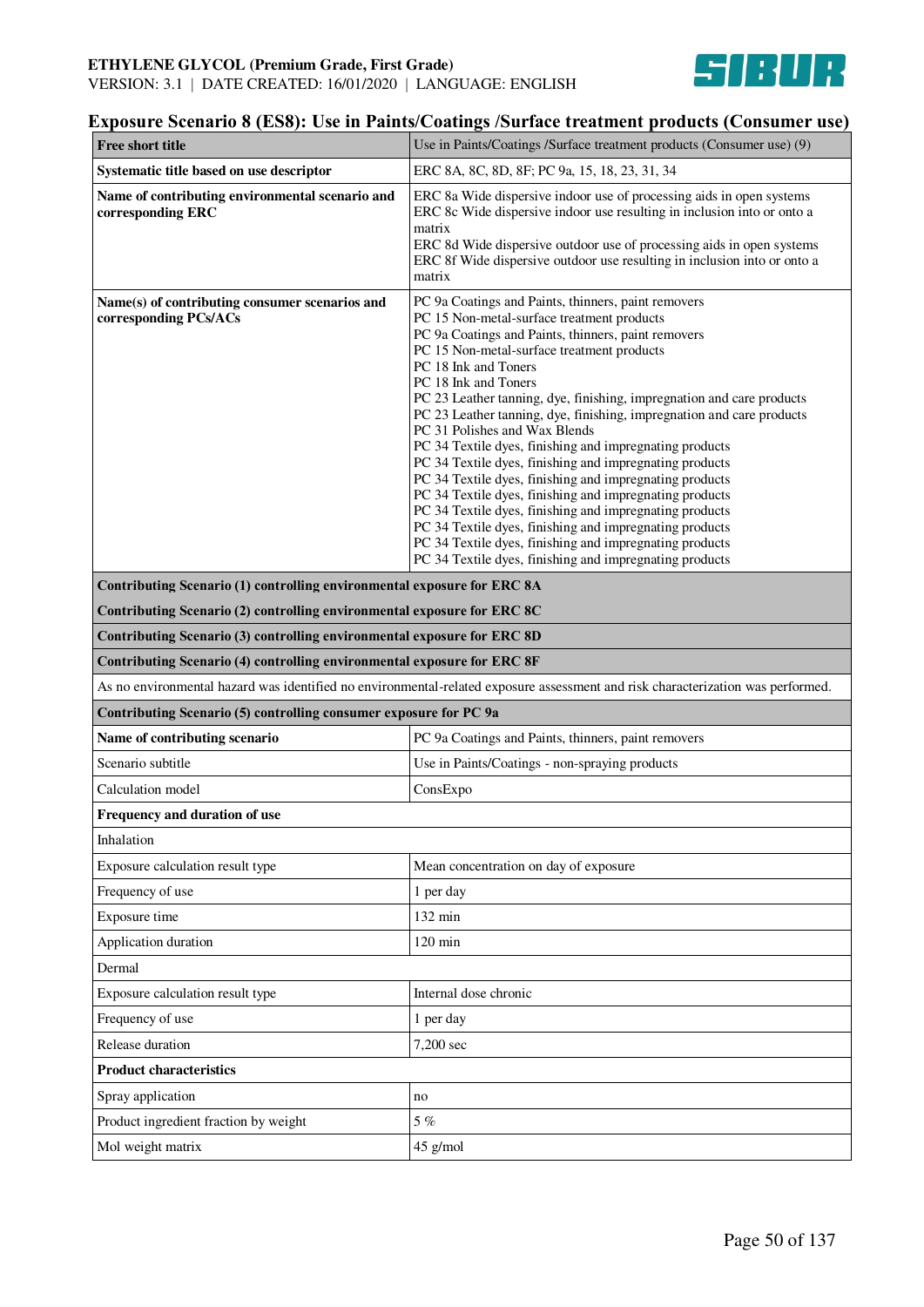## Exposure Scenario 8 (ES8): Use in Paints/Coatings /Surface treatment products (Consumer use)

| **Free short title** | Use in Paints/Coatings /Surface treatment products (Consumer use) (9) |
|---|---|
| **Systematic title based on use descriptor** | ERC 8A, 8C, 8D, 8F; PC 9a, 15, 18, 23, 31, 34 |
| **Name of contributing environmental scenario and corresponding ERC** | ERC 8a Wide dispersive indoor use of processing aids in open systems<br>ERC 8c Wide dispersive indoor use resulting in inclusion into or onto a matrix<br>ERC 8d Wide dispersive outdoor use of processing aids in open systems<br>ERC 8f Wide dispersive outdoor use resulting in inclusion into or onto a matrix |
| **Name(s) of contributing consumer scenarios and corresponding PCs/ACs** | PC 9a Coatings and Paints, thinners, paint removers<br>PC 15 Non-metal-surface treatment products<br>PC 9a Coatings and Paints, thinners, paint removers<br>PC 15 Non-metal-surface treatment products<br>PC 18 Ink and Toners<br>PC 18 Ink and Toners<br>PC 23 Leather tanning, dye, finishing, impregnation and care products<br>PC 23 Leather tanning, dye, finishing, impregnation and care products<br>PC 31 Polishes and Wax Blends<br>PC 34 Textile dyes, finishing and impregnating products<br>PC 34 Textile dyes, finishing and impregnating products<br>PC 34 Textile dyes, finishing and impregnating products<br>PC 34 Textile dyes, finishing and impregnating products<br>PC 34 Textile dyes, finishing and impregnating products<br>PC 34 Textile dyes, finishing and impregnating products<br>PC 34 Textile dyes, finishing and impregnating products<br>PC 34 Textile dyes, finishing and impregnating products |
| **Contributing Scenario (1) controlling environmental exposure for ERC 8A** | |
| **Contributing Scenario (2) controlling environmental exposure for ERC 8C** | |
| **Contributing Scenario (3) controlling environmental exposure for ERC 8D** | |
| **Contributing Scenario (4) controlling environmental exposure for ERC 8F** | |
| As no environmental hazard was identified no environmental-related exposure assessment and risk characterization was performed. | |
| **Contributing Scenario (5) controlling consumer exposure for PC 9a** | |
| **Name of contributing scenario** | PC 9a Coatings and Paints, thinners, paint removers |
| Scenario subtitle | Use in Paints/Coatings - non-spraying products |
| Calculation model | ConsExpo |
| **Frequency and duration of use** | |
| Inhalation | |
| Exposure calculation result type | Mean concentration on day of exposure |
| Frequency of use | 1 per day |
| Exposure time | 132 min |
| Application duration | 120 min |
| Dermal | |
| Exposure calculation result type | Internal dose chronic |
| Frequency of use | 1 per day |
| Release duration | 7,200 sec |
| **Product characteristics** | |
| Spray application | no |
| Product ingredient fraction by weight | 5 % |
| Mol weight matrix | 45 g/mol |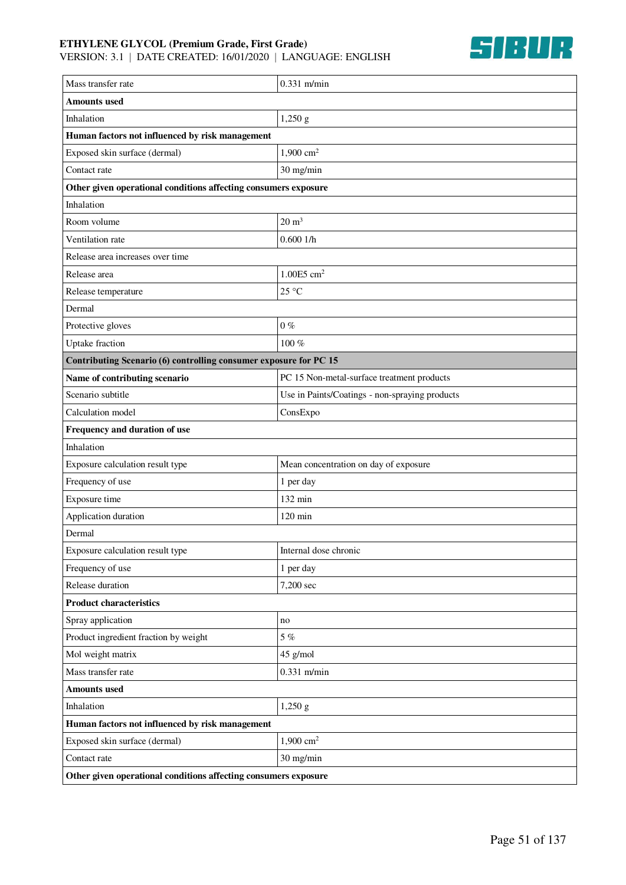| | |
|---|---|
| Mass transfer rate | 0.331 m/min |
| **Amounts used** | |
| Inhalation | 1,250 g |
| **Human factors not influenced by risk management** | |
| Exposed skin surface (dermal) | 1,900 $cm^2$ |
| Contact rate | 30 mg/min |
| **Other given operational conditions affecting consumers exposure** | |
| Inhalation | |
| Room volume | 20 $m^3$ |
| Ventilation rate | 0.600 1/h |
| Release area increases over time | |
| Release area | 1.00E5 $cm^2$ |
| Release temperature | 25 °C |
| Dermal | |
| Protective gloves | 0 % |
| Uptake fraction | 100 % |
| **Contributing Scenario (6) controlling consumer exposure for PC 15** | |
| **Name of contributing scenario** | PC 15 Non-metal-surface treatment products |
| Scenario subtitle | Use in Paints/Coatings - non-spraying products |
| Calculation model | ConsExpo |
| **Frequency and duration of use** | |
| Inhalation | |
| Exposure calculation result type | Mean concentration on day of exposure |
| Frequency of use | 1 per day |
| Exposure time | 132 min |
| Application duration | 120 min |
| Dermal | |
| Exposure calculation result type | Internal dose chronic |
| Frequency of use | 1 per day |
| Release duration | 7,200 sec |
| **Product characteristics** | |
| Spray application | no |
| Product ingredient fraction by weight | 5 % |
| Mol weight matrix | 45 g/mol |
| Mass transfer rate | 0.331 m/min |
| **Amounts used** | |
| Inhalation | 1,250 g |
| **Human factors not influenced by risk management** | |
| Exposed skin surface (dermal) | 1,900 $cm^2$ |
| Contact rate | 30 mg/min |
| **Other given operational conditions affecting consumers exposure** | |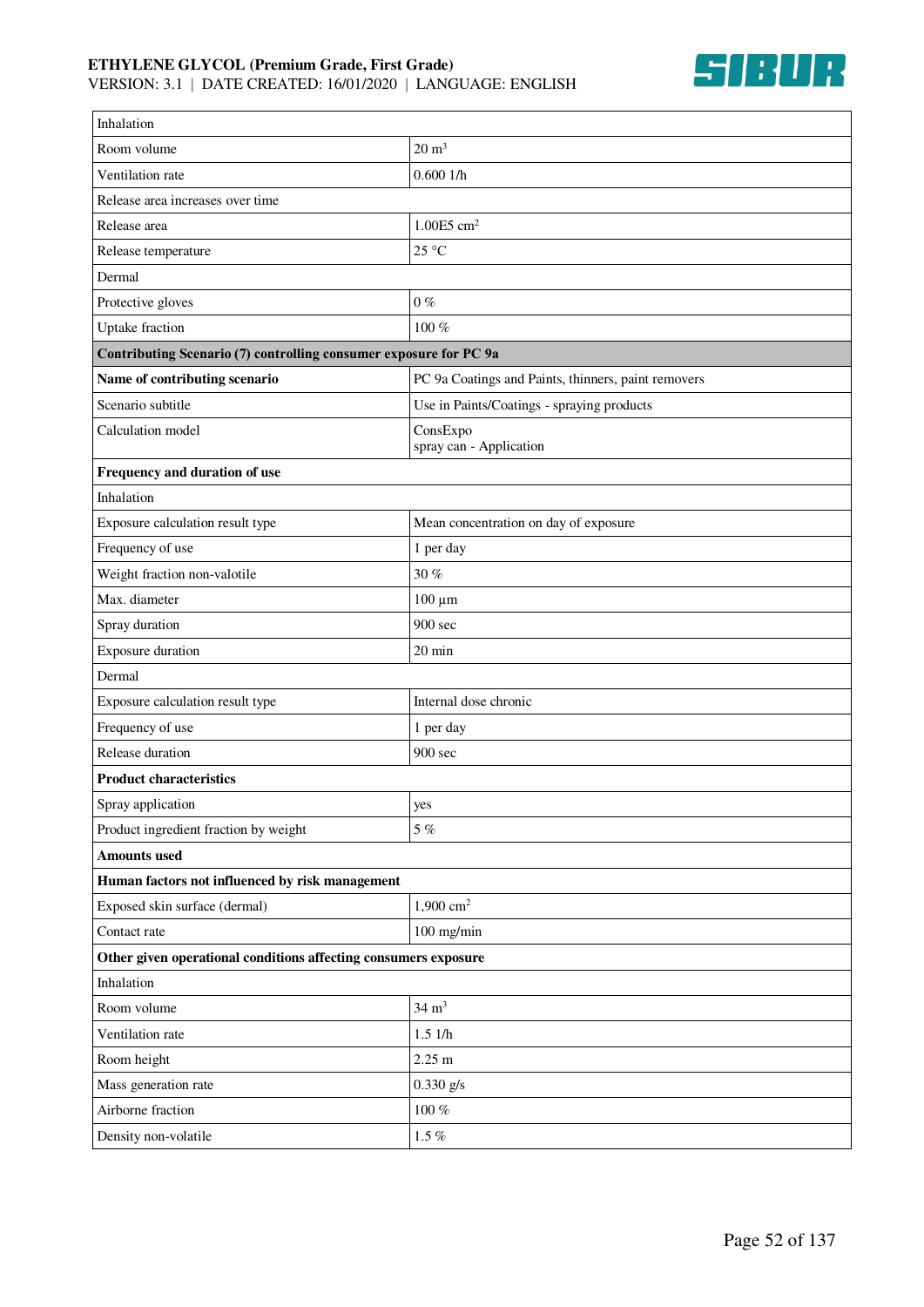| | |
|---|---|
| Inhalation | |
| Room volume | 20 $m^3$ |
| Ventilation rate | 0.600 1/h |
| Release area increases over time | |
| Release area | 1.00E5 $cm^2$ |
| Release temperature | 25 °C |
| Dermal | |
| Protective gloves | 0 % |
| Uptake fraction | 100 % |
| **Contributing Scenario (7) controlling consumer exposure for PC 9a** | |
| **Name of contributing scenario** | PC 9a Coatings and Paints, thinners, paint removers |
| Scenario subtitle | Use in Paints/Coatings - spraying products |
| Calculation model | ConsExpo<br>spray can - Application |
| **Frequency and duration of use** | |
| Inhalation | |
| Exposure calculation result type | Mean concentration on day of exposure |
| Frequency of use | 1 per day |
| Weight fraction non-valotile | 30 % |
| Max. diameter | 100 µm |
| Spray duration | 900 sec |
| Exposure duration | 20 min |
| Dermal | |
| Exposure calculation result type | Internal dose chronic |
| Frequency of use | 1 per day |
| Release duration | 900 sec |
| **Product characteristics** | |
| Spray application | yes |
| Product ingredient fraction by weight | 5 % |
| **Amounts used** | |
| **Human factors not influenced by risk management** | |
| Exposed skin surface (dermal) | 1,900 $cm^2$ |
| Contact rate | 100 mg/min |
| **Other given operational conditions affecting consumers exposure** | |
| Inhalation | |
| Room volume | 34 $m^3$ |
| Ventilation rate | 1.5 1/h |
| Room height | 2.25 m |
| Mass generation rate | 0.330 g/s |
| Airborne fraction | 100 % |
| Density non-volatile | 1.5 % |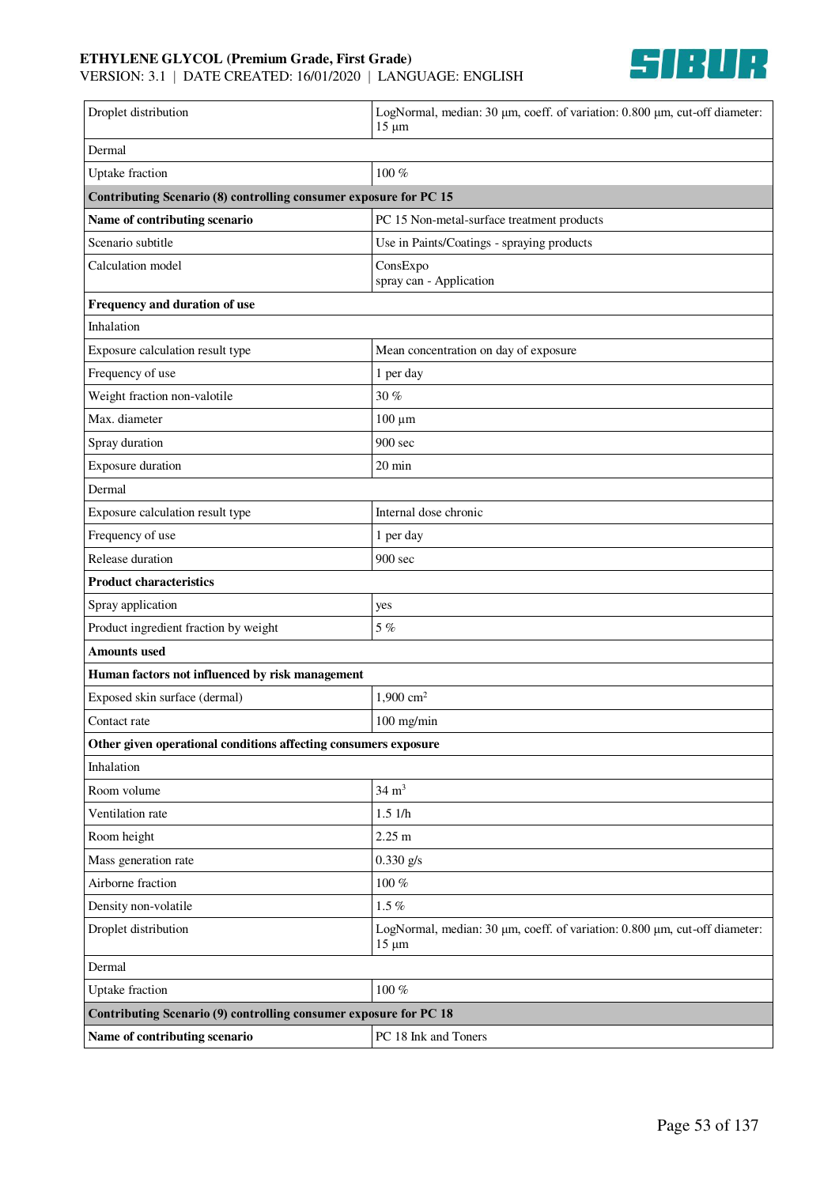| | |
|---|---|
| Droplet distribution | LogNormal, median: 30 µm, coeff. of variation: 0.800 µm, cut-off diameter: 15 µm |
| Dermal | |
| Uptake fraction | 100 % |
| **Contributing Scenario (8) controlling consumer exposure for PC 15** | |
| **Name of contributing scenario** | PC 15 Non-metal-surface treatment products |
| Scenario subtitle | Use in Paints/Coatings - spraying products |
| Calculation model | ConsExpo<br>spray can - Application |
| **Frequency and duration of use** | |
| Inhalation | |
| Exposure calculation result type | Mean concentration on day of exposure |
| Frequency of use | 1 per day |
| Weight fraction non-valotile | 30 % |
| Max. diameter | 100 µm |
| Spray duration | 900 sec |
| Exposure duration | 20 min |
| Dermal | |
| Exposure calculation result type | Internal dose chronic |
| Frequency of use | 1 per day |
| Release duration | 900 sec |
| **Product characteristics** | |
| Spray application | yes |
| Product ingredient fraction by weight | 5 % |
| **Amounts used** | |
| **Human factors not influenced by risk management** | |
| Exposed skin surface (dermal) | 1,900 $cm^2$ |
| Contact rate | 100 mg/min |
| **Other given operational conditions affecting consumers exposure** | |
| Inhalation | |
| Room volume | 34 $m^3$ |
| Ventilation rate | 1.5 1/h |
| Room height | 2.25 m |
| Mass generation rate | 0.330 g/s |
| Airborne fraction | 100 % |
| Density non-volatile | 1.5 % |
| Droplet distribution | LogNormal, median: 30 µm, coeff. of variation: 0.800 µm, cut-off diameter: 15 µm |
| Dermal | |
| Uptake fraction | 100 % |
| **Contributing Scenario (9) controlling consumer exposure for PC 18** | |
| **Name of contributing scenario** | PC 18 Ink and Toners |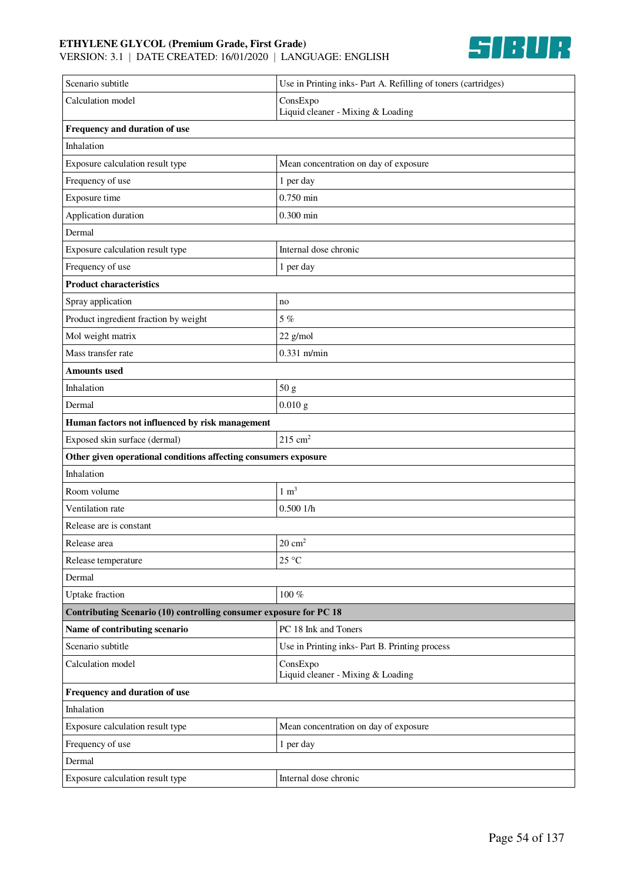| | |
|---|---|
| Scenario subtitle | Use in Printing inks- Part A. Refilling of toners (cartridges) |
| Calculation model | ConsExpo<br>Liquid cleaner - Mixing & Loading |
| **Frequency and duration of use** | |
| Inhalation | |
| Exposure calculation result type | Mean concentration on day of exposure |
| Frequency of use | 1 per day |
| Exposure time | 0.750 min |
| Application duration | 0.300 min |
| Dermal | |
| Exposure calculation result type | Internal dose chronic |
| Frequency of use | 1 per day |
| **Product characteristics** | |
| Spray application | no |
| Product ingredient fraction by weight | 5 % |
| Mol weight matrix | 22 g/mol |
| Mass transfer rate | 0.331 m/min |
| **Amounts used** | |
| Inhalation | 50 g |
| Dermal | 0.010 g |
| **Human factors not influenced by risk management** | |
| Exposed skin surface (dermal) | 215 $cm^2$ |
| **Other given operational conditions affecting consumers exposure** | |
| Inhalation | |
| Room volume | 1 $m^3$ |
| Ventilation rate | 0.500 1/h |
| Release are is constant | |
| Release area | 20 $cm^2$ |
| Release temperature | 25 °C |
| Dermal | |
| Uptake fraction | 100 % |
| **Contributing Scenario (10) controlling consumer exposure for PC 18** | |
| **Name of contributing scenario** | PC 18 Ink and Toners |
| Scenario subtitle | Use in Printing inks- Part B. Printing process |
| Calculation model | ConsExpo<br>Liquid cleaner - Mixing & Loading |
| **Frequency and duration of use** | |
| Inhalation | |
| Exposure calculation result type | Mean concentration on day of exposure |
| Frequency of use | 1 per day |
| Dermal | |
| Exposure calculation result type | Internal dose chronic |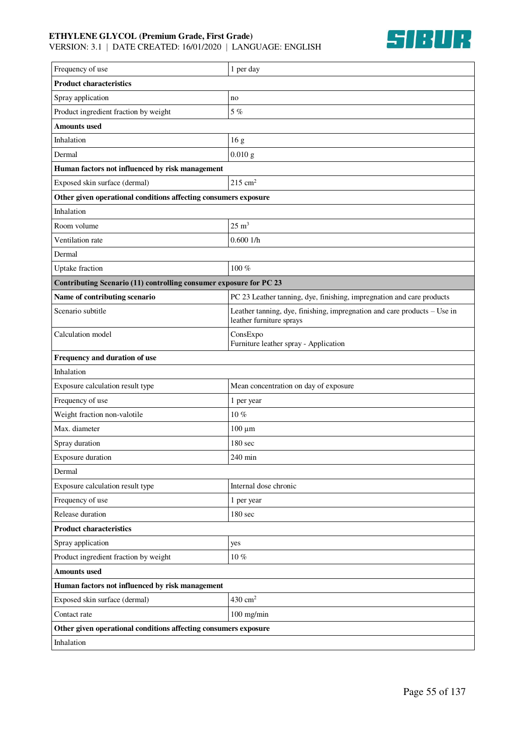| | |
|---|---|
| Frequency of use | 1 per day |
| **Product characteristics** | |
| Spray application | no |
| Product ingredient fraction by weight | 5 % |
| **Amounts used** | |
| Inhalation | 16 g |
| Dermal | 0.010 g |
| **Human factors not influenced by risk management** | |
| Exposed skin surface (dermal) | 215 $cm^2$ |
| **Other given operational conditions affecting consumers exposure** | |
| Inhalation | |
| Room volume | 25 $m^3$ |
| Ventilation rate | 0.600 1/h |
| Dermal | |
| Uptake fraction | 100 % |
| **Contributing Scenario (11) controlling consumer exposure for PC 23** | |
| **Name of contributing scenario** | PC 23 Leather tanning, dye, finishing, impregnation and care products |
| Scenario subtitle | Leather tanning, dye, finishing, impregnation and care products – Use in leather furniture sprays |
| Calculation model | ConsExpo<br>Furniture leather spray - Application |
| **Frequency and duration of use** | |
| Inhalation | |
| Exposure calculation result type | Mean concentration on day of exposure |
| Frequency of use | 1 per year |
| Weight fraction non-valotile | 10 % |
| Max. diameter | 100 µm |
| Spray duration | 180 sec |
| Exposure duration | 240 min |
| Dermal | |
| Exposure calculation result type | Internal dose chronic |
| Frequency of use | 1 per year |
| Release duration | 180 sec |
| **Product characteristics** | |
| Spray application | yes |
| Product ingredient fraction by weight | 10 % |
| **Amounts used** | |
| **Human factors not influenced by risk management** | |
| Exposed skin surface (dermal) | 430 $cm^2$ |
| Contact rate | 100 mg/min |
| **Other given operational conditions affecting consumers exposure** | |
| Inhalation | |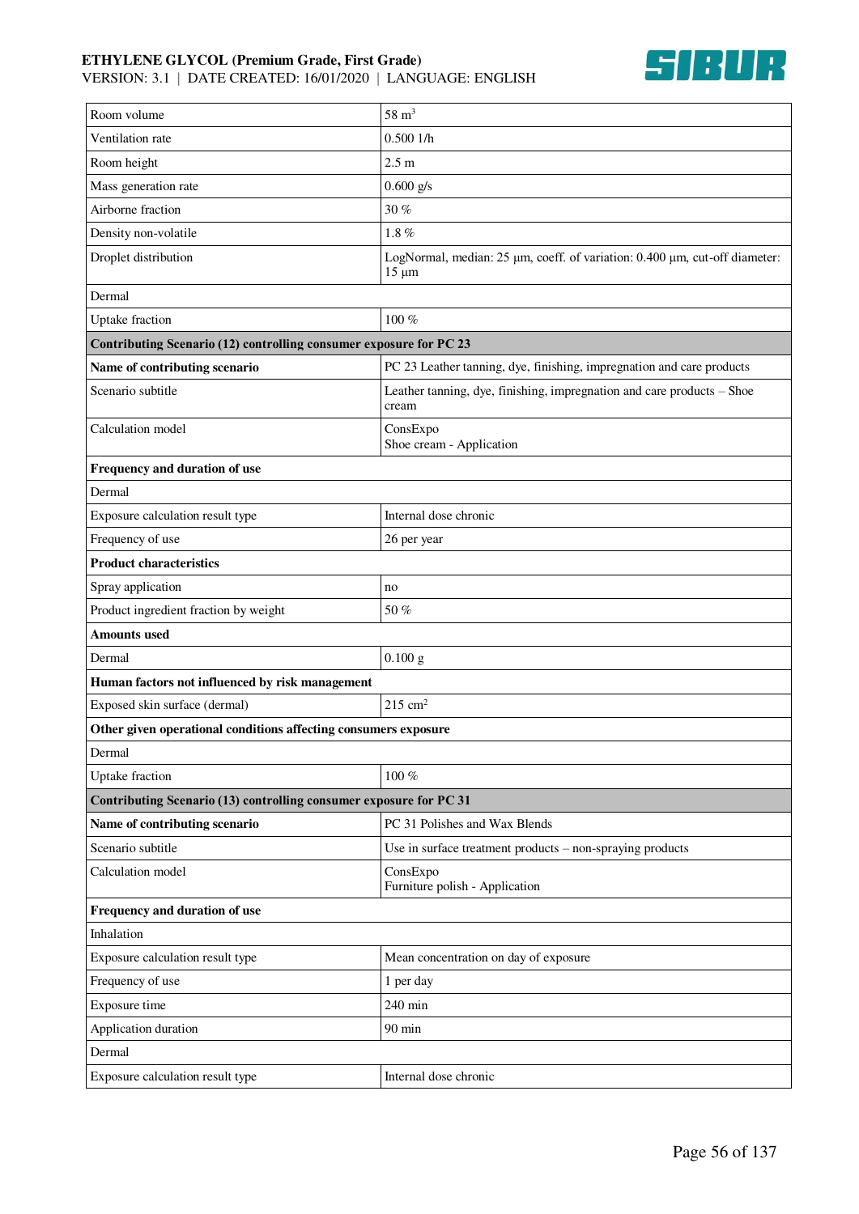| | |
|---|---|
| Room volume | 58 $m^3$ |
| Ventilation rate | 0.500 1/h |
| Room height | 2.5 m |
| Mass generation rate | 0.600 g/s |
| Airborne fraction | 30 % |
| Density non-volatile | 1.8 % |
| Droplet distribution | LogNormal, median: 25 µm, coeff. of variation: 0.400 µm, cut-off diameter: 15 µm |
| Dermal | |
| Uptake fraction | 100 % |
| **Contributing Scenario (12) controlling consumer exposure for PC 23** | |
| **Name of contributing scenario** | PC 23 Leather tanning, dye, finishing, impregnation and care products |
| Scenario subtitle | Leather tanning, dye, finishing, impregnation and care products – Shoe cream |
| Calculation model | ConsExpo<br>Shoe cream - Application |
| **Frequency and duration of use** | |
| Dermal | |
| Exposure calculation result type | Internal dose chronic |
| Frequency of use | 26 per year |
| **Product characteristics** | |
| Spray application | no |
| Product ingredient fraction by weight | 50 % |
| **Amounts used** | |
| Dermal | 0.100 g |
| **Human factors not influenced by risk management** | |
| Exposed skin surface (dermal) | 215 $cm^2$ |
| **Other given operational conditions affecting consumers exposure** | |
| Dermal | |
| Uptake fraction | 100 % |
| **Contributing Scenario (13) controlling consumer exposure for PC 31** | |
| **Name of contributing scenario** | PC 31 Polishes and Wax Blends |
| Scenario subtitle | Use in surface treatment products – non-spraying products |
| Calculation model | ConsExpo<br>Furniture polish - Application |
| **Frequency and duration of use** | |
| Inhalation | |
| Exposure calculation result type | Mean concentration on day of exposure |
| Frequency of use | 1 per day |
| Exposure time | 240 min |
| Application duration | 90 min |
| Dermal | |
| Exposure calculation result type | Internal dose chronic |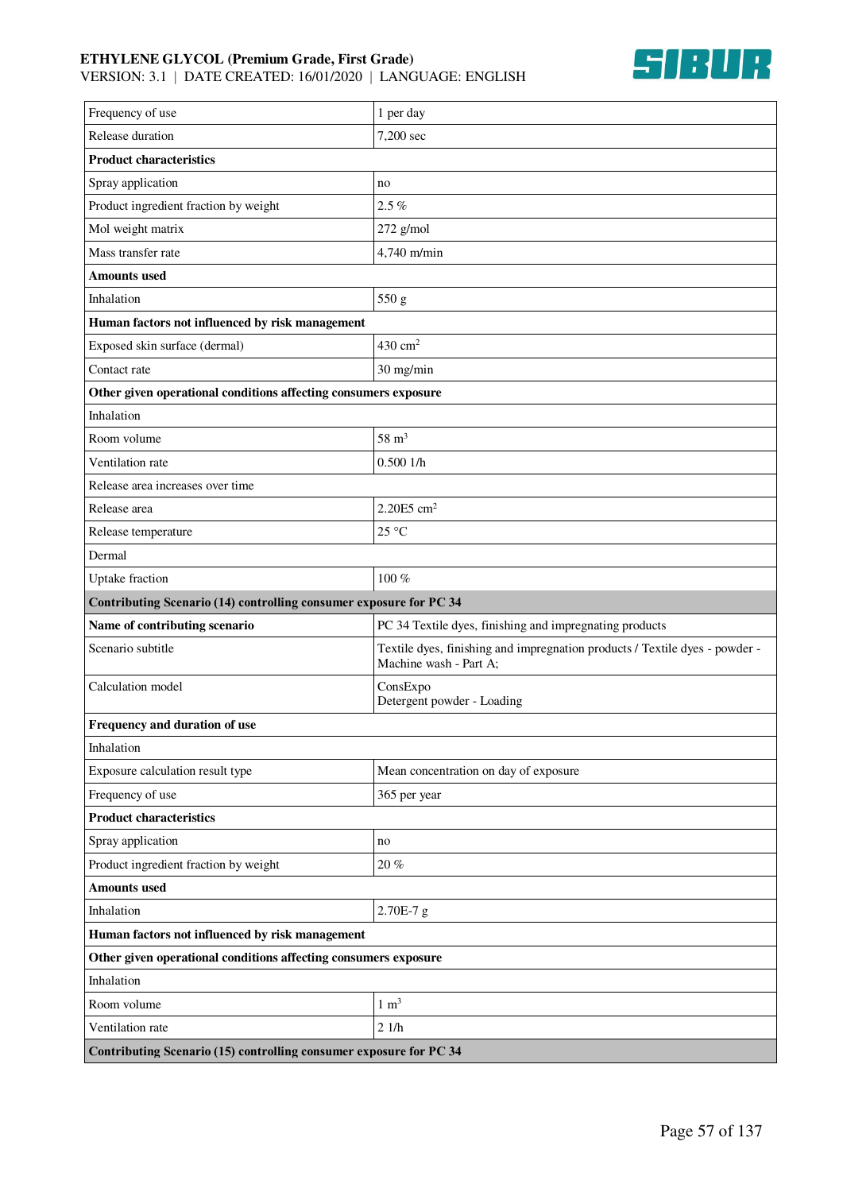| | |
|---|---|
| Frequency of use | 1 per day |
| Release duration | 7,200 sec |
| **Product characteristics** | |
| Spray application | no |
| Product ingredient fraction by weight | 2.5 % |
| Mol weight matrix | 272 g/mol |
| Mass transfer rate | 4,740 m/min |
| **Amounts used** | |
| Inhalation | 550 g |
| **Human factors not influenced by risk management** | |
| Exposed skin surface (dermal) | 430 $cm^2$ |
| Contact rate | 30 mg/min |
| **Other given operational conditions affecting consumers exposure** | |
| Inhalation | |
| Room volume | 58 $m^3$ |
| Ventilation rate | 0.500 1/h |
| Release area increases over time | |
| Release area | 2.20E5 $cm^2$ |
| Release temperature | 25 °C |
| Dermal | |
| Uptake fraction | 100 % |
| **Contributing Scenario (14) controlling consumer exposure for PC 34** | |
| **Name of contributing scenario** | PC 34 Textile dyes, finishing and impregnating products |
| Scenario subtitle | Textile dyes, finishing and impregnation products / Textile dyes - powder - Machine wash - Part A; |
| Calculation model | ConsExpo<br>Detergent powder - Loading |
| **Frequency and duration of use** | |
| Inhalation | |
| Exposure calculation result type | Mean concentration on day of exposure |
| Frequency of use | 365 per year |
| **Product characteristics** | |
| Spray application | no |
| Product ingredient fraction by weight | 20 % |
| **Amounts used** | |
| Inhalation | 2.70E-7 g |
| **Human factors not influenced by risk management** | |
| **Other given operational conditions affecting consumers exposure** | |
| Inhalation | |
| Room volume | 1 $m^3$ |
| Ventilation rate | 2 1/h |
| **Contributing Scenario (15) controlling consumer exposure for PC 34** | |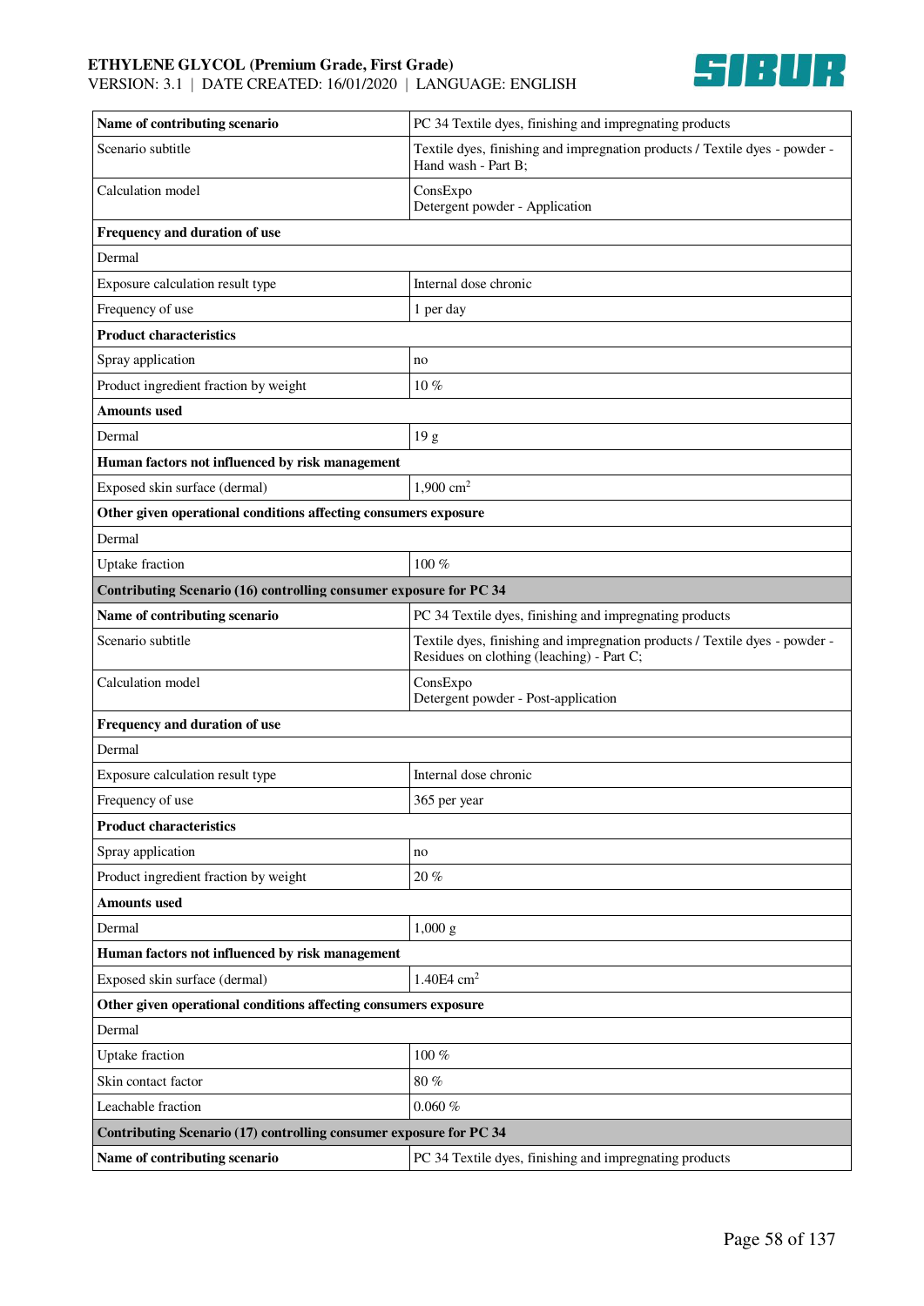| Name of contributing scenario | PC 34 Textile dyes, finishing and impregnating products |
|---|---|
| Scenario subtitle | Textile dyes, finishing and impregnation products / Textile dyes - powder - Hand wash - Part B; |
| Calculation model | ConsExpo<br>Detergent powder - Application |
| **Frequency and duration of use** | |
| Dermal | |
| Exposure calculation result type | Internal dose chronic |
| Frequency of use | 1 per day |
| **Product characteristics** | |
| Spray application | no |
| Product ingredient fraction by weight | 10 % |
| **Amounts used** | |
| Dermal | 19 g |
| **Human factors not influenced by risk management** | |
| Exposed skin surface (dermal) | 1,900 $cm^2$ |
| **Other given operational conditions affecting consumers exposure** | |
| Dermal | |
| Uptake fraction | 100 % |
| **Contributing Scenario (16) controlling consumer exposure for PC 34** | |
| **Name of contributing scenario** | PC 34 Textile dyes, finishing and impregnating products |
| Scenario subtitle | Textile dyes, finishing and impregnation products / Textile dyes - powder - Residues on clothing (leaching) - Part C; |
| Calculation model | ConsExpo<br>Detergent powder - Post-application |
| **Frequency and duration of use** | |
| Dermal | |
| Exposure calculation result type | Internal dose chronic |
| Frequency of use | 365 per year |
| **Product characteristics** | |
| Spray application | no |
| Product ingredient fraction by weight | 20 % |
| **Amounts used** | |
| Dermal | 1,000 g |
| **Human factors not influenced by risk management** | |
| Exposed skin surface (dermal) | 1.40E4 $cm^2$ |
| **Other given operational conditions affecting consumers exposure** | |
| Dermal | |
| Uptake fraction | 100 % |
| Skin contact factor | 80 % |
| Leachable fraction | 0.060 % |
| **Contributing Scenario (17) controlling consumer exposure for PC 34** | |
| **Name of contributing scenario** | PC 34 Textile dyes, finishing and impregnating products |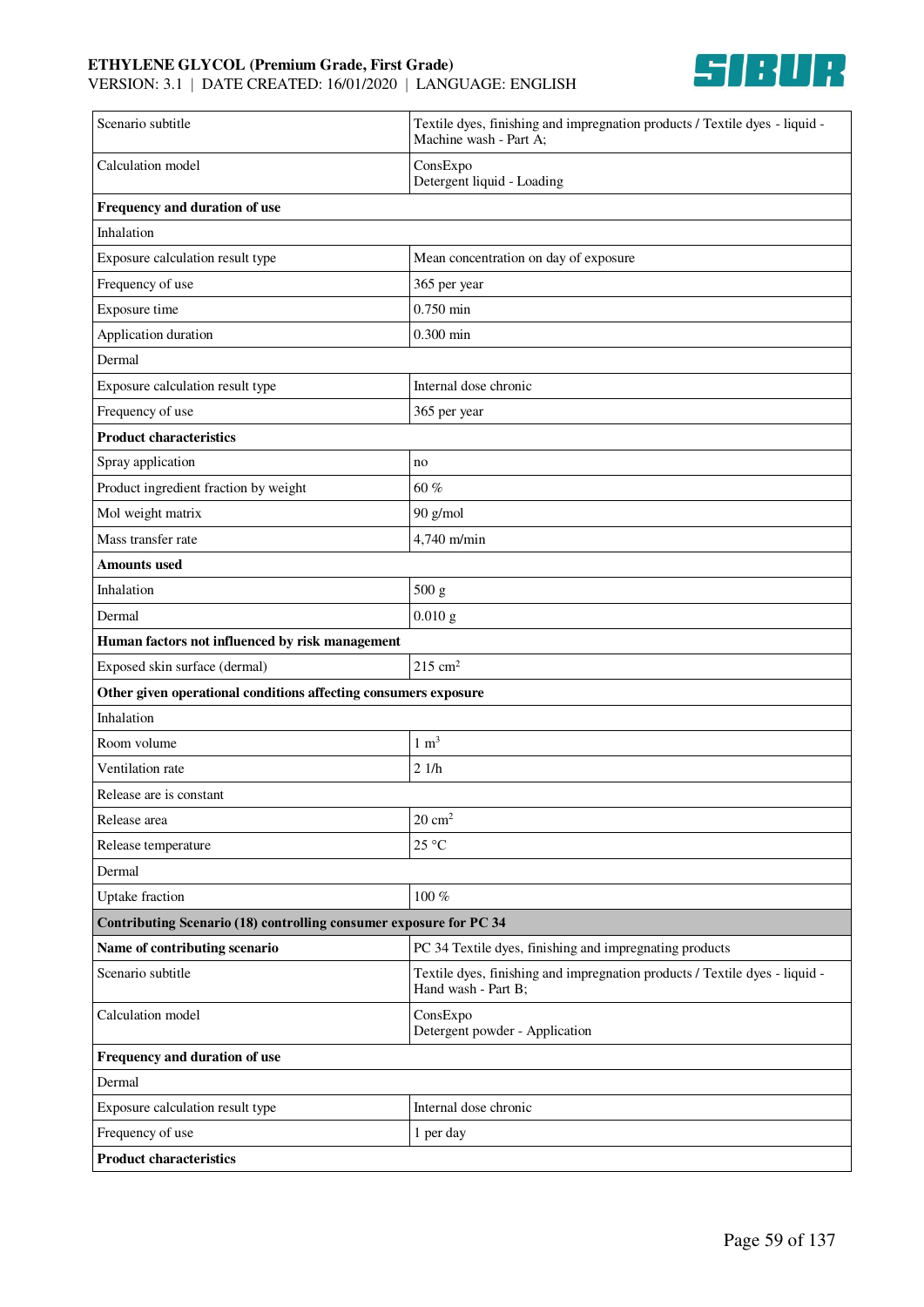| | |
|---|---|
| Scenario subtitle | Textile dyes, finishing and impregnation products / Textile dyes - liquid - Machine wash - Part A; |
| Calculation model | ConsExpo<br>Detergent liquid - Loading |
| **Frequency and duration of use** | |
| Inhalation | |
| Exposure calculation result type | Mean concentration on day of exposure |
| Frequency of use | 365 per year |
| Exposure time | 0.750 min |
| Application duration | 0.300 min |
| Dermal | |
| Exposure calculation result type | Internal dose chronic |
| Frequency of use | 365 per year |
| **Product characteristics** | |
| Spray application | no |
| Product ingredient fraction by weight | 60 % |
| Mol weight matrix | 90 g/mol |
| Mass transfer rate | 4,740 m/min |
| **Amounts used** | |
| Inhalation | 500 g |
| Dermal | 0.010 g |
| **Human factors not influenced by risk management** | |
| Exposed skin surface (dermal) | 215 $cm^2$ |
| **Other given operational conditions affecting consumers exposure** | |
| Inhalation | |
| Room volume | 1 $m^3$ |
| Ventilation rate | 2 1/h |
| Release are is constant | |
| Release area | 20 $cm^2$ |
| Release temperature | 25 °C |
| Dermal | |
| Uptake fraction | 100 % |
| **Contributing Scenario (18) controlling consumer exposure for PC 34** | |
| **Name of contributing scenario** | PC 34 Textile dyes, finishing and impregnating products |
| Scenario subtitle | Textile dyes, finishing and impregnation products / Textile dyes - liquid - Hand wash - Part B; |
| Calculation model | ConsExpo<br>Detergent powder - Application |
| **Frequency and duration of use** | |
| Dermal | |
| Exposure calculation result type | Internal dose chronic |
| Frequency of use | 1 per day |
| **Product characteristics** | |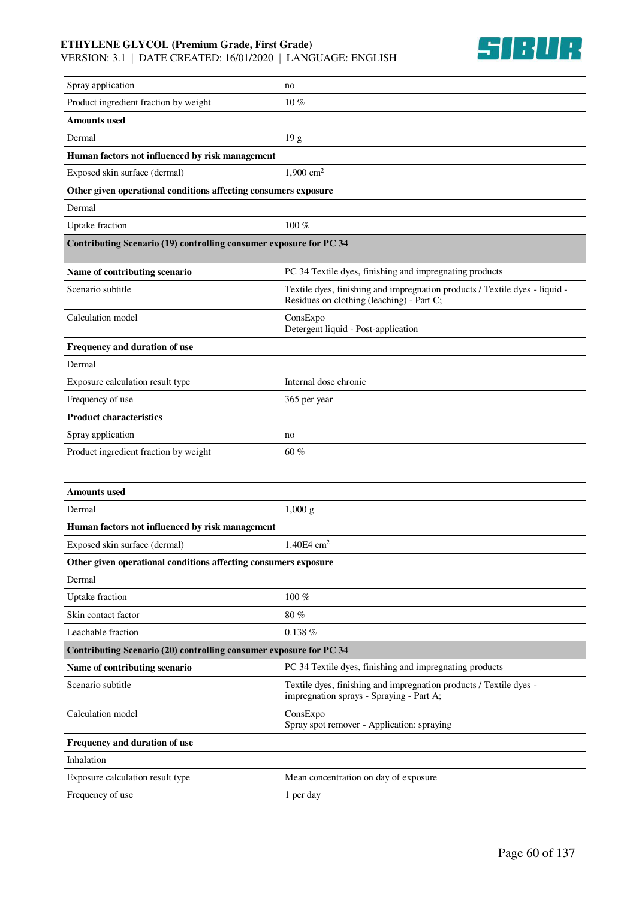| | |
|---|---|
| Spray application | no |
| Product ingredient fraction by weight | 10 % |
| **Amounts used** | |
| Dermal | 19 g |
| **Human factors not influenced by risk management** | |
| Exposed skin surface (dermal) | 1,900 $cm^2$ |
| **Other given operational conditions affecting consumers exposure** | |
| Dermal | |
| Uptake fraction | 100 % |
| **Contributing Scenario (19) controlling consumer exposure for PC 34** | |
| **Name of contributing scenario** | PC 34 Textile dyes, finishing and impregnating products |
| Scenario subtitle | Textile dyes, finishing and impregnation products / Textile dyes - liquid - Residues on clothing (leaching) - Part C; |
| Calculation model | ConsExpo<br>Detergent liquid - Post-application |
| **Frequency and duration of use** | |
| Dermal | |
| Exposure calculation result type | Internal dose chronic |
| Frequency of use | 365 per year |
| **Product characteristics** | |
| Spray application | no |
| Product ingredient fraction by weight | 60 % |
| **Amounts used** | |
| Dermal | 1,000 g |
| **Human factors not influenced by risk management** | |
| Exposed skin surface (dermal) | 1.40E4 $cm^2$ |
| **Other given operational conditions affecting consumers exposure** | |
| Dermal | |
| Uptake fraction | 100 % |
| Skin contact factor | 80 % |
| Leachable fraction | 0.138 % |
| **Contributing Scenario (20) controlling consumer exposure for PC 34** | |
| **Name of contributing scenario** | PC 34 Textile dyes, finishing and impregnating products |
| Scenario subtitle | Textile dyes, finishing and impregnation products / Textile dyes - impregnation sprays - Spraying - Part A; |
| Calculation model | ConsExpo<br>Spray spot remover - Application: spraying |
| **Frequency and duration of use** | |
| Inhalation | |
| Exposure calculation result type | Mean concentration on day of exposure |
| Frequency of use | 1 per day |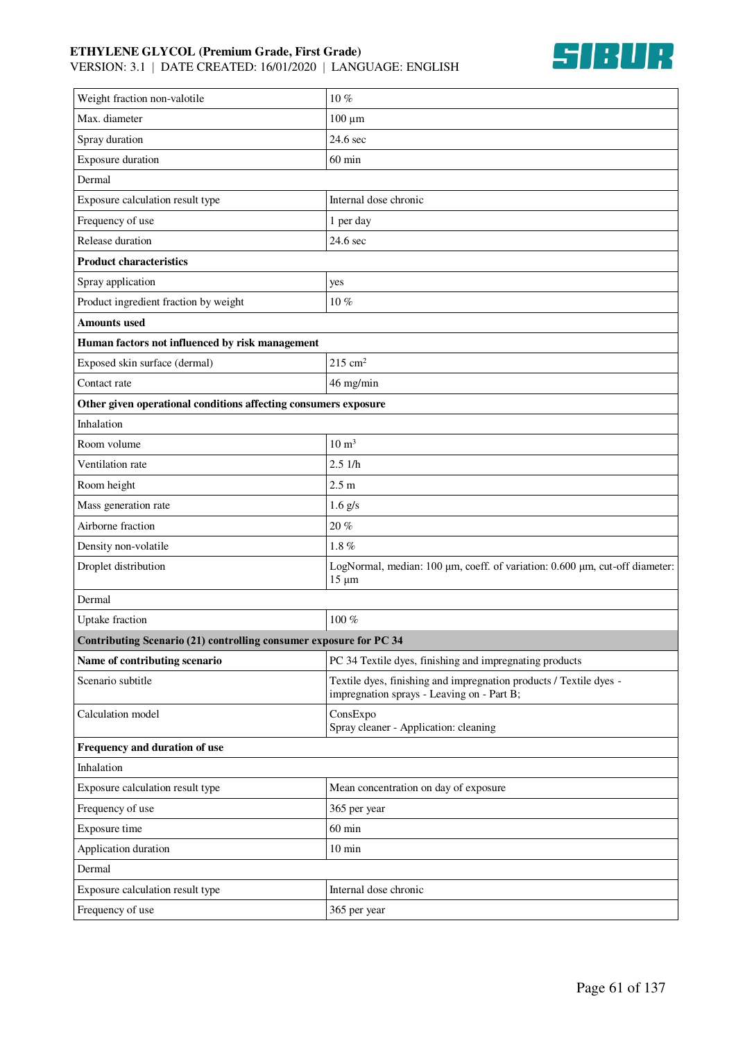| | |
|---|---|
| Weight fraction non-valotile | 10 % |
| Max. diameter | 100 µm |
| Spray duration | 24.6 sec |
| Exposure duration | 60 min |
| Dermal | |
| Exposure calculation result type | Internal dose chronic |
| Frequency of use | 1 per day |
| Release duration | 24.6 sec |
| **Product characteristics** | |
| Spray application | yes |
| Product ingredient fraction by weight | 10 % |
| **Amounts used** | |
| **Human factors not influenced by risk management** | |
| Exposed skin surface (dermal) | 215 cm$^2$ |
| Contact rate | 46 mg/min |
| **Other given operational conditions affecting consumers exposure** | |
| Inhalation | |
| Room volume | 10 m$^3$ |
| Ventilation rate | 2.5 1/h |
| Room height | 2.5 m |
| Mass generation rate | 1.6 g/s |
| Airborne fraction | 20 % |
| Density non-volatile | 1.8 % |
| Droplet distribution | LogNormal, median: 100 µm, coeff. of variation: 0.600 µm, cut-off diameter: 15 µm |
| Dermal | |
| Uptake fraction | 100 % |
| **Contributing Scenario (21) controlling consumer exposure for PC 34** | |
| **Name of contributing scenario** | PC 34 Textile dyes, finishing and impregnating products |
| Scenario subtitle | Textile dyes, finishing and impregnation products / Textile dyes - impregnation sprays - Leaving on - Part B; |
| Calculation model | ConsExpo<br>Spray cleaner - Application: cleaning |
| **Frequency and duration of use** | |
| Inhalation | |
| Exposure calculation result type | Mean concentration on day of exposure |
| Frequency of use | 365 per year |
| Exposure time | 60 min |
| Application duration | 10 min |
| Dermal | |
| Exposure calculation result type | Internal dose chronic |
| Frequency of use | 365 per year |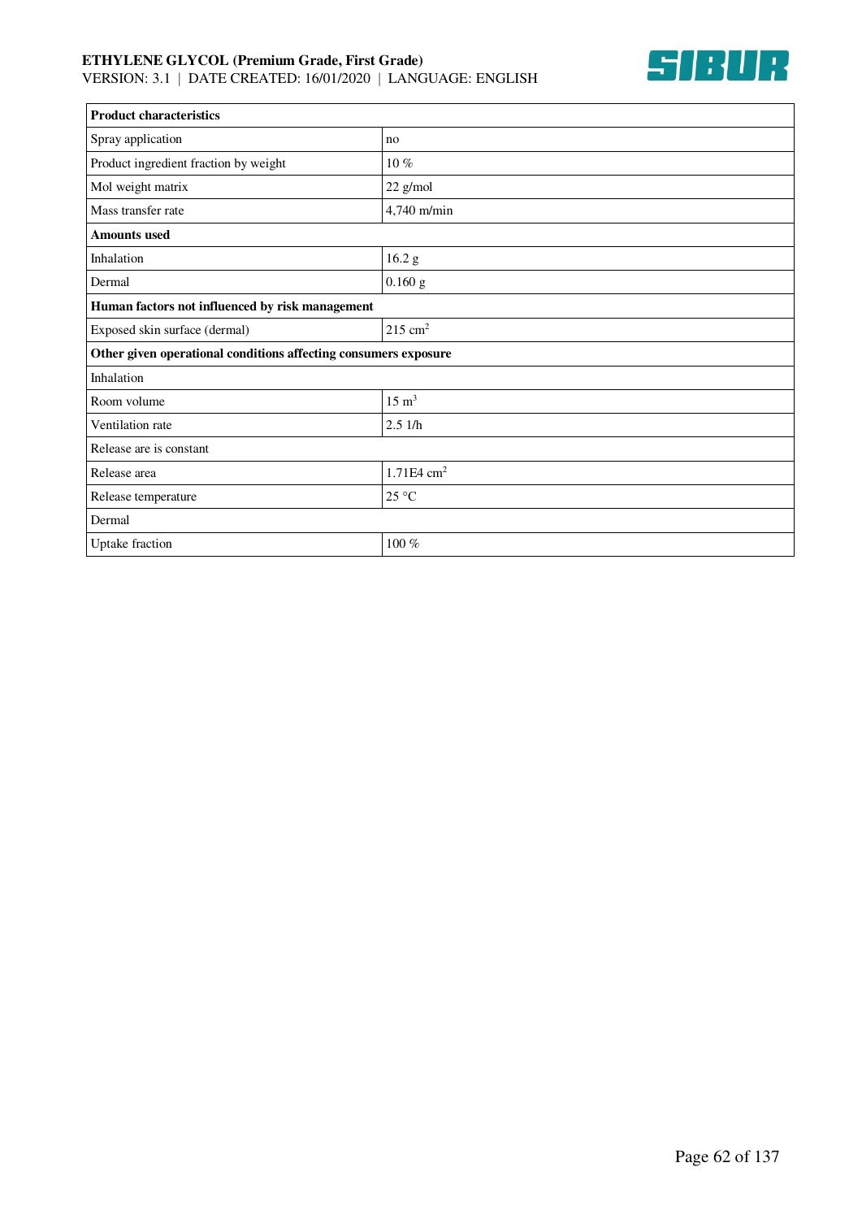| Product characteristics | |
|---|---|
| Spray application | no |
| Product ingredient fraction by weight | 10 % |
| Mol weight matrix | 22 g/mol |
| Mass transfer rate | 4,740 m/min |
| **Amounts used** | |
| Inhalation | 16.2 g |
| Dermal | 0.160 g |
| **Human factors not influenced by risk management** | |
| Exposed skin surface (dermal) | 215 $cm^2$ |
| **Other given operational conditions affecting consumers exposure** | |
| Inhalation | |
| Room volume | 15 $m^3$ |
| Ventilation rate | 2.5 1/h |
| Release are is constant | |
| Release area | 1.71E4 $cm^2$ |
| Release temperature | 25 °C |
| Dermal | |
| Uptake fraction | 100 % |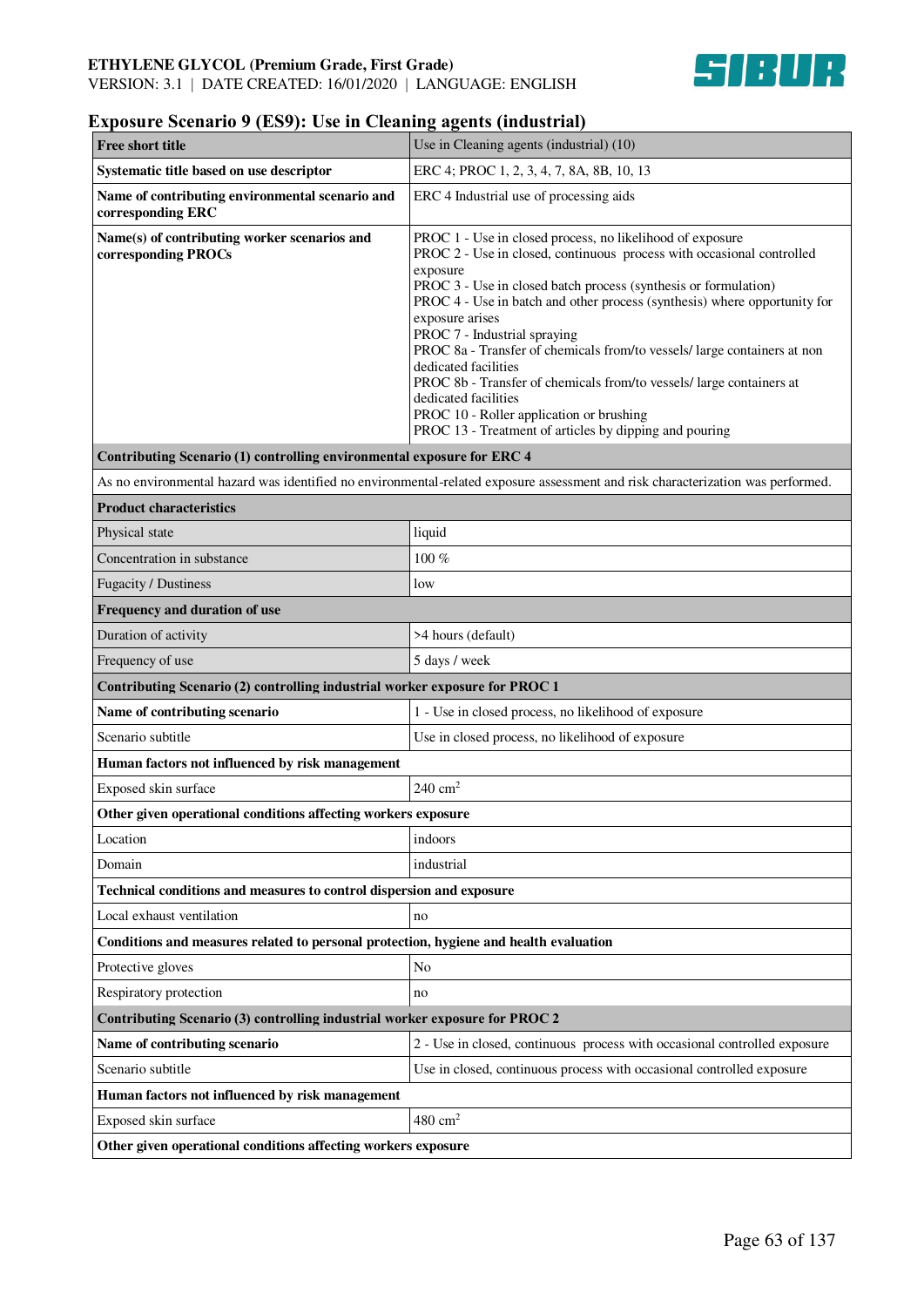## Exposure Scenario 9 (ES9): Use in Cleaning agents (industrial)

| | |
|---|---|
| **Free short title** | Use in Cleaning agents (industrial) (10) |
| **Systematic title based on use descriptor** | ERC 4; PROC 1, 2, 3, 4, 7, 8A, 8B, 10, 13 |
| **Name of contributing environmental scenario and corresponding ERC** | ERC 4 Industrial use of processing aids |
| **Name(s) of contributing worker scenarios and corresponding PROCs** | PROC 1 - Use in closed process, no likelihood of exposure<br>PROC 2 - Use in closed, continuous process with occasional controlled exposure<br>PROC 3 - Use in closed batch process (synthesis or formulation)<br>PROC 4 - Use in batch and other process (synthesis) where opportunity for exposure arises<br>PROC 7 - Industrial spraying<br>PROC 8a - Transfer of chemicals from/to vessels/ large containers at non dedicated facilities<br>PROC 8b - Transfer of chemicals from/to vessels/ large containers at dedicated facilities<br>PROC 10 - Roller application or brushing<br>PROC 13 - Treatment of articles by dipping and pouring |
| **Contributing Scenario (1) controlling environmental exposure for ERC 4** | |
| As no environmental hazard was identified no environmental-related exposure assessment and risk characterization was performed. | |
| **Product characteristics** | |
| Physical state | liquid |
| Concentration in substance | 100 % |
| Fugacity / Dustiness | low |
| **Frequency and duration of use** | |
| Duration of activity | >4 hours (default) |
| Frequency of use | 5 days / week |
| **Contributing Scenario (2) controlling industrial worker exposure for PROC 1** | |
| **Name of contributing scenario** | 1 - Use in closed process, no likelihood of exposure |
| Scenario subtitle | Use in closed process, no likelihood of exposure |
| **Human factors not influenced by risk management** | |
| Exposed skin surface | 240 $cm^2$ |
| **Other given operational conditions affecting workers exposure** | |
| Location | indoors |
| Domain | industrial |
| **Technical conditions and measures to control dispersion and exposure** | |
| Local exhaust ventilation | no |
| **Conditions and measures related to personal protection, hygiene and health evaluation** | |
| Protective gloves | No |
| Respiratory protection | no |
| **Contributing Scenario (3) controlling industrial worker exposure for PROC 2** | |
| **Name of contributing scenario** | 2 - Use in closed, continuous process with occasional controlled exposure |
| Scenario subtitle | Use in closed, continuous process with occasional controlled exposure |
| **Human factors not influenced by risk management** | |
| Exposed skin surface | 480 $cm^2$ |
| **Other given operational conditions affecting workers exposure** | |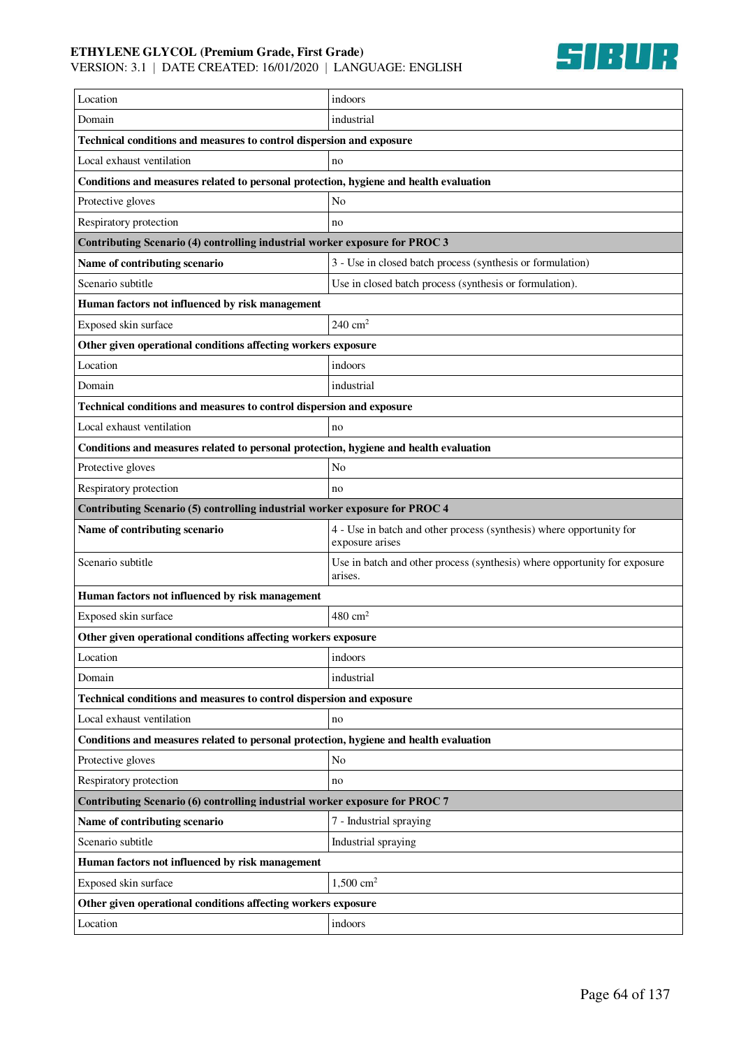| | |
|---|---|
| Location | indoors |
| Domain | industrial |
| **Technical conditions and measures to control dispersion and exposure** | |
| Local exhaust ventilation | no |
| **Conditions and measures related to personal protection, hygiene and health evaluation** | |
| Protective gloves | No |
| Respiratory protection | no |
| **Contributing Scenario (4) controlling industrial worker exposure for PROC 3** | |
| **Name of contributing scenario** | 3 - Use in closed batch process (synthesis or formulation) |
| Scenario subtitle | Use in closed batch process (synthesis or formulation). |
| **Human factors not influenced by risk management** | |
| Exposed skin surface | 240 $cm^2$ |
| **Other given operational conditions affecting workers exposure** | |
| Location | indoors |
| Domain | industrial |
| **Technical conditions and measures to control dispersion and exposure** | |
| Local exhaust ventilation | no |
| **Conditions and measures related to personal protection, hygiene and health evaluation** | |
| Protective gloves | No |
| Respiratory protection | no |
| **Contributing Scenario (5) controlling industrial worker exposure for PROC 4** | |
| **Name of contributing scenario** | 4 - Use in batch and other process (synthesis) where opportunity for exposure arises |
| Scenario subtitle | Use in batch and other process (synthesis) where opportunity for exposure arises. |
| **Human factors not influenced by risk management** | |
| Exposed skin surface | 480 $cm^2$ |
| **Other given operational conditions affecting workers exposure** | |
| Location | indoors |
| Domain | industrial |
| **Technical conditions and measures to control dispersion and exposure** | |
| Local exhaust ventilation | no |
| **Conditions and measures related to personal protection, hygiene and health evaluation** | |
| Protective gloves | No |
| Respiratory protection | no |
| **Contributing Scenario (6) controlling industrial worker exposure for PROC 7** | |
| **Name of contributing scenario** | 7 - Industrial spraying |
| Scenario subtitle | Industrial spraying |
| **Human factors not influenced by risk management** | |
| Exposed skin surface | 1,500 $cm^2$ |
| **Other given operational conditions affecting workers exposure** | |
| Location | indoors |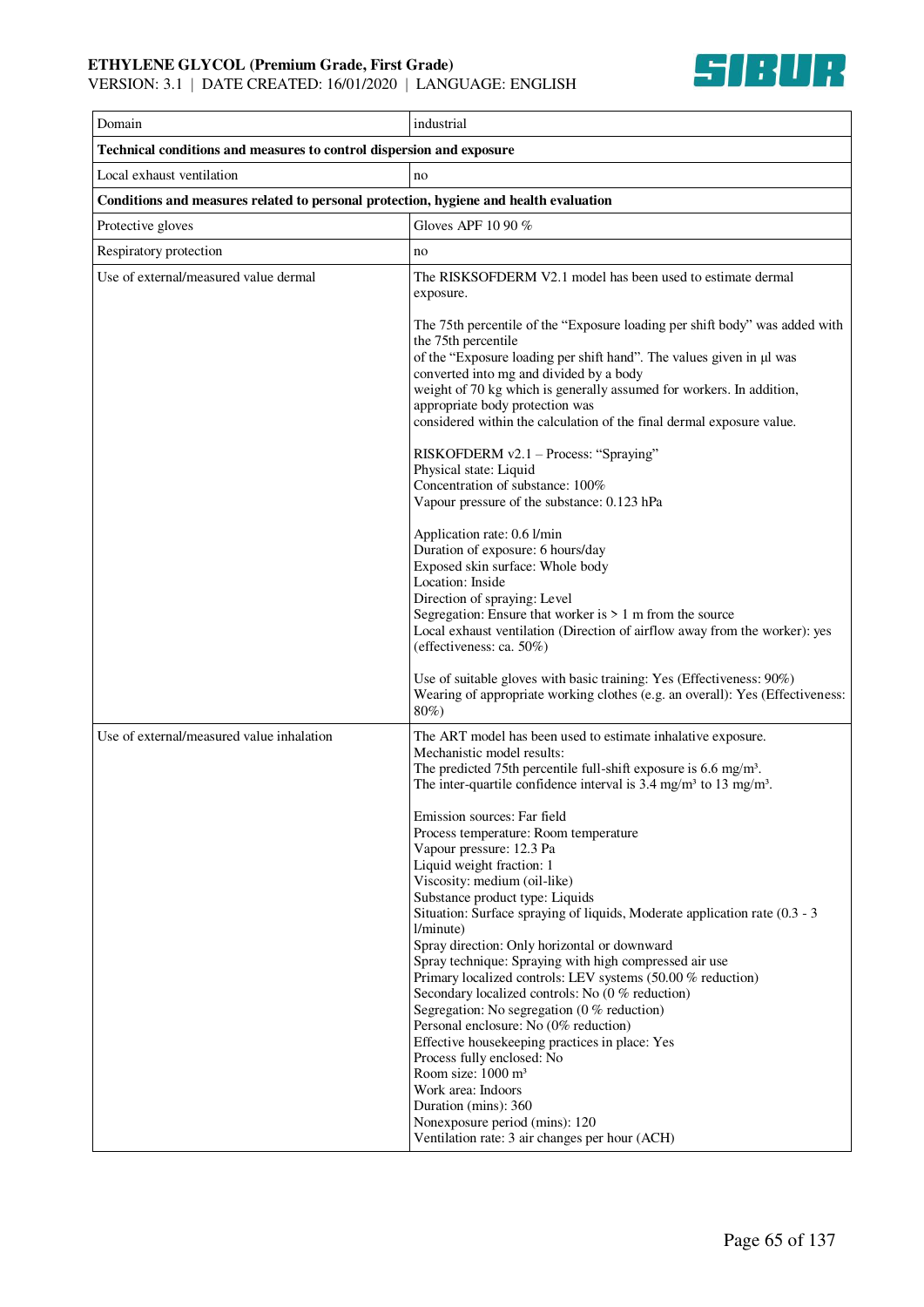| Domain | industrial |
|---|---|
| **Technical conditions and measures to control dispersion and exposure** | |
| Local exhaust ventilation | no |
| **Conditions and measures related to personal protection, hygiene and health evaluation** | |
| Protective gloves | Gloves APF 10 90 % |
| Respiratory protection | no |
| Use of external/measured value dermal | The RISKSOFDERM V2.1 model has been used to estimate dermal exposure.<br><br>The 75th percentile of the "Exposure loading per shift body" was added with the 75th percentile of the "Exposure loading per shift hand". The values given in µl was converted into mg and divided by a body weight of 70 kg which is generally assumed for workers. In addition, appropriate body protection was considered within the calculation of the final dermal exposure value.<br><br>RISKOFDERM v2.1 – Process: "Spraying"<br>Physical state: Liquid<br>Concentration of substance: 100%<br>Vapour pressure of the substance: 0.123 hPa<br><br>Application rate: 0.6 l/min<br>Duration of exposure: 6 hours/day<br>Exposed skin surface: Whole body<br>Location: Inside<br>Direction of spraying: Level<br>Segregation: Ensure that worker is > 1 m from the source<br>Local exhaust ventilation (Direction of airflow away from the worker): yes (effectiveness: ca. 50%)<br><br>Use of suitable gloves with basic training: Yes (Effectiveness: 90%)<br>Wearing of appropriate working clothes (e.g. an overall): Yes (Effectiveness: 80%) |
| Use of external/measured value inhalation | The ART model has been used to estimate inhalative exposure.<br>Mechanistic model results:<br>The predicted 75th percentile full-shift exposure is 6.6 mg/m³.<br>The inter-quartile confidence interval is 3.4 mg/m³ to 13 mg/m³.<br><br>Emission sources: Far field<br>Process temperature: Room temperature<br>Vapour pressure: 12.3 Pa<br>Liquid weight fraction: 1<br>Viscosity: medium (oil-like)<br>Substance product type: Liquids<br>Situation: Surface spraying of liquids, Moderate application rate (0.3 - 3 l/minute)<br>Spray direction: Only horizontal or downward<br>Spray technique: Spraying with high compressed air use<br>Primary localized controls: LEV systems (50.00 % reduction)<br>Secondary localized controls: No (0 % reduction)<br>Segregation: No segregation (0 % reduction)<br>Personal enclosure: No (0% reduction)<br>Effective housekeeping practices in place: Yes<br>Process fully enclosed: No<br>Room size: 1000 m³<br>Work area: Indoors<br>Duration (mins): 360<br>Nonexposure period (mins): 120<br>Ventilation rate: 3 air changes per hour (ACH) |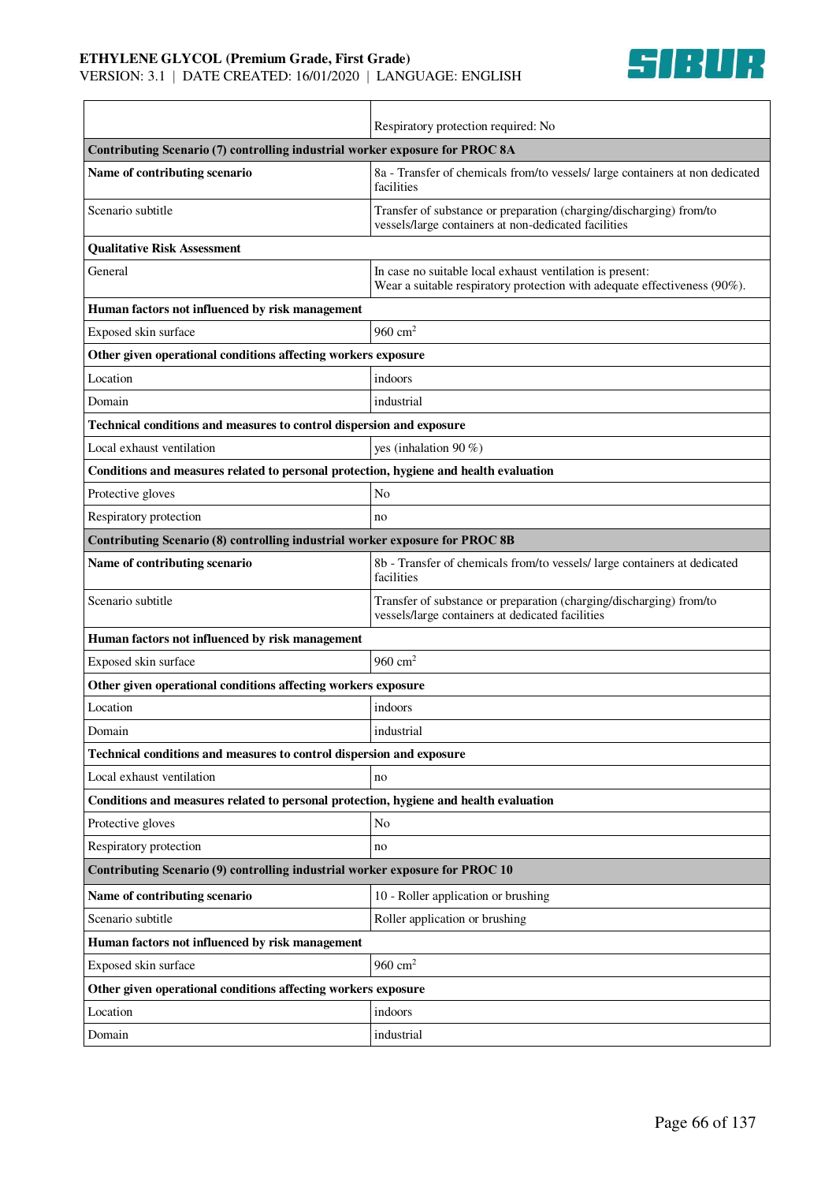| | |
|---|---|
| | Respiratory protection required: No |
| **Contributing Scenario (7) controlling industrial worker exposure for PROC 8A** | |
| **Name of contributing scenario** | 8a - Transfer of chemicals from/to vessels/ large containers at non dedicated facilities |
| Scenario subtitle | Transfer of substance or preparation (charging/discharging) from/to vessels/large containers at non-dedicated facilities |
| **Qualitative Risk Assessment** | |
| General | In case no suitable local exhaust ventilation is present: Wear a suitable respiratory protection with adequate effectiveness (90%). |
| **Human factors not influenced by risk management** | |
| Exposed skin surface | 960 $cm^2$ |
| **Other given operational conditions affecting workers exposure** | |
| Location | indoors |
| Domain | industrial |
| **Technical conditions and measures to control dispersion and exposure** | |
| Local exhaust ventilation | yes (inhalation 90 %) |
| **Conditions and measures related to personal protection, hygiene and health evaluation** | |
| Protective gloves | No |
| Respiratory protection | no |
| **Contributing Scenario (8) controlling industrial worker exposure for PROC 8B** | |
| **Name of contributing scenario** | 8b - Transfer of chemicals from/to vessels/ large containers at dedicated facilities |
| Scenario subtitle | Transfer of substance or preparation (charging/discharging) from/to vessels/large containers at dedicated facilities |
| **Human factors not influenced by risk management** | |
| Exposed skin surface | 960 $cm^2$ |
| **Other given operational conditions affecting workers exposure** | |
| Location | indoors |
| Domain | industrial |
| **Technical conditions and measures to control dispersion and exposure** | |
| Local exhaust ventilation | no |
| **Conditions and measures related to personal protection, hygiene and health evaluation** | |
| Protective gloves | No |
| Respiratory protection | no |
| **Contributing Scenario (9) controlling industrial worker exposure for PROC 10** | |
| **Name of contributing scenario** | 10 - Roller application or brushing |
| Scenario subtitle | Roller application or brushing |
| **Human factors not influenced by risk management** | |
| Exposed skin surface | 960 $cm^2$ |
| **Other given operational conditions affecting workers exposure** | |
| Location | indoors |
| Domain | industrial |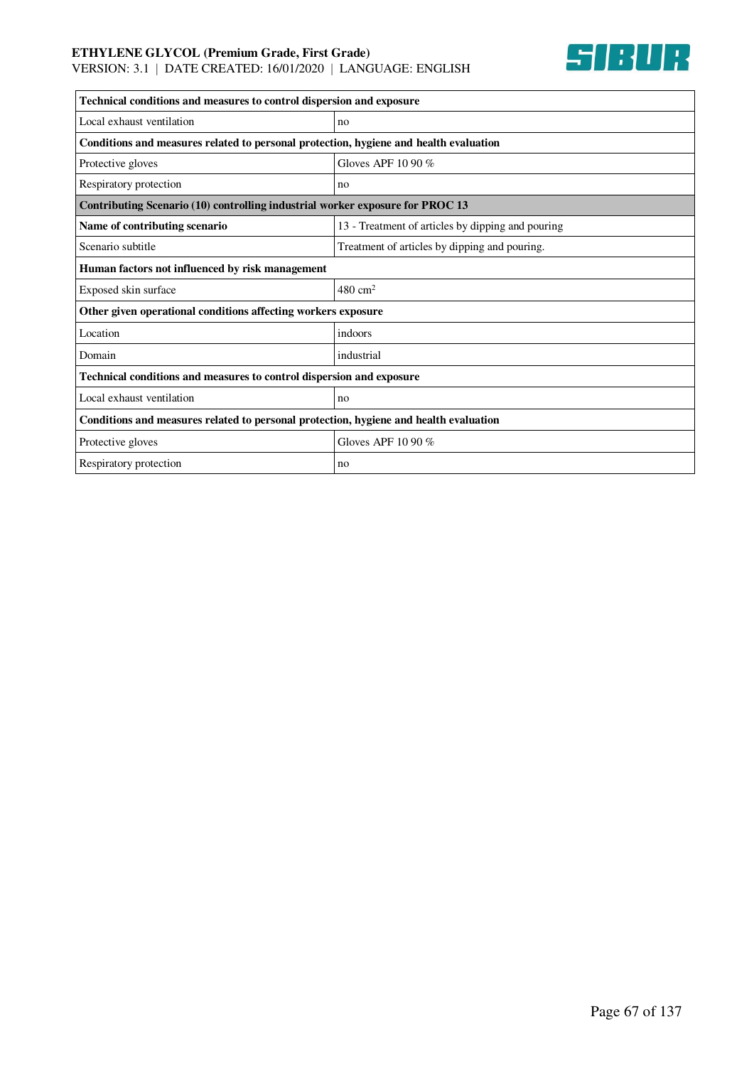| Technical conditions and measures to control dispersion and exposure | |
|---|---|
| Local exhaust ventilation | no |
| **Conditions and measures related to personal protection, hygiene and health evaluation** | |
| Protective gloves | Gloves APF 10 90 % |
| Respiratory protection | no |
| **Contributing Scenario (10) controlling industrial worker exposure for PROC 13** | |
| **Name of contributing scenario** | 13 - Treatment of articles by dipping and pouring |
| Scenario subtitle | Treatment of articles by dipping and pouring. |
| **Human factors not influenced by risk management** | |
| Exposed skin surface | 480 $cm^2$ |
| **Other given operational conditions affecting workers exposure** | |
| Location | indoors |
| Domain | industrial |
| **Technical conditions and measures to control dispersion and exposure** | |
| Local exhaust ventilation | no |
| **Conditions and measures related to personal protection, hygiene and health evaluation** | |
| Protective gloves | Gloves APF 10 90 % |
| Respiratory protection | no |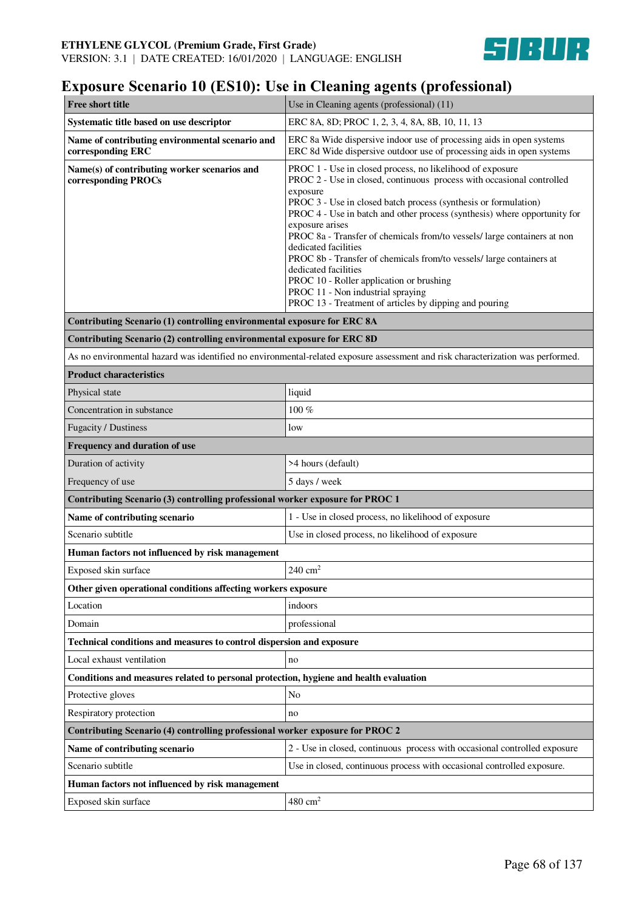# Exposure Scenario 10 (ES10): Use in Cleaning agents (professional)

| **Free short title** | Use in Cleaning agents (professional) (11) |
|---|---|
| **Systematic title based on use descriptor** | ERC 8A, 8D; PROC 1, 2, 3, 4, 8A, 8B, 10, 11, 13 |
| **Name of contributing environmental scenario and corresponding ERC** | ERC 8a Wide dispersive indoor use of processing aids in open systems<br>ERC 8d Wide dispersive outdoor use of processing aids in open systems |
| **Name(s) of contributing worker scenarios and corresponding PROCs** | PROC 1 - Use in closed process, no likelihood of exposure<br>PROC 2 - Use in closed, continuous process with occasional controlled exposure<br>PROC 3 - Use in closed batch process (synthesis or formulation)<br>PROC 4 - Use in batch and other process (synthesis) where opportunity for exposure arises<br>PROC 8a - Transfer of chemicals from/to vessels/ large containers at non dedicated facilities<br>PROC 8b - Transfer of chemicals from/to vessels/ large containers at dedicated facilities<br>PROC 10 - Roller application or brushing<br>PROC 11 - Non industrial spraying<br>PROC 13 - Treatment of articles by dipping and pouring |
| **Contributing Scenario (1) controlling environmental exposure for ERC 8A** | |
| **Contributing Scenario (2) controlling environmental exposure for ERC 8D** | |
| As no environmental hazard was identified no environmental-related exposure assessment and risk characterization was performed. | |
| **Product characteristics** | |
| Physical state | liquid |
| Concentration in substance | 100 % |
| Fugacity / Dustiness | low |
| **Frequency and duration of use** | |
| Duration of activity | >4 hours (default) |
| Frequency of use | 5 days / week |
| **Contributing Scenario (3) controlling professional worker exposure for PROC 1** | |
| **Name of contributing scenario** | 1 - Use in closed process, no likelihood of exposure |
| Scenario subtitle | Use in closed process, no likelihood of exposure |
| **Human factors not influenced by risk management** | |
| Exposed skin surface | 240 $cm^2$ |
| **Other given operational conditions affecting workers exposure** | |
| Location | indoors |
| Domain | professional |
| **Technical conditions and measures to control dispersion and exposure** | |
| Local exhaust ventilation | no |
| **Conditions and measures related to personal protection, hygiene and health evaluation** | |
| Protective gloves | No |
| Respiratory protection | no |
| **Contributing Scenario (4) controlling professional worker exposure for PROC 2** | |
| **Name of contributing scenario** | 2 - Use in closed, continuous process with occasional controlled exposure |
| Scenario subtitle | Use in closed, continuous process with occasional controlled exposure. |
| **Human factors not influenced by risk management** | |
| Exposed skin surface | 480 $cm^2$ |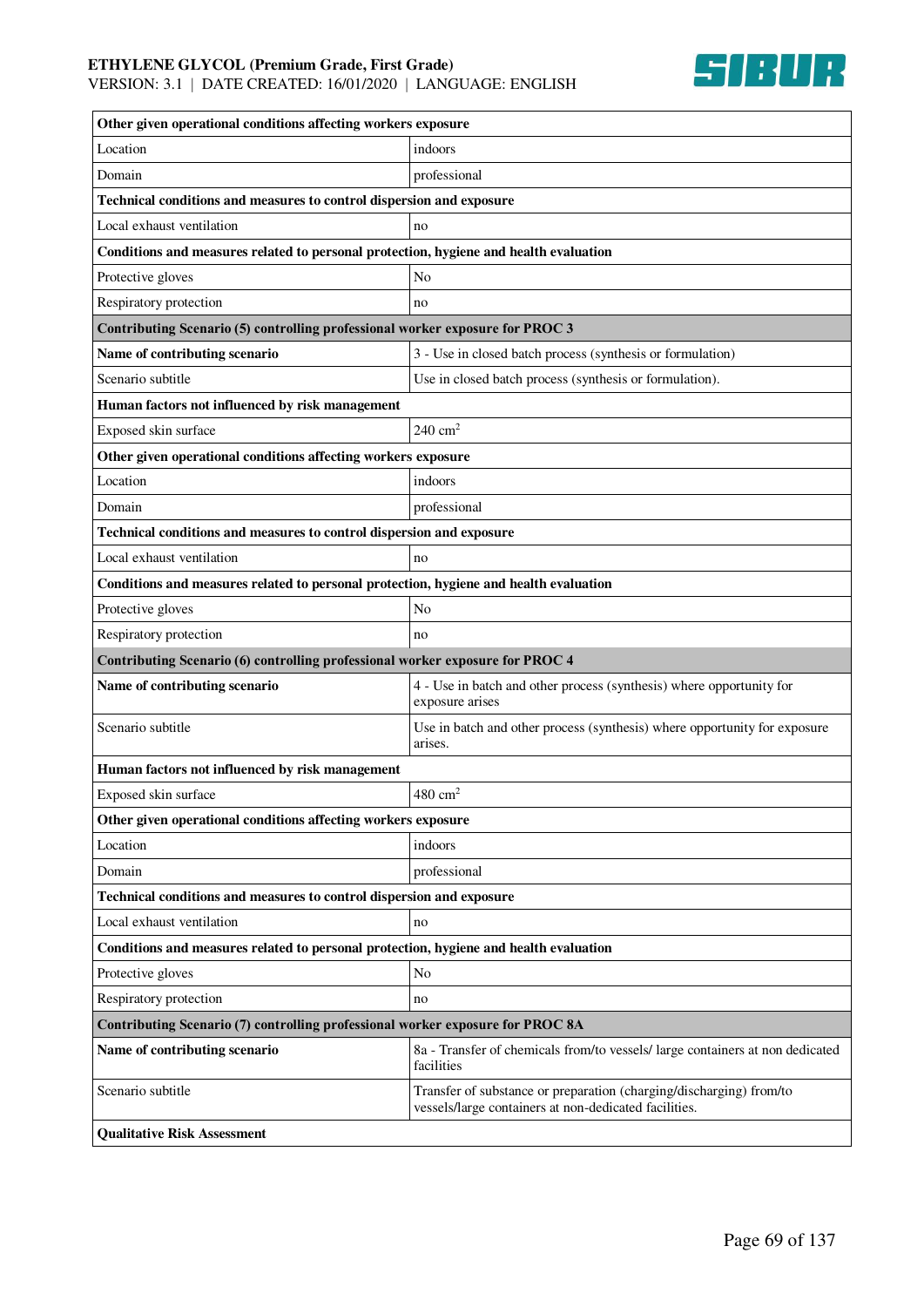| Other given operational conditions affecting workers exposure | |
|---|---|
| Location | indoors |
| Domain | professional |
| **Technical conditions and measures to control dispersion and exposure** | |
| Local exhaust ventilation | no |
| **Conditions and measures related to personal protection, hygiene and health evaluation** | |
| Protective gloves | No |
| Respiratory protection | no |
| **Contributing Scenario (5) controlling professional worker exposure for PROC 3** | |
| **Name of contributing scenario** | 3 - Use in closed batch process (synthesis or formulation) |
| Scenario subtitle | Use in closed batch process (synthesis or formulation). |
| **Human factors not influenced by risk management** | |
| Exposed skin surface | 240 $cm^2$ |
| **Other given operational conditions affecting workers exposure** | |
| Location | indoors |
| Domain | professional |
| **Technical conditions and measures to control dispersion and exposure** | |
| Local exhaust ventilation | no |
| **Conditions and measures related to personal protection, hygiene and health evaluation** | |
| Protective gloves | No |
| Respiratory protection | no |
| **Contributing Scenario (6) controlling professional worker exposure for PROC 4** | |
| **Name of contributing scenario** | 4 - Use in batch and other process (synthesis) where opportunity for exposure arises |
| Scenario subtitle | Use in batch and other process (synthesis) where opportunity for exposure arises. |
| **Human factors not influenced by risk management** | |
| Exposed skin surface | 480 $cm^2$ |
| **Other given operational conditions affecting workers exposure** | |
| Location | indoors |
| Domain | professional |
| **Technical conditions and measures to control dispersion and exposure** | |
| Local exhaust ventilation | no |
| **Conditions and measures related to personal protection, hygiene and health evaluation** | |
| Protective gloves | No |
| Respiratory protection | no |
| **Contributing Scenario (7) controlling professional worker exposure for PROC 8A** | |
| **Name of contributing scenario** | 8a - Transfer of chemicals from/to vessels/ large containers at non dedicated facilities |
| Scenario subtitle | Transfer of substance or preparation (charging/discharging) from/to vessels/large containers at non-dedicated facilities. |
| **Qualitative Risk Assessment** | |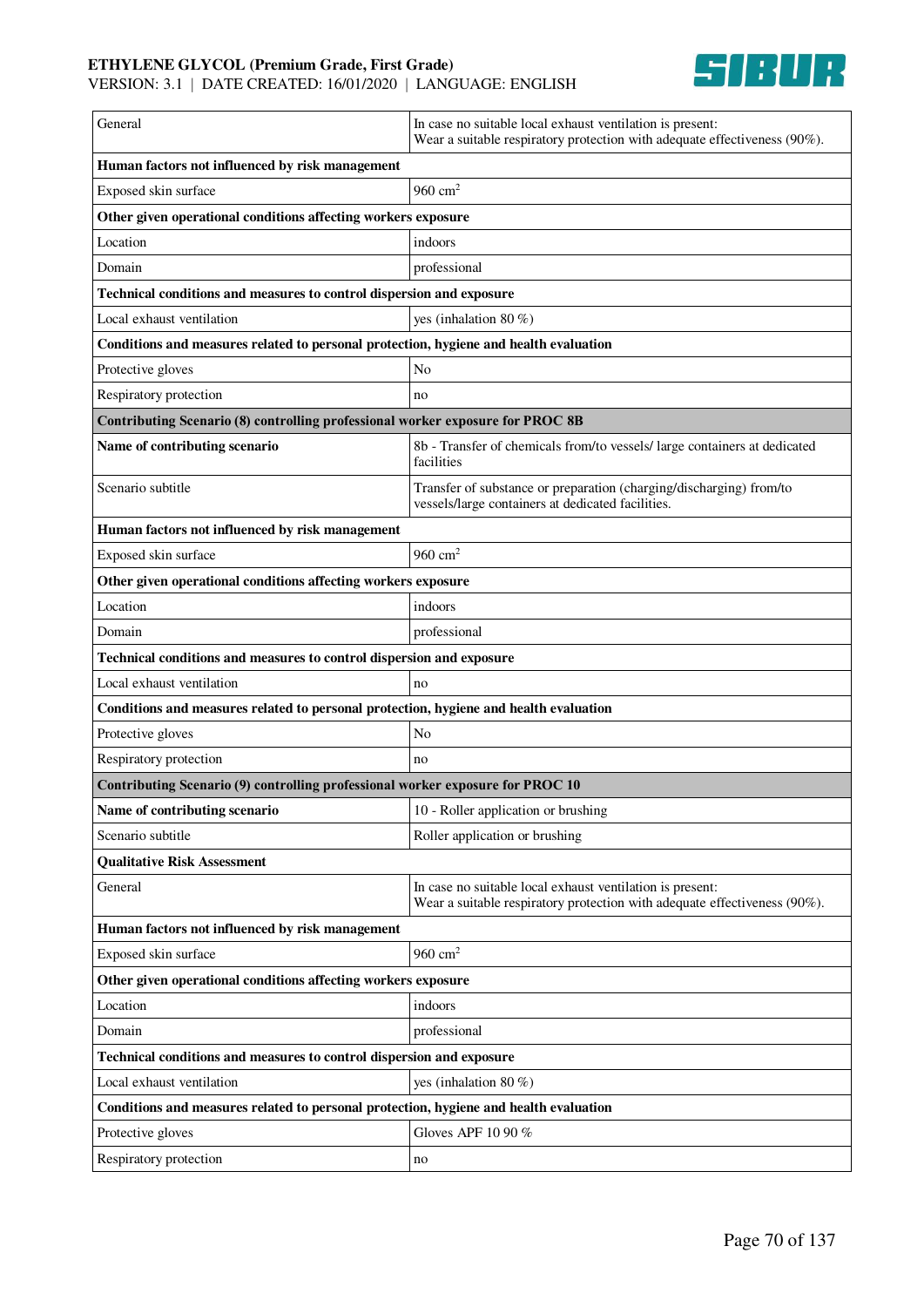| General | In case no suitable local exhaust ventilation is present:<br>Wear a suitable respiratory protection with adequate effectiveness (90%). |
|---|---|
| **Human factors not influenced by risk management** | |
| Exposed skin surface | 960 $cm^2$ |
| **Other given operational conditions affecting workers exposure** | |
| Location | indoors |
| Domain | professional |
| **Technical conditions and measures to control dispersion and exposure** | |
| Local exhaust ventilation | yes (inhalation 80 %) |
| **Conditions and measures related to personal protection, hygiene and health evaluation** | |
| Protective gloves | No |
| Respiratory protection | no |
| **Contributing Scenario (8) controlling professional worker exposure for PROC 8B** | |
| **Name of contributing scenario** | 8b - Transfer of chemicals from/to vessels/ large containers at dedicated facilities |
| Scenario subtitle | Transfer of substance or preparation (charging/discharging) from/to vessels/large containers at dedicated facilities. |
| **Human factors not influenced by risk management** | |
| Exposed skin surface | 960 $cm^2$ |
| **Other given operational conditions affecting workers exposure** | |
| Location | indoors |
| Domain | professional |
| **Technical conditions and measures to control dispersion and exposure** | |
| Local exhaust ventilation | no |
| **Conditions and measures related to personal protection, hygiene and health evaluation** | |
| Protective gloves | No |
| Respiratory protection | no |
| **Contributing Scenario (9) controlling professional worker exposure for PROC 10** | |
| **Name of contributing scenario** | 10 - Roller application or brushing |
| Scenario subtitle | Roller application or brushing |
| **Qualitative Risk Assessment** | |
| General | In case no suitable local exhaust ventilation is present:<br>Wear a suitable respiratory protection with adequate effectiveness (90%). |
| **Human factors not influenced by risk management** | |
| Exposed skin surface | 960 $cm^2$ |
| **Other given operational conditions affecting workers exposure** | |
| Location | indoors |
| Domain | professional |
| **Technical conditions and measures to control dispersion and exposure** | |
| Local exhaust ventilation | yes (inhalation 80 %) |
| **Conditions and measures related to personal protection, hygiene and health evaluation** | |
| Protective gloves | Gloves APF 10 90 % |
| Respiratory protection | no |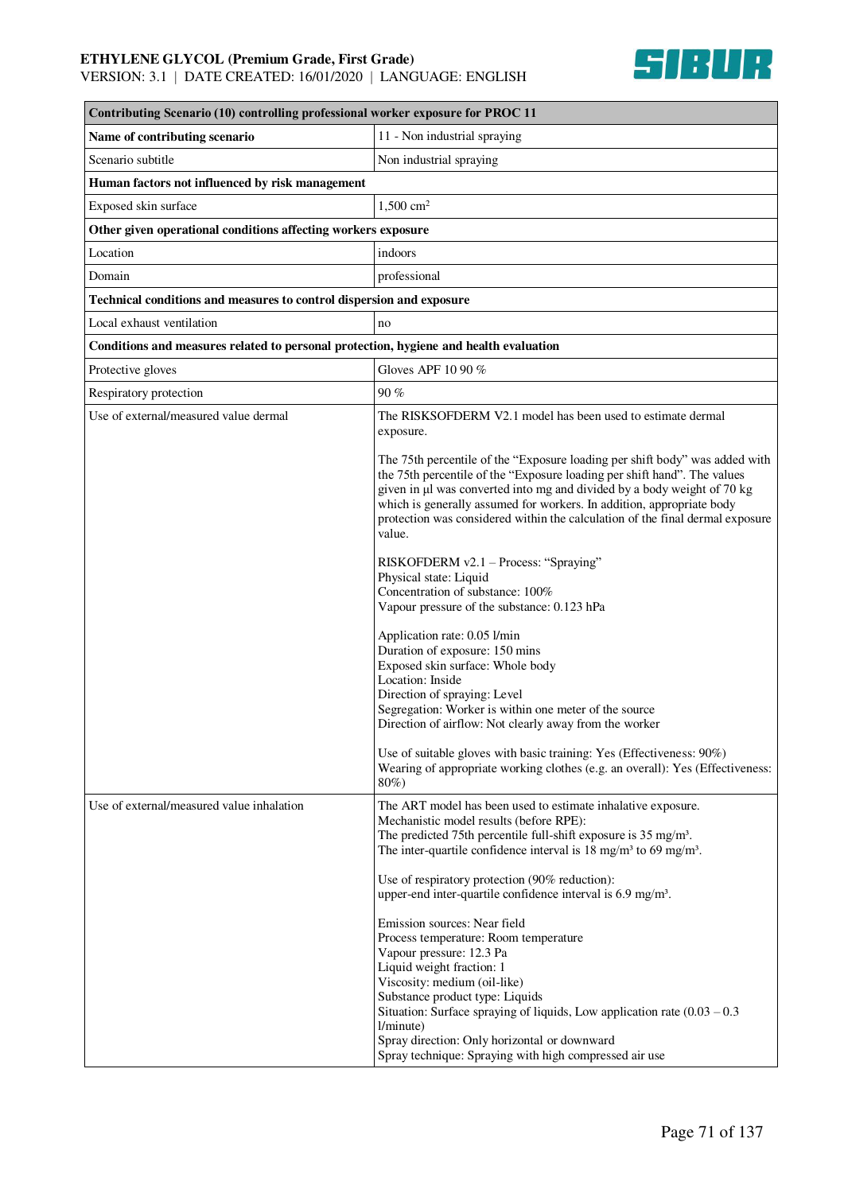| Contributing Scenario (10) controlling professional worker exposure for PROC 11 | |
|---|---|
| **Name of contributing scenario** | 11 - Non industrial spraying |
| Scenario subtitle | Non industrial spraying |
| **Human factors not influenced by risk management** | |
| Exposed skin surface | 1,500 $cm^2$ |
| **Other given operational conditions affecting workers exposure** | |
| Location | indoors |
| Domain | professional |
| **Technical conditions and measures to control dispersion and exposure** | |
| Local exhaust ventilation | no |
| **Conditions and measures related to personal protection, hygiene and health evaluation** | |
| Protective gloves | Gloves APF 10 90 % |
| Respiratory protection | 90 % |
| Use of external/measured value dermal | The RISKSOFDERM V2.1 model has been used to estimate dermal exposure.<br><br>The 75th percentile of the "Exposure loading per shift body" was added with the 75th percentile of the "Exposure loading per shift hand". The values given in µl was converted into mg and divided by a body weight of 70 kg which is generally assumed for workers. In addition, appropriate body protection was considered within the calculation of the final dermal exposure value.<br><br>RISKOFDERM v2.1 – Process: "Spraying"<br>Physical state: Liquid<br>Concentration of substance: 100%<br>Vapour pressure of the substance: 0.123 hPa<br><br>Application rate: 0.05 l/min<br>Duration of exposure: 150 mins<br>Exposed skin surface: Whole body<br>Location: Inside<br>Direction of spraying: Level<br>Segregation: Worker is within one meter of the source<br>Direction of airflow: Not clearly away from the worker<br><br>Use of suitable gloves with basic training: Yes (Effectiveness: 90%)<br>Wearing of appropriate working clothes (e.g. an overall): Yes (Effectiveness: 80%) |
| Use of external/measured value inhalation | The ART model has been used to estimate inhalative exposure.<br>Mechanistic model results (before RPE):<br>The predicted 75th percentile full-shift exposure is 35 mg/m³.<br>The inter-quartile confidence interval is 18 mg/m³ to 69 mg/m³.<br><br>Use of respiratory protection (90% reduction):<br>upper-end inter-quartile confidence interval is 6.9 mg/m³.<br><br>Emission sources: Near field<br>Process temperature: Room temperature<br>Vapour pressure: 12.3 Pa<br>Liquid weight fraction: 1<br>Viscosity: medium (oil-like)<br>Substance product type: Liquids<br>Situation: Surface spraying of liquids, Low application rate (0.03 – 0.3 l/minute)<br>Spray direction: Only horizontal or downward<br>Spray technique: Spraying with high compressed air use |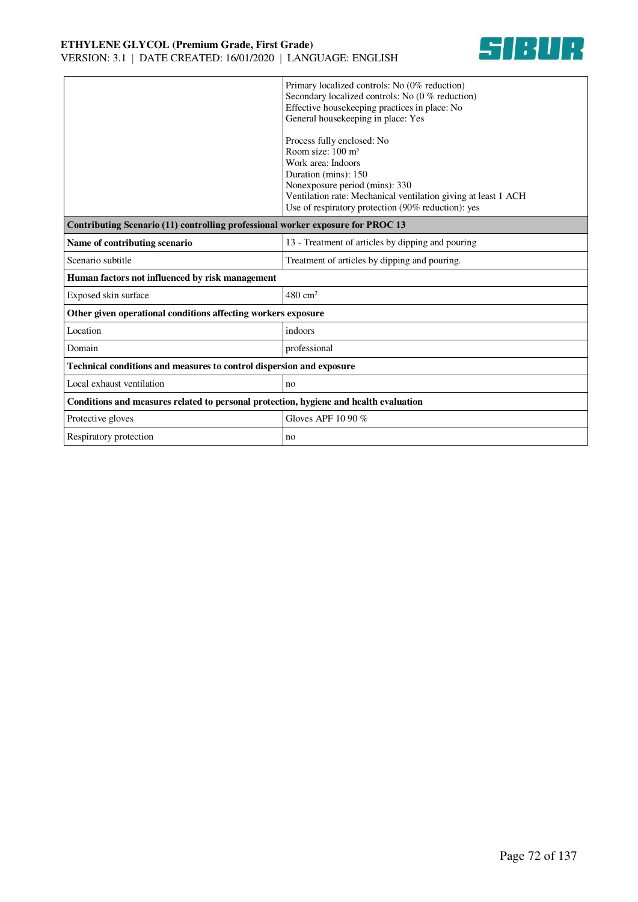| | |
|---|---|
| | Primary localized controls: No (0% reduction)<br>Secondary localized controls: No (0 % reduction)<br>Effective housekeeping practices in place: No<br>General housekeeping in place: Yes<br><br>Process fully enclosed: No<br>Room size: 100 m³<br>Work area: Indoors<br>Duration (mins): 150<br>Nonexposure period (mins): 330<br>Ventilation rate: Mechanical ventilation giving at least 1 ACH<br>Use of respiratory protection (90% reduction): yes |
| **Contributing Scenario (11) controlling professional worker exposure for PROC 13** | |
| **Name of contributing scenario** | 13 - Treatment of articles by dipping and pouring |
| Scenario subtitle | Treatment of articles by dipping and pouring. |
| **Human factors not influenced by risk management** | |
| Exposed skin surface | 480 $cm^2$ |
| **Other given operational conditions affecting workers exposure** | |
| Location | indoors |
| Domain | professional |
| **Technical conditions and measures to control dispersion and exposure** | |
| Local exhaust ventilation | no |
| **Conditions and measures related to personal protection, hygiene and health evaluation** | |
| Protective gloves | Gloves APF 10 90 % |
| Respiratory protection | no |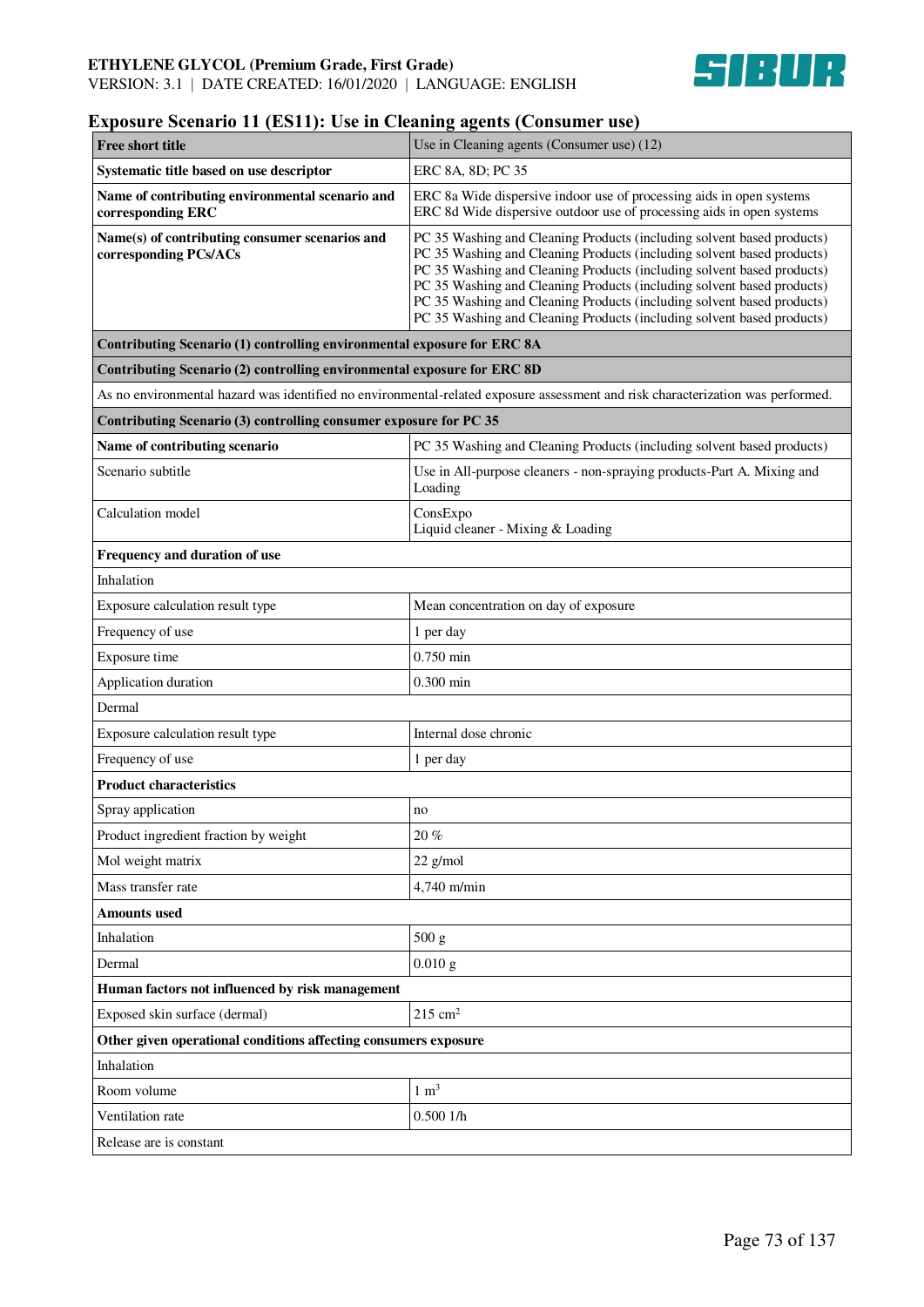## Exposure Scenario 11 (ES11): Use in Cleaning agents (Consumer use)

| **Free short title** | Use in Cleaning agents (Consumer use) (12) |
|---|---|
| **Systematic title based on use descriptor** | ERC 8A, 8D; PC 35 |
| **Name of contributing environmental scenario and corresponding ERC** | ERC 8a Wide dispersive indoor use of processing aids in open systems<br>ERC 8d Wide dispersive outdoor use of processing aids in open systems |
| **Name(s) of contributing consumer scenarios and corresponding PCs/ACs** | PC 35 Washing and Cleaning Products (including solvent based products)<br>PC 35 Washing and Cleaning Products (including solvent based products)<br>PC 35 Washing and Cleaning Products (including solvent based products)<br>PC 35 Washing and Cleaning Products (including solvent based products)<br>PC 35 Washing and Cleaning Products (including solvent based products)<br>PC 35 Washing and Cleaning Products (including solvent based products) |
| **Contributing Scenario (1) controlling environmental exposure for ERC 8A** | |
| **Contributing Scenario (2) controlling environmental exposure for ERC 8D** | |
| As no environmental hazard was identified no environmental-related exposure assessment and risk characterization was performed. | |
| **Contributing Scenario (3) controlling consumer exposure for PC 35** | |
| **Name of contributing scenario** | PC 35 Washing and Cleaning Products (including solvent based products) |
| Scenario subtitle | Use in All-purpose cleaners - non-spraying products-Part A. Mixing and Loading |
| Calculation model | ConsExpo<br>Liquid cleaner - Mixing & Loading |
| **Frequency and duration of use** | |
| Inhalation | |
| Exposure calculation result type | Mean concentration on day of exposure |
| Frequency of use | 1 per day |
| Exposure time | 0.750 min |
| Application duration | 0.300 min |
| Dermal | |
| Exposure calculation result type | Internal dose chronic |
| Frequency of use | 1 per day |
| **Product characteristics** | |
| Spray application | no |
| Product ingredient fraction by weight | 20 % |
| Mol weight matrix | 22 g/mol |
| Mass transfer rate | 4,740 m/min |
| **Amounts used** | |
| Inhalation | 500 g |
| Dermal | 0.010 g |
| **Human factors not influenced by risk management** | |
| Exposed skin surface (dermal) | 215 $cm^2$ |
| **Other given operational conditions affecting consumers exposure** | |
| Inhalation | |
| Room volume | 1 $m^3$ |
| Ventilation rate | 0.500 1/h |
| Release are is constant | |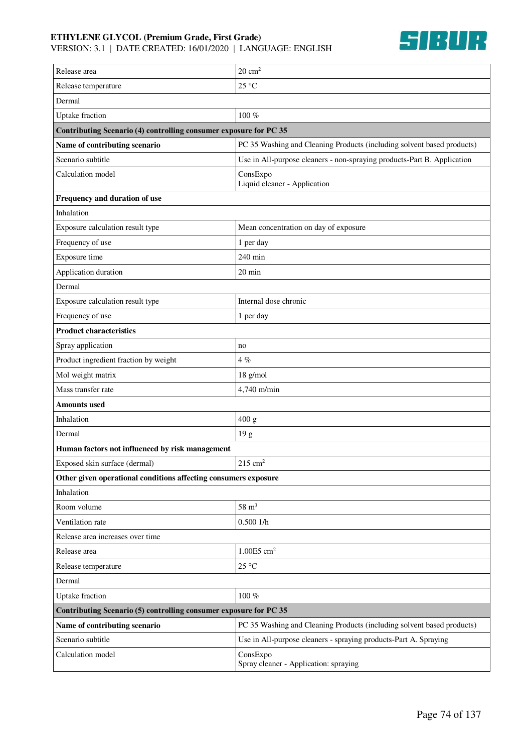| | |
|---|---|
| Release area | 20 $cm^2$ |
| Release temperature | 25 °C |
| Dermal | |
| Uptake fraction | 100 % |
| **Contributing Scenario (4) controlling consumer exposure for PC 35** | |
| **Name of contributing scenario** | PC 35 Washing and Cleaning Products (including solvent based products) |
| Scenario subtitle | Use in All-purpose cleaners - non-spraying products-Part B. Application |
| Calculation model | ConsExpo<br>Liquid cleaner - Application |
| **Frequency and duration of use** | |
| Inhalation | |
| Exposure calculation result type | Mean concentration on day of exposure |
| Frequency of use | 1 per day |
| Exposure time | 240 min |
| Application duration | 20 min |
| Dermal | |
| Exposure calculation result type | Internal dose chronic |
| Frequency of use | 1 per day |
| **Product characteristics** | |
| Spray application | no |
| Product ingredient fraction by weight | 4 % |
| Mol weight matrix | 18 g/mol |
| Mass transfer rate | 4,740 m/min |
| **Amounts used** | |
| Inhalation | 400 g |
| Dermal | 19 g |
| **Human factors not influenced by risk management** | |
| Exposed skin surface (dermal) | 215 $cm^2$ |
| **Other given operational conditions affecting consumers exposure** | |
| Inhalation | |
| Room volume | 58 $m^3$ |
| Ventilation rate | 0.500 1/h |
| Release area increases over time | |
| Release area | 1.00E5 $cm^2$ |
| Release temperature | 25 °C |
| Dermal | |
| Uptake fraction | 100 % |
| **Contributing Scenario (5) controlling consumer exposure for PC 35** | |
| **Name of contributing scenario** | PC 35 Washing and Cleaning Products (including solvent based products) |
| Scenario subtitle | Use in All-purpose cleaners - spraying products-Part A. Spraying |
| Calculation model | ConsExpo<br>Spray cleaner - Application: spraying |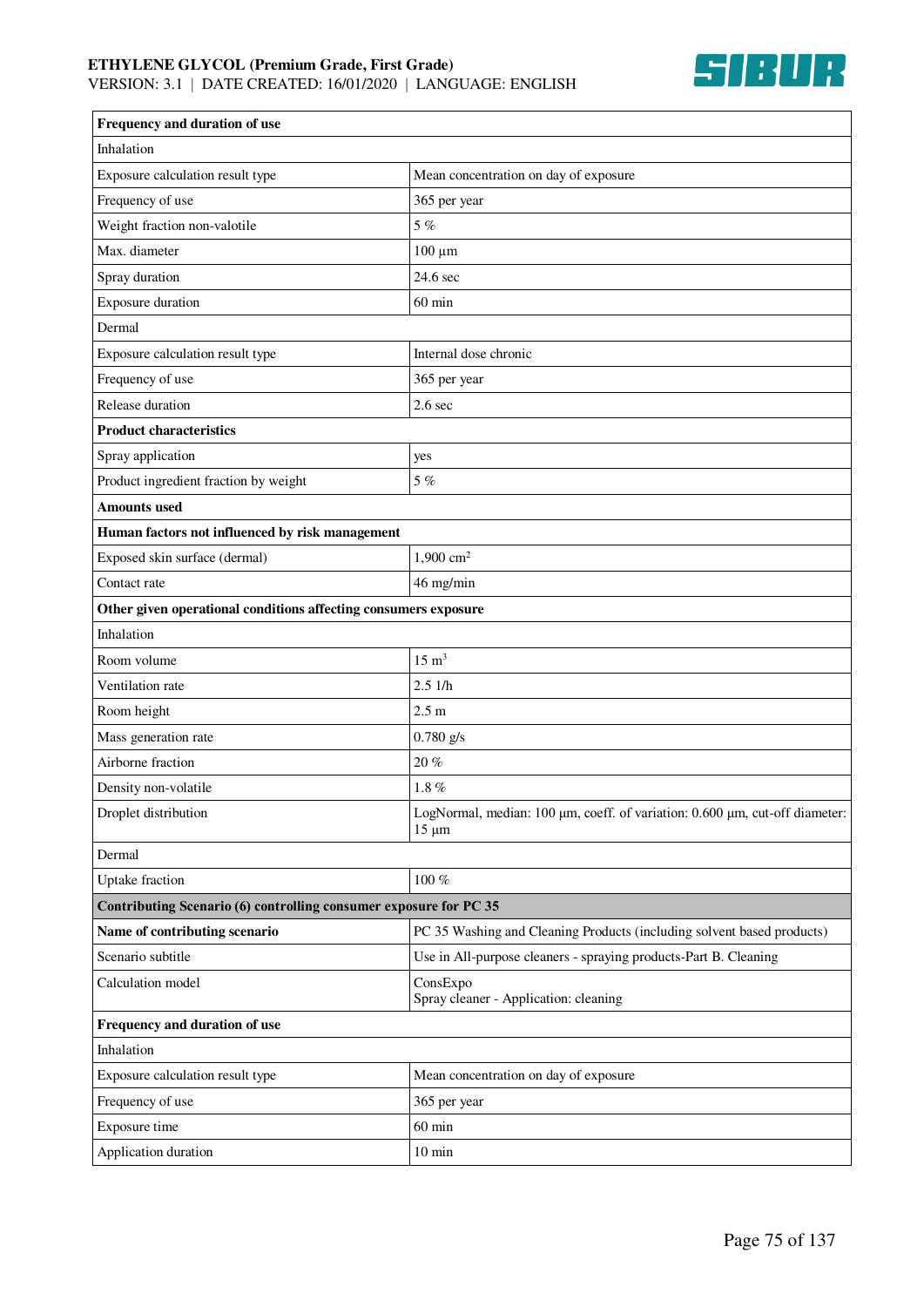| **Frequency and duration of use** | |
|---|---|
| Inhalation | |
| Exposure calculation result type | Mean concentration on day of exposure |
| Frequency of use | 365 per year |
| Weight fraction non-valotile | 5 % |
| Max. diameter | 100 µm |
| Spray duration | 24.6 sec |
| Exposure duration | 60 min |
| Dermal | |
| Exposure calculation result type | Internal dose chronic |
| Frequency of use | 365 per year |
| Release duration | 2.6 sec |
| **Product characteristics** | |
| Spray application | yes |
| Product ingredient fraction by weight | 5 % |
| **Amounts used** | |
| **Human factors not influenced by risk management** | |
| Exposed skin surface (dermal) | 1,900 $cm^2$ |
| Contact rate | 46 mg/min |
| **Other given operational conditions affecting consumers exposure** | |
| Inhalation | |
| Room volume | 15 $m^3$ |
| Ventilation rate | 2.5 1/h |
| Room height | 2.5 m |
| Mass generation rate | 0.780 g/s |
| Airborne fraction | 20 % |
| Density non-volatile | 1.8 % |
| Droplet distribution | LogNormal, median: 100 µm, coeff. of variation: 0.600 µm, cut-off diameter: 15 µm |
| Dermal | |
| Uptake fraction | 100 % |
| **Contributing Scenario (6) controlling consumer exposure for PC 35** | |
| **Name of contributing scenario** | PC 35 Washing and Cleaning Products (including solvent based products) |
| Scenario subtitle | Use in All-purpose cleaners - spraying products-Part B. Cleaning |
| Calculation model | ConsExpo<br>Spray cleaner - Application: cleaning |
| **Frequency and duration of use** | |
| Inhalation | |
| Exposure calculation result type | Mean concentration on day of exposure |
| Frequency of use | 365 per year |
| Exposure time | 60 min |
| Application duration | 10 min |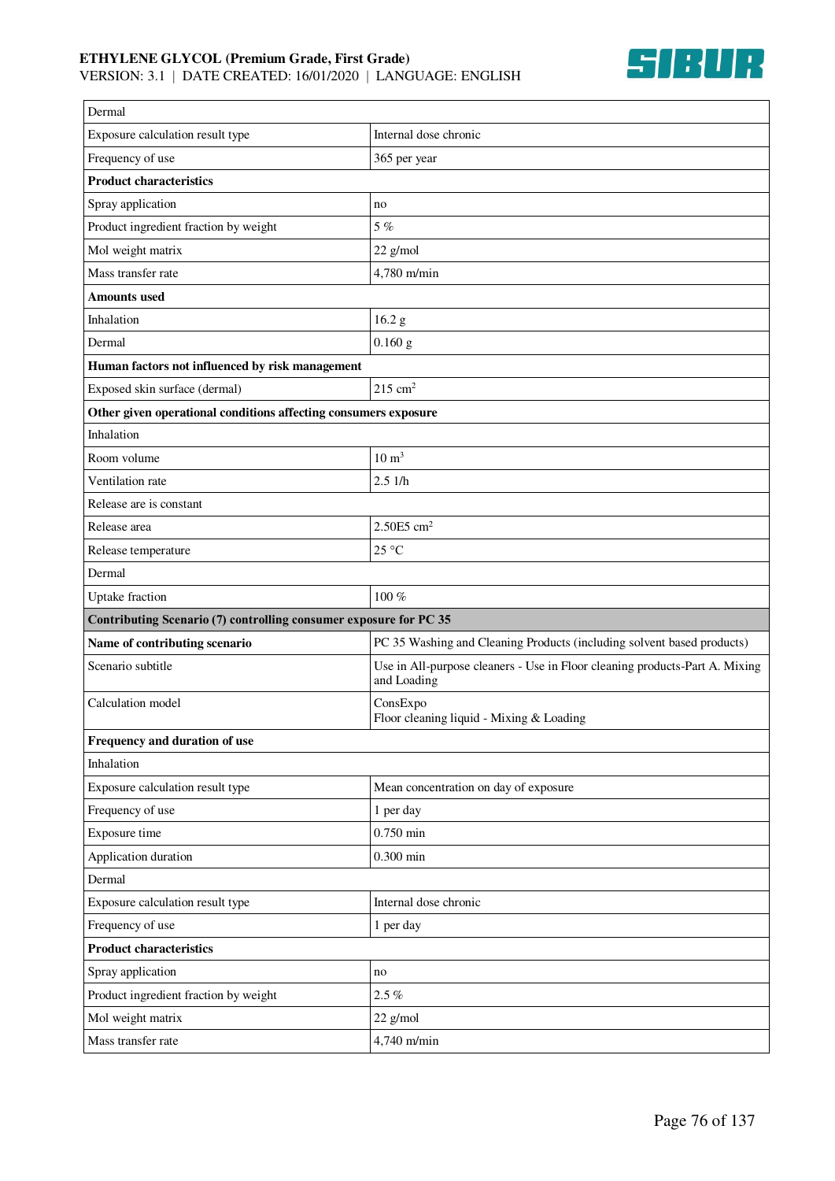| Dermal | |
|---|---|
| Exposure calculation result type | Internal dose chronic |
| Frequency of use | 365 per year |
| **Product characteristics** | |
| Spray application | no |
| Product ingredient fraction by weight | 5 % |
| Mol weight matrix | 22 g/mol |
| Mass transfer rate | 4,780 m/min |
| **Amounts used** | |
| Inhalation | 16.2 g |
| Dermal | 0.160 g |
| **Human factors not influenced by risk management** | |
| Exposed skin surface (dermal) | 215 $cm^2$ |
| **Other given operational conditions affecting consumers exposure** | |
| Inhalation | |
| Room volume | 10 $m^3$ |
| Ventilation rate | 2.5 1/h |
| Release are is constant | |
| Release area | 2.50E5 $cm^2$ |
| Release temperature | 25 °C |
| Dermal | |
| Uptake fraction | 100 % |
| **Contributing Scenario (7) controlling consumer exposure for PC 35** | |
| **Name of contributing scenario** | PC 35 Washing and Cleaning Products (including solvent based products) |
| Scenario subtitle | Use in All-purpose cleaners - Use in Floor cleaning products-Part A. Mixing and Loading |
| Calculation model | ConsExpo<br>Floor cleaning liquid - Mixing & Loading |
| **Frequency and duration of use** | |
| Inhalation | |
| Exposure calculation result type | Mean concentration on day of exposure |
| Frequency of use | 1 per day |
| Exposure time | 0.750 min |
| Application duration | 0.300 min |
| Dermal | |
| Exposure calculation result type | Internal dose chronic |
| Frequency of use | 1 per day |
| **Product characteristics** | |
| Spray application | no |
| Product ingredient fraction by weight | 2.5 % |
| Mol weight matrix | 22 g/mol |
| Mass transfer rate | 4,740 m/min |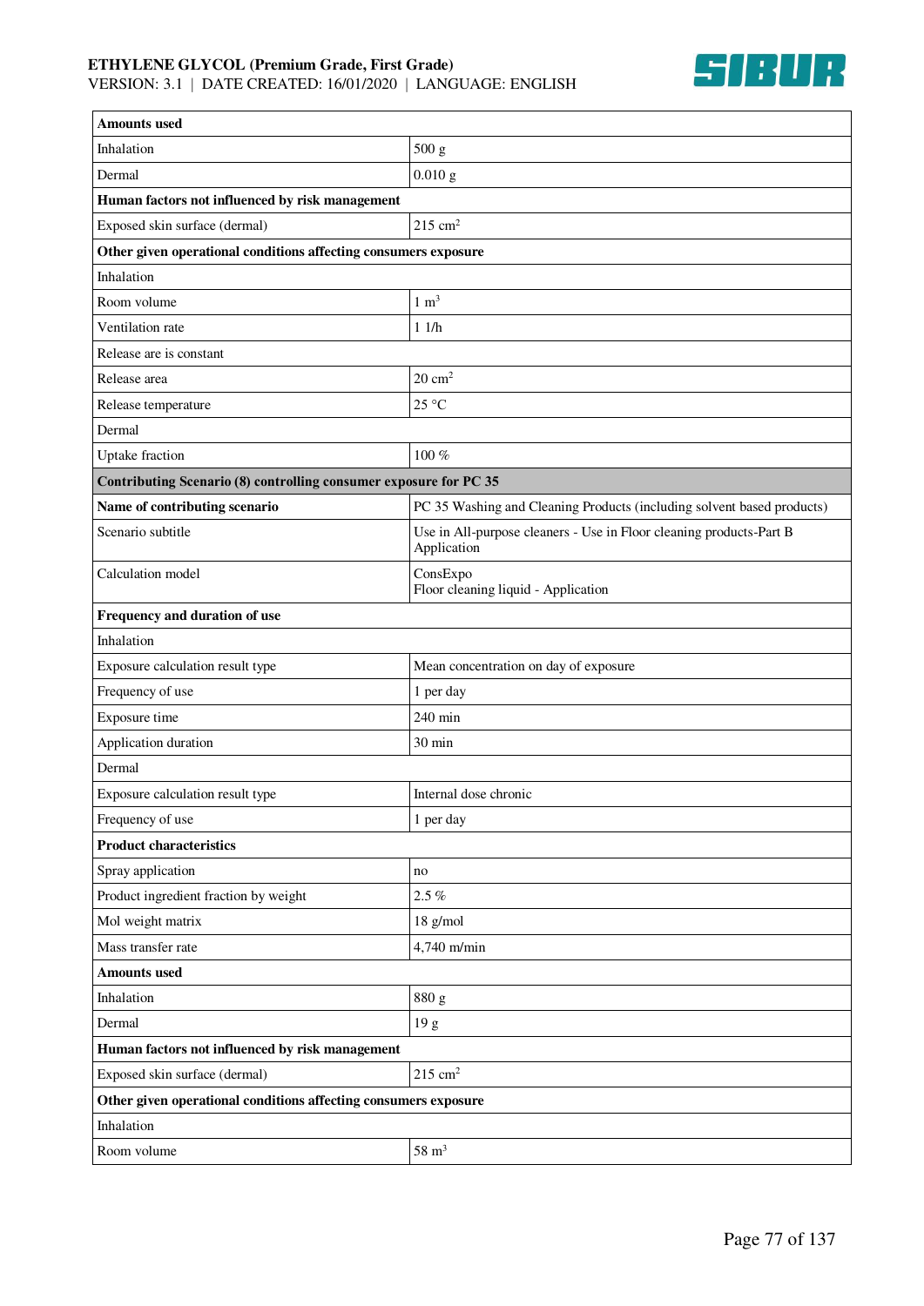| Amounts used | |
|---|---|
| Inhalation | 500 g |
| Dermal | 0.010 g |
| **Human factors not influenced by risk management** | |
| Exposed skin surface (dermal) | 215 $cm^2$ |
| **Other given operational conditions affecting consumers exposure** | |
| Inhalation | |
| Room volume | 1 $m^3$ |
| Ventilation rate | 1 1/h |
| Release are is constant | |
| Release area | 20 $cm^2$ |
| Release temperature | 25 °C |
| Dermal | |
| Uptake fraction | 100 % |
| **Contributing Scenario (8) controlling consumer exposure for PC 35** | |
| **Name of contributing scenario** | PC 35 Washing and Cleaning Products (including solvent based products) |
| Scenario subtitle | Use in All-purpose cleaners - Use in Floor cleaning products-Part B Application |
| Calculation model | ConsExpo<br>Floor cleaning liquid - Application |
| **Frequency and duration of use** | |
| Inhalation | |
| Exposure calculation result type | Mean concentration on day of exposure |
| Frequency of use | 1 per day |
| Exposure time | 240 min |
| Application duration | 30 min |
| Dermal | |
| Exposure calculation result type | Internal dose chronic |
| Frequency of use | 1 per day |
| **Product characteristics** | |
| Spray application | no |
| Product ingredient fraction by weight | 2.5 % |
| Mol weight matrix | 18 g/mol |
| Mass transfer rate | 4,740 m/min |
| **Amounts used** | |
| Inhalation | 880 g |
| Dermal | 19 g |
| **Human factors not influenced by risk management** | |
| Exposed skin surface (dermal) | 215 $cm^2$ |
| **Other given operational conditions affecting consumers exposure** | |
| Inhalation | |
| Room volume | 58 $m^3$ |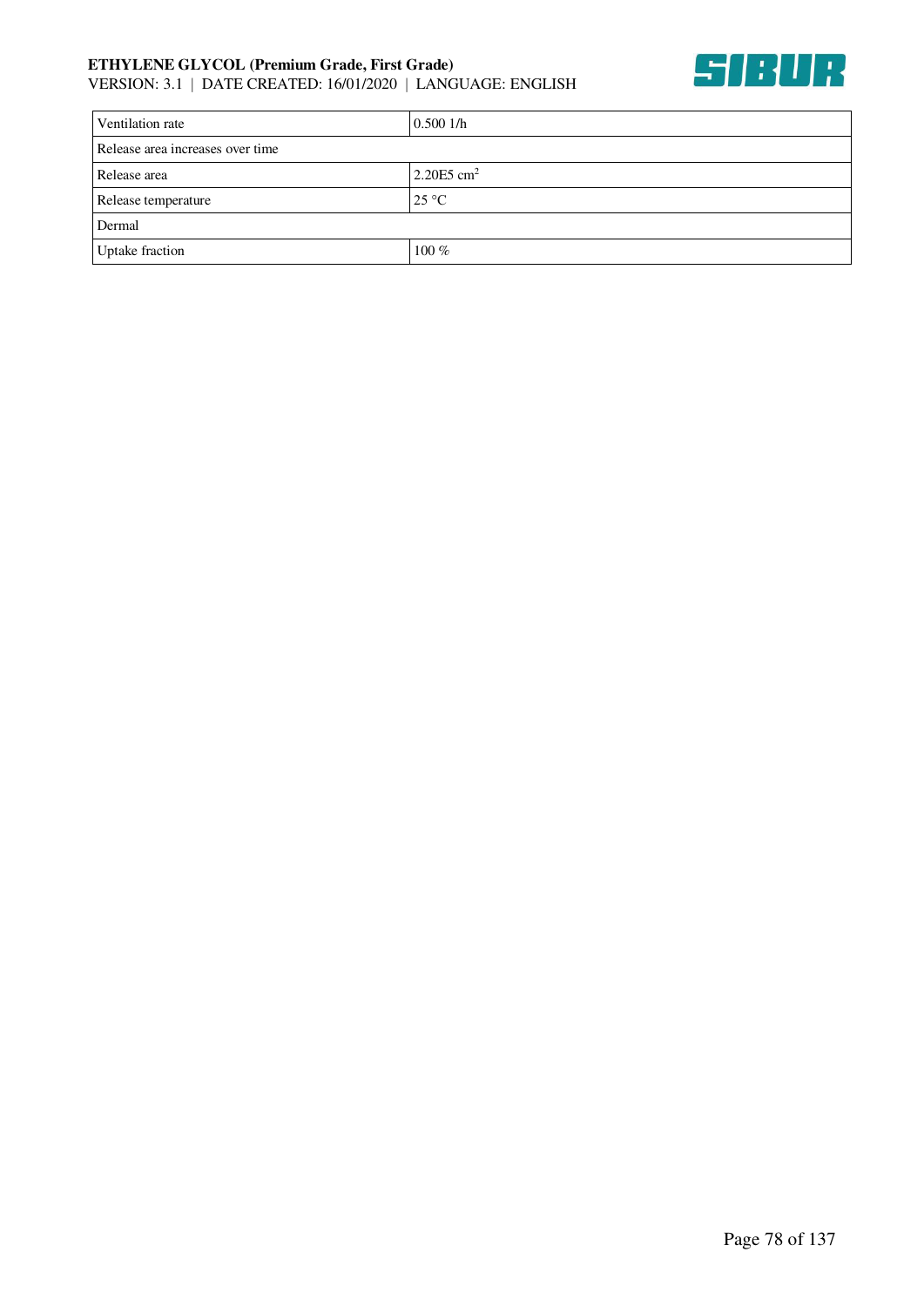| Ventilation rate | 0.500 1/h |
|---|---|
| Release area increases over time | |
| Release area | 2.20E5 $cm^2$ |
| Release temperature | 25 °C |
| Dermal | |
| Uptake fraction | 100 % |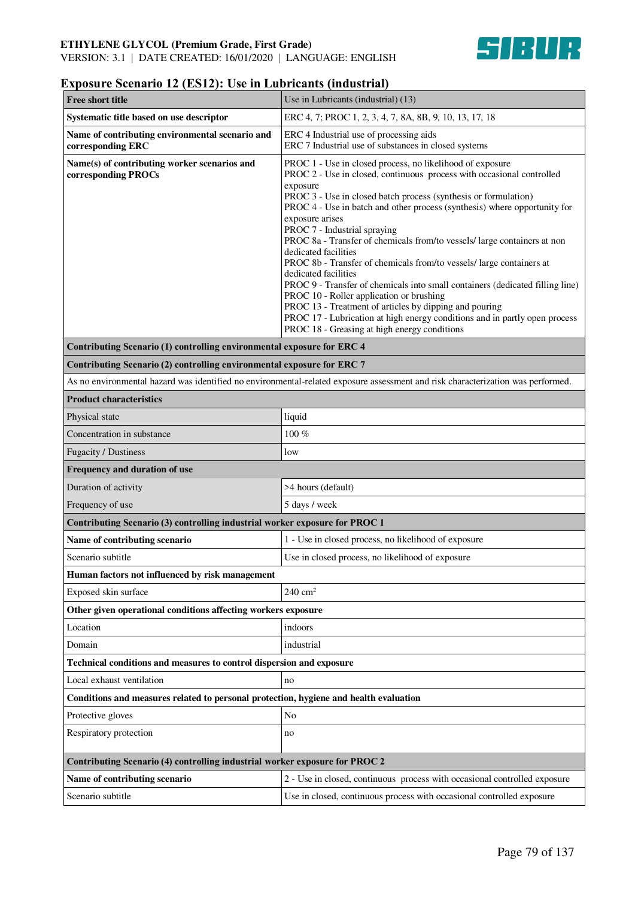## Exposure Scenario 12 (ES12): Use in Lubricants (industrial)

| **Free short title** | Use in Lubricants (industrial) (13) |
|---|---|
| **Systematic title based on use descriptor** | ERC 4, 7; PROC 1, 2, 3, 4, 7, 8A, 8B, 9, 10, 13, 17, 18 |
| **Name of contributing environmental scenario and corresponding ERC** | ERC 4 Industrial use of processing aids<br>ERC 7 Industrial use of substances in closed systems |
| **Name(s) of contributing worker scenarios and corresponding PROCs** | PROC 1 - Use in closed process, no likelihood of exposure<br>PROC 2 - Use in closed, continuous process with occasional controlled exposure<br>PROC 3 - Use in closed batch process (synthesis or formulation)<br>PROC 4 - Use in batch and other process (synthesis) where opportunity for exposure arises<br>PROC 7 - Industrial spraying<br>PROC 8a - Transfer of chemicals from/to vessels/ large containers at non dedicated facilities<br>PROC 8b - Transfer of chemicals from/to vessels/ large containers at dedicated facilities<br>PROC 9 - Transfer of chemicals into small containers (dedicated filling line)<br>PROC 10 - Roller application or brushing<br>PROC 13 - Treatment of articles by dipping and pouring<br>PROC 17 - Lubrication at high energy conditions and in partly open process<br>PROC 18 - Greasing at high energy conditions |
| **Contributing Scenario (1) controlling environmental exposure for ERC 4** | |
| **Contributing Scenario (2) controlling environmental exposure for ERC 7** | |
| As no environmental hazard was identified no environmental-related exposure assessment and risk characterization was performed. | |
| **Product characteristics** | |
| Physical state | liquid |
| Concentration in substance | 100 % |
| Fugacity / Dustiness | low |
| **Frequency and duration of use** | |
| Duration of activity | >4 hours (default) |
| Frequency of use | 5 days / week |
| **Contributing Scenario (3) controlling industrial worker exposure for PROC 1** | |
| **Name of contributing scenario** | 1 - Use in closed process, no likelihood of exposure |
| Scenario subtitle | Use in closed process, no likelihood of exposure |
| **Human factors not influenced by risk management** | |
| Exposed skin surface | 240 $cm^2$ |
| **Other given operational conditions affecting workers exposure** | |
| Location | indoors |
| Domain | industrial |
| **Technical conditions and measures to control dispersion and exposure** | |
| Local exhaust ventilation | no |
| **Conditions and measures related to personal protection, hygiene and health evaluation** | |
| Protective gloves | No |
| Respiratory protection | no |
| **Contributing Scenario (4) controlling industrial worker exposure for PROC 2** | |
| **Name of contributing scenario** | 2 - Use in closed, continuous process with occasional controlled exposure |
| Scenario subtitle | Use in closed, continuous process with occasional controlled exposure |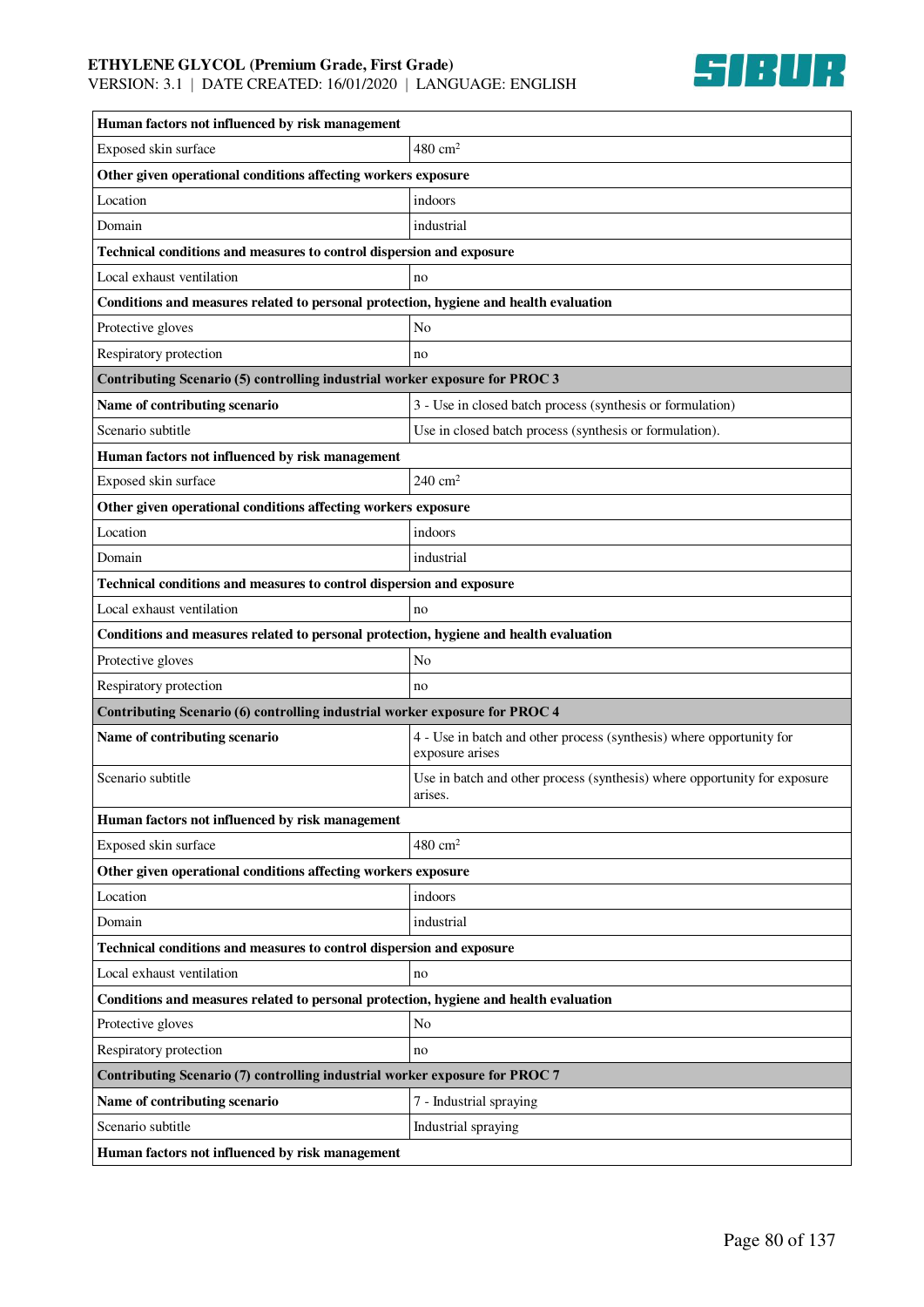| Human factors not influenced by risk management | |
|---|---|
| Exposed skin surface | 480 $cm^2$ |
| **Other given operational conditions affecting workers exposure** | |
| Location | indoors |
| Domain | industrial |
| **Technical conditions and measures to control dispersion and exposure** | |
| Local exhaust ventilation | no |
| **Conditions and measures related to personal protection, hygiene and health evaluation** | |
| Protective gloves | No |
| Respiratory protection | no |
| **Contributing Scenario (5) controlling industrial worker exposure for PROC 3** | |
| **Name of contributing scenario** | 3 - Use in closed batch process (synthesis or formulation) |
| Scenario subtitle | Use in closed batch process (synthesis or formulation). |
| **Human factors not influenced by risk management** | |
| Exposed skin surface | 240 $cm^2$ |
| **Other given operational conditions affecting workers exposure** | |
| Location | indoors |
| Domain | industrial |
| **Technical conditions and measures to control dispersion and exposure** | |
| Local exhaust ventilation | no |
| **Conditions and measures related to personal protection, hygiene and health evaluation** | |
| Protective gloves | No |
| Respiratory protection | no |
| **Contributing Scenario (6) controlling industrial worker exposure for PROC 4** | |
| **Name of contributing scenario** | 4 - Use in batch and other process (synthesis) where opportunity for exposure arises |
| Scenario subtitle | Use in batch and other process (synthesis) where opportunity for exposure arises. |
| **Human factors not influenced by risk management** | |
| Exposed skin surface | 480 $cm^2$ |
| **Other given operational conditions affecting workers exposure** | |
| Location | indoors |
| Domain | industrial |
| **Technical conditions and measures to control dispersion and exposure** | |
| Local exhaust ventilation | no |
| **Conditions and measures related to personal protection, hygiene and health evaluation** | |
| Protective gloves | No |
| Respiratory protection | no |
| **Contributing Scenario (7) controlling industrial worker exposure for PROC 7** | |
| **Name of contributing scenario** | 7 - Industrial spraying |
| Scenario subtitle | Industrial spraying |
| **Human factors not influenced by risk management** | |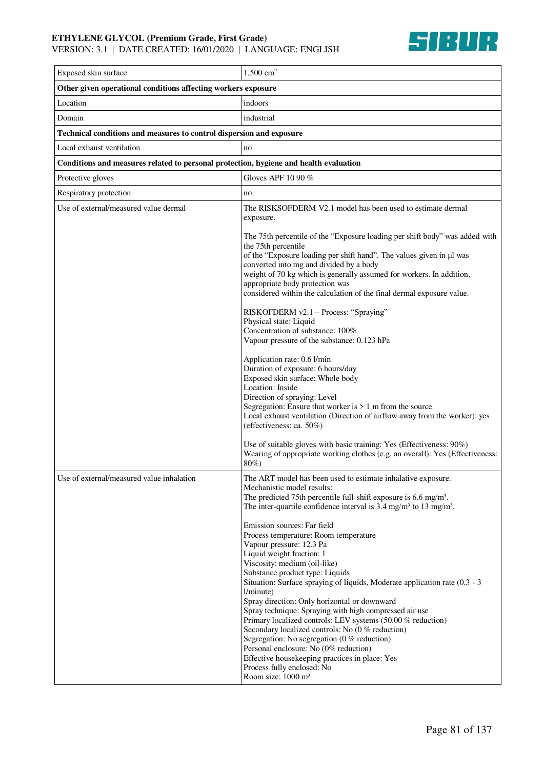| | |
|---|---|
| Exposed skin surface | 1,500 $cm^2$ |
| **Other given operational conditions affecting workers exposure** | |
| Location | indoors |
| Domain | industrial |
| **Technical conditions and measures to control dispersion and exposure** | |
| Local exhaust ventilation | no |
| **Conditions and measures related to personal protection, hygiene and health evaluation** | |
| Protective gloves | Gloves APF 10 90 % |
| Respiratory protection | no |
| Use of external/measured value dermal | The RISKSOFDERM V2.1 model has been used to estimate dermal exposure.<br><br>The 75th percentile of the "Exposure loading per shift body" was added with the 75th percentile of the "Exposure loading per shift hand". The values given in µl was converted into mg and divided by a body weight of 70 kg which is generally assumed for workers. In addition, appropriate body protection was considered within the calculation of the final dermal exposure value.<br><br>RISKOFDERM v2.1 – Process: "Spraying"<br>Physical state: Liquid<br>Concentration of substance: 100%<br>Vapour pressure of the substance: 0.123 hPa<br><br>Application rate: 0.6 l/min<br>Duration of exposure: 6 hours/day<br>Exposed skin surface: Whole body<br>Location: Inside<br>Direction of spraying: Level<br>Segregation: Ensure that worker is > 1 m from the source<br>Local exhaust ventilation (Direction of airflow away from the worker): yes (effectiveness: ca. 50%)<br><br>Use of suitable gloves with basic training: Yes (Effectiveness: 90%)<br>Wearing of appropriate working clothes (e.g. an overall): Yes (Effectiveness: 80%) |
| Use of external/measured value inhalation | The ART model has been used to estimate inhalative exposure.<br>Mechanistic model results:<br>The predicted 75th percentile full-shift exposure is 6.6 mg/m³.<br>The inter-quartile confidence interval is 3.4 mg/m³ to 13 mg/m³.<br><br>Emission sources: Far field<br>Process temperature: Room temperature<br>Vapour pressure: 12.3 Pa<br>Liquid weight fraction: 1<br>Viscosity: medium (oil-like)<br>Substance product type: Liquids<br>Situation: Surface spraying of liquids, Moderate application rate (0.3 - 3 l/minute)<br>Spray direction: Only horizontal or downward<br>Spray technique: Spraying with high compressed air use<br>Primary localized controls: LEV systems (50.00 % reduction)<br>Secondary localized controls: No (0 % reduction)<br>Segregation: No segregation (0 % reduction)<br>Personal enclosure: No (0% reduction)<br>Effective housekeeping practices in place: Yes<br>Process fully enclosed: No<br>Room size: 1000 m³ |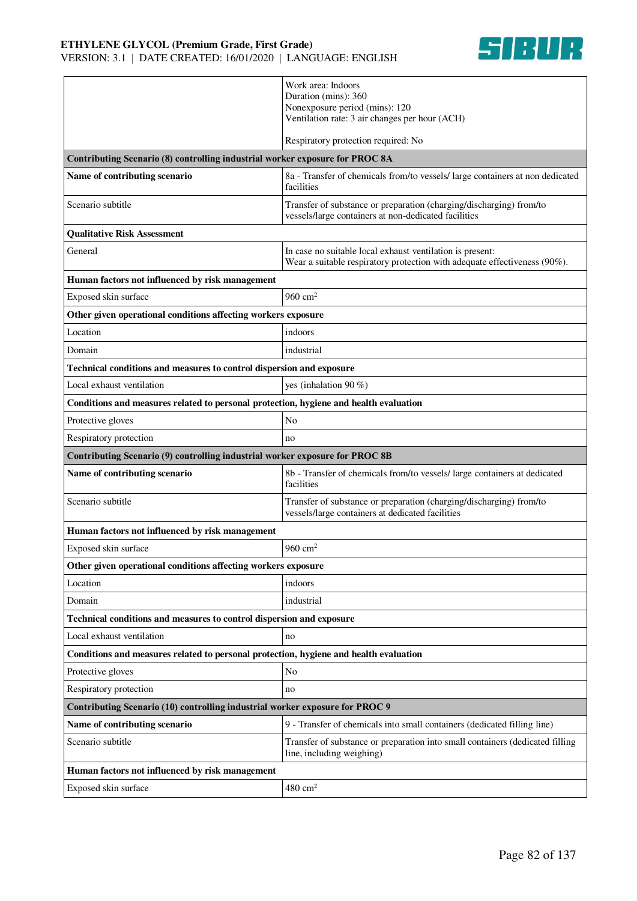| | |
|---|---|
| | Work area: Indoors<br>Duration (mins): 360<br>Nonexposure period (mins): 120<br>Ventilation rate: 3 air changes per hour (ACH)<br><br>Respiratory protection required: No |
| **Contributing Scenario (8) controlling industrial worker exposure for PROC 8A** | |
| **Name of contributing scenario** | 8a - Transfer of chemicals from/to vessels/ large containers at non dedicated facilities |
| Scenario subtitle | Transfer of substance or preparation (charging/discharging) from/to vessels/large containers at non-dedicated facilities |
| **Qualitative Risk Assessment** | |
| General | In case no suitable local exhaust ventilation is present:<br>Wear a suitable respiratory protection with adequate effectiveness (90%). |
| **Human factors not influenced by risk management** | |
| Exposed skin surface | 960 $cm^2$ |
| **Other given operational conditions affecting workers exposure** | |
| Location | indoors |
| Domain | industrial |
| **Technical conditions and measures to control dispersion and exposure** | |
| Local exhaust ventilation | yes (inhalation 90 %) |
| **Conditions and measures related to personal protection, hygiene and health evaluation** | |
| Protective gloves | No |
| Respiratory protection | no |
| **Contributing Scenario (9) controlling industrial worker exposure for PROC 8B** | |
| **Name of contributing scenario** | 8b - Transfer of chemicals from/to vessels/ large containers at dedicated facilities |
| Scenario subtitle | Transfer of substance or preparation (charging/discharging) from/to vessels/large containers at dedicated facilities |
| **Human factors not influenced by risk management** | |
| Exposed skin surface | 960 $cm^2$ |
| **Other given operational conditions affecting workers exposure** | |
| Location | indoors |
| Domain | industrial |
| **Technical conditions and measures to control dispersion and exposure** | |
| Local exhaust ventilation | no |
| **Conditions and measures related to personal protection, hygiene and health evaluation** | |
| Protective gloves | No |
| Respiratory protection | no |
| **Contributing Scenario (10) controlling industrial worker exposure for PROC 9** | |
| **Name of contributing scenario** | 9 - Transfer of chemicals into small containers (dedicated filling line) |
| Scenario subtitle | Transfer of substance or preparation into small containers (dedicated filling line, including weighing) |
| **Human factors not influenced by risk management** | |
| Exposed skin surface | 480 $cm^2$ |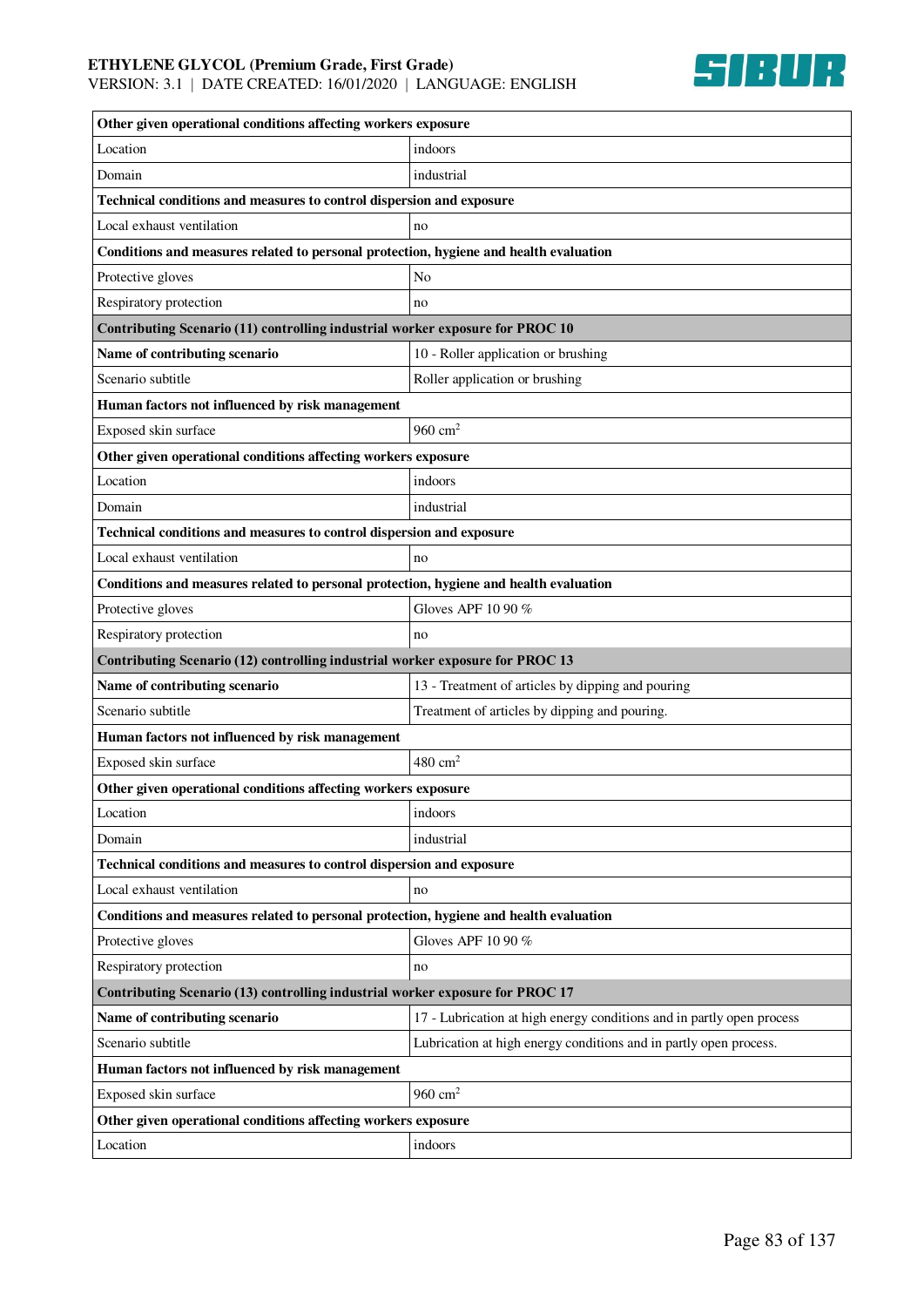| Other given operational conditions affecting workers exposure | |
|---|---|
| Location | indoors |
| Domain | industrial |
| **Technical conditions and measures to control dispersion and exposure** | |
| Local exhaust ventilation | no |
| **Conditions and measures related to personal protection, hygiene and health evaluation** | |
| Protective gloves | No |
| Respiratory protection | no |
| **Contributing Scenario (11) controlling industrial worker exposure for PROC 10** | |
| **Name of contributing scenario** | 10 - Roller application or brushing |
| Scenario subtitle | Roller application or brushing |
| **Human factors not influenced by risk management** | |
| Exposed skin surface | 960 $cm^2$ |
| **Other given operational conditions affecting workers exposure** | |
| Location | indoors |
| Domain | industrial |
| **Technical conditions and measures to control dispersion and exposure** | |
| Local exhaust ventilation | no |
| **Conditions and measures related to personal protection, hygiene and health evaluation** | |
| Protective gloves | Gloves APF 10 90 % |
| Respiratory protection | no |
| **Contributing Scenario (12) controlling industrial worker exposure for PROC 13** | |
| **Name of contributing scenario** | 13 - Treatment of articles by dipping and pouring |
| Scenario subtitle | Treatment of articles by dipping and pouring. |
| **Human factors not influenced by risk management** | |
| Exposed skin surface | 480 $cm^2$ |
| **Other given operational conditions affecting workers exposure** | |
| Location | indoors |
| Domain | industrial |
| **Technical conditions and measures to control dispersion and exposure** | |
| Local exhaust ventilation | no |
| **Conditions and measures related to personal protection, hygiene and health evaluation** | |
| Protective gloves | Gloves APF 10 90 % |
| Respiratory protection | no |
| **Contributing Scenario (13) controlling industrial worker exposure for PROC 17** | |
| **Name of contributing scenario** | 17 - Lubrication at high energy conditions and in partly open process |
| Scenario subtitle | Lubrication at high energy conditions and in partly open process. |
| **Human factors not influenced by risk management** | |
| Exposed skin surface | 960 $cm^2$ |
| **Other given operational conditions affecting workers exposure** | |
| Location | indoors |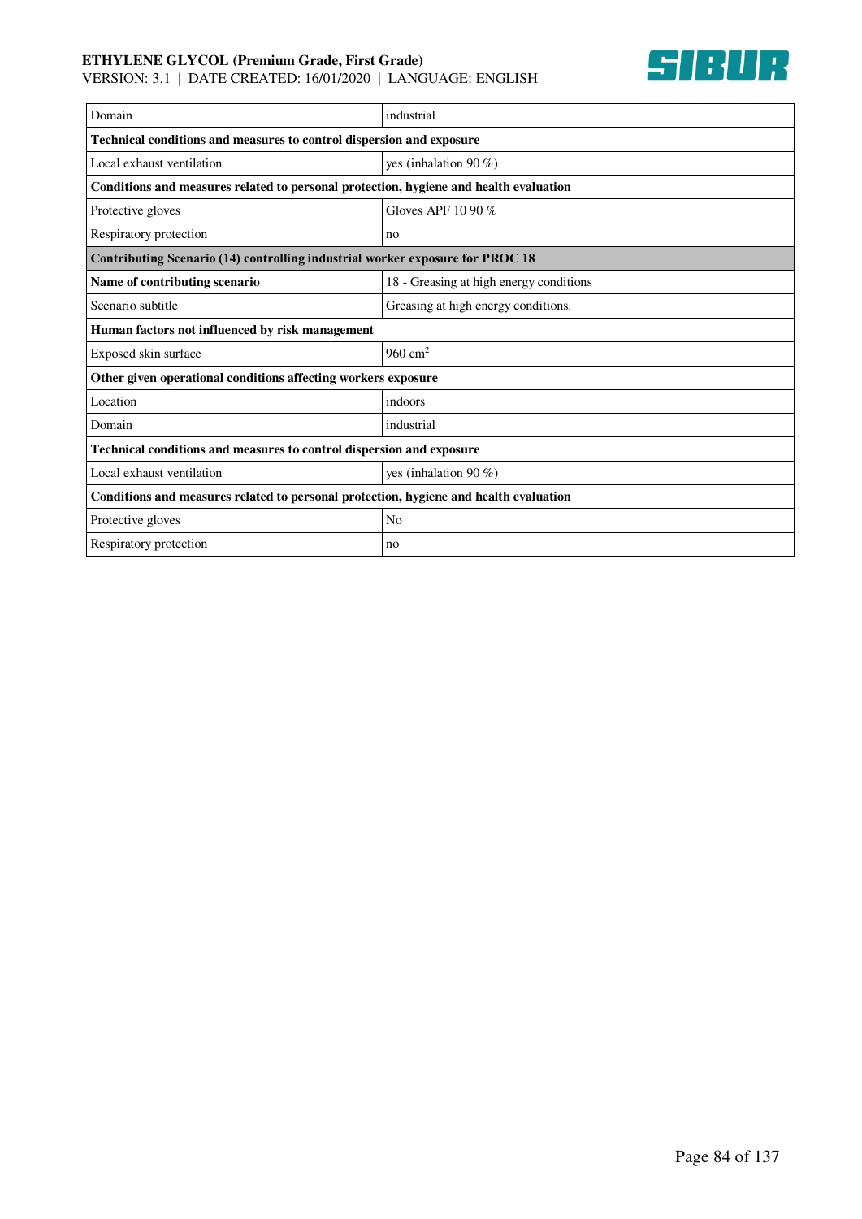| Domain | industrial |
|---|---|
| **Technical conditions and measures to control dispersion and exposure** | |
| Local exhaust ventilation | yes (inhalation 90 %) |
| **Conditions and measures related to personal protection, hygiene and health evaluation** | |
| Protective gloves | Gloves APF 10 90 % |
| Respiratory protection | no |
| **Contributing Scenario (14) controlling industrial worker exposure for PROC 18** | |
| **Name of contributing scenario** | 18 - Greasing at high energy conditions |
| Scenario subtitle | Greasing at high energy conditions. |
| **Human factors not influenced by risk management** | |
| Exposed skin surface | 960 $cm^2$ |
| **Other given operational conditions affecting workers exposure** | |
| Location | indoors |
| Domain | industrial |
| **Technical conditions and measures to control dispersion and exposure** | |
| Local exhaust ventilation | yes (inhalation 90 %) |
| **Conditions and measures related to personal protection, hygiene and health evaluation** | |
| Protective gloves | No |
| Respiratory protection | no |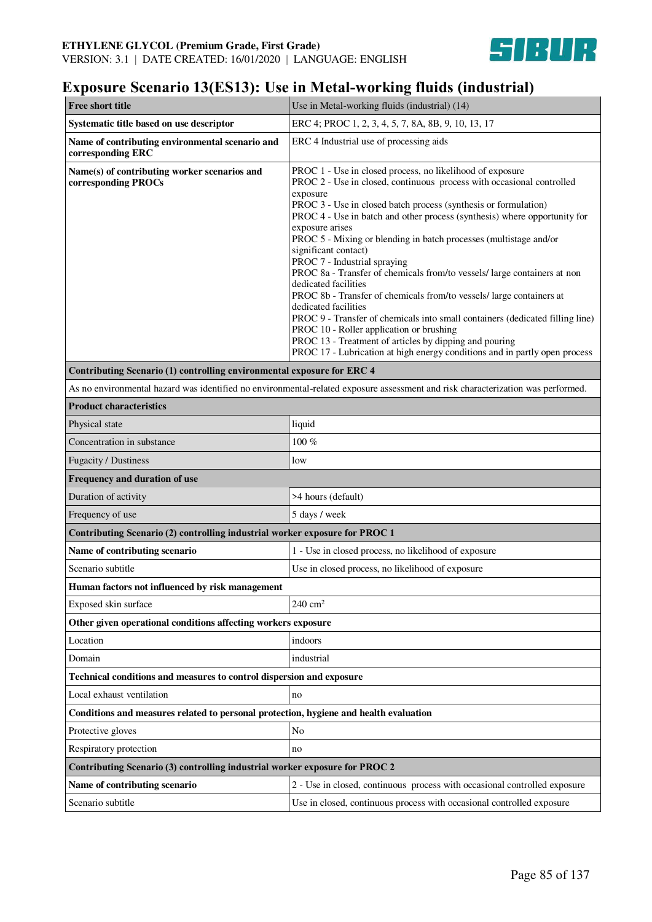# Exposure Scenario 13(ES13): Use in Metal-working fluids (industrial)

| Free short title | Use in Metal-working fluids (industrial) (14) |
|---|---|
| **Systematic title based on use descriptor** | ERC 4; PROC 1, 2, 3, 4, 5, 7, 8A, 8B, 9, 10, 13, 17 |
| **Name of contributing environmental scenario and corresponding ERC** | ERC 4 Industrial use of processing aids |
| **Name(s) of contributing worker scenarios and corresponding PROCs** | PROC 1 - Use in closed process, no likelihood of exposure<br>PROC 2 - Use in closed, continuous process with occasional controlled exposure<br>PROC 3 - Use in closed batch process (synthesis or formulation)<br>PROC 4 - Use in batch and other process (synthesis) where opportunity for exposure arises<br>PROC 5 - Mixing or blending in batch processes (multistage and/or significant contact)<br>PROC 7 - Industrial spraying<br>PROC 8a - Transfer of chemicals from/to vessels/ large containers at non dedicated facilities<br>PROC 8b - Transfer of chemicals from/to vessels/ large containers at dedicated facilities<br>PROC 9 - Transfer of chemicals into small containers (dedicated filling line)<br>PROC 10 - Roller application or brushing<br>PROC 13 - Treatment of articles by dipping and pouring<br>PROC 17 - Lubrication at high energy conditions and in partly open process |
| **Contributing Scenario (1) controlling environmental exposure for ERC 4** | |
| As no environmental hazard was identified no environmental-related exposure assessment and risk characterization was performed. | |
| **Product characteristics** | |
| Physical state | liquid |
| Concentration in substance | 100 % |
| Fugacity / Dustiness | low |
| **Frequency and duration of use** | |
| Duration of activity | >4 hours (default) |
| Frequency of use | 5 days / week |
| **Contributing Scenario (2) controlling industrial worker exposure for PROC 1** | |
| **Name of contributing scenario** | 1 - Use in closed process, no likelihood of exposure |
| Scenario subtitle | Use in closed process, no likelihood of exposure |
| **Human factors not influenced by risk management** | |
| Exposed skin surface | 240 $cm^2$ |
| **Other given operational conditions affecting workers exposure** | |
| Location | indoors |
| Domain | industrial |
| **Technical conditions and measures to control dispersion and exposure** | |
| Local exhaust ventilation | no |
| **Conditions and measures related to personal protection, hygiene and health evaluation** | |
| Protective gloves | No |
| Respiratory protection | no |
| **Contributing Scenario (3) controlling industrial worker exposure for PROC 2** | |
| **Name of contributing scenario** | 2 - Use in closed, continuous process with occasional controlled exposure |
| Scenario subtitle | Use in closed, continuous process with occasional controlled exposure |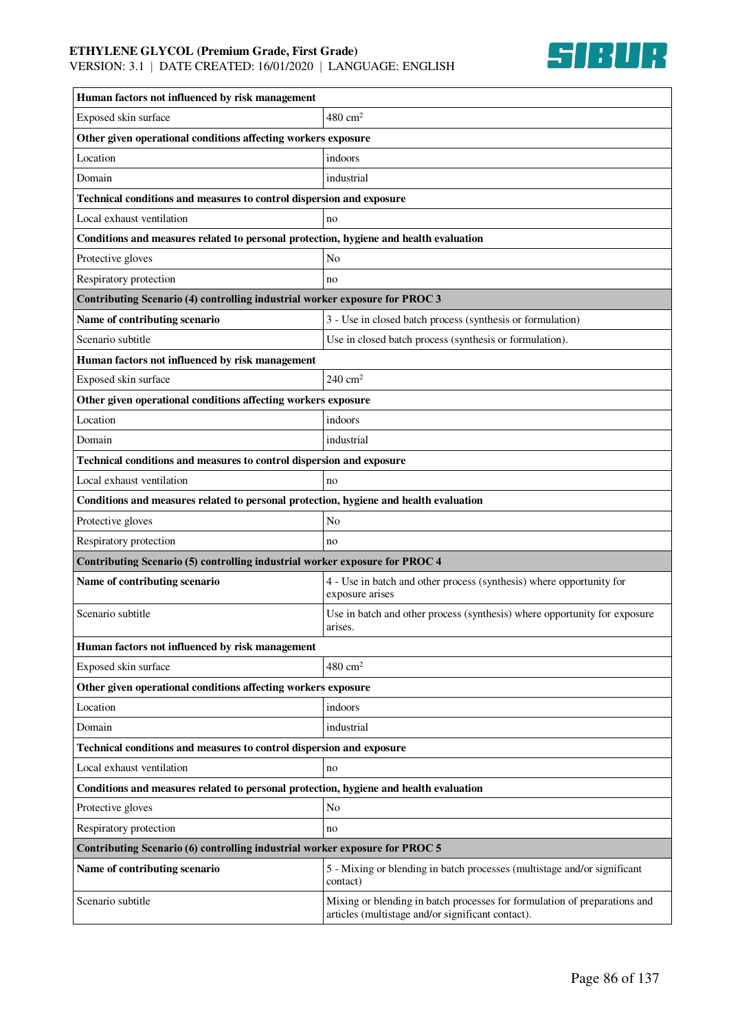| Human factors not influenced by risk management | |
|---|---|
| Exposed skin surface | 480 $cm^2$ |
| **Other given operational conditions affecting workers exposure** | |
| Location | indoors |
| Domain | industrial |
| **Technical conditions and measures to control dispersion and exposure** | |
| Local exhaust ventilation | no |
| **Conditions and measures related to personal protection, hygiene and health evaluation** | |
| Protective gloves | No |
| Respiratory protection | no |
| **Contributing Scenario (4) controlling industrial worker exposure for PROC 3** | |
| **Name of contributing scenario** | 3 - Use in closed batch process (synthesis or formulation) |
| Scenario subtitle | Use in closed batch process (synthesis or formulation). |
| **Human factors not influenced by risk management** | |
| Exposed skin surface | 240 $cm^2$ |
| **Other given operational conditions affecting workers exposure** | |
| Location | indoors |
| Domain | industrial |
| **Technical conditions and measures to control dispersion and exposure** | |
| Local exhaust ventilation | no |
| **Conditions and measures related to personal protection, hygiene and health evaluation** | |
| Protective gloves | No |
| Respiratory protection | no |
| **Contributing Scenario (5) controlling industrial worker exposure for PROC 4** | |
| **Name of contributing scenario** | 4 - Use in batch and other process (synthesis) where opportunity for exposure arises |
| Scenario subtitle | Use in batch and other process (synthesis) where opportunity for exposure arises. |
| **Human factors not influenced by risk management** | |
| Exposed skin surface | 480 $cm^2$ |
| **Other given operational conditions affecting workers exposure** | |
| Location | indoors |
| Domain | industrial |
| **Technical conditions and measures to control dispersion and exposure** | |
| Local exhaust ventilation | no |
| **Conditions and measures related to personal protection, hygiene and health evaluation** | |
| Protective gloves | No |
| Respiratory protection | no |
| **Contributing Scenario (6) controlling industrial worker exposure for PROC 5** | |
| **Name of contributing scenario** | 5 - Mixing or blending in batch processes (multistage and/or significant contact) |
| Scenario subtitle | Mixing or blending in batch processes for formulation of preparations and articles (multistage and/or significant contact). |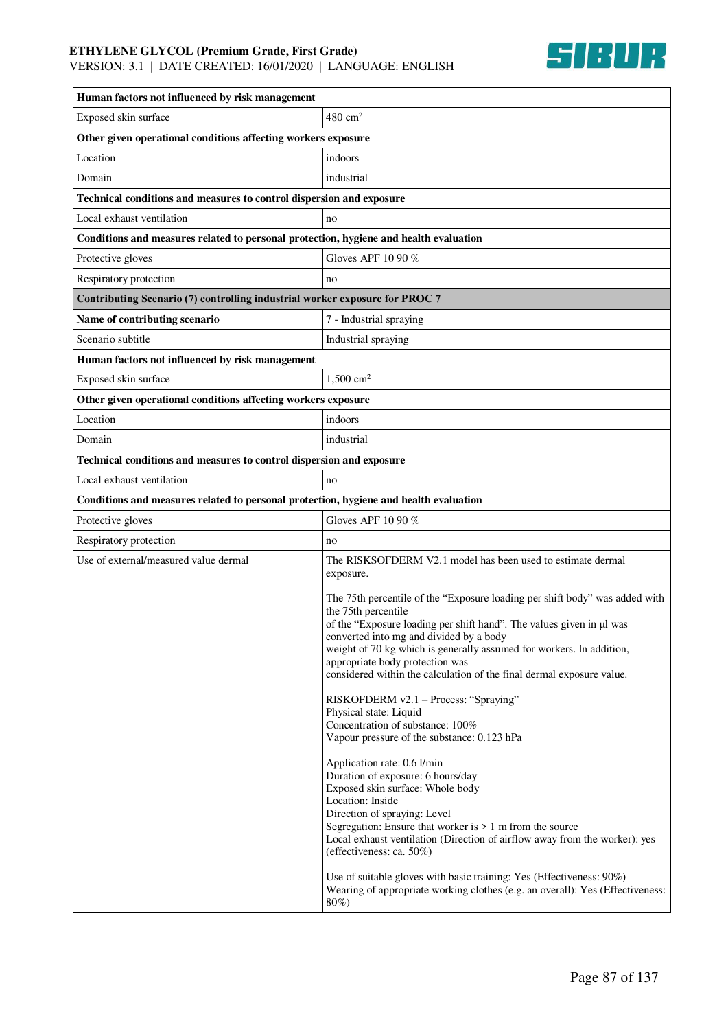| Human factors not influenced by risk management | |
|---|---|
| Exposed skin surface | 480 $cm^2$ |
| **Other given operational conditions affecting workers exposure** | |
| Location | indoors |
| Domain | industrial |
| **Technical conditions and measures to control dispersion and exposure** | |
| Local exhaust ventilation | no |
| **Conditions and measures related to personal protection, hygiene and health evaluation** | |
| Protective gloves | Gloves APF 10 90 % |
| Respiratory protection | no |
| **Contributing Scenario (7) controlling industrial worker exposure for PROC 7** | |
| **Name of contributing scenario** | 7 - Industrial spraying |
| Scenario subtitle | Industrial spraying |
| **Human factors not influenced by risk management** | |
| Exposed skin surface | 1,500 $cm^2$ |
| **Other given operational conditions affecting workers exposure** | |
| Location | indoors |
| Domain | industrial |
| **Technical conditions and measures to control dispersion and exposure** | |
| Local exhaust ventilation | no |
| **Conditions and measures related to personal protection, hygiene and health evaluation** | |
| Protective gloves | Gloves APF 10 90 % |
| Respiratory protection | no |
| Use of external/measured value dermal | The RISKSOFDERM V2.1 model has been used to estimate dermal exposure.<br><br>The 75th percentile of the "Exposure loading per shift body" was added with the 75th percentile of the "Exposure loading per shift hand". The values given in µl was converted into mg and divided by a body weight of 70 kg which is generally assumed for workers. In addition, appropriate body protection was considered within the calculation of the final dermal exposure value.<br><br>RISKOFDERM v2.1 – Process: "Spraying"<br>Physical state: Liquid<br>Concentration of substance: 100%<br>Vapour pressure of the substance: 0.123 hPa<br><br>Application rate: 0.6 l/min<br>Duration of exposure: 6 hours/day<br>Exposed skin surface: Whole body<br>Location: Inside<br>Direction of spraying: Level<br>Segregation: Ensure that worker is > 1 m from the source<br>Local exhaust ventilation (Direction of airflow away from the worker): yes (effectiveness: ca. 50%)<br><br>Use of suitable gloves with basic training: Yes (Effectiveness: 90%)<br>Wearing of appropriate working clothes (e.g. an overall): Yes (Effectiveness: 80%) |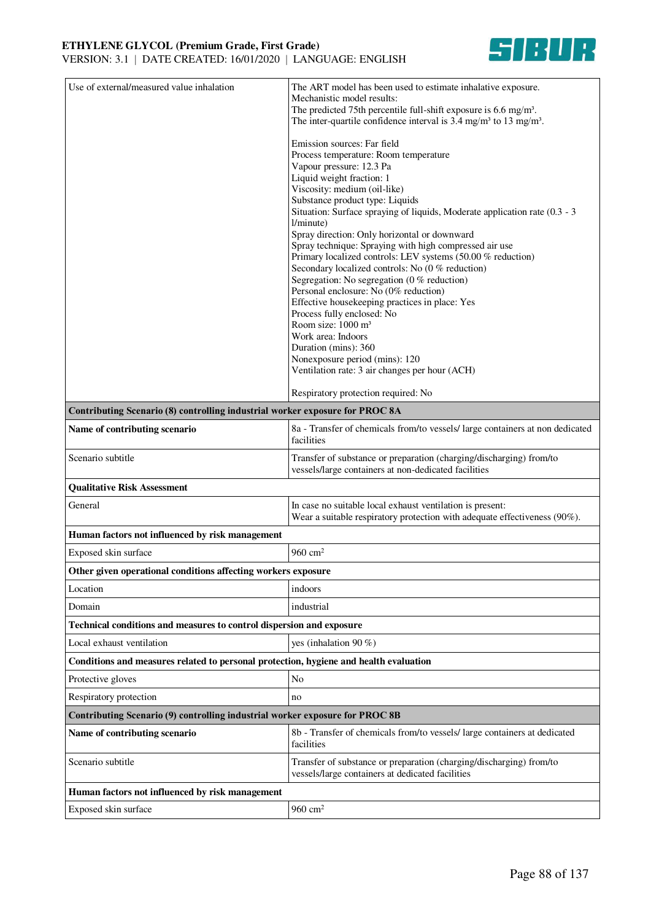| | |
|---|---|
| Use of external/measured value inhalation | The ART model has been used to estimate inhalative exposure.<br>Mechanistic model results:<br>The predicted 75th percentile full-shift exposure is 6.6 mg/m³.<br>The inter-quartile confidence interval is 3.4 mg/m³ to 13 mg/m³.<br><br>Emission sources: Far field<br>Process temperature: Room temperature<br>Vapour pressure: 12.3 Pa<br>Liquid weight fraction: 1<br>Viscosity: medium (oil-like)<br>Substance product type: Liquids<br>Situation: Surface spraying of liquids, Moderate application rate (0.3 - 3 l/minute)<br>Spray direction: Only horizontal or downward<br>Spray technique: Spraying with high compressed air use<br>Primary localized controls: LEV systems (50.00 % reduction)<br>Secondary localized controls: No (0 % reduction)<br>Segregation: No segregation (0 % reduction)<br>Personal enclosure: No (0% reduction)<br>Effective housekeeping practices in place: Yes<br>Process fully enclosed: No<br>Room size: 1000 m³<br>Work area: Indoors<br>Duration (mins): 360<br>Nonexposure period (mins): 120<br>Ventilation rate: 3 air changes per hour (ACH)<br><br>Respiratory protection required: No |
| **Contributing Scenario (8) controlling industrial worker exposure for PROC 8A** | |
| **Name of contributing scenario** | 8a - Transfer of chemicals from/to vessels/ large containers at non dedicated facilities |
| Scenario subtitle | Transfer of substance or preparation (charging/discharging) from/to vessels/large containers at non-dedicated facilities |
| **Qualitative Risk Assessment** | |
| General | In case no suitable local exhaust ventilation is present:<br>Wear a suitable respiratory protection with adequate effectiveness (90%). |
| **Human factors not influenced by risk management** | |
| Exposed skin surface | 960 cm² |
| **Other given operational conditions affecting workers exposure** | |
| Location | indoors |
| Domain | industrial |
| **Technical conditions and measures to control dispersion and exposure** | |
| Local exhaust ventilation | yes (inhalation 90 %) |
| **Conditions and measures related to personal protection, hygiene and health evaluation** | |
| Protective gloves | No |
| Respiratory protection | no |
| **Contributing Scenario (9) controlling industrial worker exposure for PROC 8B** | |
| **Name of contributing scenario** | 8b - Transfer of chemicals from/to vessels/ large containers at dedicated facilities |
| Scenario subtitle | Transfer of substance or preparation (charging/discharging) from/to vessels/large containers at dedicated facilities |
| **Human factors not influenced by risk management** | |
| Exposed skin surface | 960 cm² |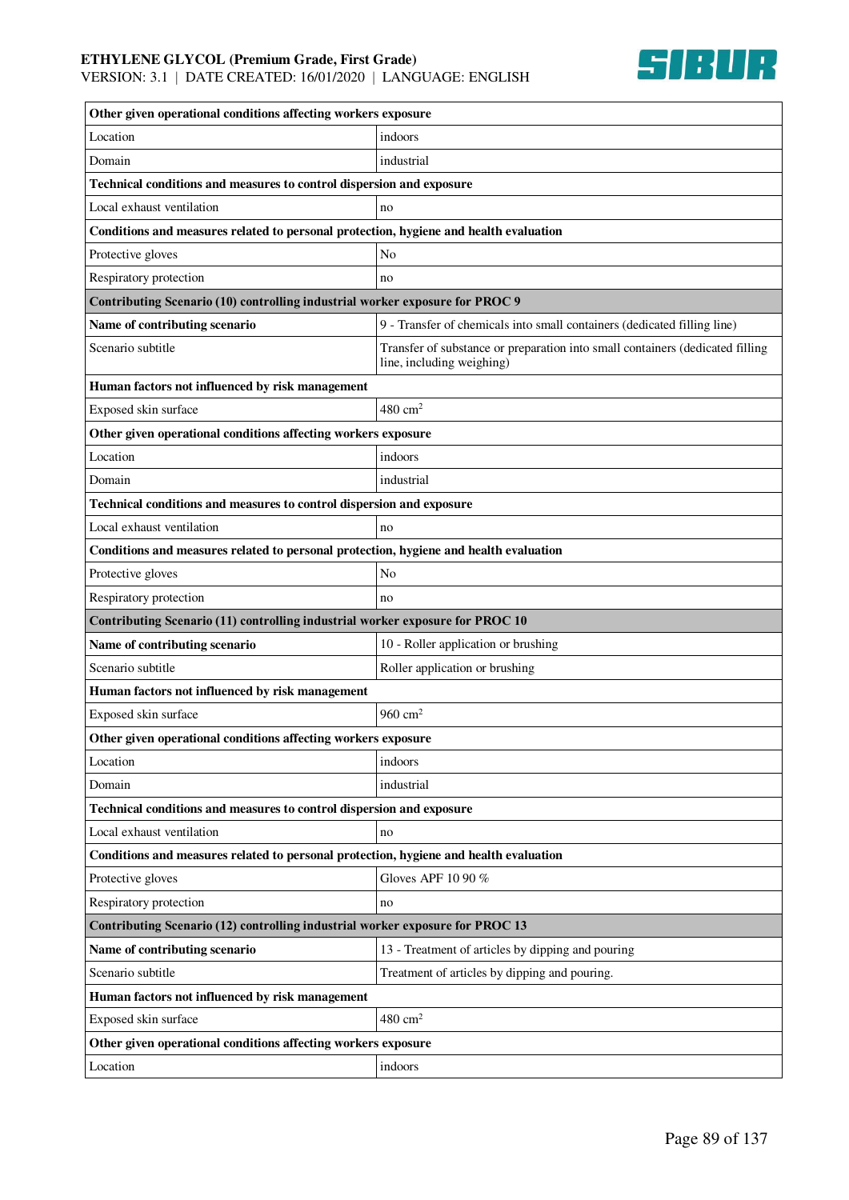| Other given operational conditions affecting workers exposure | |
|---|---|
| Location | indoors |
| Domain | industrial |
| **Technical conditions and measures to control dispersion and exposure** | |
| Local exhaust ventilation | no |
| **Conditions and measures related to personal protection, hygiene and health evaluation** | |
| Protective gloves | No |
| Respiratory protection | no |
| **Contributing Scenario (10) controlling industrial worker exposure for PROC 9** | |
| **Name of contributing scenario** | 9 - Transfer of chemicals into small containers (dedicated filling line) |
| Scenario subtitle | Transfer of substance or preparation into small containers (dedicated filling line, including weighing) |
| **Human factors not influenced by risk management** | |
| Exposed skin surface | 480 $cm^2$ |
| **Other given operational conditions affecting workers exposure** | |
| Location | indoors |
| Domain | industrial |
| **Technical conditions and measures to control dispersion and exposure** | |
| Local exhaust ventilation | no |
| **Conditions and measures related to personal protection, hygiene and health evaluation** | |
| Protective gloves | No |
| Respiratory protection | no |
| **Contributing Scenario (11) controlling industrial worker exposure for PROC 10** | |
| **Name of contributing scenario** | 10 - Roller application or brushing |
| Scenario subtitle | Roller application or brushing |
| **Human factors not influenced by risk management** | |
| Exposed skin surface | 960 $cm^2$ |
| **Other given operational conditions affecting workers exposure** | |
| Location | indoors |
| Domain | industrial |
| **Technical conditions and measures to control dispersion and exposure** | |
| Local exhaust ventilation | no |
| **Conditions and measures related to personal protection, hygiene and health evaluation** | |
| Protective gloves | Gloves APF 10 90 % |
| Respiratory protection | no |
| **Contributing Scenario (12) controlling industrial worker exposure for PROC 13** | |
| **Name of contributing scenario** | 13 - Treatment of articles by dipping and pouring |
| Scenario subtitle | Treatment of articles by dipping and pouring. |
| **Human factors not influenced by risk management** | |
| Exposed skin surface | 480 $cm^2$ |
| **Other given operational conditions affecting workers exposure** | |
| Location | indoors |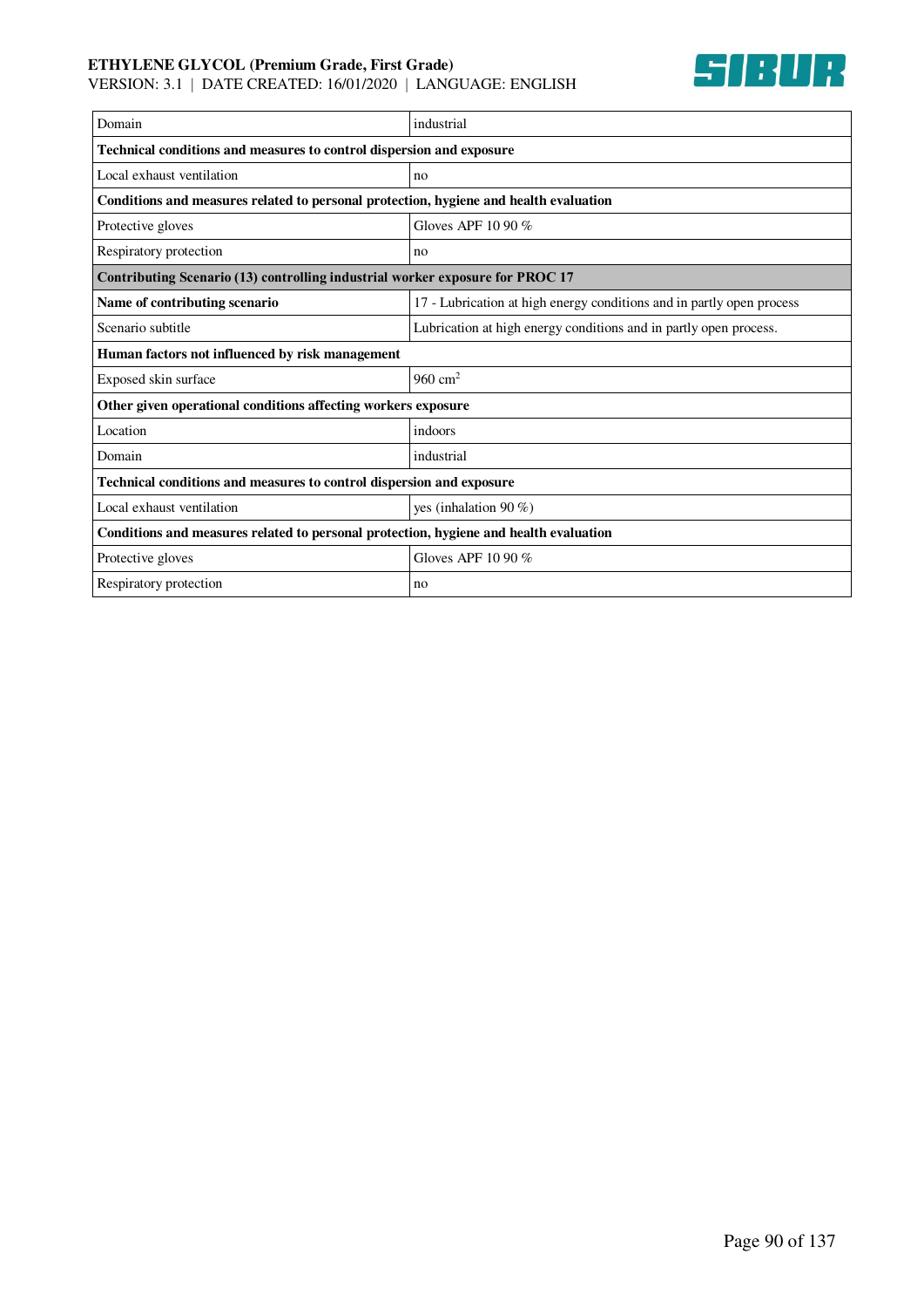| Domain | industrial |
|---|---|
| **Technical conditions and measures to control dispersion and exposure** | |
| Local exhaust ventilation | no |
| **Conditions and measures related to personal protection, hygiene and health evaluation** | |
| Protective gloves | Gloves APF 10 90 % |
| Respiratory protection | no |
| **Contributing Scenario (13) controlling industrial worker exposure for PROC 17** | |
| **Name of contributing scenario** | 17 - Lubrication at high energy conditions and in partly open process |
| Scenario subtitle | Lubrication at high energy conditions and in partly open process. |
| **Human factors not influenced by risk management** | |
| Exposed skin surface | 960 $cm^2$ |
| **Other given operational conditions affecting workers exposure** | |
| Location | indoors |
| Domain | industrial |
| **Technical conditions and measures to control dispersion and exposure** | |
| Local exhaust ventilation | yes (inhalation 90 %) |
| **Conditions and measures related to personal protection, hygiene and health evaluation** | |
| Protective gloves | Gloves APF 10 90 % |
| Respiratory protection | no |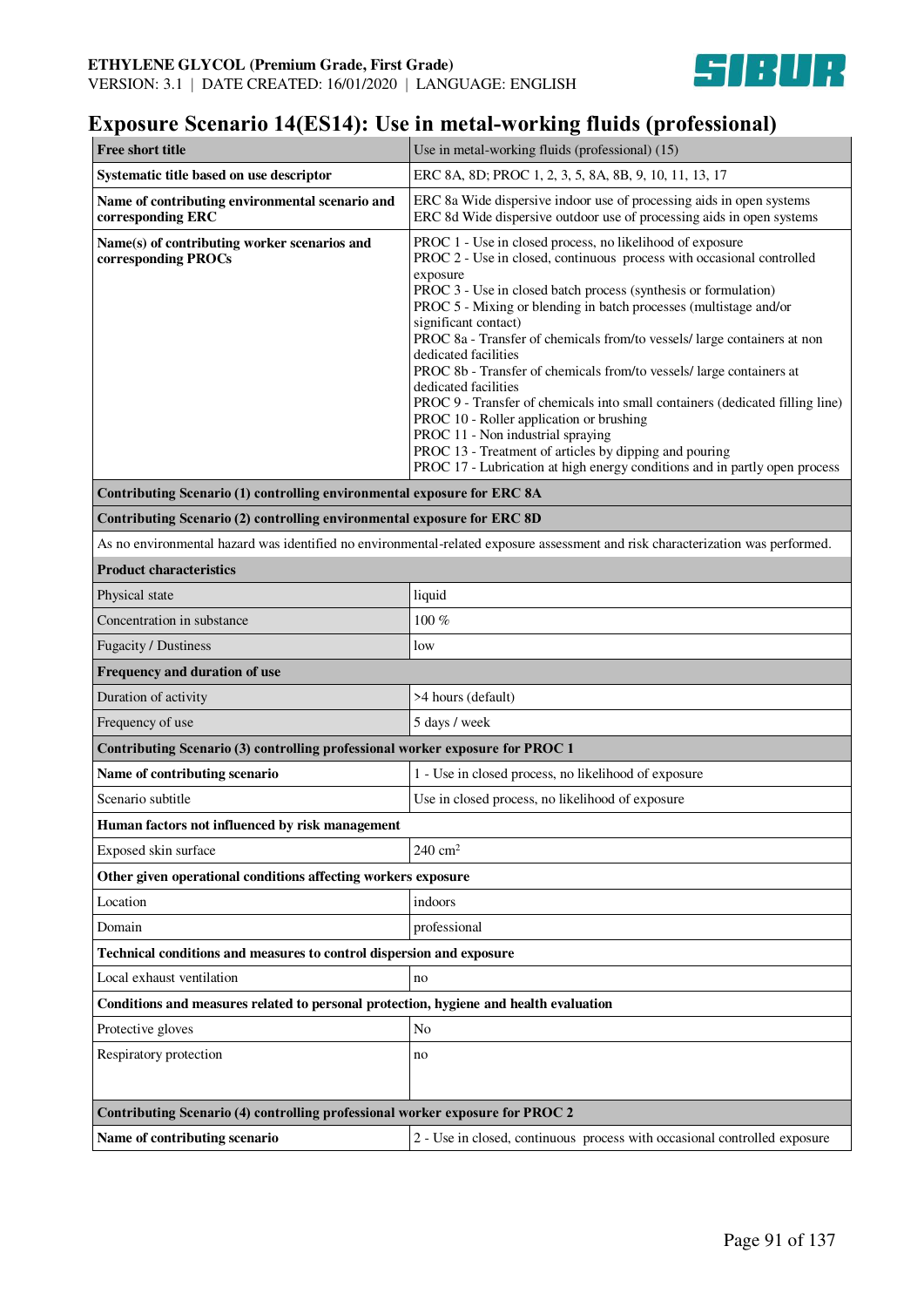# Exposure Scenario 14(ES14): Use in metal-working fluids (professional)

| **Free short title** | Use in metal-working fluids (professional) (15) |
|---|---|
| **Systematic title based on use descriptor** | ERC 8A, 8D; PROC 1, 2, 3, 5, 8A, 8B, 9, 10, 11, 13, 17 |
| **Name of contributing environmental scenario and corresponding ERC** | ERC 8a Wide dispersive indoor use of processing aids in open systems<br>ERC 8d Wide dispersive outdoor use of processing aids in open systems |
| **Name(s) of contributing worker scenarios and corresponding PROCs** | PROC 1 - Use in closed process, no likelihood of exposure<br>PROC 2 - Use in closed, continuous process with occasional controlled exposure<br>PROC 3 - Use in closed batch process (synthesis or formulation)<br>PROC 5 - Mixing or blending in batch processes (multistage and/or significant contact)<br>PROC 8a - Transfer of chemicals from/to vessels/ large containers at non dedicated facilities<br>PROC 8b - Transfer of chemicals from/to vessels/ large containers at dedicated facilities<br>PROC 9 - Transfer of chemicals into small containers (dedicated filling line)<br>PROC 10 - Roller application or brushing<br>PROC 11 - Non industrial spraying<br>PROC 13 - Treatment of articles by dipping and pouring<br>PROC 17 - Lubrication at high energy conditions and in partly open process |
| **Contributing Scenario (1) controlling environmental exposure for ERC 8A** | |
| **Contributing Scenario (2) controlling environmental exposure for ERC 8D** | |
| As no environmental hazard was identified no environmental-related exposure assessment and risk characterization was performed. | |
| **Product characteristics** | |
| Physical state | liquid |
| Concentration in substance | 100 % |
| Fugacity / Dustiness | low |
| **Frequency and duration of use** | |
| Duration of activity | >4 hours (default) |
| Frequency of use | 5 days / week |
| **Contributing Scenario (3) controlling professional worker exposure for PROC 1** | |
| **Name of contributing scenario** | 1 - Use in closed process, no likelihood of exposure |
| Scenario subtitle | Use in closed process, no likelihood of exposure |
| **Human factors not influenced by risk management** | |
| Exposed skin surface | 240 $cm^2$ |
| **Other given operational conditions affecting workers exposure** | |
| Location | indoors |
| Domain | professional |
| **Technical conditions and measures to control dispersion and exposure** | |
| Local exhaust ventilation | no |
| **Conditions and measures related to personal protection, hygiene and health evaluation** | |
| Protective gloves | No |
| Respiratory protection | no |
| **Contributing Scenario (4) controlling professional worker exposure for PROC 2** | |
| **Name of contributing scenario** | 2 - Use in closed, continuous process with occasional controlled exposure |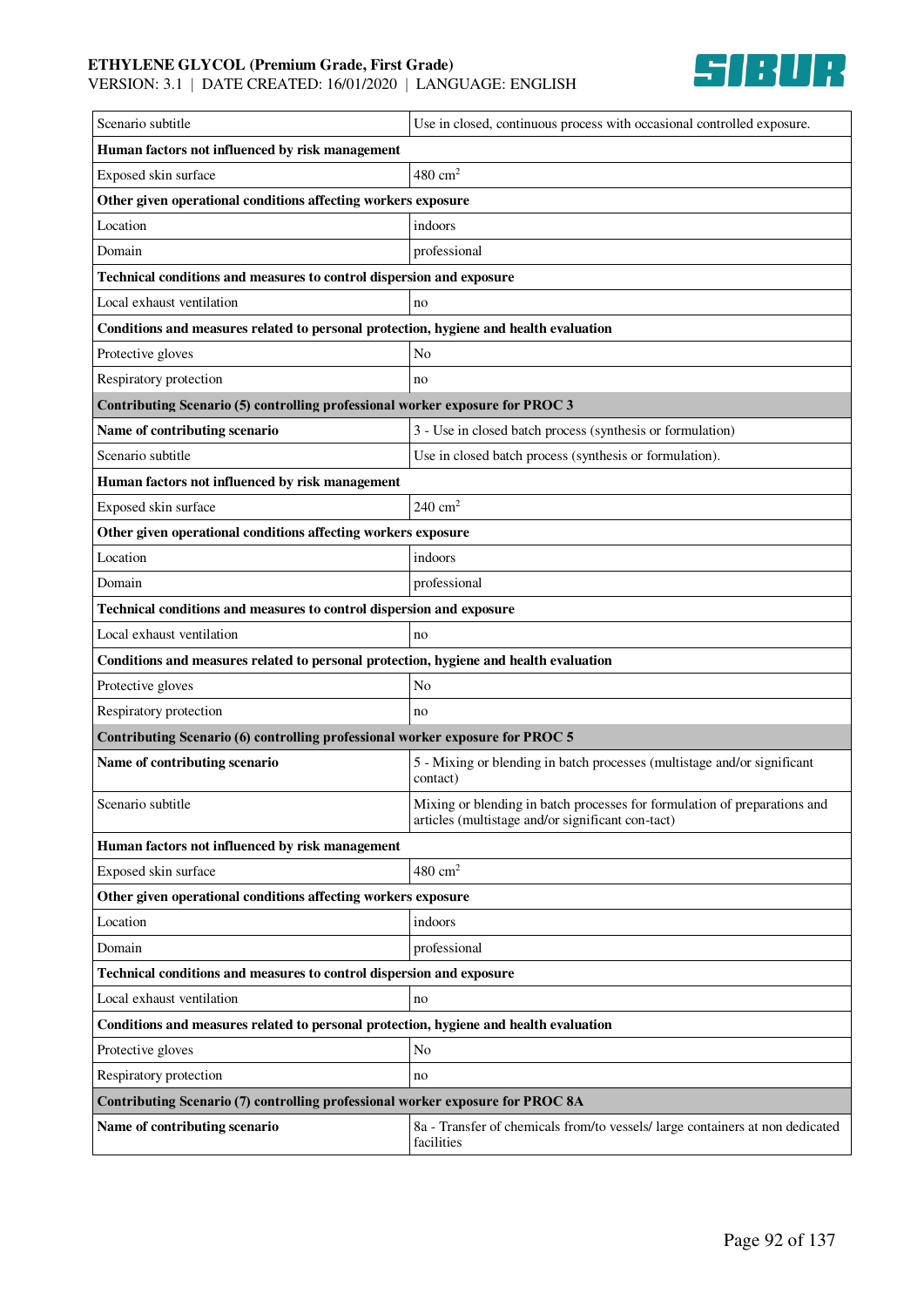| | |
|---|---|
| Scenario subtitle | Use in closed, continuous process with occasional controlled exposure. |
| **Human factors not influenced by risk management** | |
| Exposed skin surface | 480 $cm^2$ |
| **Other given operational conditions affecting workers exposure** | |
| Location | indoors |
| Domain | professional |
| **Technical conditions and measures to control dispersion and exposure** | |
| Local exhaust ventilation | no |
| **Conditions and measures related to personal protection, hygiene and health evaluation** | |
| Protective gloves | No |
| Respiratory protection | no |
| **Contributing Scenario (5) controlling professional worker exposure for PROC 3** | |
| **Name of contributing scenario** | 3 - Use in closed batch process (synthesis or formulation) |
| Scenario subtitle | Use in closed batch process (synthesis or formulation). |
| **Human factors not influenced by risk management** | |
| Exposed skin surface | 240 $cm^2$ |
| **Other given operational conditions affecting workers exposure** | |
| Location | indoors |
| Domain | professional |
| **Technical conditions and measures to control dispersion and exposure** | |
| Local exhaust ventilation | no |
| **Conditions and measures related to personal protection, hygiene and health evaluation** | |
| Protective gloves | No |
| Respiratory protection | no |
| **Contributing Scenario (6) controlling professional worker exposure for PROC 5** | |
| **Name of contributing scenario** | 5 - Mixing or blending in batch processes (multistage and/or significant contact) |
| Scenario subtitle | Mixing or blending in batch processes for formulation of preparations and articles (multistage and/or significant con-tact) |
| **Human factors not influenced by risk management** | |
| Exposed skin surface | 480 $cm^2$ |
| **Other given operational conditions affecting workers exposure** | |
| Location | indoors |
| Domain | professional |
| **Technical conditions and measures to control dispersion and exposure** | |
| Local exhaust ventilation | no |
| **Conditions and measures related to personal protection, hygiene and health evaluation** | |
| Protective gloves | No |
| Respiratory protection | no |
| **Contributing Scenario (7) controlling professional worker exposure for PROC 8A** | |
| **Name of contributing scenario** | 8a - Transfer of chemicals from/to vessels/ large containers at non dedicated facilities |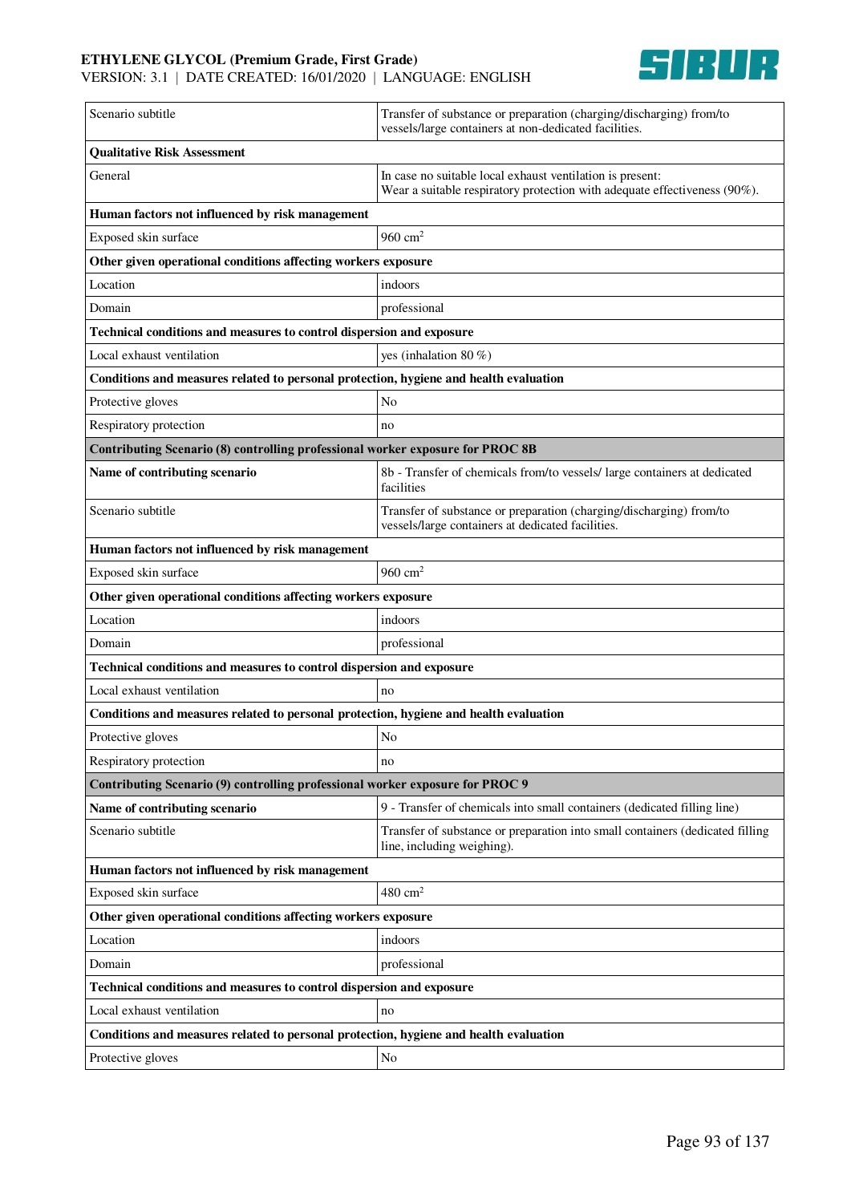| | |
|---|---|
| Scenario subtitle | Transfer of substance or preparation (charging/discharging) from/to vessels/large containers at non-dedicated facilities. |
| **Qualitative Risk Assessment** | |
| General | In case no suitable local exhaust ventilation is present: Wear a suitable respiratory protection with adequate effectiveness (90%). |
| **Human factors not influenced by risk management** | |
| Exposed skin surface | 960 $cm^2$ |
| **Other given operational conditions affecting workers exposure** | |
| Location | indoors |
| Domain | professional |
| **Technical conditions and measures to control dispersion and exposure** | |
| Local exhaust ventilation | yes (inhalation 80 %) |
| **Conditions and measures related to personal protection, hygiene and health evaluation** | |
| Protective gloves | No |
| Respiratory protection | no |
| **Contributing Scenario (8) controlling professional worker exposure for PROC 8B** | |
| **Name of contributing scenario** | 8b - Transfer of chemicals from/to vessels/ large containers at dedicated facilities |
| Scenario subtitle | Transfer of substance or preparation (charging/discharging) from/to vessels/large containers at dedicated facilities. |
| **Human factors not influenced by risk management** | |
| Exposed skin surface | 960 $cm^2$ |
| **Other given operational conditions affecting workers exposure** | |
| Location | indoors |
| Domain | professional |
| **Technical conditions and measures to control dispersion and exposure** | |
| Local exhaust ventilation | no |
| **Conditions and measures related to personal protection, hygiene and health evaluation** | |
| Protective gloves | No |
| Respiratory protection | no |
| **Contributing Scenario (9) controlling professional worker exposure for PROC 9** | |
| **Name of contributing scenario** | 9 - Transfer of chemicals into small containers (dedicated filling line) |
| Scenario subtitle | Transfer of substance or preparation into small containers (dedicated filling line, including weighing). |
| **Human factors not influenced by risk management** | |
| Exposed skin surface | 480 $cm^2$ |
| **Other given operational conditions affecting workers exposure** | |
| Location | indoors |
| Domain | professional |
| **Technical conditions and measures to control dispersion and exposure** | |
| Local exhaust ventilation | no |
| **Conditions and measures related to personal protection, hygiene and health evaluation** | |
| Protective gloves | No |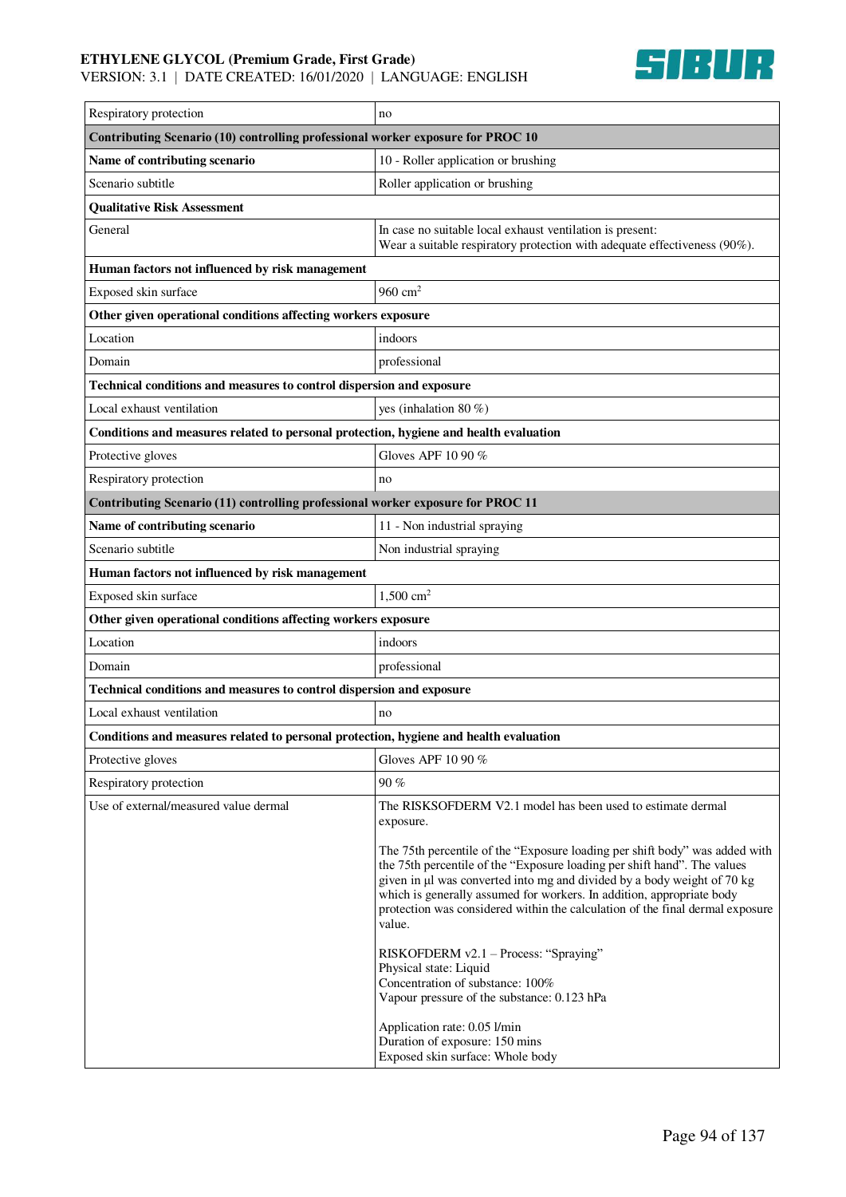| | |
|---|---|
| Respiratory protection | no |
| **Contributing Scenario (10) controlling professional worker exposure for PROC 10** | |
| **Name of contributing scenario** | 10 - Roller application or brushing |
| Scenario subtitle | Roller application or brushing |
| **Qualitative Risk Assessment** | |
| General | In case no suitable local exhaust ventilation is present:<br>Wear a suitable respiratory protection with adequate effectiveness (90%). |
| **Human factors not influenced by risk management** | |
| Exposed skin surface | 960 $cm^2$ |
| **Other given operational conditions affecting workers exposure** | |
| Location | indoors |
| Domain | professional |
| **Technical conditions and measures to control dispersion and exposure** | |
| Local exhaust ventilation | yes (inhalation 80 %) |
| **Conditions and measures related to personal protection, hygiene and health evaluation** | |
| Protective gloves | Gloves APF 10 90 % |
| Respiratory protection | no |
| **Contributing Scenario (11) controlling professional worker exposure for PROC 11** | |
| **Name of contributing scenario** | 11 - Non industrial spraying |
| Scenario subtitle | Non industrial spraying |
| **Human factors not influenced by risk management** | |
| Exposed skin surface | 1,500 $cm^2$ |
| **Other given operational conditions affecting workers exposure** | |
| Location | indoors |
| Domain | professional |
| **Technical conditions and measures to control dispersion and exposure** | |
| Local exhaust ventilation | no |
| **Conditions and measures related to personal protection, hygiene and health evaluation** | |
| Protective gloves | Gloves APF 10 90 % |
| Respiratory protection | 90 % |
| Use of external/measured value dermal | The RISKSOFDERM V2.1 model has been used to estimate dermal exposure.<br><br>The 75th percentile of the "Exposure loading per shift body" was added with the 75th percentile of the "Exposure loading per shift hand". The values given in µl was converted into mg and divided by a body weight of 70 kg which is generally assumed for workers. In addition, appropriate body protection was considered within the calculation of the final dermal exposure value.<br><br>RISKOFDERM v2.1 – Process: "Spraying"<br>Physical state: Liquid<br>Concentration of substance: 100%<br>Vapour pressure of the substance: 0.123 hPa<br><br>Application rate: 0.05 l/min<br>Duration of exposure: 150 mins<br>Exposed skin surface: Whole body |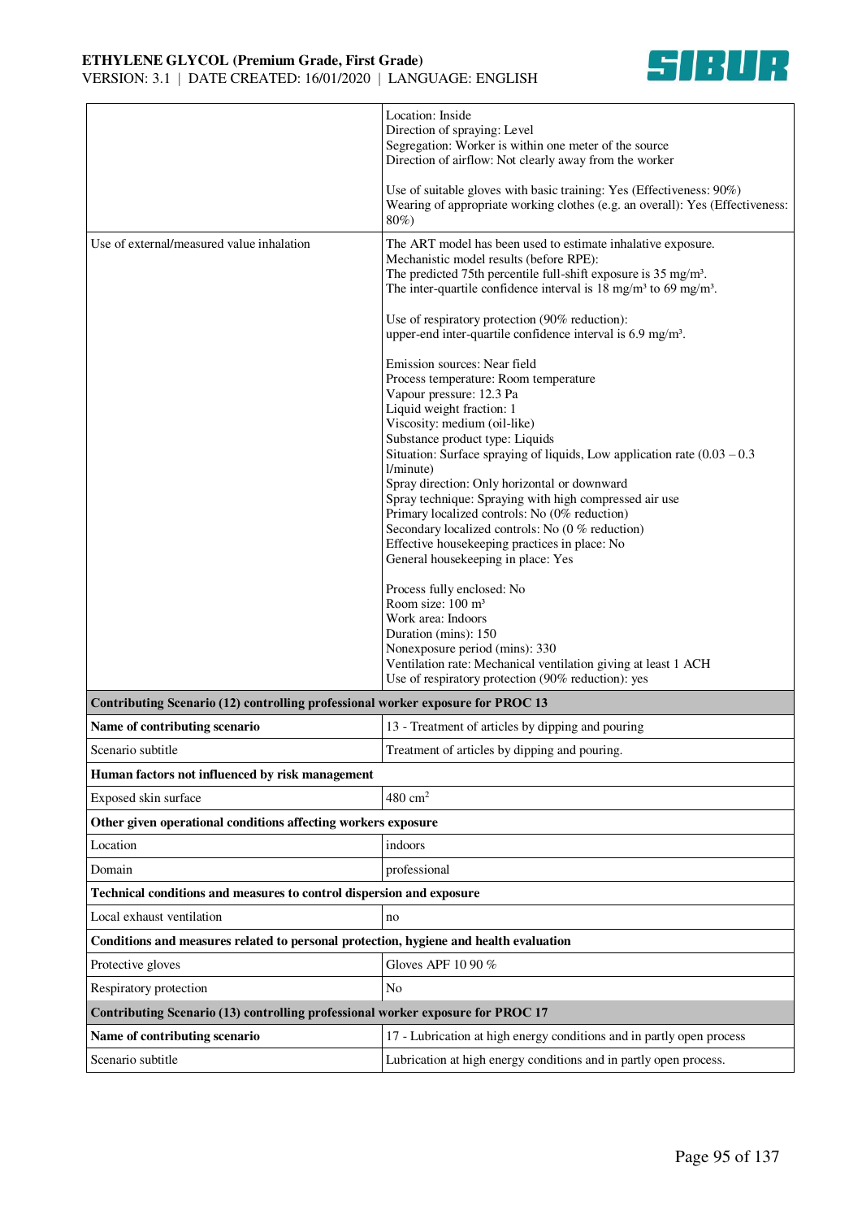| | |
|---|---|
| | Location: Inside<br>Direction of spraying: Level<br>Segregation: Worker is within one meter of the source<br>Direction of airflow: Not clearly away from the worker<br><br>Use of suitable gloves with basic training: Yes (Effectiveness: 90%)<br>Wearing of appropriate working clothes (e.g. an overall): Yes (Effectiveness: 80%) |
| Use of external/measured value inhalation | The ART model has been used to estimate inhalative exposure.<br>Mechanistic model results (before RPE):<br>The predicted 75th percentile full-shift exposure is 35 mg/m³.<br>The inter-quartile confidence interval is 18 mg/m³ to 69 mg/m³.<br><br>Use of respiratory protection (90% reduction):<br>upper-end inter-quartile confidence interval is 6.9 mg/m³.<br><br>Emission sources: Near field<br>Process temperature: Room temperature<br>Vapour pressure: 12.3 Pa<br>Liquid weight fraction: 1<br>Viscosity: medium (oil-like)<br>Substance product type: Liquids<br>Situation: Surface spraying of liquids, Low application rate (0.03 – 0.3 l/minute)<br>Spray direction: Only horizontal or downward<br>Spray technique: Spraying with high compressed air use<br>Primary localized controls: No (0% reduction)<br>Secondary localized controls: No (0 % reduction)<br>Effective housekeeping practices in place: No<br>General housekeeping in place: Yes<br><br>Process fully enclosed: No<br>Room size: 100 m³<br>Work area: Indoors<br>Duration (mins): 150<br>Nonexposure period (mins): 330<br>Ventilation rate: Mechanical ventilation giving at least 1 ACH<br>Use of respiratory protection (90% reduction): yes |
| **Contributing Scenario (12) controlling professional worker exposure for PROC 13** | |
| **Name of contributing scenario** | 13 - Treatment of articles by dipping and pouring |
| Scenario subtitle | Treatment of articles by dipping and pouring. |
| **Human factors not influenced by risk management** | |
| Exposed skin surface | 480 cm² |
| **Other given operational conditions affecting workers exposure** | |
| Location | indoors |
| Domain | professional |
| **Technical conditions and measures to control dispersion and exposure** | |
| Local exhaust ventilation | no |
| **Conditions and measures related to personal protection, hygiene and health evaluation** | |
| Protective gloves | Gloves APF 10 90 % |
| Respiratory protection | No |
| **Contributing Scenario (13) controlling professional worker exposure for PROC 17** | |
| **Name of contributing scenario** | 17 - Lubrication at high energy conditions and in partly open process |
| Scenario subtitle | Lubrication at high energy conditions and in partly open process. |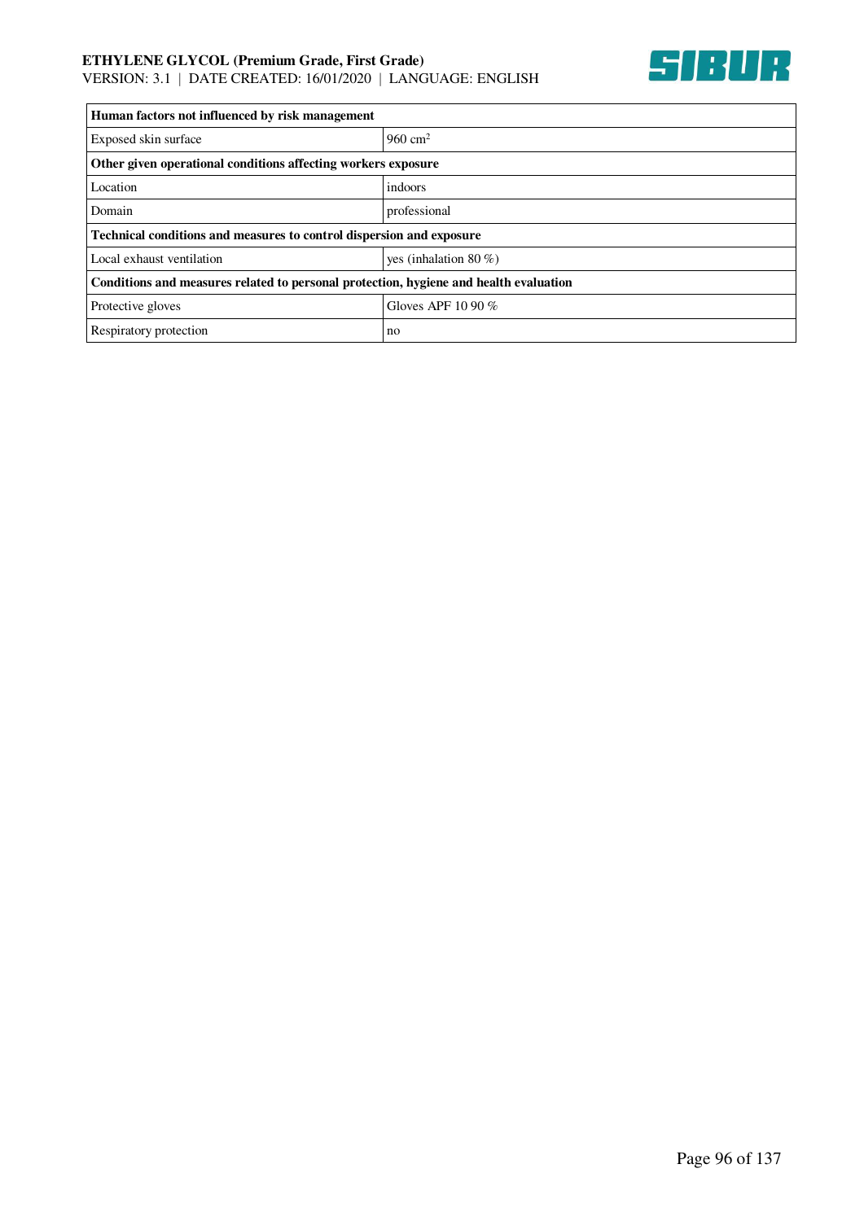| Human factors not influenced by risk management | |
|---|---|
| Exposed skin surface | 960 $cm^2$ |
| **Other given operational conditions affecting workers exposure** | |
| Location | indoors |
| Domain | professional |
| **Technical conditions and measures to control dispersion and exposure** | |
| Local exhaust ventilation | yes (inhalation 80 %) |
| **Conditions and measures related to personal protection, hygiene and health evaluation** | |
| Protective gloves | Gloves APF 10 90 % |
| Respiratory protection | no |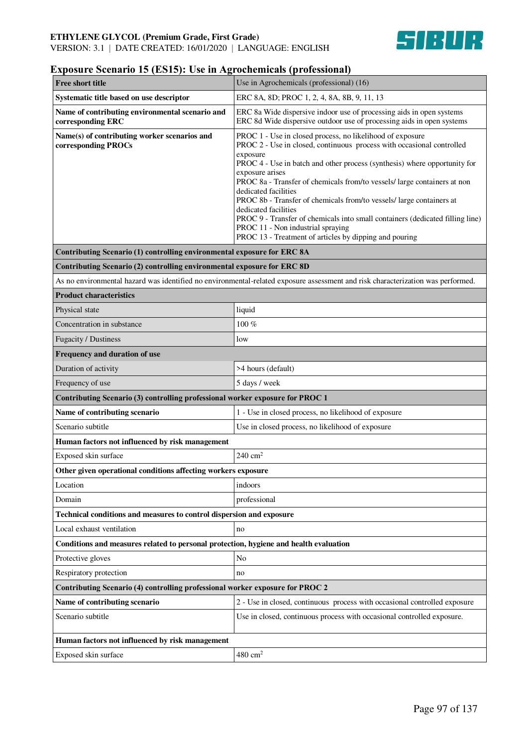## Exposure Scenario 15 (ES15): Use in Agrochemicals (professional)

| Free short title | Use in Agrochemicals (professional) (16) |
|---|---|
| **Systematic title based on use descriptor** | ERC 8A, 8D; PROC 1, 2, 4, 8A, 8B, 9, 11, 13 |
| **Name of contributing environmental scenario and corresponding ERC** | ERC 8a Wide dispersive indoor use of processing aids in open systems<br>ERC 8d Wide dispersive outdoor use of processing aids in open systems |
| **Name(s) of contributing worker scenarios and corresponding PROCs** | PROC 1 - Use in closed process, no likelihood of exposure<br>PROC 2 - Use in closed, continuous process with occasional controlled exposure<br>PROC 4 - Use in batch and other process (synthesis) where opportunity for exposure arises<br>PROC 8a - Transfer of chemicals from/to vessels/ large containers at non dedicated facilities<br>PROC 8b - Transfer of chemicals from/to vessels/ large containers at dedicated facilities<br>PROC 9 - Transfer of chemicals into small containers (dedicated filling line)<br>PROC 11 - Non industrial spraying<br>PROC 13 - Treatment of articles by dipping and pouring |
| **Contributing Scenario (1) controlling environmental exposure for ERC 8A** | |
| **Contributing Scenario (2) controlling environmental exposure for ERC 8D** | |
| As no environmental hazard was identified no environmental-related exposure assessment and risk characterization was performed. | |
| **Product characteristics** | |
| Physical state | liquid |
| Concentration in substance | 100 % |
| Fugacity / Dustiness | low |
| **Frequency and duration of use** | |
| Duration of activity | >4 hours (default) |
| Frequency of use | 5 days / week |
| **Contributing Scenario (3) controlling professional worker exposure for PROC 1** | |
| **Name of contributing scenario** | 1 - Use in closed process, no likelihood of exposure |
| Scenario subtitle | Use in closed process, no likelihood of exposure |
| **Human factors not influenced by risk management** | |
| Exposed skin surface | 240 $cm^2$ |
| **Other given operational conditions affecting workers exposure** | |
| Location | indoors |
| Domain | professional |
| **Technical conditions and measures to control dispersion and exposure** | |
| Local exhaust ventilation | no |
| **Conditions and measures related to personal protection, hygiene and health evaluation** | |
| Protective gloves | No |
| Respiratory protection | no |
| **Contributing Scenario (4) controlling professional worker exposure for PROC 2** | |
| **Name of contributing scenario** | 2 - Use in closed, continuous process with occasional controlled exposure |
| Scenario subtitle | Use in closed, continuous process with occasional controlled exposure. |
| **Human factors not influenced by risk management** | |
| Exposed skin surface | 480 $cm^2$ |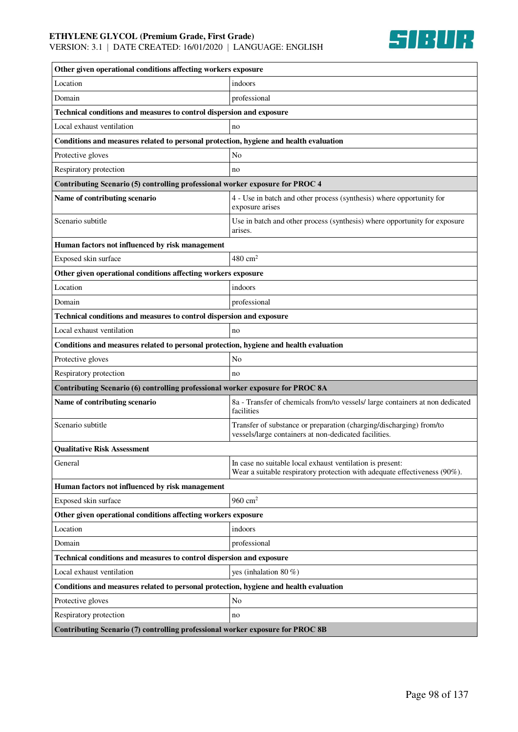| Other given operational conditions affecting workers exposure | |
|---|---|
| Location | indoors |
| Domain | professional |
| **Technical conditions and measures to control dispersion and exposure** | |
| Local exhaust ventilation | no |
| **Conditions and measures related to personal protection, hygiene and health evaluation** | |
| Protective gloves | No |
| Respiratory protection | no |
| **Contributing Scenario (5) controlling professional worker exposure for PROC 4** | |
| **Name of contributing scenario** | 4 - Use in batch and other process (synthesis) where opportunity for exposure arises |
| Scenario subtitle | Use in batch and other process (synthesis) where opportunity for exposure arises. |
| **Human factors not influenced by risk management** | |
| Exposed skin surface | 480 $cm^2$ |
| **Other given operational conditions affecting workers exposure** | |
| Location | indoors |
| Domain | professional |
| **Technical conditions and measures to control dispersion and exposure** | |
| Local exhaust ventilation | no |
| **Conditions and measures related to personal protection, hygiene and health evaluation** | |
| Protective gloves | No |
| Respiratory protection | no |
| **Contributing Scenario (6) controlling professional worker exposure for PROC 8A** | |
| **Name of contributing scenario** | 8a - Transfer of chemicals from/to vessels/ large containers at non dedicated facilities |
| Scenario subtitle | Transfer of substance or preparation (charging/discharging) from/to vessels/large containers at non-dedicated facilities. |
| **Qualitative Risk Assessment** | |
| General | In case no suitable local exhaust ventilation is present:<br>Wear a suitable respiratory protection with adequate effectiveness (90%). |
| **Human factors not influenced by risk management** | |
| Exposed skin surface | 960 $cm^2$ |
| **Other given operational conditions affecting workers exposure** | |
| Location | indoors |
| Domain | professional |
| **Technical conditions and measures to control dispersion and exposure** | |
| Local exhaust ventilation | yes (inhalation 80 %) |
| **Conditions and measures related to personal protection, hygiene and health evaluation** | |
| Protective gloves | No |
| Respiratory protection | no |
| **Contributing Scenario (7) controlling professional worker exposure for PROC 8B** | |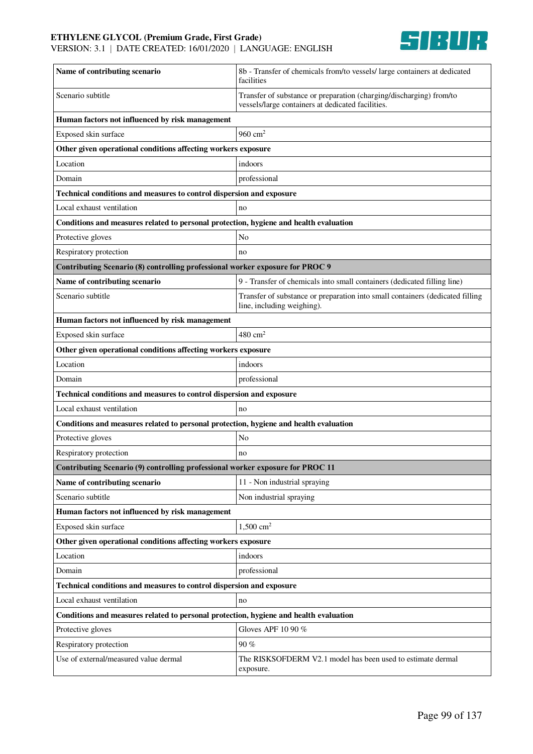| Name of contributing scenario | 8b - Transfer of chemicals from/to vessels/ large containers at dedicated facilities |
|---|---|
| Scenario subtitle | Transfer of substance or preparation (charging/discharging) from/to vessels/large containers at dedicated facilities. |
| **Human factors not influenced by risk management** | |
| Exposed skin surface | 960 $cm^2$ |
| **Other given operational conditions affecting workers exposure** | |
| Location | indoors |
| Domain | professional |
| **Technical conditions and measures to control dispersion and exposure** | |
| Local exhaust ventilation | no |
| **Conditions and measures related to personal protection, hygiene and health evaluation** | |
| Protective gloves | No |
| Respiratory protection | no |
| **Contributing Scenario (8) controlling professional worker exposure for PROC 9** | |
| **Name of contributing scenario** | 9 - Transfer of chemicals into small containers (dedicated filling line) |
| Scenario subtitle | Transfer of substance or preparation into small containers (dedicated filling line, including weighing). |
| **Human factors not influenced by risk management** | |
| Exposed skin surface | 480 $cm^2$ |
| **Other given operational conditions affecting workers exposure** | |
| Location | indoors |
| Domain | professional |
| **Technical conditions and measures to control dispersion and exposure** | |
| Local exhaust ventilation | no |
| **Conditions and measures related to personal protection, hygiene and health evaluation** | |
| Protective gloves | No |
| Respiratory protection | no |
| **Contributing Scenario (9) controlling professional worker exposure for PROC 11** | |
| **Name of contributing scenario** | 11 - Non industrial spraying |
| Scenario subtitle | Non industrial spraying |
| **Human factors not influenced by risk management** | |
| Exposed skin surface | 1,500 $cm^2$ |
| **Other given operational conditions affecting workers exposure** | |
| Location | indoors |
| Domain | professional |
| **Technical conditions and measures to control dispersion and exposure** | |
| Local exhaust ventilation | no |
| **Conditions and measures related to personal protection, hygiene and health evaluation** | |
| Protective gloves | Gloves APF 10 90 % |
| Respiratory protection | 90 % |
| Use of external/measured value dermal | The RISKSOFDERM V2.1 model has been used to estimate dermal exposure. |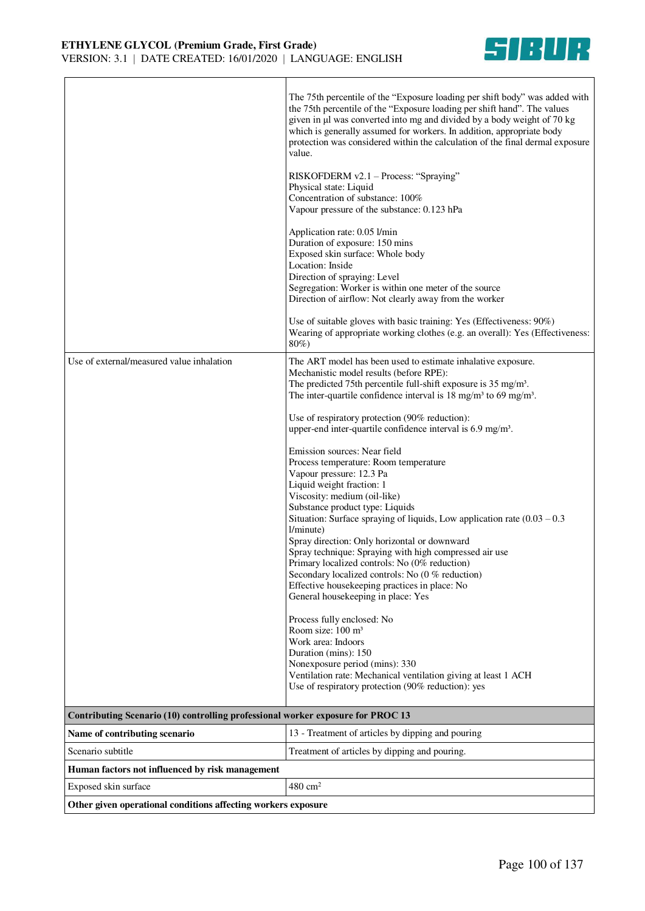| | |
|---|---|
| | The 75th percentile of the "Exposure loading per shift body" was added with the 75th percentile of the "Exposure loading per shift hand". The values given in µl was converted into mg and divided by a body weight of 70 kg which is generally assumed for workers. In addition, appropriate body protection was considered within the calculation of the final dermal exposure value.<br><br>RISKOFDERM v2.1 – Process: "Spraying"<br>Physical state: Liquid<br>Concentration of substance: 100%<br>Vapour pressure of the substance: 0.123 hPa<br><br>Application rate: 0.05 l/min<br>Duration of exposure: 150 mins<br>Exposed skin surface: Whole body<br>Location: Inside<br>Direction of spraying: Level<br>Segregation: Worker is within one meter of the source<br>Direction of airflow: Not clearly away from the worker<br><br>Use of suitable gloves with basic training: Yes (Effectiveness: 90%)<br>Wearing of appropriate working clothes (e.g. an overall): Yes (Effectiveness: 80%) |
| Use of external/measured value inhalation | The ART model has been used to estimate inhalative exposure.<br>Mechanistic model results (before RPE):<br>The predicted 75th percentile full-shift exposure is 35 mg/m³.<br>The inter-quartile confidence interval is 18 mg/m³ to 69 mg/m³.<br><br>Use of respiratory protection (90% reduction):<br>upper-end inter-quartile confidence interval is 6.9 mg/m³.<br><br>Emission sources: Near field<br>Process temperature: Room temperature<br>Vapour pressure: 12.3 Pa<br>Liquid weight fraction: 1<br>Viscosity: medium (oil-like)<br>Substance product type: Liquids<br>Situation: Surface spraying of liquids, Low application rate (0.03 – 0.3 l/minute)<br>Spray direction: Only horizontal or downward<br>Spray technique: Spraying with high compressed air use<br>Primary localized controls: No (0% reduction)<br>Secondary localized controls: No (0 % reduction)<br>Effective housekeeping practices in place: No<br>General housekeeping in place: Yes<br><br>Process fully enclosed: No<br>Room size: 100 m³<br>Work area: Indoors<br>Duration (mins): 150<br>Nonexposure period (mins): 330<br>Ventilation rate: Mechanical ventilation giving at least 1 ACH<br>Use of respiratory protection (90% reduction): yes |
| **Contributing Scenario (10) controlling professional worker exposure for PROC 13** | |
| **Name of contributing scenario** | 13 - Treatment of articles by dipping and pouring |
| Scenario subtitle | Treatment of articles by dipping and pouring. |
| **Human factors not influenced by risk management** | |
| Exposed skin surface | 480 cm² |
| **Other given operational conditions affecting workers exposure** | |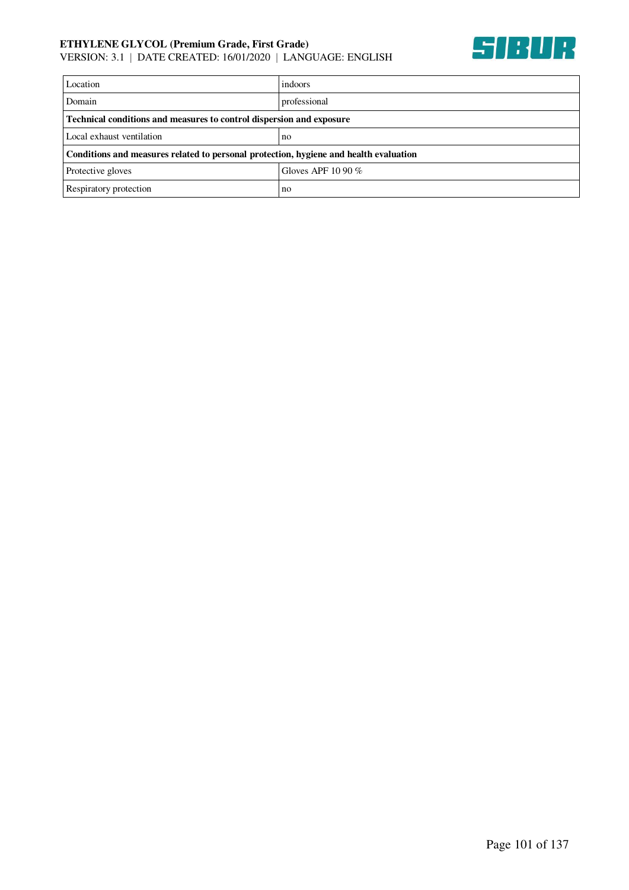| Location | indoors |
|---|---|
| Domain | professional |
| **Technical conditions and measures to control dispersion and exposure** | |
| Local exhaust ventilation | no |
| **Conditions and measures related to personal protection, hygiene and health evaluation** | |
| Protective gloves | Gloves APF 10 90 % |
| Respiratory protection | no |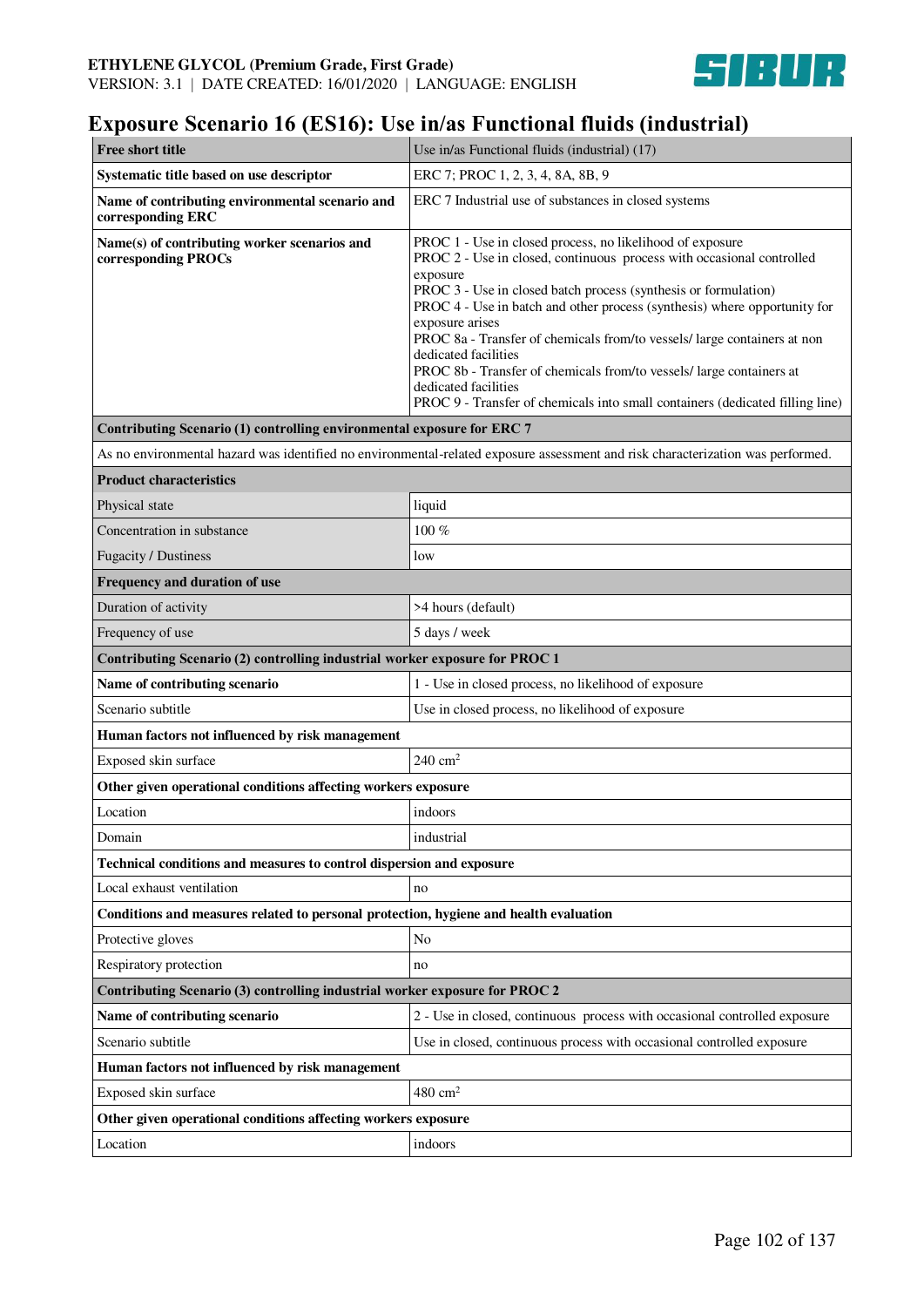# Exposure Scenario 16 (ES16): Use in/as Functional fluids (industrial)

| **Free short title** | Use in/as Functional fluids (industrial) (17) |
|---|---|
| **Systematic title based on use descriptor** | ERC 7; PROC 1, 2, 3, 4, 8A, 8B, 9 |
| **Name of contributing environmental scenario and corresponding ERC** | ERC 7 Industrial use of substances in closed systems |
| **Name(s) of contributing worker scenarios and corresponding PROCs** | PROC 1 - Use in closed process, no likelihood of exposure<br>PROC 2 - Use in closed, continuous process with occasional controlled exposure<br>PROC 3 - Use in closed batch process (synthesis or formulation)<br>PROC 4 - Use in batch and other process (synthesis) where opportunity for exposure arises<br>PROC 8a - Transfer of chemicals from/to vessels/ large containers at non dedicated facilities<br>PROC 8b - Transfer of chemicals from/to vessels/ large containers at dedicated facilities<br>PROC 9 - Transfer of chemicals into small containers (dedicated filling line) |
| **Contributing Scenario (1) controlling environmental exposure for ERC 7** | |
| As no environmental hazard was identified no environmental-related exposure assessment and risk characterization was performed. | |
| **Product characteristics** | |
| Physical state | liquid |
| Concentration in substance | 100 % |
| Fugacity / Dustiness | low |
| **Frequency and duration of use** | |
| Duration of activity | >4 hours (default) |
| Frequency of use | 5 days / week |
| **Contributing Scenario (2) controlling industrial worker exposure for PROC 1** | |
| **Name of contributing scenario** | 1 - Use in closed process, no likelihood of exposure |
| Scenario subtitle | Use in closed process, no likelihood of exposure |
| **Human factors not influenced by risk management** | |
| Exposed skin surface | 240 $cm^2$ |
| **Other given operational conditions affecting workers exposure** | |
| Location | indoors |
| Domain | industrial |
| **Technical conditions and measures to control dispersion and exposure** | |
| Local exhaust ventilation | no |
| **Conditions and measures related to personal protection, hygiene and health evaluation** | |
| Protective gloves | No |
| Respiratory protection | no |
| **Contributing Scenario (3) controlling industrial worker exposure for PROC 2** | |
| **Name of contributing scenario** | 2 - Use in closed, continuous process with occasional controlled exposure |
| Scenario subtitle | Use in closed, continuous process with occasional controlled exposure |
| **Human factors not influenced by risk management** | |
| Exposed skin surface | 480 $cm^2$ |
| **Other given operational conditions affecting workers exposure** | |
| Location | indoors |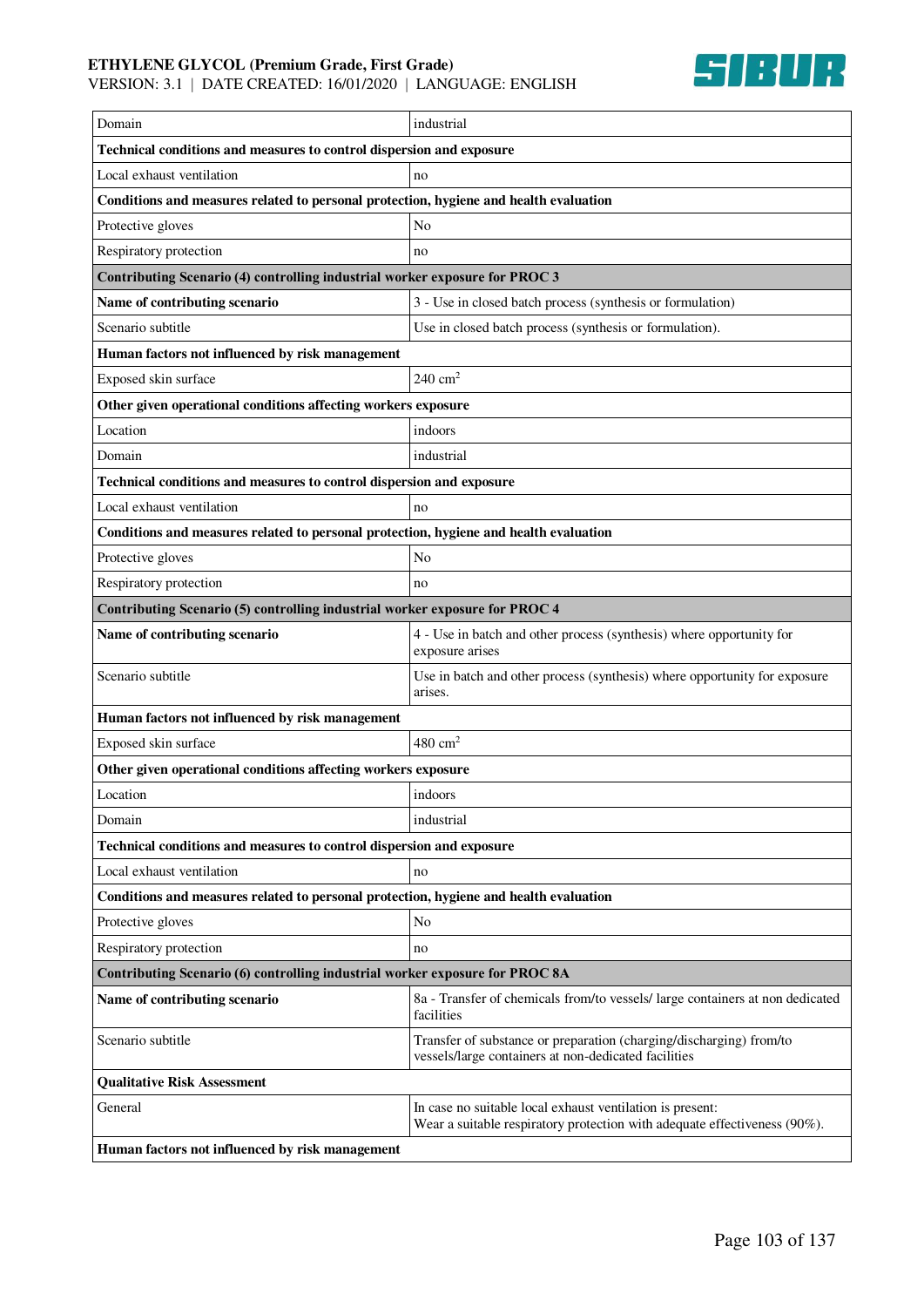| Domain | industrial |
|---|---|
| **Technical conditions and measures to control dispersion and exposure** | |
| Local exhaust ventilation | no |
| **Conditions and measures related to personal protection, hygiene and health evaluation** | |
| Protective gloves | No |
| Respiratory protection | no |
| **Contributing Scenario (4) controlling industrial worker exposure for PROC 3** | |
| **Name of contributing scenario** | 3 - Use in closed batch process (synthesis or formulation) |
| Scenario subtitle | Use in closed batch process (synthesis or formulation). |
| **Human factors not influenced by risk management** | |
| Exposed skin surface | 240 $cm^2$ |
| **Other given operational conditions affecting workers exposure** | |
| Location | indoors |
| Domain | industrial |
| **Technical conditions and measures to control dispersion and exposure** | |
| Local exhaust ventilation | no |
| **Conditions and measures related to personal protection, hygiene and health evaluation** | |
| Protective gloves | No |
| Respiratory protection | no |
| **Contributing Scenario (5) controlling industrial worker exposure for PROC 4** | |
| **Name of contributing scenario** | 4 - Use in batch and other process (synthesis) where opportunity for exposure arises |
| Scenario subtitle | Use in batch and other process (synthesis) where opportunity for exposure arises. |
| **Human factors not influenced by risk management** | |
| Exposed skin surface | 480 $cm^2$ |
| **Other given operational conditions affecting workers exposure** | |
| Location | indoors |
| Domain | industrial |
| **Technical conditions and measures to control dispersion and exposure** | |
| Local exhaust ventilation | no |
| **Conditions and measures related to personal protection, hygiene and health evaluation** | |
| Protective gloves | No |
| Respiratory protection | no |
| **Contributing Scenario (6) controlling industrial worker exposure for PROC 8A** | |
| **Name of contributing scenario** | 8a - Transfer of chemicals from/to vessels/ large containers at non dedicated facilities |
| Scenario subtitle | Transfer of substance or preparation (charging/discharging) from/to vessels/large containers at non-dedicated facilities |
| **Qualitative Risk Assessment** | |
| General | In case no suitable local exhaust ventilation is present:<br>Wear a suitable respiratory protection with adequate effectiveness (90%). |
| **Human factors not influenced by risk management** | |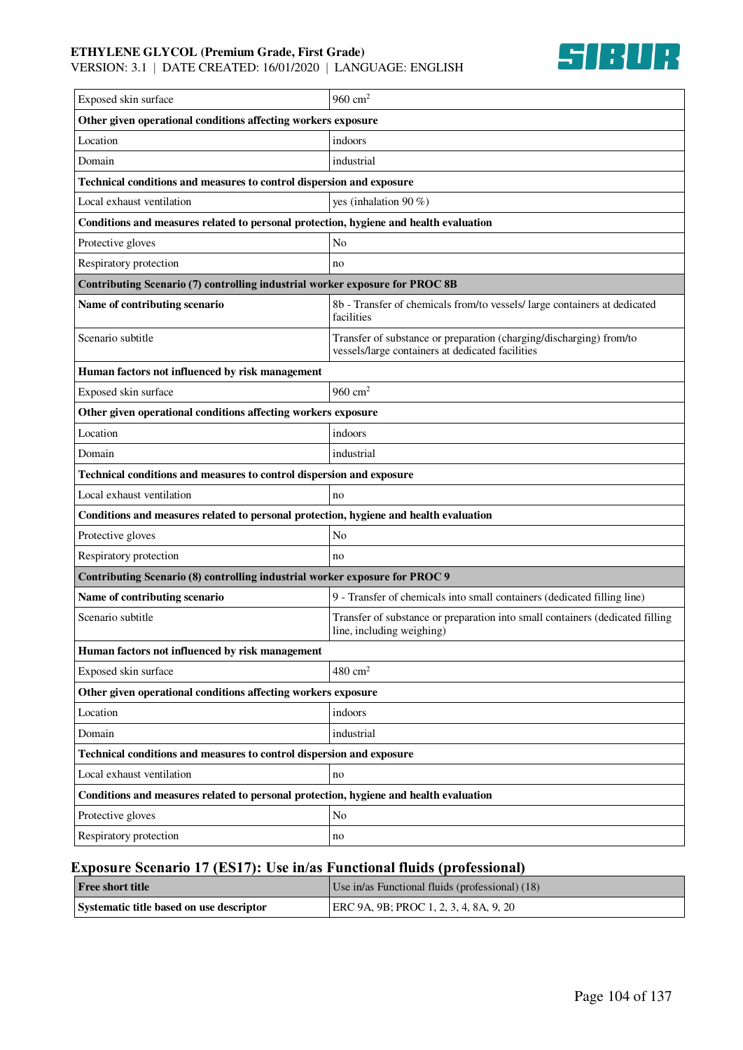| | |
|---|---|
| Exposed skin surface | 960 $cm^2$ |
| **Other given operational conditions affecting workers exposure** | |
| Location | indoors |
| Domain | industrial |
| **Technical conditions and measures to control dispersion and exposure** | |
| Local exhaust ventilation | yes (inhalation 90 %) |
| **Conditions and measures related to personal protection, hygiene and health evaluation** | |
| Protective gloves | No |
| Respiratory protection | no |
| **Contributing Scenario (7) controlling industrial worker exposure for PROC 8B** | |
| **Name of contributing scenario** | 8b - Transfer of chemicals from/to vessels/ large containers at dedicated facilities |
| Scenario subtitle | Transfer of substance or preparation (charging/discharging) from/to vessels/large containers at dedicated facilities |
| **Human factors not influenced by risk management** | |
| Exposed skin surface | 960 $cm^2$ |
| **Other given operational conditions affecting workers exposure** | |
| Location | indoors |
| Domain | industrial |
| **Technical conditions and measures to control dispersion and exposure** | |
| Local exhaust ventilation | no |
| **Conditions and measures related to personal protection, hygiene and health evaluation** | |
| Protective gloves | No |
| Respiratory protection | no |
| **Contributing Scenario (8) controlling industrial worker exposure for PROC 9** | |
| **Name of contributing scenario** | 9 - Transfer of chemicals into small containers (dedicated filling line) |
| Scenario subtitle | Transfer of substance or preparation into small containers (dedicated filling line, including weighing) |
| **Human factors not influenced by risk management** | |
| Exposed skin surface | 480 $cm^2$ |
| **Other given operational conditions affecting workers exposure** | |
| Location | indoors |
| Domain | industrial |
| **Technical conditions and measures to control dispersion and exposure** | |
| Local exhaust ventilation | no |
| **Conditions and measures related to personal protection, hygiene and health evaluation** | |
| Protective gloves | No |
| Respiratory protection | no |

## Exposure Scenario 17 (ES17): Use in/as Functional fluids (professional)

| **Free short title** | Use in/as Functional fluids (professional) (18) |
|---|---|
| **Systematic title based on use descriptor** | ERC 9A, 9B; PROC 1, 2, 3, 4, 8A, 9, 20 |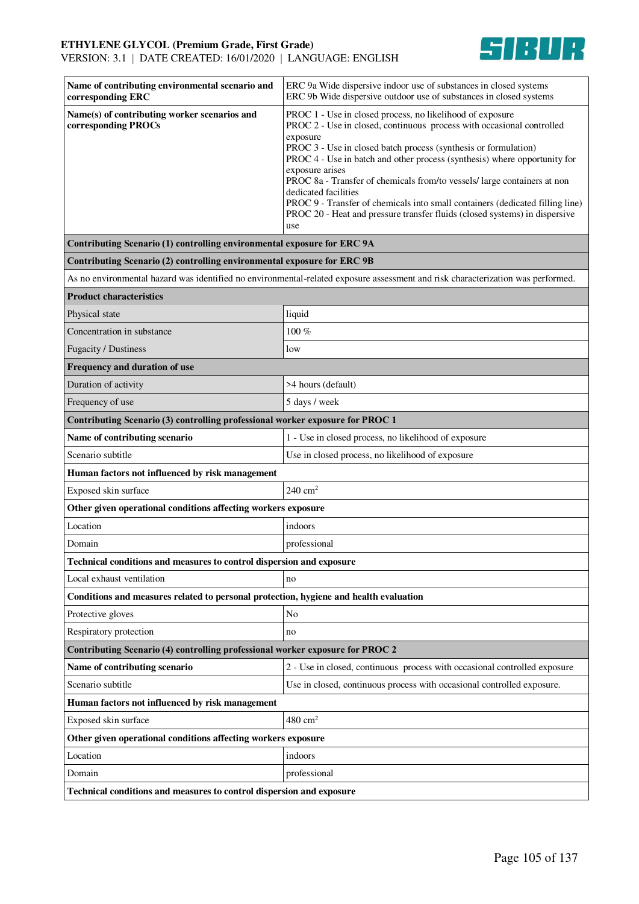| | |
|---|---|
| **Name of contributing environmental scenario and corresponding ERC** | ERC 9a Wide dispersive indoor use of substances in closed systems<br>ERC 9b Wide dispersive outdoor use of substances in closed systems |
| **Name(s) of contributing worker scenarios and corresponding PROCs** | PROC 1 - Use in closed process, no likelihood of exposure<br>PROC 2 - Use in closed, continuous process with occasional controlled exposure<br>PROC 3 - Use in closed batch process (synthesis or formulation)<br>PROC 4 - Use in batch and other process (synthesis) where opportunity for exposure arises<br>PROC 8a - Transfer of chemicals from/to vessels/ large containers at non dedicated facilities<br>PROC 9 - Transfer of chemicals into small containers (dedicated filling line)<br>PROC 20 - Heat and pressure transfer fluids (closed systems) in dispersive use |
| **Contributing Scenario (1) controlling environmental exposure for ERC 9A** | |
| **Contributing Scenario (2) controlling environmental exposure for ERC 9B** | |
| As no environmental hazard was identified no environmental-related exposure assessment and risk characterization was performed. | |
| **Product characteristics** | |
| Physical state | liquid |
| Concentration in substance | 100 % |
| Fugacity / Dustiness | low |
| **Frequency and duration of use** | |
| Duration of activity | >4 hours (default) |
| Frequency of use | 5 days / week |
| **Contributing Scenario (3) controlling professional worker exposure for PROC 1** | |
| **Name of contributing scenario** | 1 - Use in closed process, no likelihood of exposure |
| Scenario subtitle | Use in closed process, no likelihood of exposure |
| **Human factors not influenced by risk management** | |
| Exposed skin surface | 240 $cm^2$ |
| **Other given operational conditions affecting workers exposure** | |
| Location | indoors |
| Domain | professional |
| **Technical conditions and measures to control dispersion and exposure** | |
| Local exhaust ventilation | no |
| **Conditions and measures related to personal protection, hygiene and health evaluation** | |
| Protective gloves | No |
| Respiratory protection | no |
| **Contributing Scenario (4) controlling professional worker exposure for PROC 2** | |
| **Name of contributing scenario** | 2 - Use in closed, continuous process with occasional controlled exposure |
| Scenario subtitle | Use in closed, continuous process with occasional controlled exposure. |
| **Human factors not influenced by risk management** | |
| Exposed skin surface | 480 $cm^2$ |
| **Other given operational conditions affecting workers exposure** | |
| Location | indoors |
| Domain | professional |
| **Technical conditions and measures to control dispersion and exposure** | |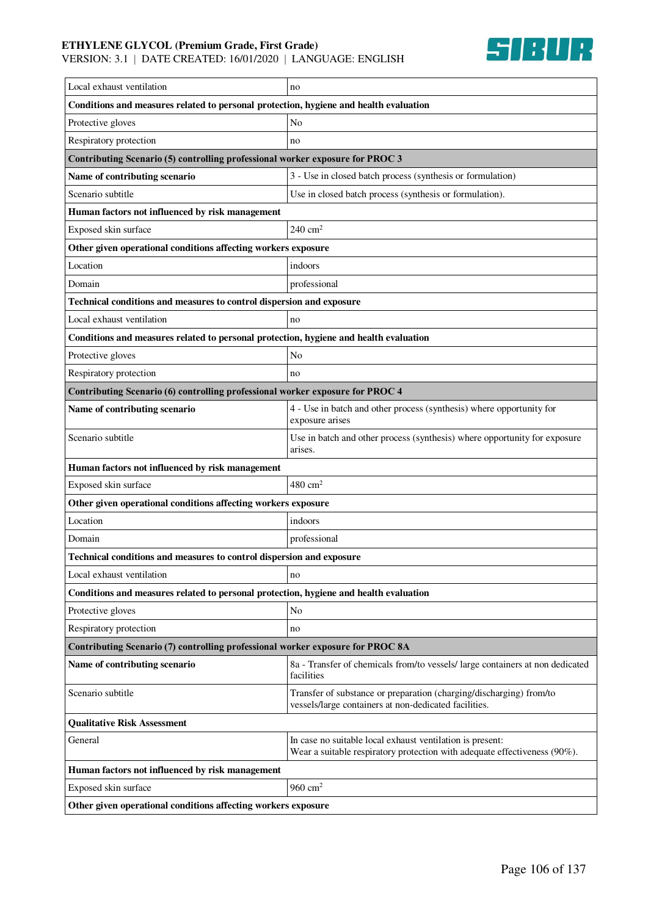| Local exhaust ventilation | no |
|---|---|
| **Conditions and measures related to personal protection, hygiene and health evaluation** | |
| Protective gloves | No |
| Respiratory protection | no |
| **Contributing Scenario (5) controlling professional worker exposure for PROC 3** | |
| **Name of contributing scenario** | 3 - Use in closed batch process (synthesis or formulation) |
| Scenario subtitle | Use in closed batch process (synthesis or formulation). |
| **Human factors not influenced by risk management** | |
| Exposed skin surface | 240 $cm^2$ |
| **Other given operational conditions affecting workers exposure** | |
| Location | indoors |
| Domain | professional |
| **Technical conditions and measures to control dispersion and exposure** | |
| Local exhaust ventilation | no |
| **Conditions and measures related to personal protection, hygiene and health evaluation** | |
| Protective gloves | No |
| Respiratory protection | no |
| **Contributing Scenario (6) controlling professional worker exposure for PROC 4** | |
| **Name of contributing scenario** | 4 - Use in batch and other process (synthesis) where opportunity for exposure arises |
| Scenario subtitle | Use in batch and other process (synthesis) where opportunity for exposure arises. |
| **Human factors not influenced by risk management** | |
| Exposed skin surface | 480 $cm^2$ |
| **Other given operational conditions affecting workers exposure** | |
| Location | indoors |
| Domain | professional |
| **Technical conditions and measures to control dispersion and exposure** | |
| Local exhaust ventilation | no |
| **Conditions and measures related to personal protection, hygiene and health evaluation** | |
| Protective gloves | No |
| Respiratory protection | no |
| **Contributing Scenario (7) controlling professional worker exposure for PROC 8A** | |
| **Name of contributing scenario** | 8a - Transfer of chemicals from/to vessels/ large containers at non dedicated facilities |
| Scenario subtitle | Transfer of substance or preparation (charging/discharging) from/to vessels/large containers at non-dedicated facilities. |
| **Qualitative Risk Assessment** | |
| General | In case no suitable local exhaust ventilation is present:<br>Wear a suitable respiratory protection with adequate effectiveness (90%). |
| **Human factors not influenced by risk management** | |
| Exposed skin surface | 960 $cm^2$ |
| **Other given operational conditions affecting workers exposure** | |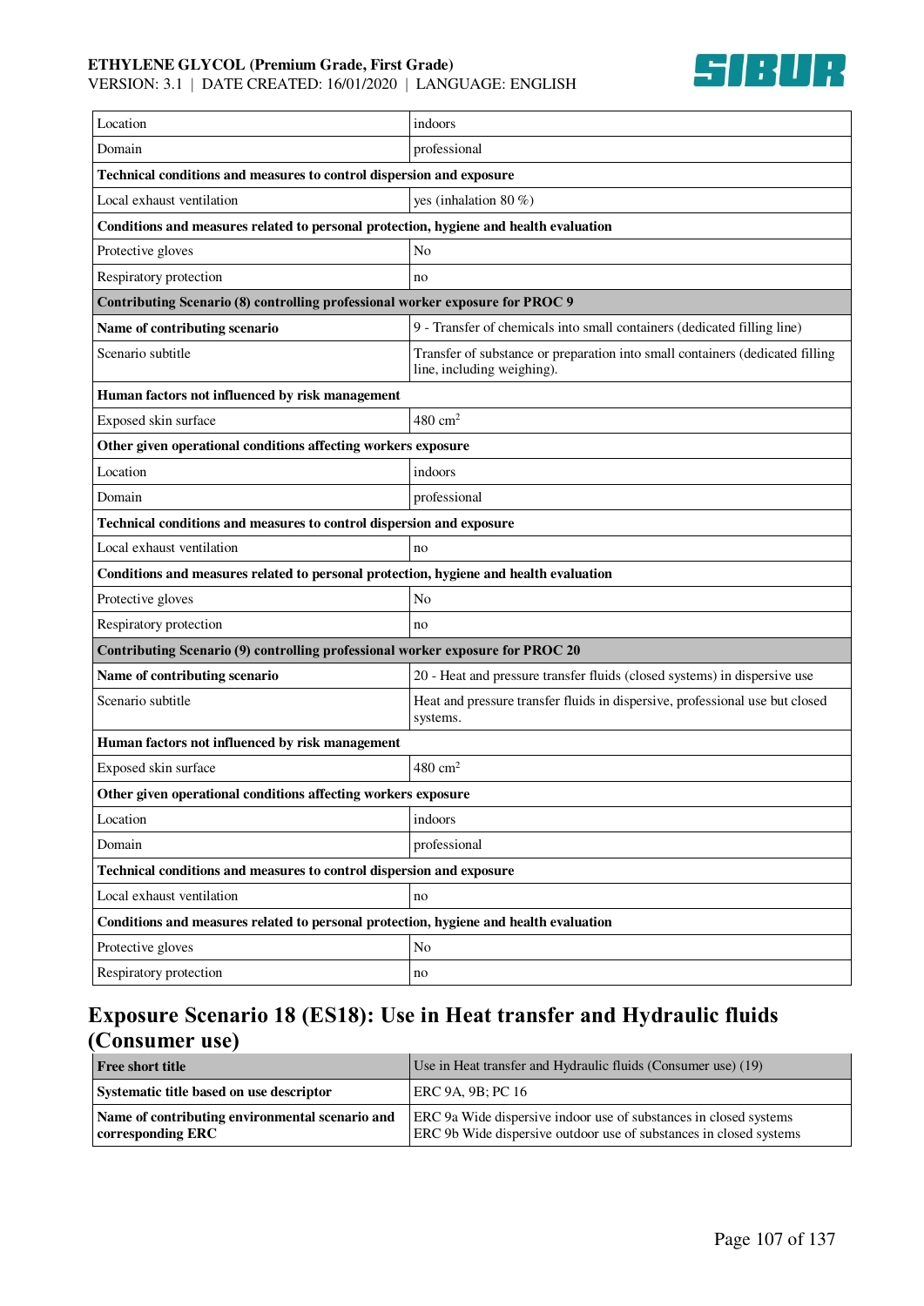| | |
|---|---|
| Location | indoors |
| Domain | professional |
| **Technical conditions and measures to control dispersion and exposure** | |
| Local exhaust ventilation | yes (inhalation 80 %) |
| **Conditions and measures related to personal protection, hygiene and health evaluation** | |
| Protective gloves | No |
| Respiratory protection | no |
| **Contributing Scenario (8) controlling professional worker exposure for PROC 9** | |
| **Name of contributing scenario** | 9 - Transfer of chemicals into small containers (dedicated filling line) |
| Scenario subtitle | Transfer of substance or preparation into small containers (dedicated filling line, including weighing). |
| **Human factors not influenced by risk management** | |
| Exposed skin surface | 480 $cm^2$ |
| **Other given operational conditions affecting workers exposure** | |
| Location | indoors |
| Domain | professional |
| **Technical conditions and measures to control dispersion and exposure** | |
| Local exhaust ventilation | no |
| **Conditions and measures related to personal protection, hygiene and health evaluation** | |
| Protective gloves | No |
| Respiratory protection | no |
| **Contributing Scenario (9) controlling professional worker exposure for PROC 20** | |
| **Name of contributing scenario** | 20 - Heat and pressure transfer fluids (closed systems) in dispersive use |
| Scenario subtitle | Heat and pressure transfer fluids in dispersive, professional use but closed systems. |
| **Human factors not influenced by risk management** | |
| Exposed skin surface | 480 $cm^2$ |
| **Other given operational conditions affecting workers exposure** | |
| Location | indoors |
| Domain | professional |
| **Technical conditions and measures to control dispersion and exposure** | |
| Local exhaust ventilation | no |
| **Conditions and measures related to personal protection, hygiene and health evaluation** | |
| Protective gloves | No |
| Respiratory protection | no |

## Exposure Scenario 18 (ES18): Use in Heat transfer and Hydraulic fluids (Consumer use)

| **Free short title** | Use in Heat transfer and Hydraulic fluids (Consumer use) (19) |
|---|---|
| **Systematic title based on use descriptor** | ERC 9A, 9B; PC 16 |
| **Name of contributing environmental scenario and corresponding ERC** | ERC 9a Wide dispersive indoor use of substances in closed systems<br>ERC 9b Wide dispersive outdoor use of substances in closed systems |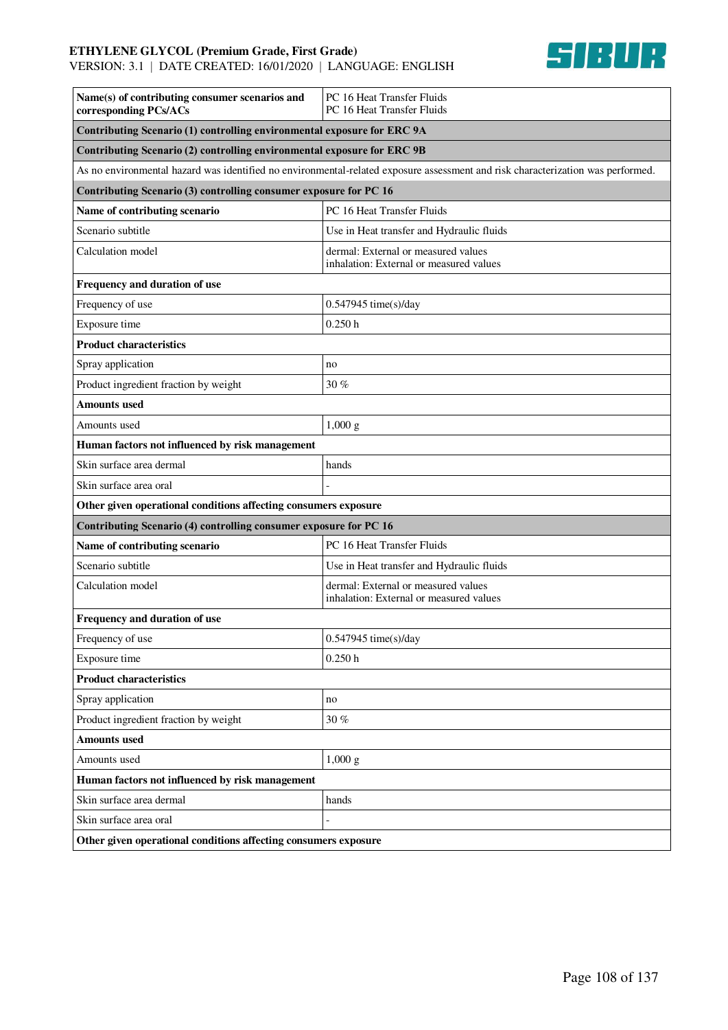| Name(s) of contributing consumer scenarios and corresponding PCs/ACs | PC 16 Heat Transfer Fluids<br>PC 16 Heat Transfer Fluids |
|---|---|
| **Contributing Scenario (1) controlling environmental exposure for ERC 9A** | |
| **Contributing Scenario (2) controlling environmental exposure for ERC 9B** | |
| As no environmental hazard was identified no environmental-related exposure assessment and risk characterization was performed. | |
| **Contributing Scenario (3) controlling consumer exposure for PC 16** | |
| **Name of contributing scenario** | PC 16 Heat Transfer Fluids |
| Scenario subtitle | Use in Heat transfer and Hydraulic fluids |
| Calculation model | dermal: External or measured values<br>inhalation: External or measured values |
| **Frequency and duration of use** | |
| Frequency of use | 0.547945 time(s)/day |
| Exposure time | 0.250 h |
| **Product characteristics** | |
| Spray application | no |
| Product ingredient fraction by weight | 30 % |
| **Amounts used** | |
| Amounts used | 1,000 g |
| **Human factors not influenced by risk management** | |
| Skin surface area dermal | hands |
| Skin surface area oral | - |
| **Other given operational conditions affecting consumers exposure** | |
| **Contributing Scenario (4) controlling consumer exposure for PC 16** | |
| **Name of contributing scenario** | PC 16 Heat Transfer Fluids |
| Scenario subtitle | Use in Heat transfer and Hydraulic fluids |
| Calculation model | dermal: External or measured values<br>inhalation: External or measured values |
| **Frequency and duration of use** | |
| Frequency of use | 0.547945 time(s)/day |
| Exposure time | 0.250 h |
| **Product characteristics** | |
| Spray application | no |
| Product ingredient fraction by weight | 30 % |
| **Amounts used** | |
| Amounts used | 1,000 g |
| **Human factors not influenced by risk management** | |
| Skin surface area dermal | hands |
| Skin surface area oral | - |
| **Other given operational conditions affecting consumers exposure** | |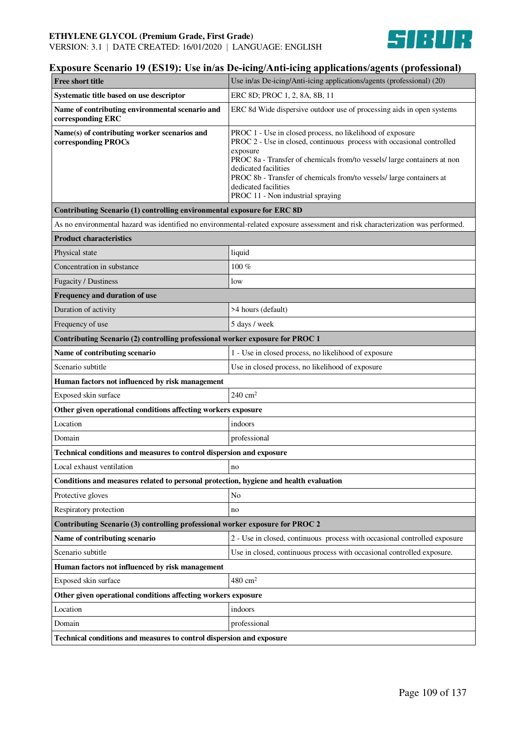## Exposure Scenario 19 (ES19): Use in/as De-icing/Anti-icing applications/agents (professional)

| **Free short title** | Use in/as De-icing/Anti-icing applications/agents (professional) (20) |
|---|---|
| **Systematic title based on use descriptor** | ERC 8D; PROC 1, 2, 8A, 8B, 11 |
| **Name of contributing environmental scenario and corresponding ERC** | ERC 8d Wide dispersive outdoor use of processing aids in open systems |
| **Name(s) of contributing worker scenarios and corresponding PROCs** | PROC 1 - Use in closed process, no likelihood of exposure<br>PROC 2 - Use in closed, continuous process with occasional controlled exposure<br>PROC 8a - Transfer of chemicals from/to vessels/ large containers at non dedicated facilities<br>PROC 8b - Transfer of chemicals from/to vessels/ large containers at dedicated facilities<br>PROC 11 - Non industrial spraying |
| **Contributing Scenario (1) controlling environmental exposure for ERC 8D** | |
| As no environmental hazard was identified no environmental-related exposure assessment and risk characterization was performed. | |
| **Product characteristics** | |
| Physical state | liquid |
| Concentration in substance | 100 % |
| Fugacity / Dustiness | low |
| **Frequency and duration of use** | |
| Duration of activity | >4 hours (default) |
| Frequency of use | 5 days / week |
| **Contributing Scenario (2) controlling professional worker exposure for PROC 1** | |
| **Name of contributing scenario** | 1 - Use in closed process, no likelihood of exposure |
| Scenario subtitle | Use in closed process, no likelihood of exposure |
| **Human factors not influenced by risk management** | |
| Exposed skin surface | 240 $cm^2$ |
| **Other given operational conditions affecting workers exposure** | |
| Location | indoors |
| Domain | professional |
| **Technical conditions and measures to control dispersion and exposure** | |
| Local exhaust ventilation | no |
| **Conditions and measures related to personal protection, hygiene and health evaluation** | |
| Protective gloves | No |
| Respiratory protection | no |
| **Contributing Scenario (3) controlling professional worker exposure for PROC 2** | |
| **Name of contributing scenario** | 2 - Use in closed, continuous process with occasional controlled exposure |
| Scenario subtitle | Use in closed, continuous process with occasional controlled exposure. |
| **Human factors not influenced by risk management** | |
| Exposed skin surface | 480 $cm^2$ |
| **Other given operational conditions affecting workers exposure** | |
| Location | indoors |
| Domain | professional |
| **Technical conditions and measures to control dispersion and exposure** | |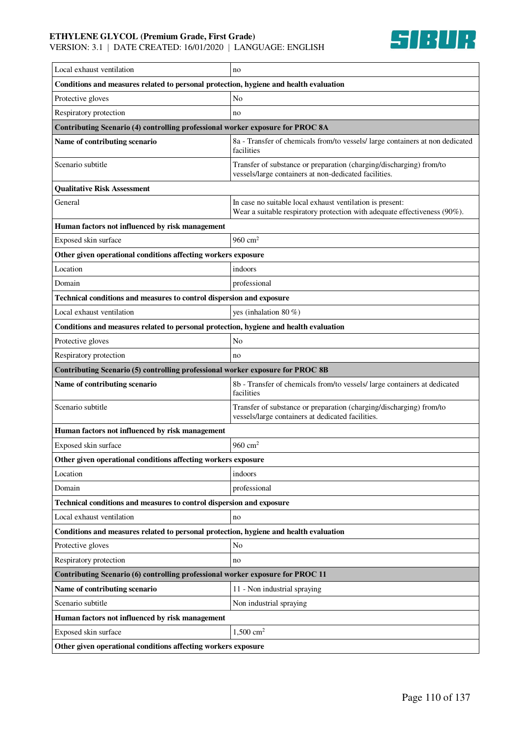| Local exhaust ventilation | no |
|---|---|
| **Conditions and measures related to personal protection, hygiene and health evaluation** | |
| Protective gloves | No |
| Respiratory protection | no |
| **Contributing Scenario (4) controlling professional worker exposure for PROC 8A** | |
| **Name of contributing scenario** | 8a - Transfer of chemicals from/to vessels/ large containers at non dedicated facilities |
| Scenario subtitle | Transfer of substance or preparation (charging/discharging) from/to vessels/large containers at non-dedicated facilities. |
| **Qualitative Risk Assessment** | |
| General | In case no suitable local exhaust ventilation is present:<br>Wear a suitable respiratory protection with adequate effectiveness (90%). |
| **Human factors not influenced by risk management** | |
| Exposed skin surface | 960 $cm^2$ |
| **Other given operational conditions affecting workers exposure** | |
| Location | indoors |
| Domain | professional |
| **Technical conditions and measures to control dispersion and exposure** | |
| Local exhaust ventilation | yes (inhalation 80 %) |
| **Conditions and measures related to personal protection, hygiene and health evaluation** | |
| Protective gloves | No |
| Respiratory protection | no |
| **Contributing Scenario (5) controlling professional worker exposure for PROC 8B** | |
| **Name of contributing scenario** | 8b - Transfer of chemicals from/to vessels/ large containers at dedicated facilities |
| Scenario subtitle | Transfer of substance or preparation (charging/discharging) from/to vessels/large containers at dedicated facilities. |
| **Human factors not influenced by risk management** | |
| Exposed skin surface | 960 $cm^2$ |
| **Other given operational conditions affecting workers exposure** | |
| Location | indoors |
| Domain | professional |
| **Technical conditions and measures to control dispersion and exposure** | |
| Local exhaust ventilation | no |
| **Conditions and measures related to personal protection, hygiene and health evaluation** | |
| Protective gloves | No |
| Respiratory protection | no |
| **Contributing Scenario (6) controlling professional worker exposure for PROC 11** | |
| **Name of contributing scenario** | 11 - Non industrial spraying |
| Scenario subtitle | Non industrial spraying |
| **Human factors not influenced by risk management** | |
| Exposed skin surface | 1,500 $cm^2$ |
| **Other given operational conditions affecting workers exposure** | |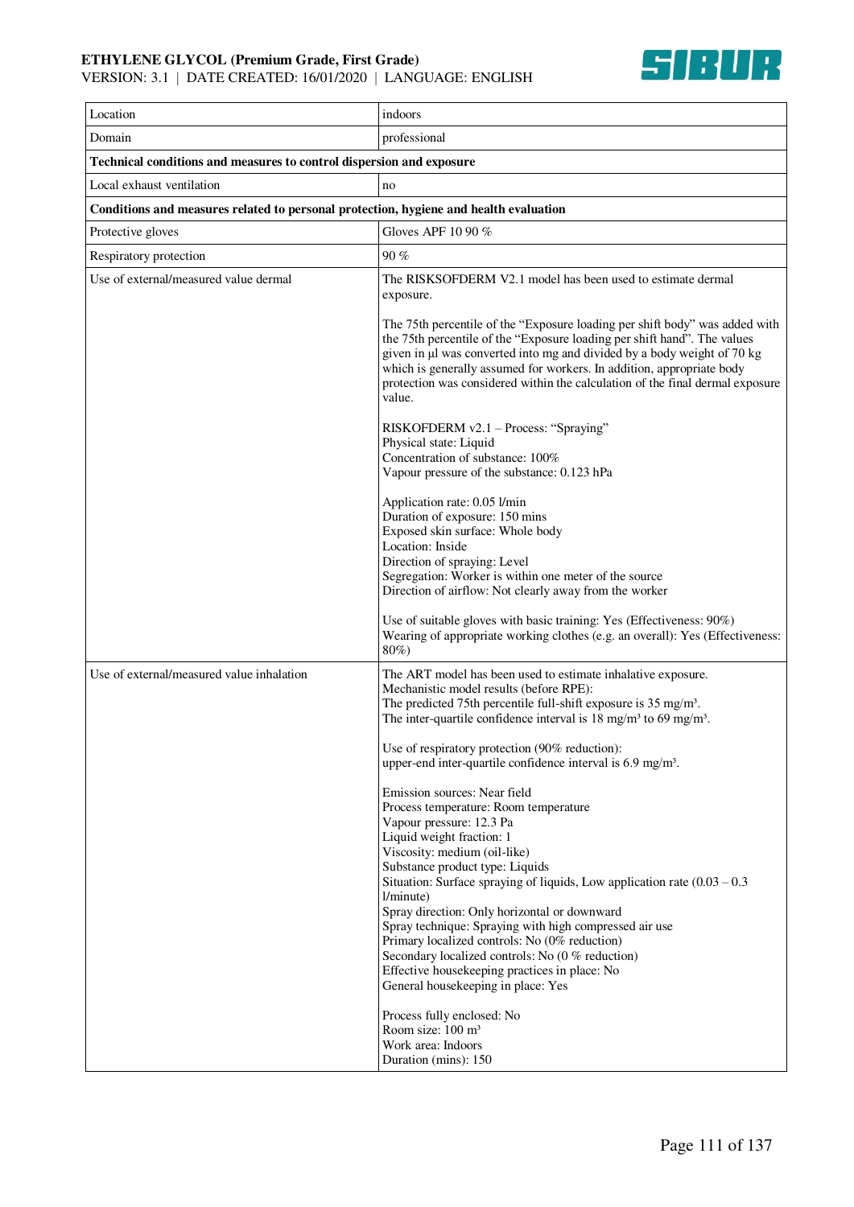| Location | indoors |
|---|---|
| Domain | professional |
| **Technical conditions and measures to control dispersion and exposure** | |
| Local exhaust ventilation | no |
| **Conditions and measures related to personal protection, hygiene and health evaluation** | |
| Protective gloves | Gloves APF 10 90 % |
| Respiratory protection | 90 % |
| Use of external/measured value dermal | The RISKSOFDERM V2.1 model has been used to estimate dermal exposure.<br><br>The 75th percentile of the "Exposure loading per shift body" was added with the 75th percentile of the "Exposure loading per shift hand". The values given in µl was converted into mg and divided by a body weight of 70 kg which is generally assumed for workers. In addition, appropriate body protection was considered within the calculation of the final dermal exposure value.<br><br>RISKOFDERM v2.1 – Process: "Spraying"<br>Physical state: Liquid<br>Concentration of substance: 100%<br>Vapour pressure of the substance: 0.123 hPa<br><br>Application rate: 0.05 l/min<br>Duration of exposure: 150 mins<br>Exposed skin surface: Whole body<br>Location: Inside<br>Direction of spraying: Level<br>Segregation: Worker is within one meter of the source<br>Direction of airflow: Not clearly away from the worker<br><br>Use of suitable gloves with basic training: Yes (Effectiveness: 90%)<br>Wearing of appropriate working clothes (e.g. an overall): Yes (Effectiveness: 80%) |
| Use of external/measured value inhalation | The ART model has been used to estimate inhalative exposure.<br>Mechanistic model results (before RPE):<br>The predicted 75th percentile full-shift exposure is 35 mg/m³.<br>The inter-quartile confidence interval is 18 mg/m³ to 69 mg/m³.<br><br>Use of respiratory protection (90% reduction):<br>upper-end inter-quartile confidence interval is 6.9 mg/m³.<br><br>Emission sources: Near field<br>Process temperature: Room temperature<br>Vapour pressure: 12.3 Pa<br>Liquid weight fraction: 1<br>Viscosity: medium (oil-like)<br>Substance product type: Liquids<br>Situation: Surface spraying of liquids, Low application rate (0.03 – 0.3 l/minute)<br>Spray direction: Only horizontal or downward<br>Spray technique: Spraying with high compressed air use<br>Primary localized controls: No (0% reduction)<br>Secondary localized controls: No (0 % reduction)<br>Effective housekeeping practices in place: No<br>General housekeeping in place: Yes<br><br>Process fully enclosed: No<br>Room size: 100 m³<br>Work area: Indoors<br>Duration (mins): 150 |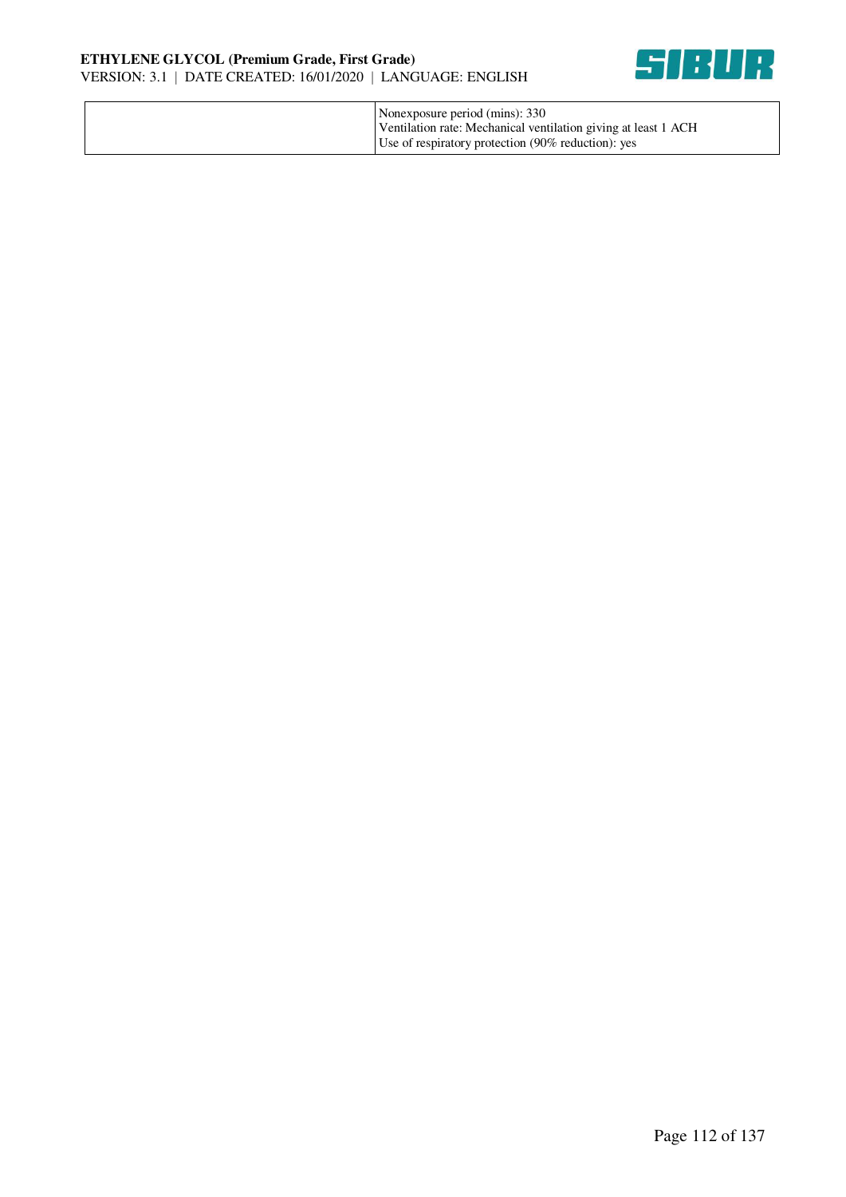| | |
|---|---|
| | Nonexposure period (mins): 330<br>Ventilation rate: Mechanical ventilation giving at least 1 ACH<br>Use of respiratory protection (90% reduction): yes |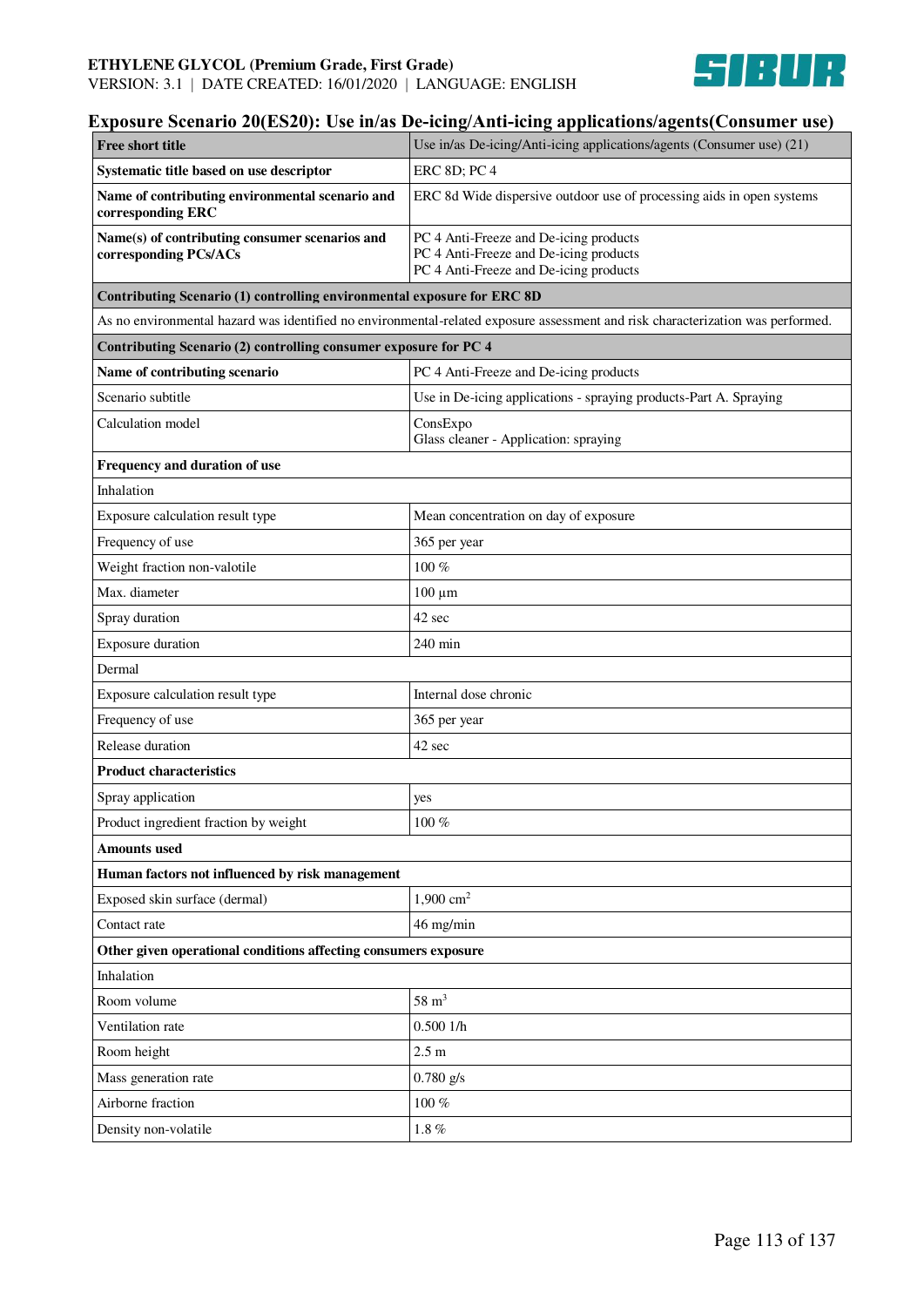## Exposure Scenario 20(ES20): Use in/as De-icing/Anti-icing applications/agents(Consumer use)

| **Free short title** | Use in/as De-icing/Anti-icing applications/agents (Consumer use) (21) |
|---|---|
| **Systematic title based on use descriptor** | ERC 8D; PC 4 |
| **Name of contributing environmental scenario and corresponding ERC** | ERC 8d Wide dispersive outdoor use of processing aids in open systems |
| **Name(s) of contributing consumer scenarios and corresponding PCs/ACs** | PC 4 Anti-Freeze and De-icing products<br>PC 4 Anti-Freeze and De-icing products<br>PC 4 Anti-Freeze and De-icing products |
| **Contributing Scenario (1) controlling environmental exposure for ERC 8D** | |
| As no environmental hazard was identified no environmental-related exposure assessment and risk characterization was performed. | |
| **Contributing Scenario (2) controlling consumer exposure for PC 4** | |
| **Name of contributing scenario** | PC 4 Anti-Freeze and De-icing products |
| Scenario subtitle | Use in De-icing applications - spraying products-Part A. Spraying |
| Calculation model | ConsExpo<br>Glass cleaner - Application: spraying |
| **Frequency and duration of use** | |
| Inhalation | |
| Exposure calculation result type | Mean concentration on day of exposure |
| Frequency of use | 365 per year |
| Weight fraction non-valotile | 100 % |
| Max. diameter | 100 µm |
| Spray duration | 42 sec |
| Exposure duration | 240 min |
| Dermal | |
| Exposure calculation result type | Internal dose chronic |
| Frequency of use | 365 per year |
| Release duration | 42 sec |
| **Product characteristics** | |
| Spray application | yes |
| Product ingredient fraction by weight | 100 % |
| **Amounts used** | |
| **Human factors not influenced by risk management** | |
| Exposed skin surface (dermal) | 1,900 $cm^2$ |
| Contact rate | 46 mg/min |
| **Other given operational conditions affecting consumers exposure** | |
| Inhalation | |
| Room volume | 58 $m^3$ |
| Ventilation rate | 0.500 1/h |
| Room height | 2.5 m |
| Mass generation rate | 0.780 g/s |
| Airborne fraction | 100 % |
| Density non-volatile | 1.8 % |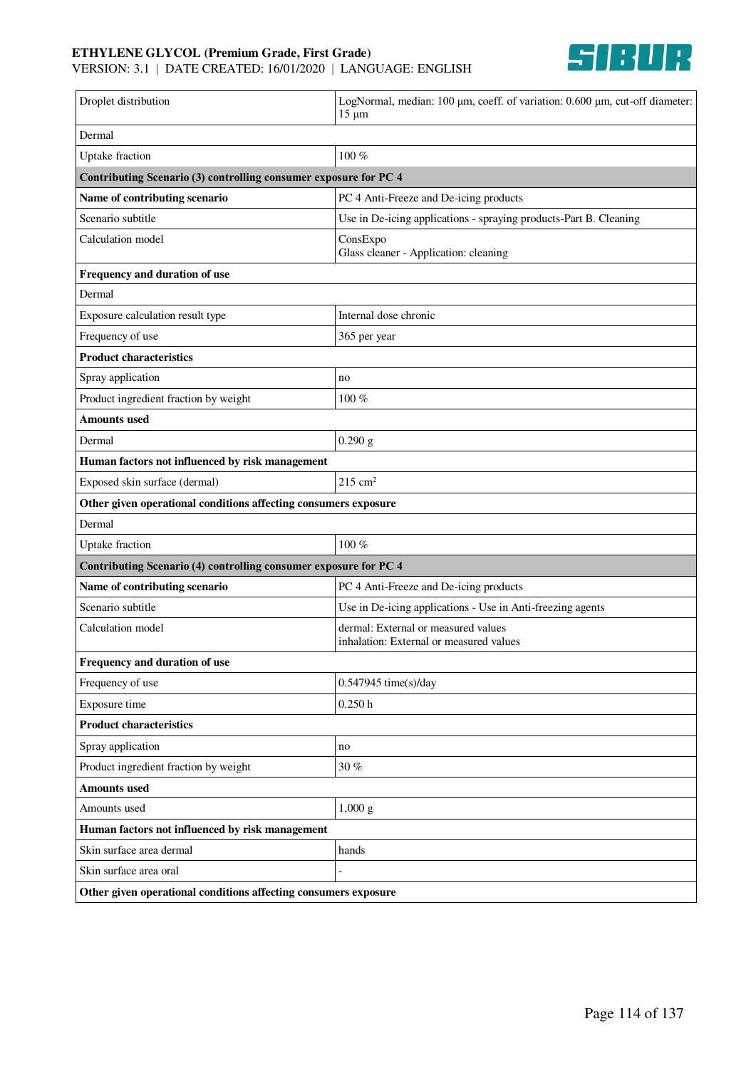| | |
|---|---|
| Droplet distribution | LogNormal, median: 100 µm, coeff. of variation: 0.600 µm, cut-off diameter: 15 µm |
| Dermal | |
| Uptake fraction | 100 % |
| **Contributing Scenario (3) controlling consumer exposure for PC 4** | |
| **Name of contributing scenario** | PC 4 Anti-Freeze and De-icing products |
| Scenario subtitle | Use in De-icing applications - spraying products-Part B. Cleaning |
| Calculation model | ConsExpo<br>Glass cleaner - Application: cleaning |
| **Frequency and duration of use** | |
| Dermal | |
| Exposure calculation result type | Internal dose chronic |
| Frequency of use | 365 per year |
| **Product characteristics** | |
| Spray application | no |
| Product ingredient fraction by weight | 100 % |
| **Amounts used** | |
| Dermal | 0.290 g |
| **Human factors not influenced by risk management** | |
| Exposed skin surface (dermal) | 215 $cm^2$ |
| **Other given operational conditions affecting consumers exposure** | |
| Dermal | |
| Uptake fraction | 100 % |
| **Contributing Scenario (4) controlling consumer exposure for PC 4** | |
| **Name of contributing scenario** | PC 4 Anti-Freeze and De-icing products |
| Scenario subtitle | Use in De-icing applications - Use in Anti-freezing agents |
| Calculation model | dermal: External or measured values<br>inhalation: External or measured values |
| **Frequency and duration of use** | |
| Frequency of use | 0.547945 time(s)/day |
| Exposure time | 0.250 h |
| **Product characteristics** | |
| Spray application | no |
| Product ingredient fraction by weight | 30 % |
| **Amounts used** | |
| Amounts used | 1,000 g |
| **Human factors not influenced by risk management** | |
| Skin surface area dermal | hands |
| Skin surface area oral | - |
| **Other given operational conditions affecting consumers exposure** | |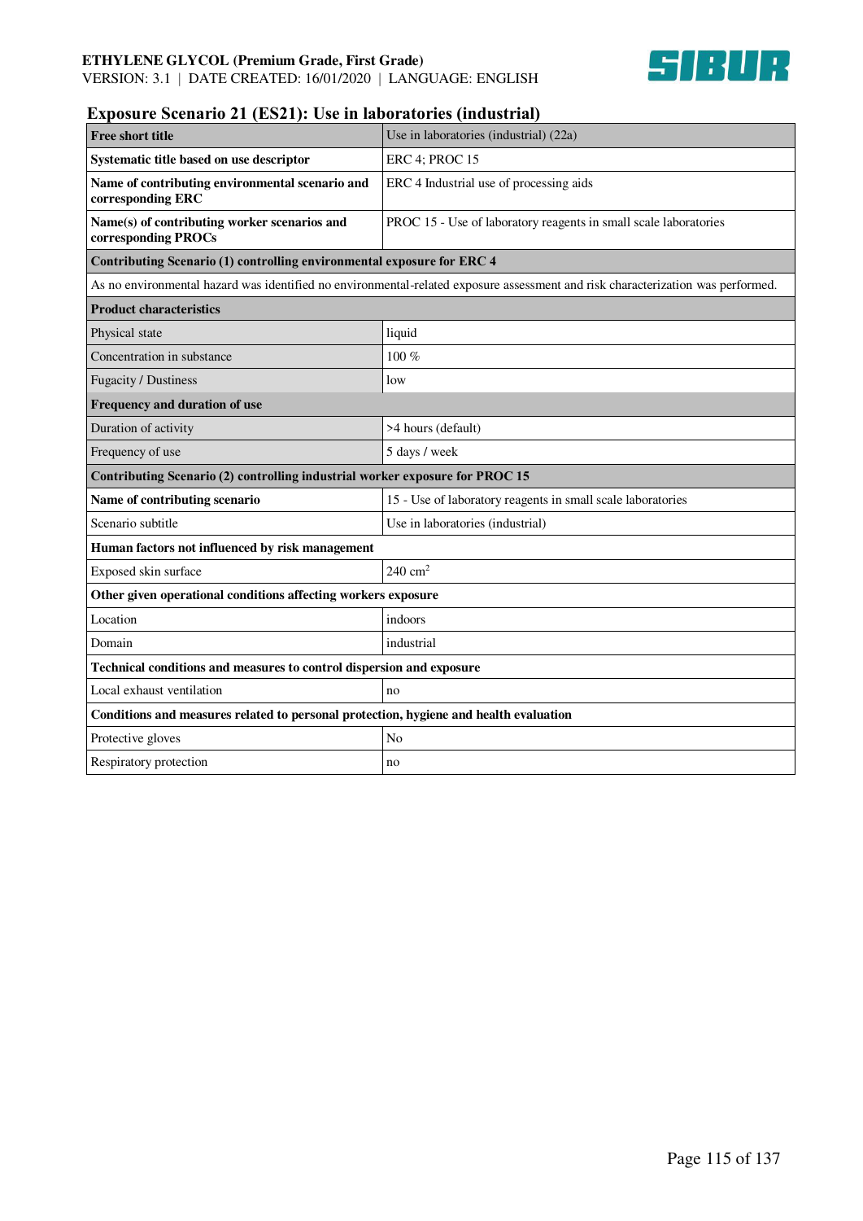## Exposure Scenario 21 (ES21): Use in laboratories (industrial)

| Free short title | Use in laboratories (industrial) (22a) |
|---|---|
| **Systematic title based on use descriptor** | ERC 4; PROC 15 |
| **Name of contributing environmental scenario and corresponding ERC** | ERC 4 Industrial use of processing aids |
| **Name(s) of contributing worker scenarios and corresponding PROCs** | PROC 15 - Use of laboratory reagents in small scale laboratories |
| **Contributing Scenario (1) controlling environmental exposure for ERC 4** | |
| As no environmental hazard was identified no environmental-related exposure assessment and risk characterization was performed. | |
| **Product characteristics** | |
| Physical state | liquid |
| Concentration in substance | 100 % |
| Fugacity / Dustiness | low |
| **Frequency and duration of use** | |
| Duration of activity | >4 hours (default) |
| Frequency of use | 5 days / week |
| **Contributing Scenario (2) controlling industrial worker exposure for PROC 15** | |
| **Name of contributing scenario** | 15 - Use of laboratory reagents in small scale laboratories |
| Scenario subtitle | Use in laboratories (industrial) |
| **Human factors not influenced by risk management** | |
| Exposed skin surface | 240 $cm^2$ |
| **Other given operational conditions affecting workers exposure** | |
| Location | indoors |
| Domain | industrial |
| **Technical conditions and measures to control dispersion and exposure** | |
| Local exhaust ventilation | no |
| **Conditions and measures related to personal protection, hygiene and health evaluation** | |
| Protective gloves | No |
| Respiratory protection | no |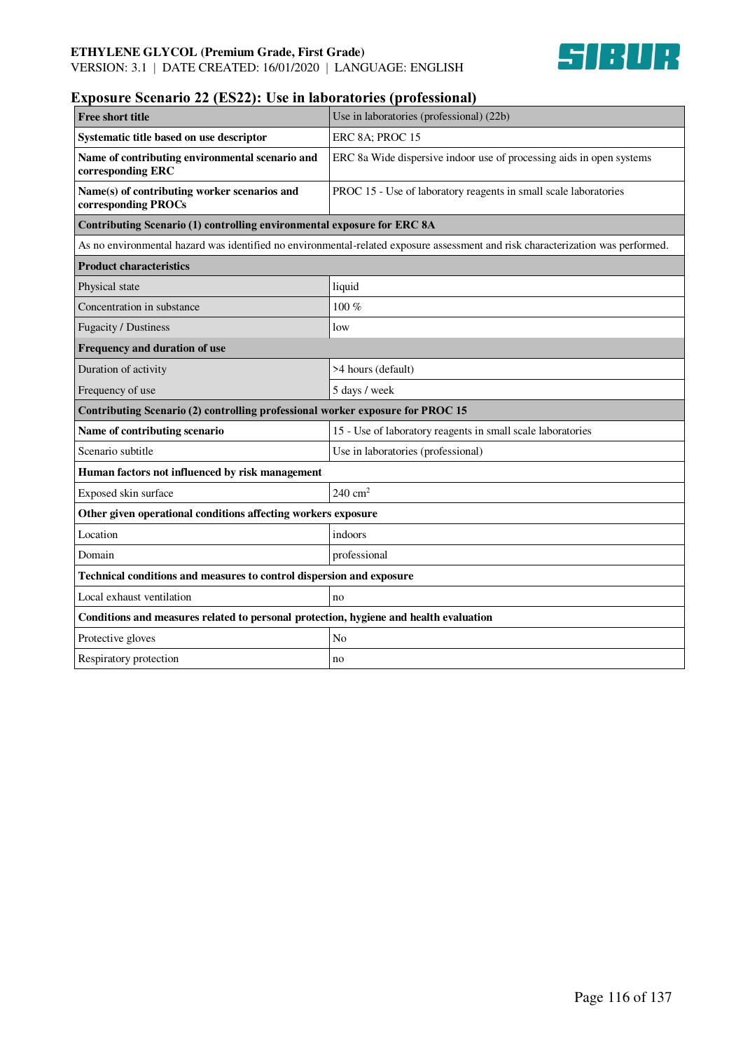## Exposure Scenario 22 (ES22): Use in laboratories (professional)

| **Free short title** | Use in laboratories (professional) (22b) |
|---|---|
| **Systematic title based on use descriptor** | ERC 8A; PROC 15 |
| **Name of contributing environmental scenario and corresponding ERC** | ERC 8a Wide dispersive indoor use of processing aids in open systems |
| **Name(s) of contributing worker scenarios and corresponding PROCs** | PROC 15 - Use of laboratory reagents in small scale laboratories |
| **Contributing Scenario (1) controlling environmental exposure for ERC 8A** | |
| As no environmental hazard was identified no environmental-related exposure assessment and risk characterization was performed. | |
| **Product characteristics** | |
| Physical state | liquid |
| Concentration in substance | 100 % |
| Fugacity / Dustiness | low |
| **Frequency and duration of use** | |
| Duration of activity | >4 hours (default) |
| Frequency of use | 5 days / week |
| **Contributing Scenario (2) controlling professional worker exposure for PROC 15** | |
| **Name of contributing scenario** | 15 - Use of laboratory reagents in small scale laboratories |
| Scenario subtitle | Use in laboratories (professional) |
| **Human factors not influenced by risk management** | |
| Exposed skin surface | 240 $cm^2$ |
| **Other given operational conditions affecting workers exposure** | |
| Location | indoors |
| Domain | professional |
| **Technical conditions and measures to control dispersion and exposure** | |
| Local exhaust ventilation | no |
| **Conditions and measures related to personal protection, hygiene and health evaluation** | |
| Protective gloves | No |
| Respiratory protection | no |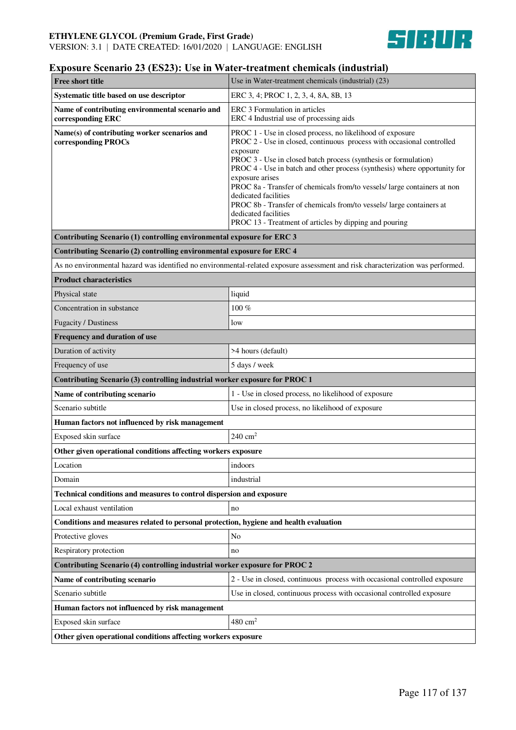## Exposure Scenario 23 (ES23): Use in Water-treatment chemicals (industrial)

| **Free short title** | Use in Water-treatment chemicals (industrial) (23) |
|---|---|
| **Systematic title based on use descriptor** | ERC 3, 4; PROC 1, 2, 3, 4, 8A, 8B, 13 |
| **Name of contributing environmental scenario and corresponding ERC** | ERC 3 Formulation in articles<br>ERC 4 Industrial use of processing aids |
| **Name(s) of contributing worker scenarios and corresponding PROCs** | PROC 1 - Use in closed process, no likelihood of exposure<br>PROC 2 - Use in closed, continuous process with occasional controlled exposure<br>PROC 3 - Use in closed batch process (synthesis or formulation)<br>PROC 4 - Use in batch and other process (synthesis) where opportunity for exposure arises<br>PROC 8a - Transfer of chemicals from/to vessels/ large containers at non dedicated facilities<br>PROC 8b - Transfer of chemicals from/to vessels/ large containers at dedicated facilities<br>PROC 13 - Treatment of articles by dipping and pouring |
| **Contributing Scenario (1) controlling environmental exposure for ERC 3** | |
| **Contributing Scenario (2) controlling environmental exposure for ERC 4** | |
| As no environmental hazard was identified no environmental-related exposure assessment and risk characterization was performed. | |
| **Product characteristics** | |
| Physical state | liquid |
| Concentration in substance | 100 % |
| Fugacity / Dustiness | low |
| **Frequency and duration of use** | |
| Duration of activity | >4 hours (default) |
| Frequency of use | 5 days / week |
| **Contributing Scenario (3) controlling industrial worker exposure for PROC 1** | |
| **Name of contributing scenario** | 1 - Use in closed process, no likelihood of exposure |
| Scenario subtitle | Use in closed process, no likelihood of exposure |
| **Human factors not influenced by risk management** | |
| Exposed skin surface | 240 $cm^2$ |
| **Other given operational conditions affecting workers exposure** | |
| Location | indoors |
| Domain | industrial |
| **Technical conditions and measures to control dispersion and exposure** | |
| Local exhaust ventilation | no |
| **Conditions and measures related to personal protection, hygiene and health evaluation** | |
| Protective gloves | No |
| Respiratory protection | no |
| **Contributing Scenario (4) controlling industrial worker exposure for PROC 2** | |
| **Name of contributing scenario** | 2 - Use in closed, continuous process with occasional controlled exposure |
| Scenario subtitle | Use in closed, continuous process with occasional controlled exposure |
| **Human factors not influenced by risk management** | |
| Exposed skin surface | 480 $cm^2$ |
| **Other given operational conditions affecting workers exposure** | |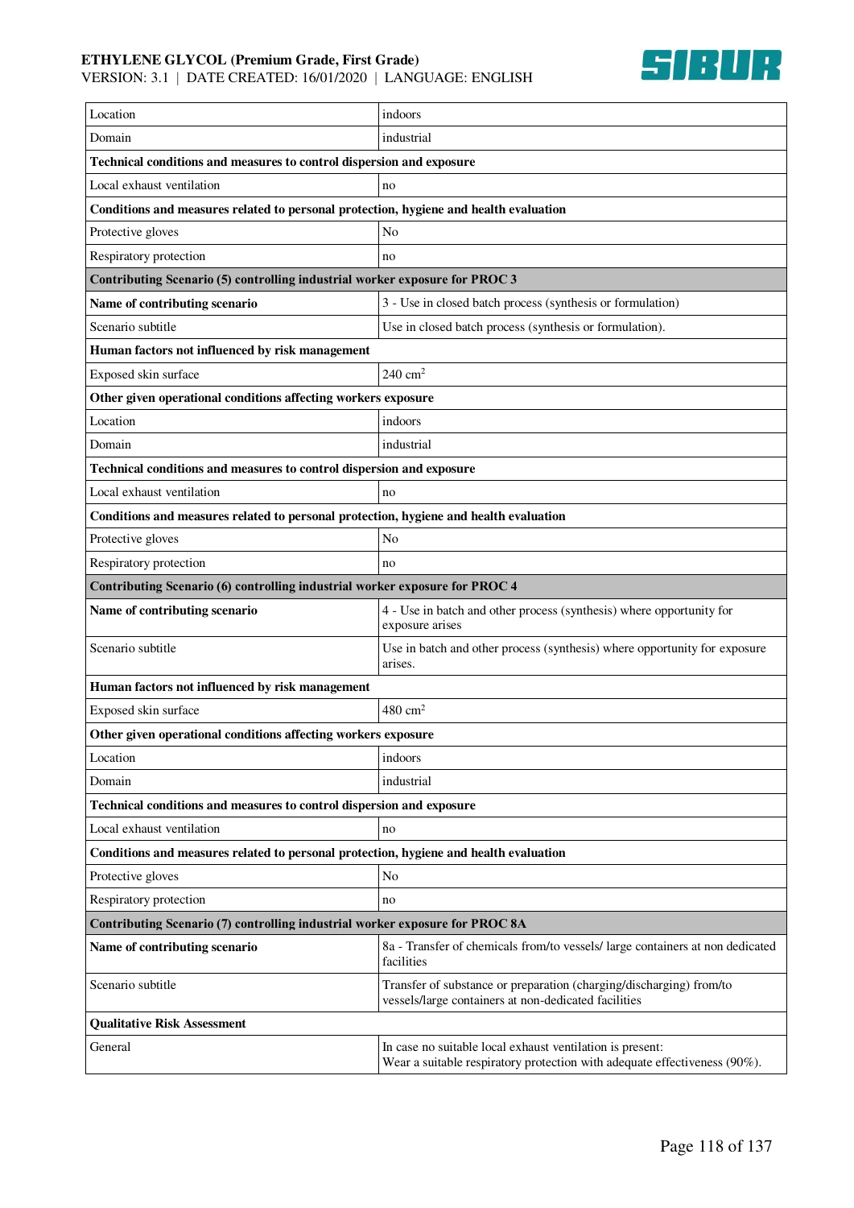| | |
|---|---|
| Location | indoors |
| Domain | industrial |
| **Technical conditions and measures to control dispersion and exposure** | |
| Local exhaust ventilation | no |
| **Conditions and measures related to personal protection, hygiene and health evaluation** | |
| Protective gloves | No |
| Respiratory protection | no |
| **Contributing Scenario (5) controlling industrial worker exposure for PROC 3** | |
| **Name of contributing scenario** | 3 - Use in closed batch process (synthesis or formulation) |
| Scenario subtitle | Use in closed batch process (synthesis or formulation). |
| **Human factors not influenced by risk management** | |
| Exposed skin surface | 240 $cm^2$ |
| **Other given operational conditions affecting workers exposure** | |
| Location | indoors |
| Domain | industrial |
| **Technical conditions and measures to control dispersion and exposure** | |
| Local exhaust ventilation | no |
| **Conditions and measures related to personal protection, hygiene and health evaluation** | |
| Protective gloves | No |
| Respiratory protection | no |
| **Contributing Scenario (6) controlling industrial worker exposure for PROC 4** | |
| **Name of contributing scenario** | 4 - Use in batch and other process (synthesis) where opportunity for exposure arises |
| Scenario subtitle | Use in batch and other process (synthesis) where opportunity for exposure arises. |
| **Human factors not influenced by risk management** | |
| Exposed skin surface | 480 $cm^2$ |
| **Other given operational conditions affecting workers exposure** | |
| Location | indoors |
| Domain | industrial |
| **Technical conditions and measures to control dispersion and exposure** | |
| Local exhaust ventilation | no |
| **Conditions and measures related to personal protection, hygiene and health evaluation** | |
| Protective gloves | No |
| Respiratory protection | no |
| **Contributing Scenario (7) controlling industrial worker exposure for PROC 8A** | |
| **Name of contributing scenario** | 8a - Transfer of chemicals from/to vessels/ large containers at non dedicated facilities |
| Scenario subtitle | Transfer of substance or preparation (charging/discharging) from/to vessels/large containers at non-dedicated facilities |
| **Qualitative Risk Assessment** | |
| General | In case no suitable local exhaust ventilation is present:<br>Wear a suitable respiratory protection with adequate effectiveness (90%). |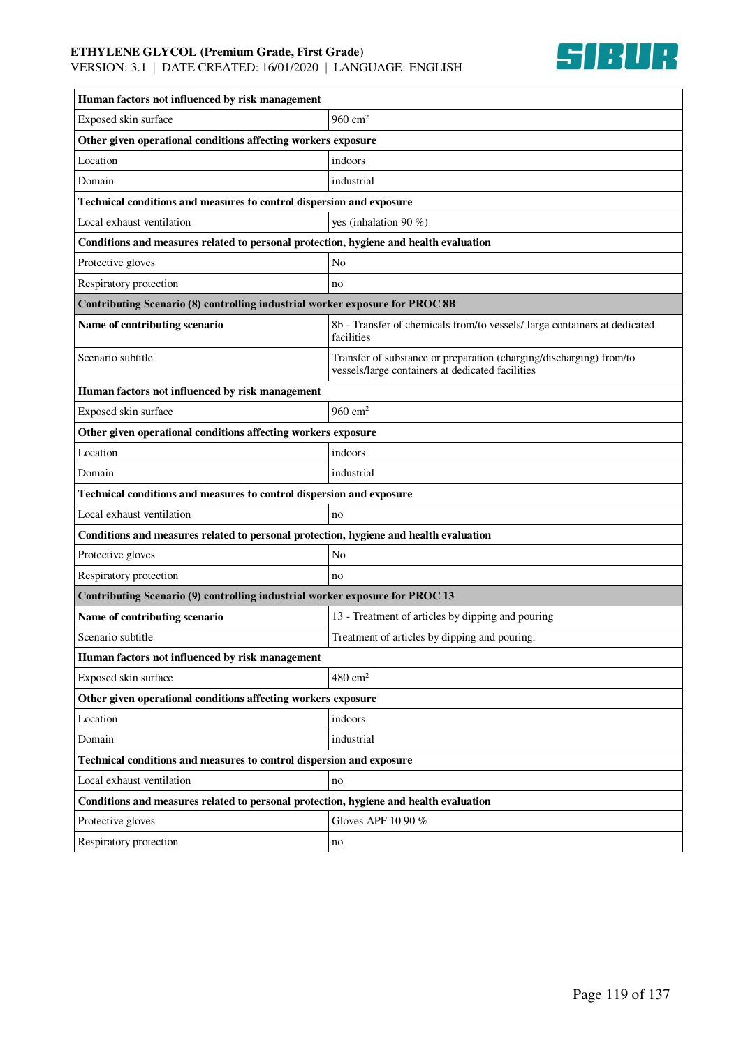| Human factors not influenced by risk management | |
|---|---|
| Exposed skin surface | 960 $cm^2$ |
| **Other given operational conditions affecting workers exposure** | |
| Location | indoors |
| Domain | industrial |
| **Technical conditions and measures to control dispersion and exposure** | |
| Local exhaust ventilation | yes (inhalation 90 %) |
| **Conditions and measures related to personal protection, hygiene and health evaluation** | |
| Protective gloves | No |
| Respiratory protection | no |
| **Contributing Scenario (8) controlling industrial worker exposure for PROC 8B** | |
| **Name of contributing scenario** | 8b - Transfer of chemicals from/to vessels/ large containers at dedicated facilities |
| Scenario subtitle | Transfer of substance or preparation (charging/discharging) from/to vessels/large containers at dedicated facilities |
| **Human factors not influenced by risk management** | |
| Exposed skin surface | 960 $cm^2$ |
| **Other given operational conditions affecting workers exposure** | |
| Location | indoors |
| Domain | industrial |
| **Technical conditions and measures to control dispersion and exposure** | |
| Local exhaust ventilation | no |
| **Conditions and measures related to personal protection, hygiene and health evaluation** | |
| Protective gloves | No |
| Respiratory protection | no |
| **Contributing Scenario (9) controlling industrial worker exposure for PROC 13** | |
| **Name of contributing scenario** | 13 - Treatment of articles by dipping and pouring |
| Scenario subtitle | Treatment of articles by dipping and pouring. |
| **Human factors not influenced by risk management** | |
| Exposed skin surface | 480 $cm^2$ |
| **Other given operational conditions affecting workers exposure** | |
| Location | indoors |
| Domain | industrial |
| **Technical conditions and measures to control dispersion and exposure** | |
| Local exhaust ventilation | no |
| **Conditions and measures related to personal protection, hygiene and health evaluation** | |
| Protective gloves | Gloves APF 10 90 % |
| Respiratory protection | no |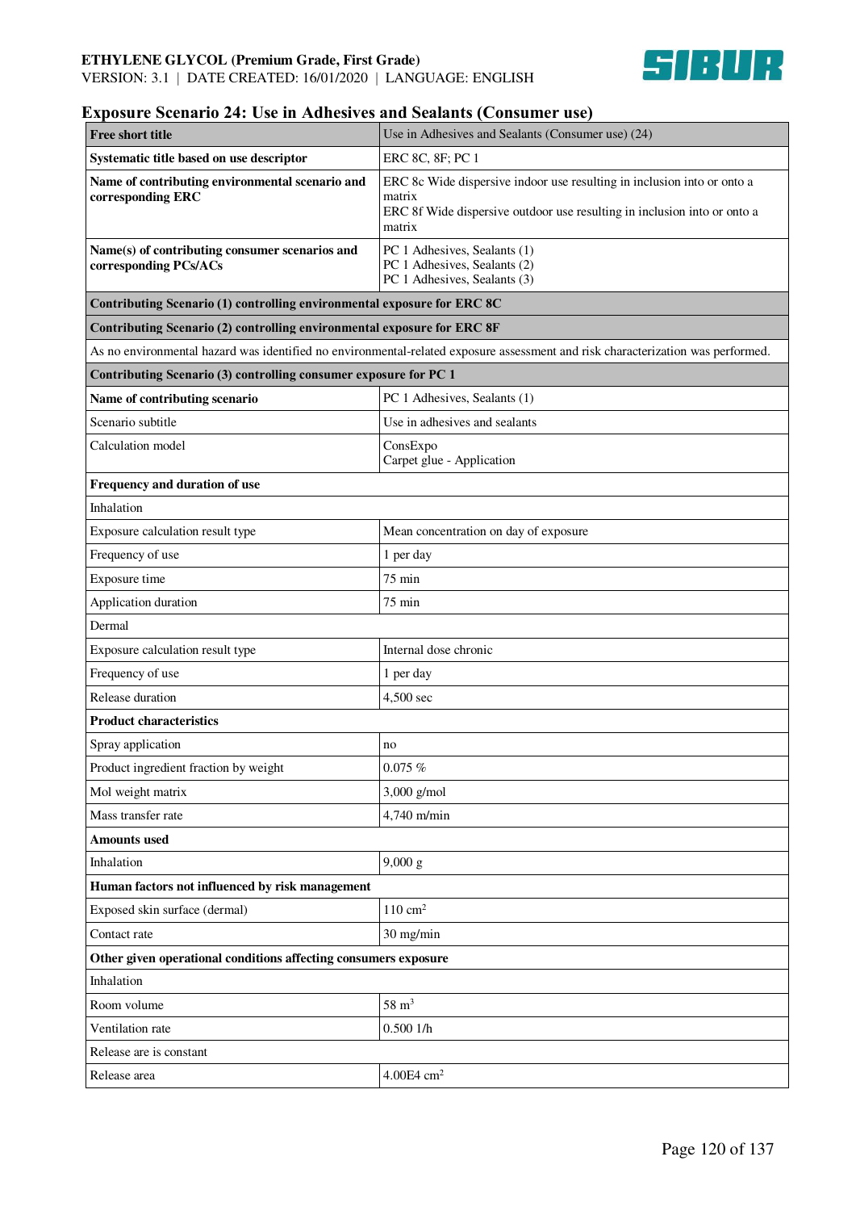## Exposure Scenario 24: Use in Adhesives and Sealants (Consumer use)

| **Free short title** | Use in Adhesives and Sealants (Consumer use) (24) |
|---|---|
| **Systematic title based on use descriptor** | ERC 8C, 8F; PC 1 |
| **Name of contributing environmental scenario and corresponding ERC** | ERC 8c Wide dispersive indoor use resulting in inclusion into or onto a matrix<br>ERC 8f Wide dispersive outdoor use resulting in inclusion into or onto a matrix |
| **Name(s) of contributing consumer scenarios and corresponding PCs/ACs** | PC 1 Adhesives, Sealants (1)<br>PC 1 Adhesives, Sealants (2)<br>PC 1 Adhesives, Sealants (3) |
| **Contributing Scenario (1) controlling environmental exposure for ERC 8C** | |
| **Contributing Scenario (2) controlling environmental exposure for ERC 8F** | |
| As no environmental hazard was identified no environmental-related exposure assessment and risk characterization was performed. | |
| **Contributing Scenario (3) controlling consumer exposure for PC 1** | |
| **Name of contributing scenario** | PC 1 Adhesives, Sealants (1) |
| Scenario subtitle | Use in adhesives and sealants |
| Calculation model | ConsExpo<br>Carpet glue - Application |
| **Frequency and duration of use** | |
| Inhalation | |
| Exposure calculation result type | Mean concentration on day of exposure |
| Frequency of use | 1 per day |
| Exposure time | 75 min |
| Application duration | 75 min |
| Dermal | |
| Exposure calculation result type | Internal dose chronic |
| Frequency of use | 1 per day |
| Release duration | 4,500 sec |
| **Product characteristics** | |
| Spray application | no |
| Product ingredient fraction by weight | 0.075 % |
| Mol weight matrix | 3,000 g/mol |
| Mass transfer rate | 4,740 m/min |
| **Amounts used** | |
| Inhalation | 9,000 g |
| **Human factors not influenced by risk management** | |
| Exposed skin surface (dermal) | 110 $cm^2$ |
| Contact rate | 30 mg/min |
| **Other given operational conditions affecting consumers exposure** | |
| Inhalation | |
| Room volume | 58 $m^3$ |
| Ventilation rate | 0.500 1/h |
| Release are is constant | |
| Release area | 4.00E4 $cm^2$ |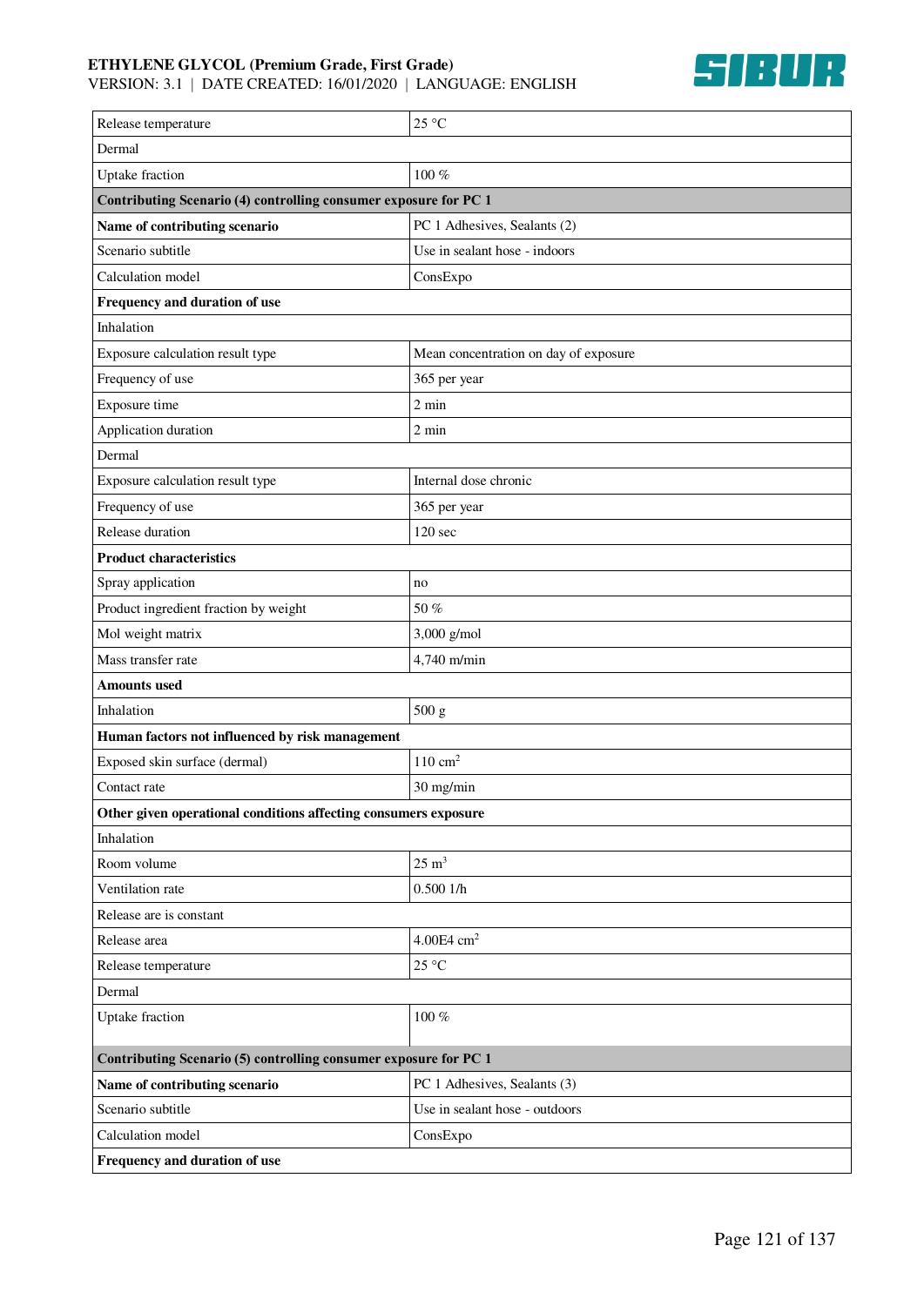| | |
|---|---|
| Release temperature | 25 °C |
| Dermal | |
| Uptake fraction | 100 % |
| **Contributing Scenario (4) controlling consumer exposure for PC 1** | |
| **Name of contributing scenario** | PC 1 Adhesives, Sealants (2) |
| Scenario subtitle | Use in sealant hose - indoors |
| Calculation model | ConsExpo |
| **Frequency and duration of use** | |
| Inhalation | |
| Exposure calculation result type | Mean concentration on day of exposure |
| Frequency of use | 365 per year |
| Exposure time | 2 min |
| Application duration | 2 min |
| Dermal | |
| Exposure calculation result type | Internal dose chronic |
| Frequency of use | 365 per year |
| Release duration | 120 sec |
| **Product characteristics** | |
| Spray application | no |
| Product ingredient fraction by weight | 50 % |
| Mol weight matrix | 3,000 g/mol |
| Mass transfer rate | 4,740 m/min |
| **Amounts used** | |
| Inhalation | 500 g |
| **Human factors not influenced by risk management** | |
| Exposed skin surface (dermal) | 110 $cm^2$ |
| Contact rate | 30 mg/min |
| **Other given operational conditions affecting consumers exposure** | |
| Inhalation | |
| Room volume | 25 $m^3$ |
| Ventilation rate | 0.500 1/h |
| Release are is constant | |
| Release area | 4.00E4 $cm^2$ |
| Release temperature | 25 °C |
| Dermal | |
| Uptake fraction | 100 % |
| **Contributing Scenario (5) controlling consumer exposure for PC 1** | |
| **Name of contributing scenario** | PC 1 Adhesives, Sealants (3) |
| Scenario subtitle | Use in sealant hose - outdoors |
| Calculation model | ConsExpo |
| **Frequency and duration of use** | |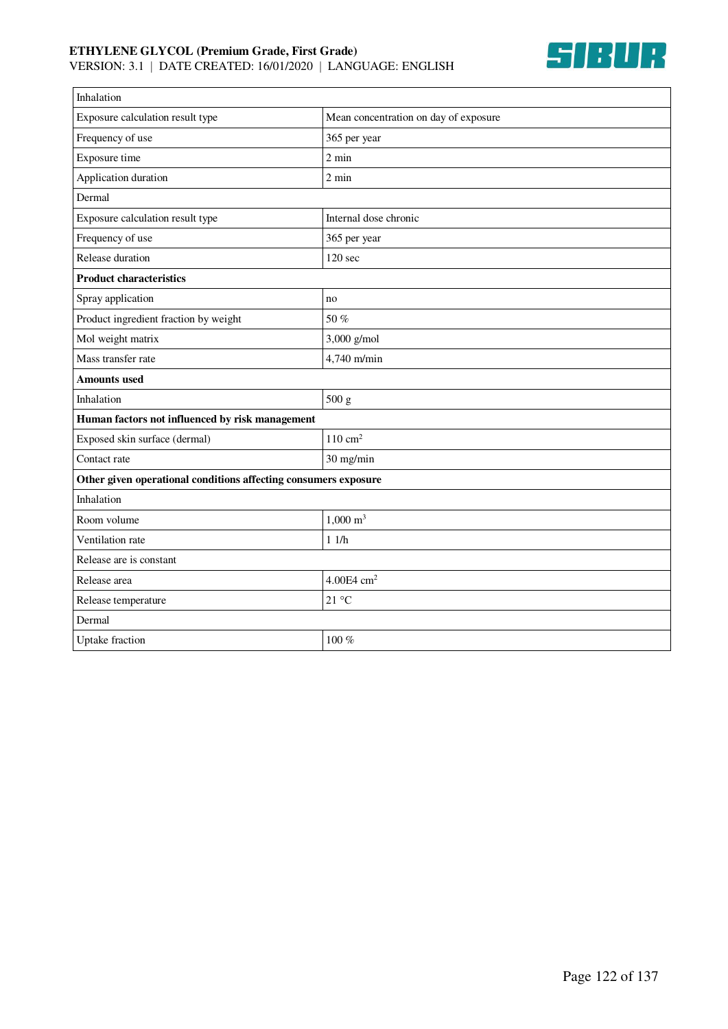| Inhalation | |
| --- | --- |
| Exposure calculation result type | Mean concentration on day of exposure |
| Frequency of use | 365 per year |
| Exposure time | 2 min |
| Application duration | 2 min |
| Dermal | |
| Exposure calculation result type | Internal dose chronic |
| Frequency of use | 365 per year |
| Release duration | 120 sec |
| **Product characteristics** | |
| Spray application | no |
| Product ingredient fraction by weight | 50 % |
| Mol weight matrix | 3,000 g/mol |
| Mass transfer rate | 4,740 m/min |
| **Amounts used** | |
| Inhalation | 500 g |
| **Human factors not influenced by risk management** | |
| Exposed skin surface (dermal) | 110 $cm^2$ |
| Contact rate | 30 mg/min |
| **Other given operational conditions affecting consumers exposure** | |
| Inhalation | |
| Room volume | 1,000 $m^3$ |
| Ventilation rate | 1 1/h |
| Release are is constant | |
| Release area | 4.00E4 $cm^2$ |
| Release temperature | 21 °C |
| Dermal | |
| Uptake fraction | 100 % |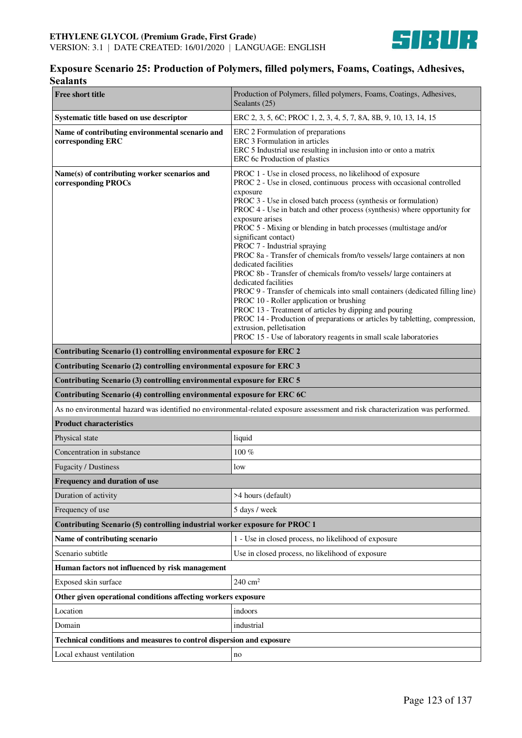## Exposure Scenario 25: Production of Polymers, filled polymers, Foams, Coatings, Adhesives, Sealants

| | |
|---|---|
| **Free short title** | Production of Polymers, filled polymers, Foams, Coatings, Adhesives, Sealants (25) |
| **Systematic title based on use descriptor** | ERC 2, 3, 5, 6C; PROC 1, 2, 3, 4, 5, 7, 8A, 8B, 9, 10, 13, 14, 15 |
| **Name of contributing environmental scenario and corresponding ERC** | ERC 2 Formulation of preparations<br>ERC 3 Formulation in articles<br>ERC 5 Industrial use resulting in inclusion into or onto a matrix<br>ERC 6c Production of plastics |
| **Name(s) of contributing worker scenarios and corresponding PROCs** | PROC 1 - Use in closed process, no likelihood of exposure<br>PROC 2 - Use in closed, continuous process with occasional controlled exposure<br>PROC 3 - Use in closed batch process (synthesis or formulation)<br>PROC 4 - Use in batch and other process (synthesis) where opportunity for exposure arises<br>PROC 5 - Mixing or blending in batch processes (multistage and/or significant contact)<br>PROC 7 - Industrial spraying<br>PROC 8a - Transfer of chemicals from/to vessels/ large containers at non dedicated facilities<br>PROC 8b - Transfer of chemicals from/to vessels/ large containers at dedicated facilities<br>PROC 9 - Transfer of chemicals into small containers (dedicated filling line)<br>PROC 10 - Roller application or brushing<br>PROC 13 - Treatment of articles by dipping and pouring<br>PROC 14 - Production of preparations or articles by tabletting, compression, extrusion, pelletisation<br>PROC 15 - Use of laboratory reagents in small scale laboratories |
| **Contributing Scenario (1) controlling environmental exposure for ERC 2** | |
| **Contributing Scenario (2) controlling environmental exposure for ERC 3** | |
| **Contributing Scenario (3) controlling environmental exposure for ERC 5** | |
| **Contributing Scenario (4) controlling environmental exposure for ERC 6C** | |
| As no environmental hazard was identified no environmental-related exposure assessment and risk characterization was performed. | |
| **Product characteristics** | |
| Physical state | liquid |
| Concentration in substance | 100 % |
| Fugacity / Dustiness | low |
| **Frequency and duration of use** | |
| Duration of activity | >4 hours (default) |
| Frequency of use | 5 days / week |
| **Contributing Scenario (5) controlling industrial worker exposure for PROC 1** | |
| **Name of contributing scenario** | 1 - Use in closed process, no likelihood of exposure |
| Scenario subtitle | Use in closed process, no likelihood of exposure |
| **Human factors not influenced by risk management** | |
| Exposed skin surface | 240 $cm^2$ |
| **Other given operational conditions affecting workers exposure** | |
| Location | indoors |
| Domain | industrial |
| **Technical conditions and measures to control dispersion and exposure** | |
| Local exhaust ventilation | no |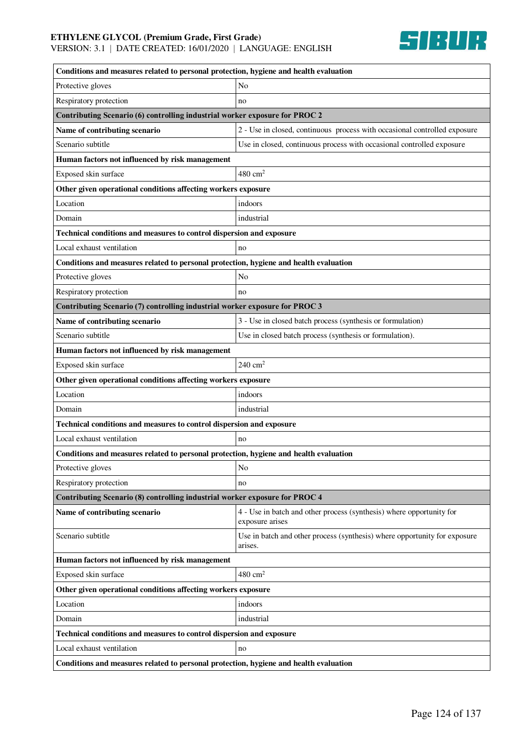| Conditions and measures related to personal protection, hygiene and health evaluation | |
|---|---|
| Protective gloves | No |
| Respiratory protection | no |
| **Contributing Scenario (6) controlling industrial worker exposure for PROC 2** | |
| **Name of contributing scenario** | 2 - Use in closed, continuous process with occasional controlled exposure |
| Scenario subtitle | Use in closed, continuous process with occasional controlled exposure |
| **Human factors not influenced by risk management** | |
| Exposed skin surface | 480 $cm^2$ |
| **Other given operational conditions affecting workers exposure** | |
| Location | indoors |
| Domain | industrial |
| **Technical conditions and measures to control dispersion and exposure** | |
| Local exhaust ventilation | no |
| **Conditions and measures related to personal protection, hygiene and health evaluation** | |
| Protective gloves | No |
| Respiratory protection | no |
| **Contributing Scenario (7) controlling industrial worker exposure for PROC 3** | |
| **Name of contributing scenario** | 3 - Use in closed batch process (synthesis or formulation) |
| Scenario subtitle | Use in closed batch process (synthesis or formulation). |
| **Human factors not influenced by risk management** | |
| Exposed skin surface | 240 $cm^2$ |
| **Other given operational conditions affecting workers exposure** | |
| Location | indoors |
| Domain | industrial |
| **Technical conditions and measures to control dispersion and exposure** | |
| Local exhaust ventilation | no |
| **Conditions and measures related to personal protection, hygiene and health evaluation** | |
| Protective gloves | No |
| Respiratory protection | no |
| **Contributing Scenario (8) controlling industrial worker exposure for PROC 4** | |
| **Name of contributing scenario** | 4 - Use in batch and other process (synthesis) where opportunity for exposure arises |
| Scenario subtitle | Use in batch and other process (synthesis) where opportunity for exposure arises. |
| **Human factors not influenced by risk management** | |
| Exposed skin surface | 480 $cm^2$ |
| **Other given operational conditions affecting workers exposure** | |
| Location | indoors |
| Domain | industrial |
| **Technical conditions and measures to control dispersion and exposure** | |
| Local exhaust ventilation | no |
| **Conditions and measures related to personal protection, hygiene and health evaluation** | |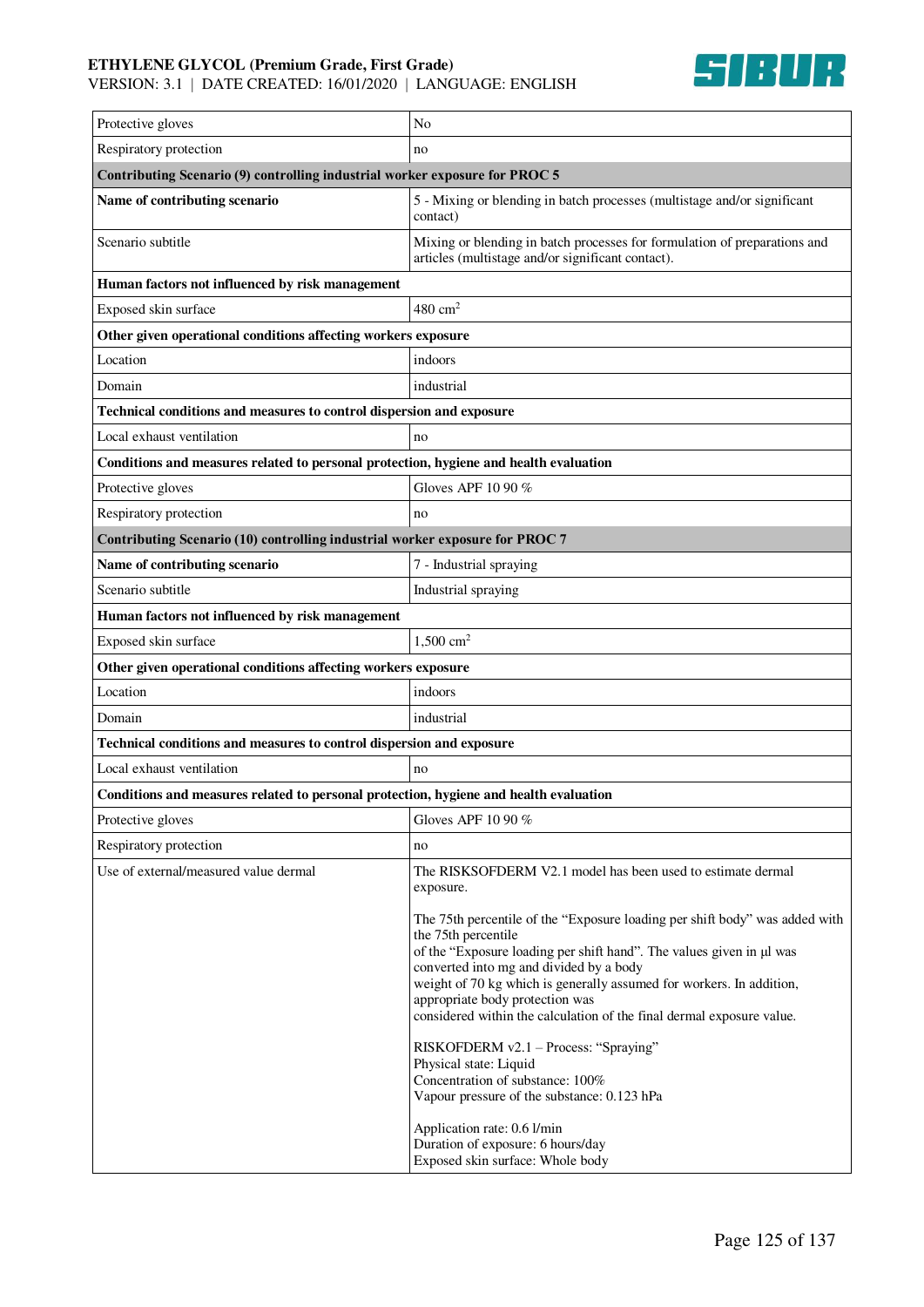| | |
|---|---|
| Protective gloves | No |
| Respiratory protection | no |
| **Contributing Scenario (9) controlling industrial worker exposure for PROC 5** | |
| **Name of contributing scenario** | 5 - Mixing or blending in batch processes (multistage and/or significant contact) |
| Scenario subtitle | Mixing or blending in batch processes for formulation of preparations and articles (multistage and/or significant contact). |
| **Human factors not influenced by risk management** | |
| Exposed skin surface | 480 $cm^2$ |
| **Other given operational conditions affecting workers exposure** | |
| Location | indoors |
| Domain | industrial |
| **Technical conditions and measures to control dispersion and exposure** | |
| Local exhaust ventilation | no |
| **Conditions and measures related to personal protection, hygiene and health evaluation** | |
| Protective gloves | Gloves APF 10 90 % |
| Respiratory protection | no |
| **Contributing Scenario (10) controlling industrial worker exposure for PROC 7** | |
| **Name of contributing scenario** | 7 - Industrial spraying |
| Scenario subtitle | Industrial spraying |
| **Human factors not influenced by risk management** | |
| Exposed skin surface | 1,500 $cm^2$ |
| **Other given operational conditions affecting workers exposure** | |
| Location | indoors |
| Domain | industrial |
| **Technical conditions and measures to control dispersion and exposure** | |
| Local exhaust ventilation | no |
| **Conditions and measures related to personal protection, hygiene and health evaluation** | |
| Protective gloves | Gloves APF 10 90 % |
| Respiratory protection | no |
| Use of external/measured value dermal | The RISKSOFDERM V2.1 model has been used to estimate dermal exposure.<br><br>The 75th percentile of the "Exposure loading per shift body" was added with the 75th percentile of the "Exposure loading per shift hand". The values given in µl was converted into mg and divided by a body weight of 70 kg which is generally assumed for workers. In addition, appropriate body protection was considered within the calculation of the final dermal exposure value.<br><br>RISKOFDERM v2.1 – Process: "Spraying"<br>Physical state: Liquid<br>Concentration of substance: 100%<br>Vapour pressure of the substance: 0.123 hPa<br><br>Application rate: 0.6 l/min<br>Duration of exposure: 6 hours/day<br>Exposed skin surface: Whole body |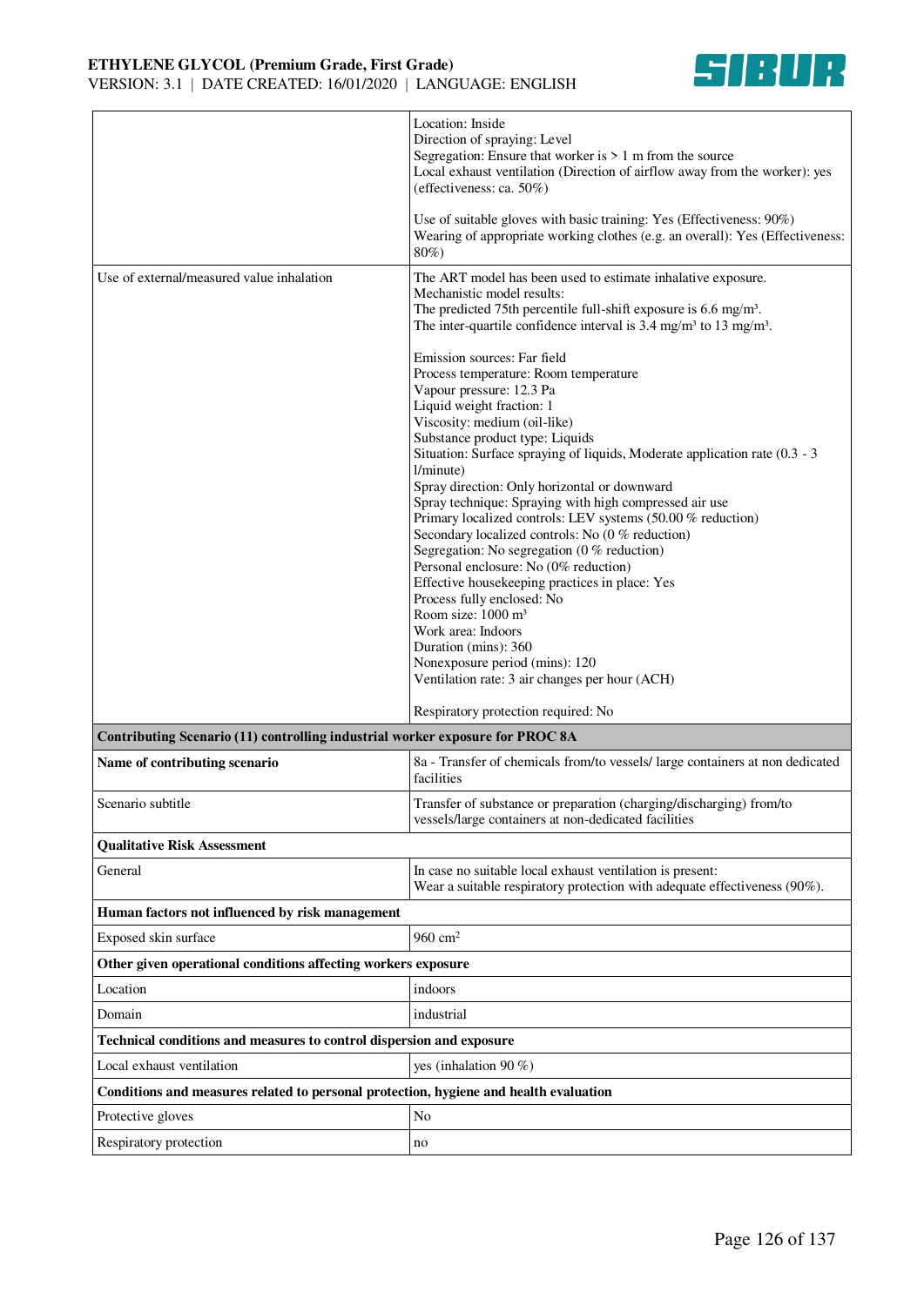| | |
|---|---|
| | Location: Inside<br>Direction of spraying: Level<br>Segregation: Ensure that worker is > 1 m from the source<br>Local exhaust ventilation (Direction of airflow away from the worker): yes (effectiveness: ca. 50%)<br><br>Use of suitable gloves with basic training: Yes (Effectiveness: 90%)<br>Wearing of appropriate working clothes (e.g. an overall): Yes (Effectiveness: 80%) |
| Use of external/measured value inhalation | The ART model has been used to estimate inhalative exposure.<br>Mechanistic model results:<br>The predicted 75th percentile full-shift exposure is 6.6 mg/m³.<br>The inter-quartile confidence interval is 3.4 mg/m³ to 13 mg/m³.<br><br>Emission sources: Far field<br>Process temperature: Room temperature<br>Vapour pressure: 12.3 Pa<br>Liquid weight fraction: 1<br>Viscosity: medium (oil-like)<br>Substance product type: Liquids<br>Situation: Surface spraying of liquids, Moderate application rate (0.3 - 3 l/minute)<br>Spray direction: Only horizontal or downward<br>Spray technique: Spraying with high compressed air use<br>Primary localized controls: LEV systems (50.00 % reduction)<br>Secondary localized controls: No (0 % reduction)<br>Segregation: No segregation (0 % reduction)<br>Personal enclosure: No (0% reduction)<br>Effective housekeeping practices in place: Yes<br>Process fully enclosed: No<br>Room size: 1000 m³<br>Work area: Indoors<br>Duration (mins): 360<br>Nonexposure period (mins): 120<br>Ventilation rate: 3 air changes per hour (ACH)<br><br>Respiratory protection required: No |
| **Contributing Scenario (11) controlling industrial worker exposure for PROC 8A** | |
| **Name of contributing scenario** | 8a - Transfer of chemicals from/to vessels/ large containers at non dedicated facilities |
| Scenario subtitle | Transfer of substance or preparation (charging/discharging) from/to vessels/large containers at non-dedicated facilities |
| **Qualitative Risk Assessment** | |
| General | In case no suitable local exhaust ventilation is present:<br>Wear a suitable respiratory protection with adequate effectiveness (90%). |
| **Human factors not influenced by risk management** | |
| Exposed skin surface | 960 cm² |
| **Other given operational conditions affecting workers exposure** | |
| Location | indoors |
| Domain | industrial |
| **Technical conditions and measures to control dispersion and exposure** | |
| Local exhaust ventilation | yes (inhalation 90 %) |
| **Conditions and measures related to personal protection, hygiene and health evaluation** | |
| Protective gloves | No |
| Respiratory protection | no |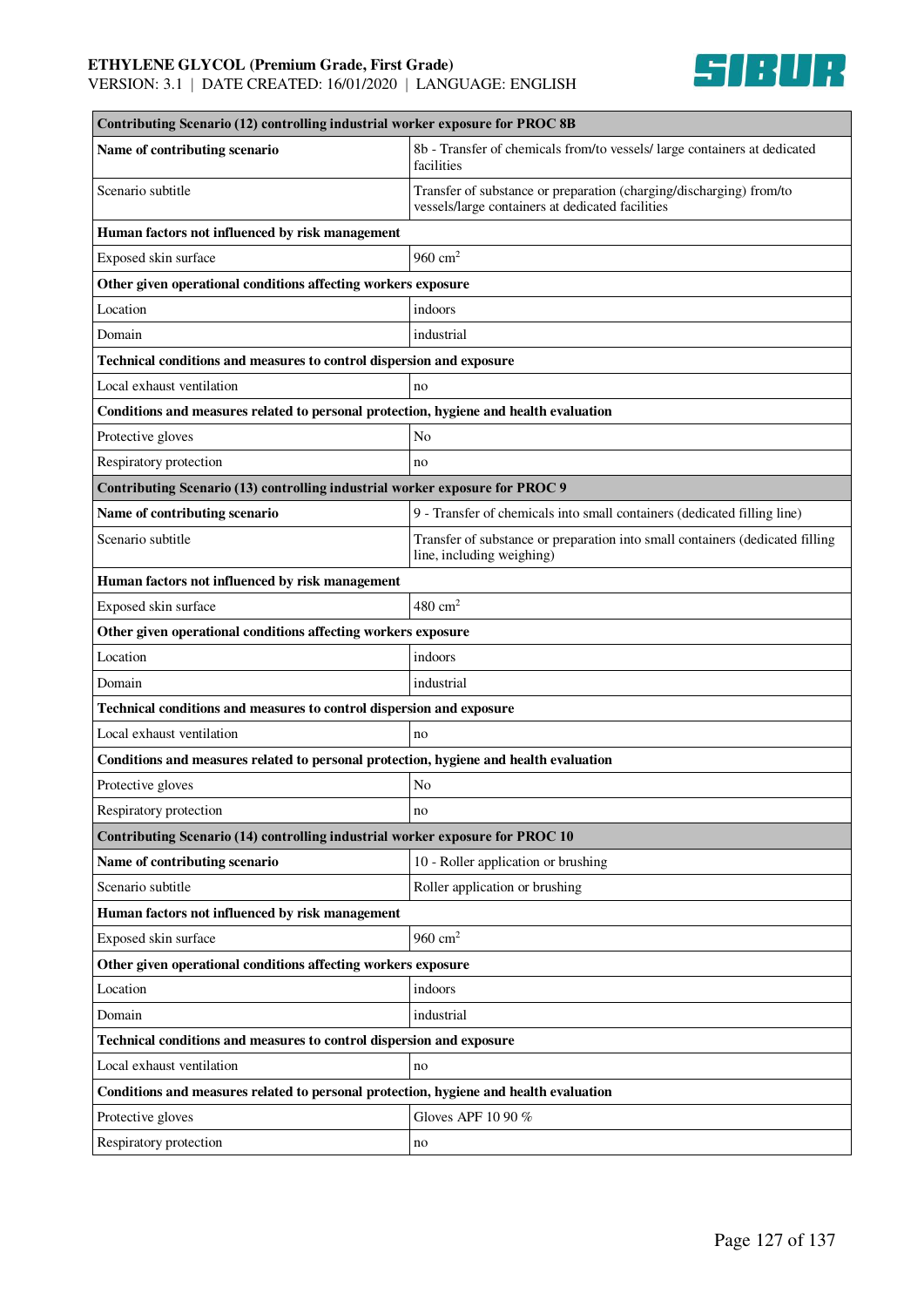| Contributing Scenario (12) controlling industrial worker exposure for PROC 8B | |
|---|---|
| **Name of contributing scenario** | 8b - Transfer of chemicals from/to vessels/ large containers at dedicated facilities |
| Scenario subtitle | Transfer of substance or preparation (charging/discharging) from/to vessels/large containers at dedicated facilities |
| **Human factors not influenced by risk management** | |
| Exposed skin surface | 960 $cm^2$ |
| **Other given operational conditions affecting workers exposure** | |
| Location | indoors |
| Domain | industrial |
| **Technical conditions and measures to control dispersion and exposure** | |
| Local exhaust ventilation | no |
| **Conditions and measures related to personal protection, hygiene and health evaluation** | |
| Protective gloves | No |
| Respiratory protection | no |

| Contributing Scenario (13) controlling industrial worker exposure for PROC 9 | |
|---|---|
| **Name of contributing scenario** | 9 - Transfer of chemicals into small containers (dedicated filling line) |
| Scenario subtitle | Transfer of substance or preparation into small containers (dedicated filling line, including weighing) |
| **Human factors not influenced by risk management** | |
| Exposed skin surface | 480 $cm^2$ |
| **Other given operational conditions affecting workers exposure** | |
| Location | indoors |
| Domain | industrial |
| **Technical conditions and measures to control dispersion and exposure** | |
| Local exhaust ventilation | no |
| **Conditions and measures related to personal protection, hygiene and health evaluation** | |
| Protective gloves | No |
| Respiratory protection | no |

| Contributing Scenario (14) controlling industrial worker exposure for PROC 10 | |
|---|---|
| **Name of contributing scenario** | 10 - Roller application or brushing |
| Scenario subtitle | Roller application or brushing |
| **Human factors not influenced by risk management** | |
| Exposed skin surface | 960 $cm^2$ |
| **Other given operational conditions affecting workers exposure** | |
| Location | indoors |
| Domain | industrial |
| **Technical conditions and measures to control dispersion and exposure** | |
| Local exhaust ventilation | no |
| **Conditions and measures related to personal protection, hygiene and health evaluation** | |
| Protective gloves | Gloves APF 10 90 % |
| Respiratory protection | no |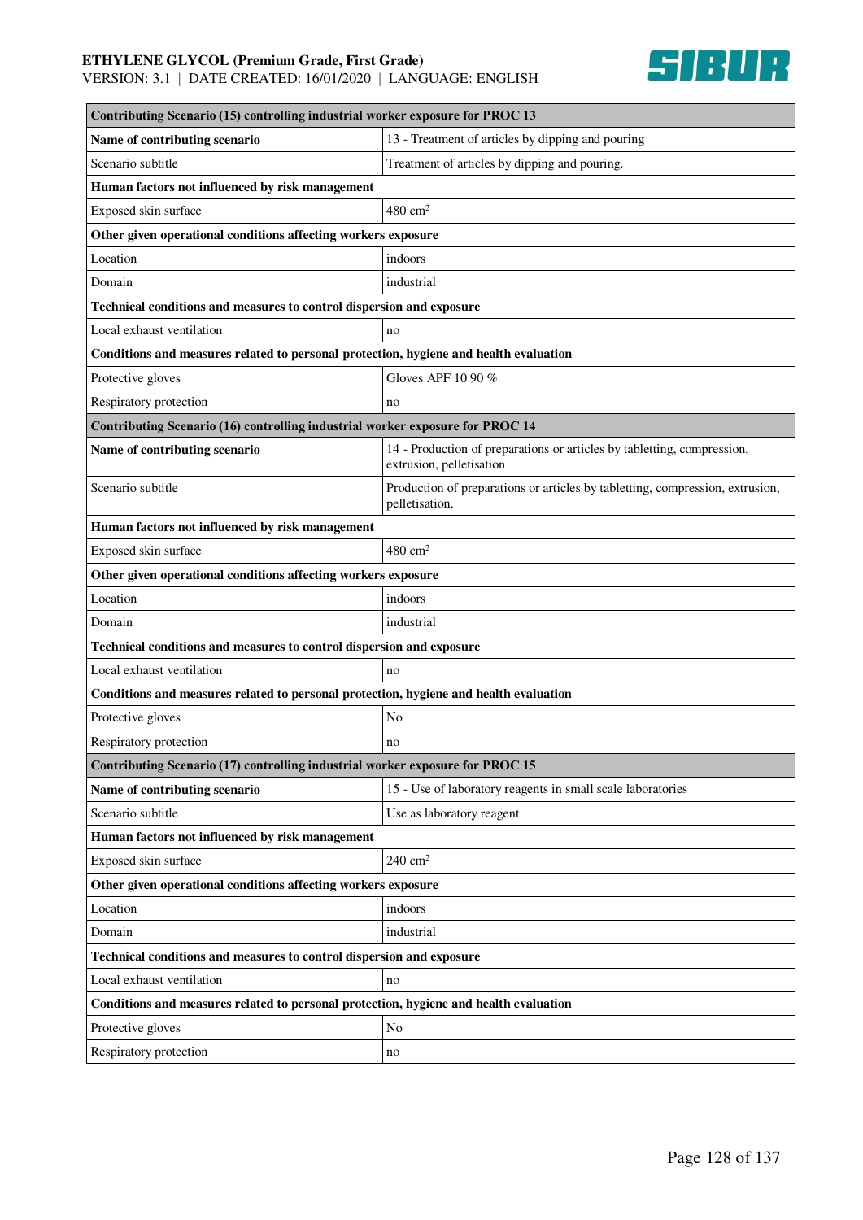| Contributing Scenario (15) controlling industrial worker exposure for PROC 13 | |
|---|---|
| **Name of contributing scenario** | 13 - Treatment of articles by dipping and pouring |
| Scenario subtitle | Treatment of articles by dipping and pouring. |
| **Human factors not influenced by risk management** | |
| Exposed skin surface | 480 $cm^2$ |
| **Other given operational conditions affecting workers exposure** | |
| Location | indoors |
| Domain | industrial |
| **Technical conditions and measures to control dispersion and exposure** | |
| Local exhaust ventilation | no |
| **Conditions and measures related to personal protection, hygiene and health evaluation** | |
| Protective gloves | Gloves APF 10 90 % |
| Respiratory protection | no |
| **Contributing Scenario (16) controlling industrial worker exposure for PROC 14** | |
| **Name of contributing scenario** | 14 - Production of preparations or articles by tabletting, compression, extrusion, pelletisation |
| Scenario subtitle | Production of preparations or articles by tabletting, compression, extrusion, pelletisation. |
| **Human factors not influenced by risk management** | |
| Exposed skin surface | 480 $cm^2$ |
| **Other given operational conditions affecting workers exposure** | |
| Location | indoors |
| Domain | industrial |
| **Technical conditions and measures to control dispersion and exposure** | |
| Local exhaust ventilation | no |
| **Conditions and measures related to personal protection, hygiene and health evaluation** | |
| Protective gloves | No |
| Respiratory protection | no |
| **Contributing Scenario (17) controlling industrial worker exposure for PROC 15** | |
| **Name of contributing scenario** | 15 - Use of laboratory reagents in small scale laboratories |
| Scenario subtitle | Use as laboratory reagent |
| **Human factors not influenced by risk management** | |
| Exposed skin surface | 240 $cm^2$ |
| **Other given operational conditions affecting workers exposure** | |
| Location | indoors |
| Domain | industrial |
| **Technical conditions and measures to control dispersion and exposure** | |
| Local exhaust ventilation | no |
| **Conditions and measures related to personal protection, hygiene and health evaluation** | |
| Protective gloves | No |
| Respiratory protection | no |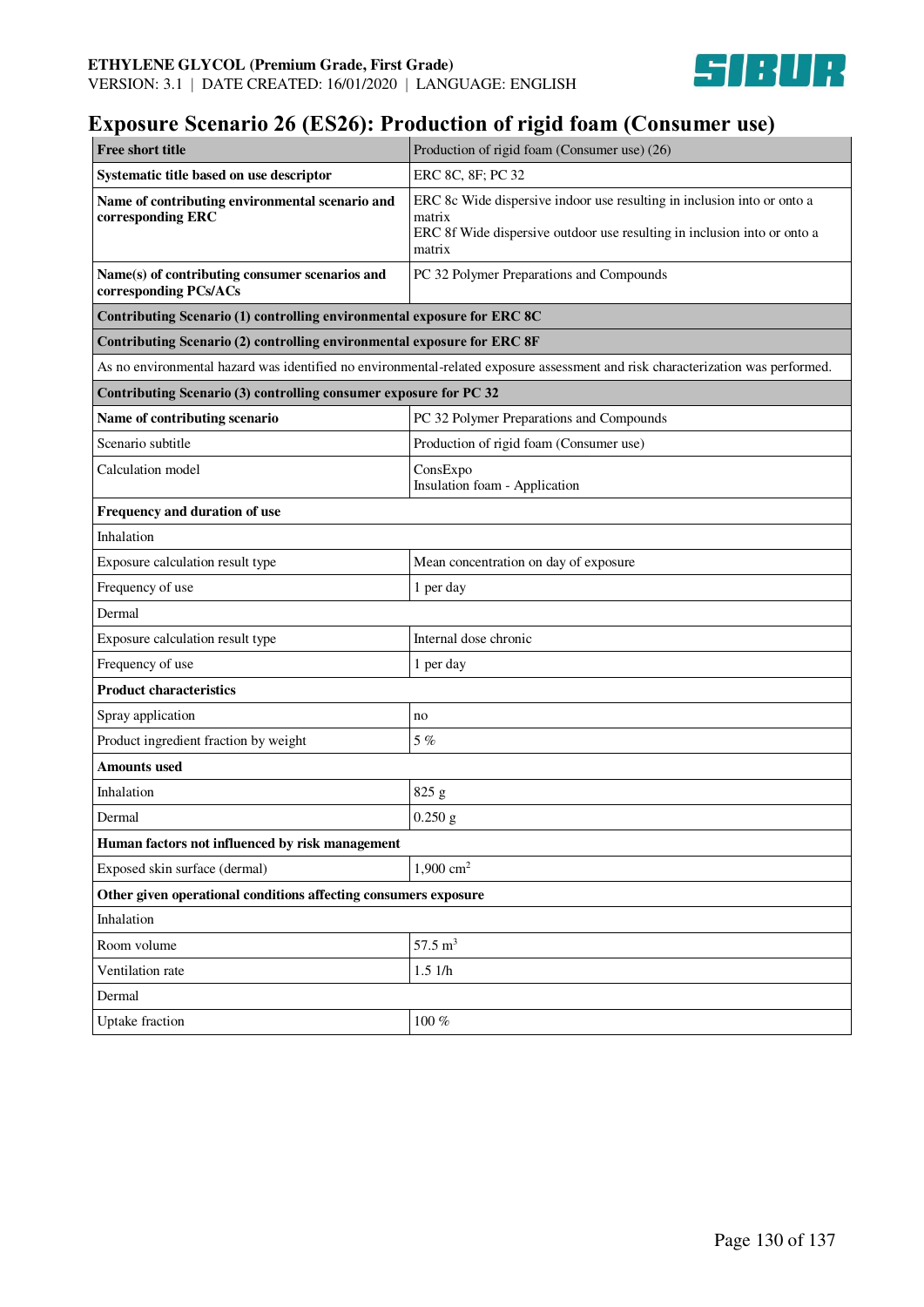# Exposure Scenario 26 (ES26): Production of rigid foam (Consumer use)

| **Free short title** | Production of rigid foam (Consumer use) (26) |
|---|---|
| **Systematic title based on use descriptor** | ERC 8C, 8F; PC 32 |
| **Name of contributing environmental scenario and corresponding ERC** | ERC 8c Wide dispersive indoor use resulting in inclusion into or onto a matrix<br>ERC 8f Wide dispersive outdoor use resulting in inclusion into or onto a matrix |
| **Name(s) of contributing consumer scenarios and corresponding PCs/ACs** | PC 32 Polymer Preparations and Compounds |
| **Contributing Scenario (1) controlling environmental exposure for ERC 8C** | |
| **Contributing Scenario (2) controlling environmental exposure for ERC 8F** | |
| As no environmental hazard was identified no environmental-related exposure assessment and risk characterization was performed. | |
| **Contributing Scenario (3) controlling consumer exposure for PC 32** | |
| **Name of contributing scenario** | PC 32 Polymer Preparations and Compounds |
| Scenario subtitle | Production of rigid foam (Consumer use) |
| Calculation model | ConsExpo<br>Insulation foam - Application |
| **Frequency and duration of use** | |
| Inhalation | |
| Exposure calculation result type | Mean concentration on day of exposure |
| Frequency of use | 1 per day |
| Dermal | |
| Exposure calculation result type | Internal dose chronic |
| Frequency of use | 1 per day |
| **Product characteristics** | |
| Spray application | no |
| Product ingredient fraction by weight | 5 % |
| **Amounts used** | |
| Inhalation | 825 g |
| Dermal | 0.250 g |
| **Human factors not influenced by risk management** | |
| Exposed skin surface (dermal) | 1,900 $cm^2$ |
| **Other given operational conditions affecting consumers exposure** | |
| Inhalation | |
| Room volume | 57.5 $m^3$ |
| Ventilation rate | 1.5 1/h |
| Dermal | |
| Uptake fraction | 100 % |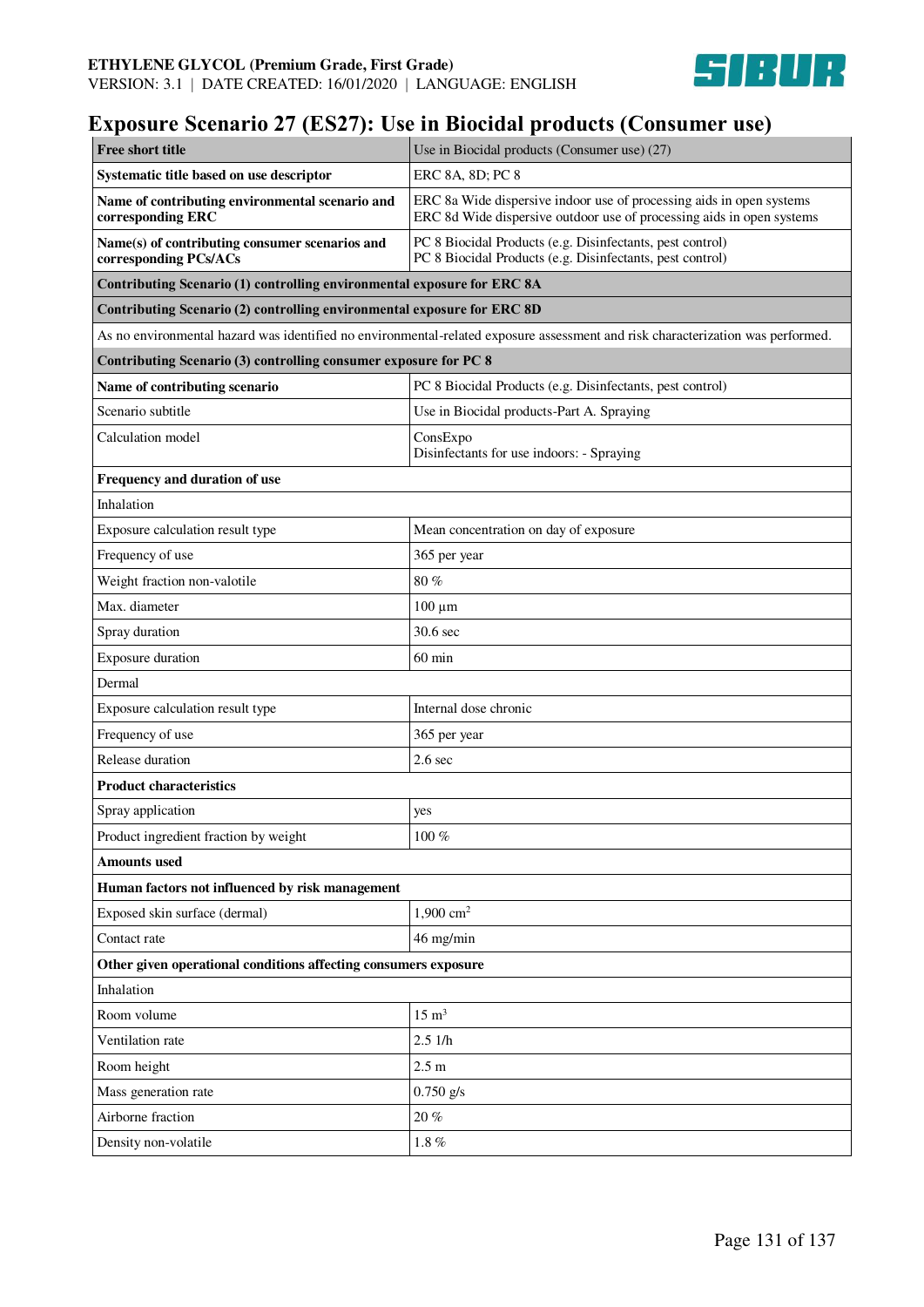# Exposure Scenario 27 (ES27): Use in Biocidal products (Consumer use)

| **Free short title** | Use in Biocidal products (Consumer use) (27) |
|---|---|
| **Systematic title based on use descriptor** | ERC 8A, 8D; PC 8 |
| **Name of contributing environmental scenario and corresponding ERC** | ERC 8a Wide dispersive indoor use of processing aids in open systems<br>ERC 8d Wide dispersive outdoor use of processing aids in open systems |
| **Name(s) of contributing consumer scenarios and corresponding PCs/ACs** | PC 8 Biocidal Products (e.g. Disinfectants, pest control)<br>PC 8 Biocidal Products (e.g. Disinfectants, pest control) |
| **Contributing Scenario (1) controlling environmental exposure for ERC 8A** | |
| **Contributing Scenario (2) controlling environmental exposure for ERC 8D** | |
| As no environmental hazard was identified no environmental-related exposure assessment and risk characterization was performed. | |
| **Contributing Scenario (3) controlling consumer exposure for PC 8** | |
| **Name of contributing scenario** | PC 8 Biocidal Products (e.g. Disinfectants, pest control) |
| Scenario subtitle | Use in Biocidal products-Part A. Spraying |
| Calculation model | ConsExpo<br>Disinfectants for use indoors: - Spraying |
| **Frequency and duration of use** | |
| Inhalation | |
| Exposure calculation result type | Mean concentration on day of exposure |
| Frequency of use | 365 per year |
| Weight fraction non-valotile | 80 % |
| Max. diameter | 100 µm |
| Spray duration | 30.6 sec |
| Exposure duration | 60 min |
| Dermal | |
| Exposure calculation result type | Internal dose chronic |
| Frequency of use | 365 per year |
| Release duration | 2.6 sec |
| **Product characteristics** | |
| Spray application | yes |
| Product ingredient fraction by weight | 100 % |
| **Amounts used** | |
| **Human factors not influenced by risk management** | |
| Exposed skin surface (dermal) | 1,900 $cm^2$ |
| Contact rate | 46 mg/min |
| **Other given operational conditions affecting consumers exposure** | |
| Inhalation | |
| Room volume | 15 $m^3$ |
| Ventilation rate | 2.5 1/h |
| Room height | 2.5 m |
| Mass generation rate | 0.750 g/s |
| Airborne fraction | 20 % |
| Density non-volatile | 1.8 % |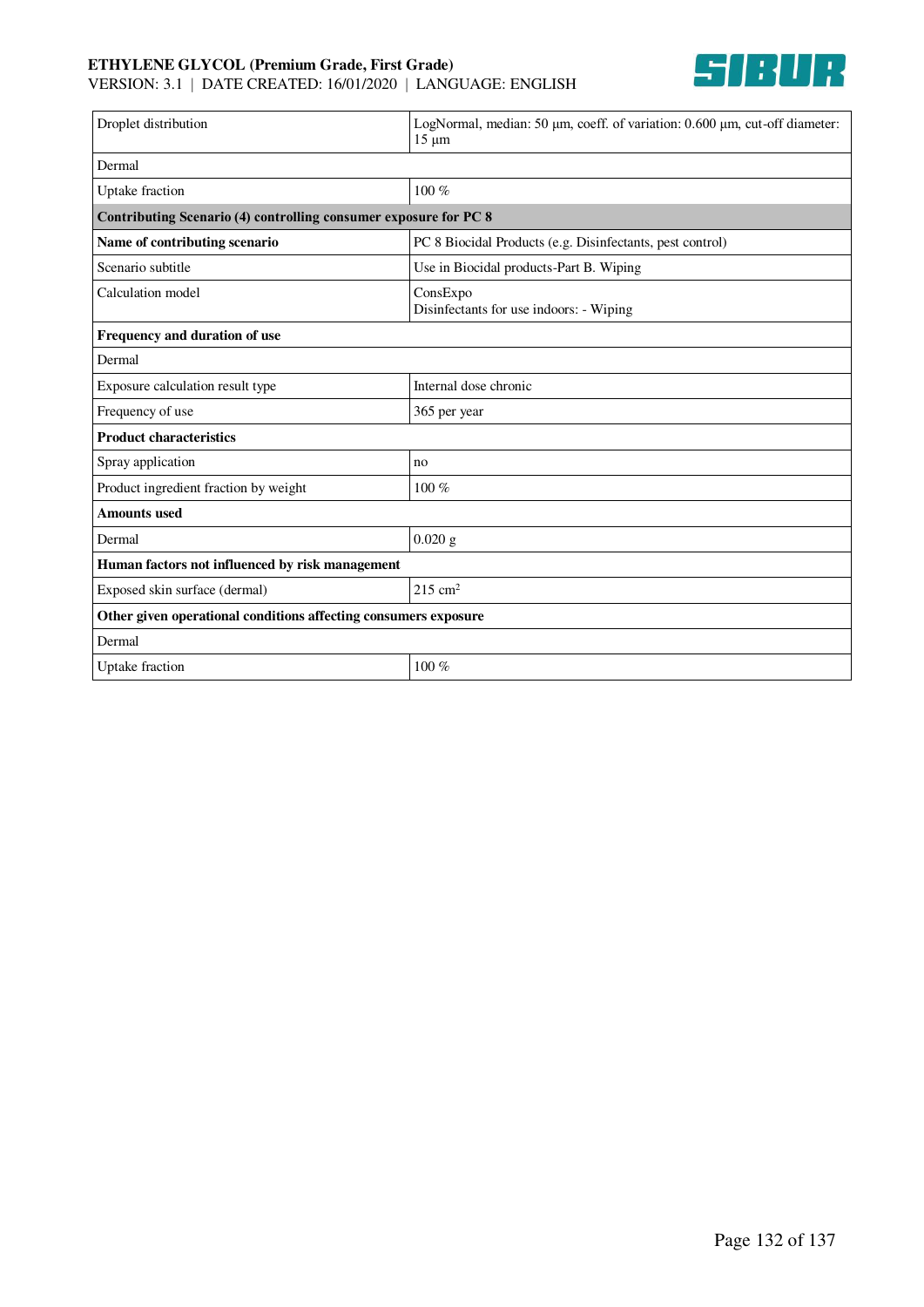| Droplet distribution | LogNormal, median: 50 µm, coeff. of variation: 0.600 µm, cut-off diameter: 15 µm |
|---|---|
| Dermal | |
| Uptake fraction | 100 % |
| **Contributing Scenario (4) controlling consumer exposure for PC 8** | |
| **Name of contributing scenario** | PC 8 Biocidal Products (e.g. Disinfectants, pest control) |
| Scenario subtitle | Use in Biocidal products-Part B. Wiping |
| Calculation model | ConsExpo<br>Disinfectants for use indoors: - Wiping |
| **Frequency and duration of use** | |
| Dermal | |
| Exposure calculation result type | Internal dose chronic |
| Frequency of use | 365 per year |
| **Product characteristics** | |
| Spray application | no |
| Product ingredient fraction by weight | 100 % |
| **Amounts used** | |
| Dermal | 0.020 g |
| **Human factors not influenced by risk management** | |
| Exposed skin surface (dermal) | 215 $cm^2$ |
| **Other given operational conditions affecting consumers exposure** | |
| Dermal | |
| Uptake fraction | 100 % |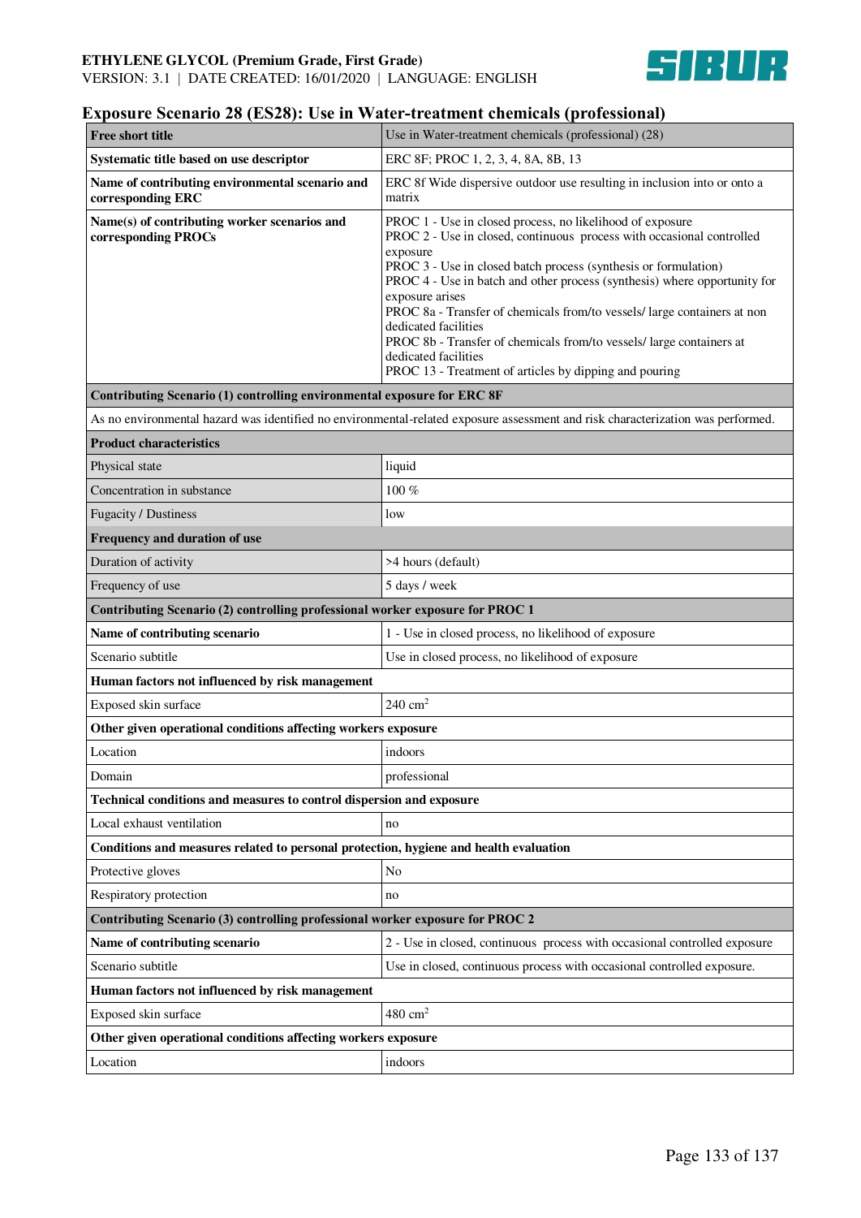## Exposure Scenario 28 (ES28): Use in Water-treatment chemicals (professional)

| **Free short title** | Use in Water-treatment chemicals (professional) (28) |
|---|---|
| **Systematic title based on use descriptor** | ERC 8F; PROC 1, 2, 3, 4, 8A, 8B, 13 |
| **Name of contributing environmental scenario and corresponding ERC** | ERC 8f Wide dispersive outdoor use resulting in inclusion into or onto a matrix |
| **Name(s) of contributing worker scenarios and corresponding PROCs** | PROC 1 - Use in closed process, no likelihood of exposure<br>PROC 2 - Use in closed, continuous process with occasional controlled exposure<br>PROC 3 - Use in closed batch process (synthesis or formulation)<br>PROC 4 - Use in batch and other process (synthesis) where opportunity for exposure arises<br>PROC 8a - Transfer of chemicals from/to vessels/ large containers at non dedicated facilities<br>PROC 8b - Transfer of chemicals from/to vessels/ large containers at dedicated facilities<br>PROC 13 - Treatment of articles by dipping and pouring |
| **Contributing Scenario (1) controlling environmental exposure for ERC 8F** | |
| As no environmental hazard was identified no environmental-related exposure assessment and risk characterization was performed. | |
| **Product characteristics** | |
| Physical state | liquid |
| Concentration in substance | 100 % |
| Fugacity / Dustiness | low |
| **Frequency and duration of use** | |
| Duration of activity | >4 hours (default) |
| Frequency of use | 5 days / week |
| **Contributing Scenario (2) controlling professional worker exposure for PROC 1** | |
| **Name of contributing scenario** | 1 - Use in closed process, no likelihood of exposure |
| Scenario subtitle | Use in closed process, no likelihood of exposure |
| **Human factors not influenced by risk management** | |
| Exposed skin surface | 240 cm$^2$ |
| **Other given operational conditions affecting workers exposure** | |
| Location | indoors |
| Domain | professional |
| **Technical conditions and measures to control dispersion and exposure** | |
| Local exhaust ventilation | no |
| **Conditions and measures related to personal protection, hygiene and health evaluation** | |
| Protective gloves | No |
| Respiratory protection | no |
| **Contributing Scenario (3) controlling professional worker exposure for PROC 2** | |
| **Name of contributing scenario** | 2 - Use in closed, continuous process with occasional controlled exposure |
| Scenario subtitle | Use in closed, continuous process with occasional controlled exposure. |
| **Human factors not influenced by risk management** | |
| Exposed skin surface | 480 cm$^2$ |
| **Other given operational conditions affecting workers exposure** | |
| Location | indoors |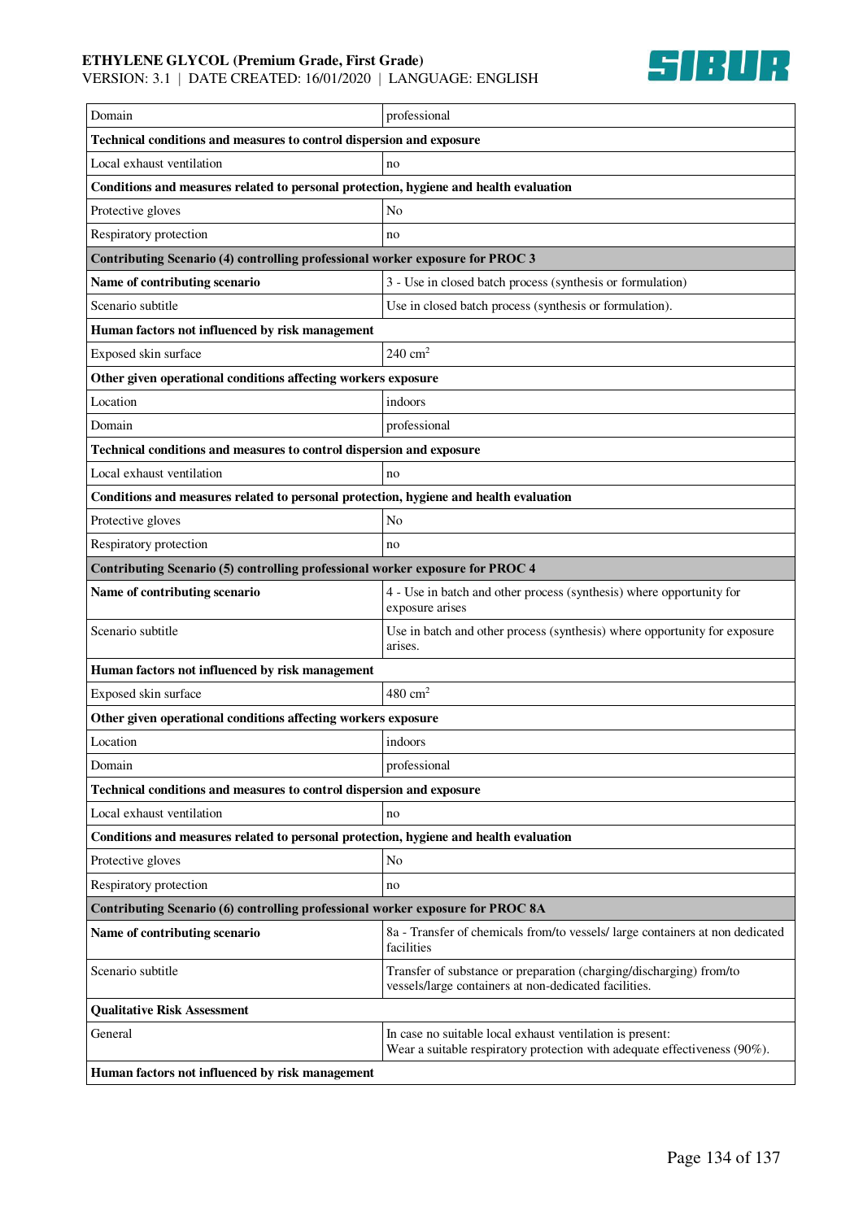| | |
|---|---|
| Domain | professional |
| **Technical conditions and measures to control dispersion and exposure** | |
| Local exhaust ventilation | no |
| **Conditions and measures related to personal protection, hygiene and health evaluation** | |
| Protective gloves | No |
| Respiratory protection | no |
| **Contributing Scenario (4) controlling professional worker exposure for PROC 3** | |
| **Name of contributing scenario** | 3 - Use in closed batch process (synthesis or formulation) |
| Scenario subtitle | Use in closed batch process (synthesis or formulation). |
| **Human factors not influenced by risk management** | |
| Exposed skin surface | 240 $cm^2$ |
| **Other given operational conditions affecting workers exposure** | |
| Location | indoors |
| Domain | professional |
| **Technical conditions and measures to control dispersion and exposure** | |
| Local exhaust ventilation | no |
| **Conditions and measures related to personal protection, hygiene and health evaluation** | |
| Protective gloves | No |
| Respiratory protection | no |
| **Contributing Scenario (5) controlling professional worker exposure for PROC 4** | |
| **Name of contributing scenario** | 4 - Use in batch and other process (synthesis) where opportunity for exposure arises |
| Scenario subtitle | Use in batch and other process (synthesis) where opportunity for exposure arises. |
| **Human factors not influenced by risk management** | |
| Exposed skin surface | 480 $cm^2$ |
| **Other given operational conditions affecting workers exposure** | |
| Location | indoors |
| Domain | professional |
| **Technical conditions and measures to control dispersion and exposure** | |
| Local exhaust ventilation | no |
| **Conditions and measures related to personal protection, hygiene and health evaluation** | |
| Protective gloves | No |
| Respiratory protection | no |
| **Contributing Scenario (6) controlling professional worker exposure for PROC 8A** | |
| **Name of contributing scenario** | 8a - Transfer of chemicals from/to vessels/ large containers at non dedicated facilities |
| Scenario subtitle | Transfer of substance or preparation (charging/discharging) from/to vessels/large containers at non-dedicated facilities. |
| **Qualitative Risk Assessment** | |
| General | In case no suitable local exhaust ventilation is present: Wear a suitable respiratory protection with adequate effectiveness (90%). |
| **Human factors not influenced by risk management** | |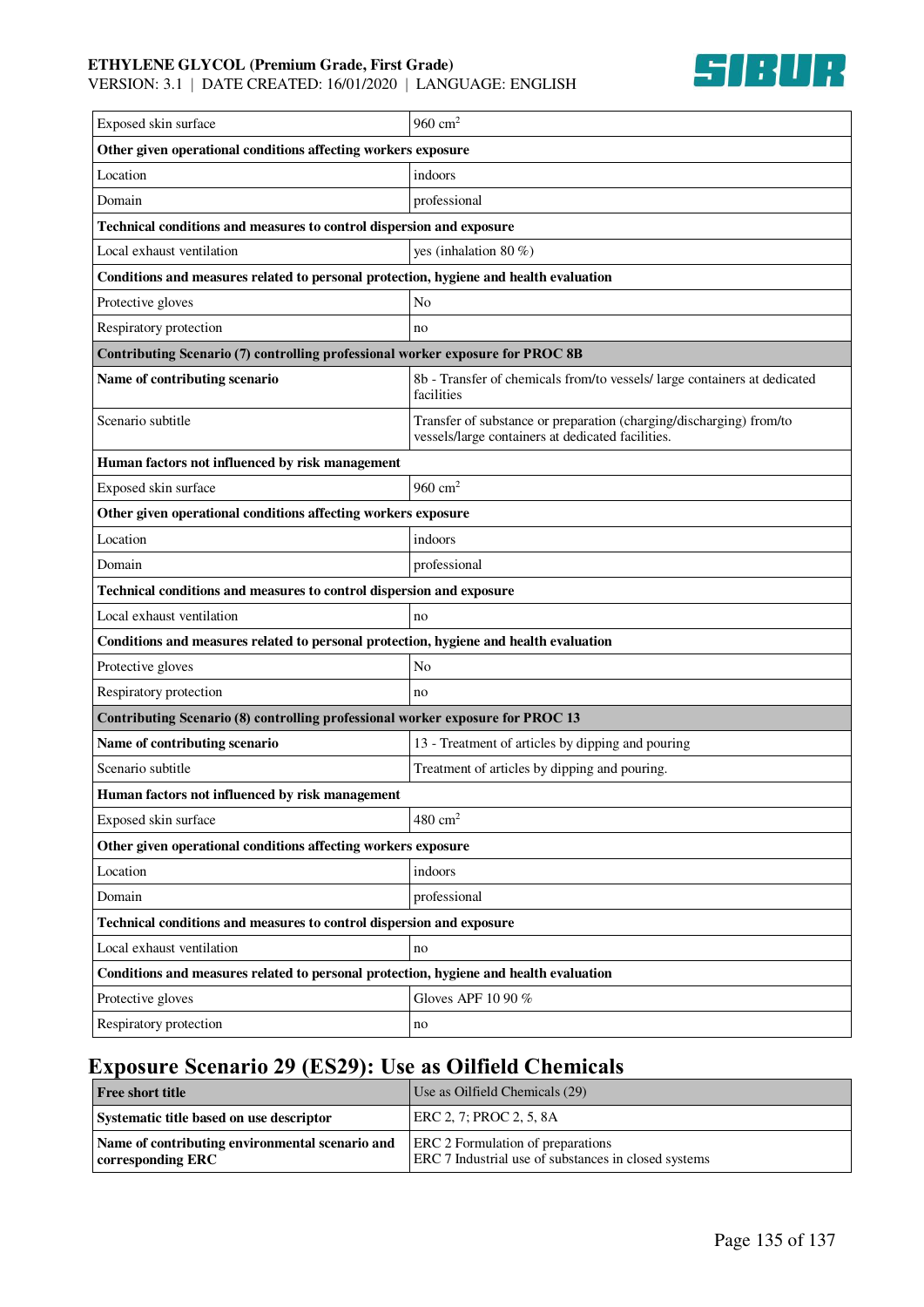| | |
|---|---|
| Exposed skin surface | 960 $cm^2$ |
| **Other given operational conditions affecting workers exposure** | |
| Location | indoors |
| Domain | professional |
| **Technical conditions and measures to control dispersion and exposure** | |
| Local exhaust ventilation | yes (inhalation 80 %) |
| **Conditions and measures related to personal protection, hygiene and health evaluation** | |
| Protective gloves | No |
| Respiratory protection | no |
| **Contributing Scenario (7) controlling professional worker exposure for PROC 8B** | |
| **Name of contributing scenario** | 8b - Transfer of chemicals from/to vessels/ large containers at dedicated facilities |
| Scenario subtitle | Transfer of substance or preparation (charging/discharging) from/to vessels/large containers at dedicated facilities. |
| **Human factors not influenced by risk management** | |
| Exposed skin surface | 960 $cm^2$ |
| **Other given operational conditions affecting workers exposure** | |
| Location | indoors |
| Domain | professional |
| **Technical conditions and measures to control dispersion and exposure** | |
| Local exhaust ventilation | no |
| **Conditions and measures related to personal protection, hygiene and health evaluation** | |
| Protective gloves | No |
| Respiratory protection | no |
| **Contributing Scenario (8) controlling professional worker exposure for PROC 13** | |
| **Name of contributing scenario** | 13 - Treatment of articles by dipping and pouring |
| Scenario subtitle | Treatment of articles by dipping and pouring. |
| **Human factors not influenced by risk management** | |
| Exposed skin surface | 480 $cm^2$ |
| **Other given operational conditions affecting workers exposure** | |
| Location | indoors |
| Domain | professional |
| **Technical conditions and measures to control dispersion and exposure** | |
| Local exhaust ventilation | no |
| **Conditions and measures related to personal protection, hygiene and health evaluation** | |
| Protective gloves | Gloves APF 10 90 % |
| Respiratory protection | no |

## Exposure Scenario 29 (ES29): Use as Oilfield Chemicals

| **Free short title** | Use as Oilfield Chemicals (29) |
|---|---|
| **Systematic title based on use descriptor** | ERC 2, 7; PROC 2, 5, 8A |
| **Name of contributing environmental scenario and corresponding ERC** | ERC 2 Formulation of preparations<br>ERC 7 Industrial use of substances in closed systems |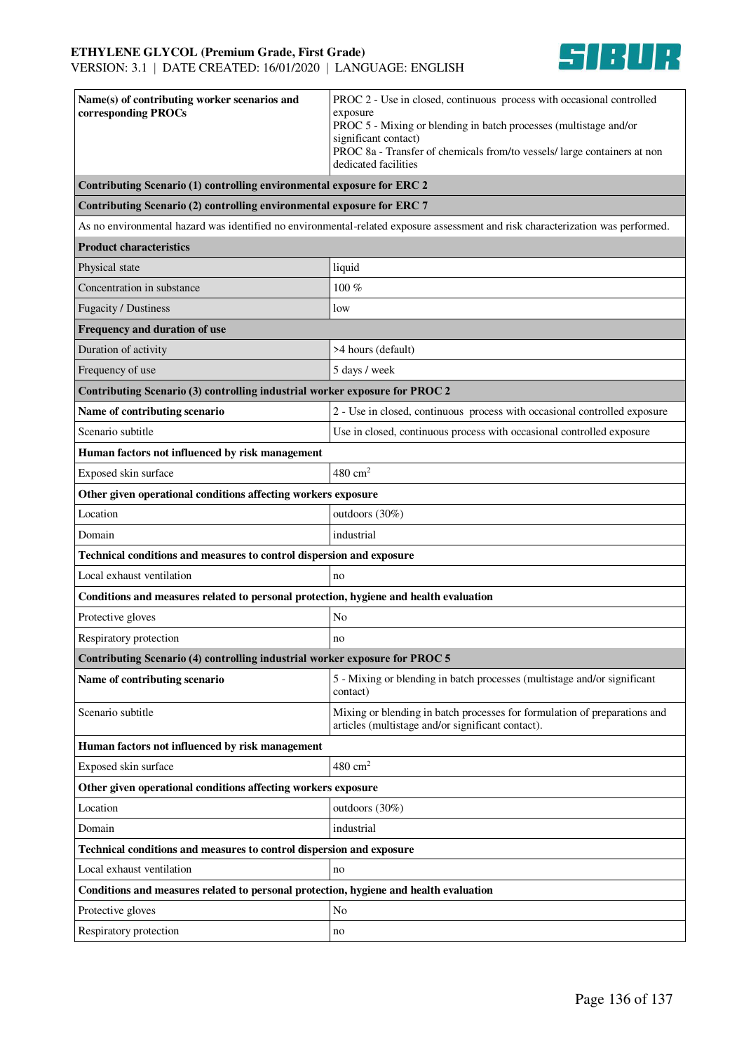| Name(s) of contributing worker scenarios and corresponding PROCs | PROC 2 - Use in closed, continuous process with occasional controlled exposure<br>PROC 5 - Mixing or blending in batch processes (multistage and/or significant contact)<br>PROC 8a - Transfer of chemicals from/to vessels/ large containers at non dedicated facilities |
|---|---|
| **Contributing Scenario (1) controlling environmental exposure for ERC 2** | |
| **Contributing Scenario (2) controlling environmental exposure for ERC 7** | |
| As no environmental hazard was identified no environmental-related exposure assessment and risk characterization was performed. | |
| **Product characteristics** | |
| Physical state | liquid |
| Concentration in substance | 100 % |
| Fugacity / Dustiness | low |
| **Frequency and duration of use** | |
| Duration of activity | >4 hours (default) |
| Frequency of use | 5 days / week |
| **Contributing Scenario (3) controlling industrial worker exposure for PROC 2** | |
| **Name of contributing scenario** | 2 - Use in closed, continuous process with occasional controlled exposure |
| Scenario subtitle | Use in closed, continuous process with occasional controlled exposure |
| **Human factors not influenced by risk management** | |
| Exposed skin surface | 480 $cm^2$ |
| **Other given operational conditions affecting workers exposure** | |
| Location | outdoors (30%) |
| Domain | industrial |
| **Technical conditions and measures to control dispersion and exposure** | |
| Local exhaust ventilation | no |
| **Conditions and measures related to personal protection, hygiene and health evaluation** | |
| Protective gloves | No |
| Respiratory protection | no |
| **Contributing Scenario (4) controlling industrial worker exposure for PROC 5** | |
| **Name of contributing scenario** | 5 - Mixing or blending in batch processes (multistage and/or significant contact) |
| Scenario subtitle | Mixing or blending in batch processes for formulation of preparations and articles (multistage and/or significant contact). |
| **Human factors not influenced by risk management** | |
| Exposed skin surface | 480 $cm^2$ |
| **Other given operational conditions affecting workers exposure** | |
| Location | outdoors (30%) |
| Domain | industrial |
| **Technical conditions and measures to control dispersion and exposure** | |
| Local exhaust ventilation | no |
| **Conditions and measures related to personal protection, hygiene and health evaluation** | |
| Protective gloves | No |
| Respiratory protection | no |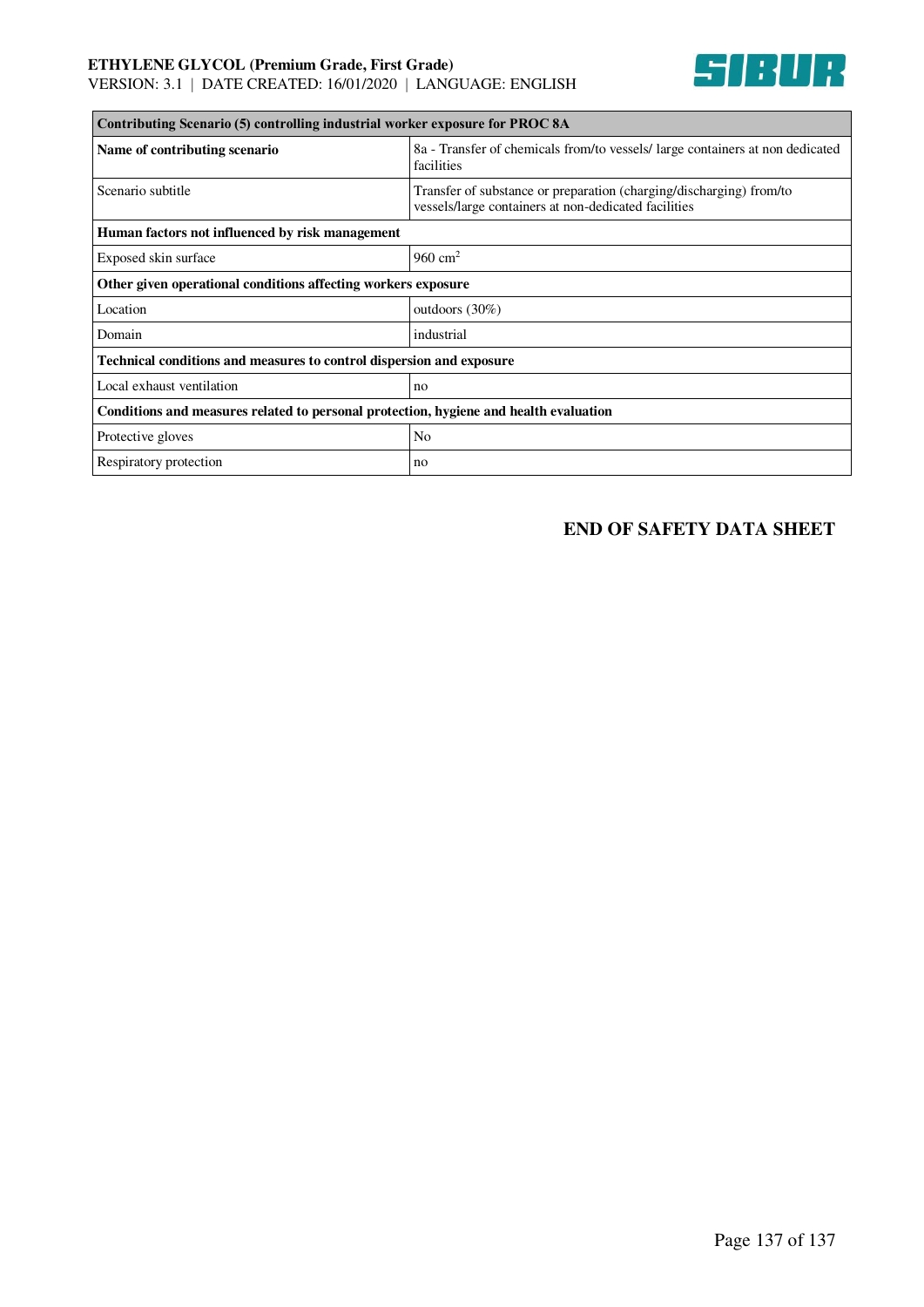| Contributing Scenario (5) controlling industrial worker exposure for PROC 8A | |
|---|---|
| **Name of contributing scenario** | 8a - Transfer of chemicals from/to vessels/ large containers at non dedicated facilities |
| Scenario subtitle | Transfer of substance or preparation (charging/discharging) from/to vessels/large containers at non-dedicated facilities |
| **Human factors not influenced by risk management** | |
| Exposed skin surface | 960 $cm^2$ |
| **Other given operational conditions affecting workers exposure** | |
| Location | outdoors (30%) |
| Domain | industrial |
| **Technical conditions and measures to control dispersion and exposure** | |
| Local exhaust ventilation | no |
| **Conditions and measures related to personal protection, hygiene and health evaluation** | |
| Protective gloves | No |
| Respiratory protection | no |

**END OF SAFETY DATA SHEET**